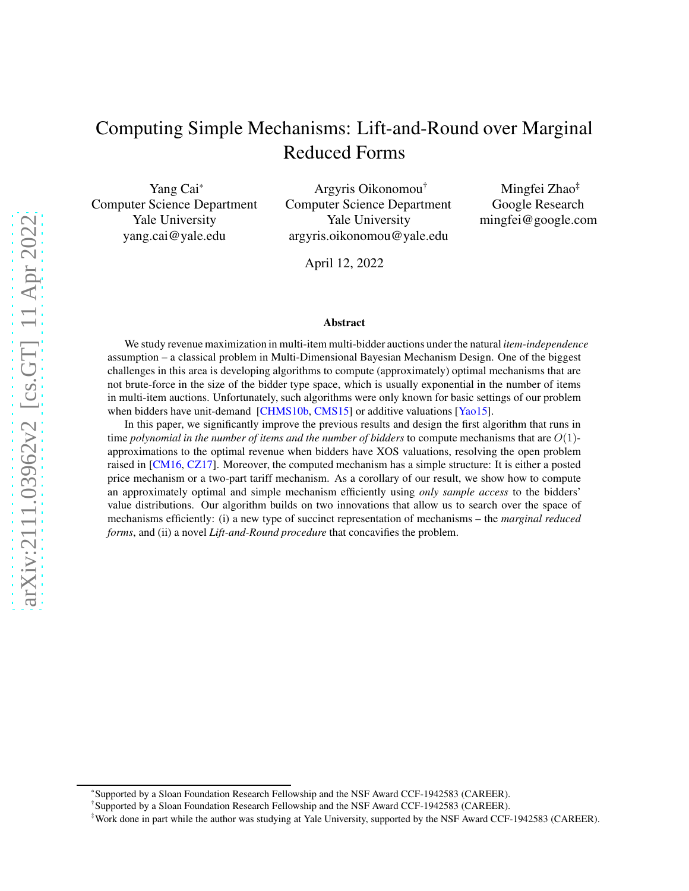# Computing Simple Mechanisms: Lift-and-Round over Marginal Reduced Forms

Yang Cai[*]
Computer Science Department
Yale University
yang.cai@yale.edu

Argyris Oikonomou[†]
Computer Science Department
Yale University
argyris.oikonomou@yale.edu

Mingfei Zhao[‡]
Google Research
mingfei@google.com

April 12, 2022

## Abstract

We study revenue maximization in multi-item multi-bidder auctions under the natural *item-independence* assumption – a classical problem in Multi-Dimensional Bayesian Mechanism Design. One of the biggest challenges in this area is developing algorithms to compute (approximately) optimal mechanisms that are not brute-force in the size of the bidder type space, which is usually exponential in the number of items in multi-item auctions. Unfortunately, such algorithms were only known for basic settings of our problem when bidders have unit-demand [CHMS10b, CMS15] or additive valuations [Yao15].

In this paper, we significantly improve the previous results and design the first algorithm that runs in time *polynomial in the number of items and the number of bidders* to compute mechanisms that are $O(1)$-approximations to the optimal revenue when bidders have XOS valuations, resolving the open problem raised in [CM16, CZ17]. Moreover, the computed mechanism has a simple structure: It is either a posted price mechanism or a two-part tariff mechanism. As a corollary of our result, we show how to compute an approximately optimal and simple mechanism efficiently using *only sample access* to the bidders' value distributions. Our algorithm builds on two innovations that allow us to search over the space of mechanisms efficiently: (i) a new type of succinct representation of mechanisms – the *marginal reduced forms*, and (ii) a novel *Lift-and-Round procedure* that concavifies the problem.

---

[*] Supported by a Sloan Foundation Research Fellowship and the NSF Award CCF-1942583 (CAREER).

[†] Supported by a Sloan Foundation Research Fellowship and the NSF Award CCF-1942583 (CAREER).

[‡] Work done in part while the author was studying at Yale University, supported by the NSF Award CCF-1942583 (CAREER).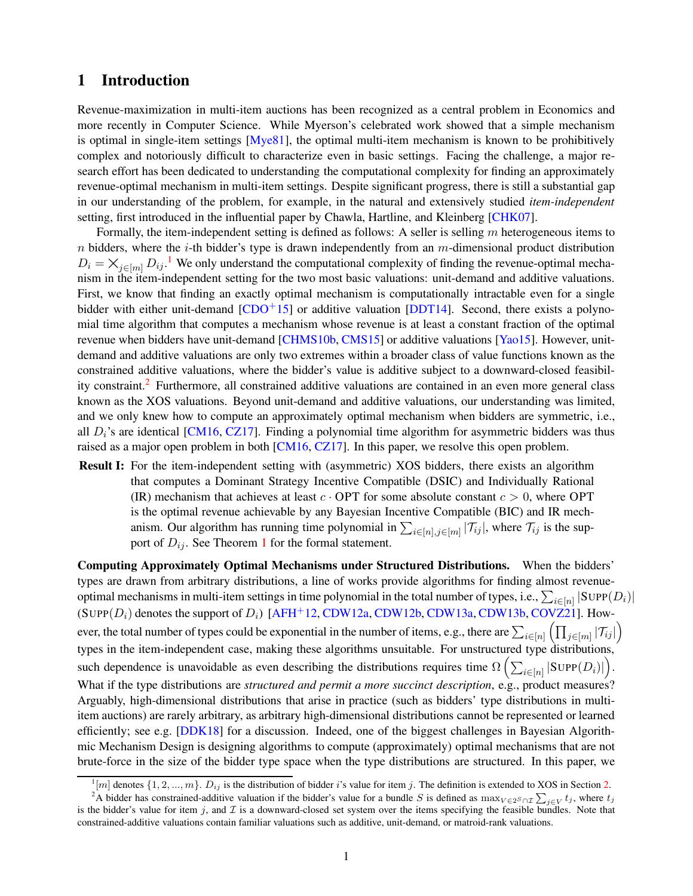# 1 Introduction

Revenue-maximization in multi-item auctions has been recognized as a central problem in Economics and more recently in Computer Science. While Myerson's celebrated work showed that a simple mechanism is optimal in single-item settings [Mye81], the optimal multi-item mechanism is known to be prohibitively complex and notoriously difficult to characterize even in basic settings. Facing the challenge, a major research effort has been dedicated to understanding the computational complexity for finding an approximately revenue-optimal mechanism in multi-item settings. Despite significant progress, there is still a substantial gap in our understanding of the problem, for example, in the natural and extensively studied *item-independent* setting, first introduced in the influential paper by Chawla, Hartline, and Kleinberg [CHK07].

Formally, the item-independent setting is defined as follows: A seller is selling $m$ heterogeneous items to $n$ bidders, where the $i$-th bidder's type is drawn independently from an $m$-dimensional product distribution $D_i = \times_{j\in[m]} D_{ij}$.[1] We only understand the computational complexity of finding the revenue-optimal mechanism in the item-independent setting for the two most basic valuations: unit-demand and additive valuations. First, we know that finding an exactly optimal mechanism is computationally intractable even for a single bidder with either unit-demand [CDO+15] or additive valuation [DDT14]. Second, there exists a polynomial time algorithm that computes a mechanism whose revenue is at least a constant fraction of the optimal revenue when bidders have unit-demand [CHMS10b, CMS15] or additive valuations [Yao15]. However, unit-demand and additive valuations are only two extremes within a broader class of value functions known as the constrained additive valuations, where the bidder's value is additive subject to a downward-closed feasibility constraint.[2] Furthermore, all constrained additive valuations are contained in an even more general class known as the XOS valuations. Beyond unit-demand and additive valuations, our understanding was limited, and we only knew how to compute an approximately optimal mechanism when bidders are symmetric, i.e., all $D_i$'s are identical [CM16, CZ17]. Finding a polynomial time algorithm for asymmetric bidders was thus raised as a major open problem in both [CM16, CZ17]. In this paper, we resolve this open problem.

**Result I:** For the item-independent setting with (asymmetric) XOS bidders, there exists an algorithm that computes a Dominant Strategy Incentive Compatible (DSIC) and Individually Rational (IR) mechanism that achieves at least $c \cdot \text{OPT}$ for some absolute constant $c > 0$, where OPT is the optimal revenue achievable by any Bayesian Incentive Compatible (BIC) and IR mechanism. Our algorithm has running time polynomial in $\sum_{i\in[n],j\in[m]} |\mathcal{T}_{ij}|$, where $\mathcal{T}_{ij}$ is the support of $D_{ij}$. See Theorem 1 for the formal statement.

**Computing Approximately Optimal Mechanisms under Structured Distributions.** When the bidders' types are drawn from arbitrary distributions, a line of works provide algorithms for finding almost revenue-optimal mechanisms in multi-item settings in time polynomial in the total number of types, i.e., $\sum_{i\in[n]} |\text{SUPP}(D_i)|$ ($\text{SUPP}(D_i)$ denotes the support of $D_i$) [AFH+12, CDW12a, CDW12b, CDW13a, CDW13b, COVZ21]. However, the total number of types could be exponential in the number of items, e.g., there are $\sum_{i\in[n]} \left(\prod_{j\in[m]} |\mathcal{T}_{ij}|\right)$ types in the item-independent case, making these algorithms unsuitable. For unstructured type distributions, such dependence is unavoidable as even describing the distributions requires time $\Omega\left(\sum_{i\in[n]} |\text{SUPP}(D_i)|\right)$. What if the type distributions are *structured and permit a more succinct description*, e.g., product measures? Arguably, high-dimensional distributions that arise in practice (such as bidders' type distributions in multi-item auctions) are rarely arbitrary, as arbitrary high-dimensional distributions cannot be represented or learned efficiently; see e.g. [DDK18] for a discussion. Indeed, one of the biggest challenges in Bayesian Algorithmic Mechanism Design is designing algorithms to compute (approximately) optimal mechanisms that are not brute-force in the size of the bidder type space when the type distributions are structured. In this paper, we

[1] $[m]$ denotes $\{1, 2, ..., m\}$. $D_{ij}$ is the distribution of bidder $i$'s value for item $j$. The definition is extended to XOS in Section 2.

[2] A bidder has constrained-additive valuation if the bidder's value for a bundle $S$ is defined as $\max_{V\in 2^S\cap\mathcal{I}} \sum_{j\in V} t_j$, where $t_j$ is the bidder's value for item $j$, and $\mathcal{I}$ is a downward-closed set system over the items specifying the feasible bundles. Note that constrained-additive valuations contain familiar valuations such as additive, unit-demand, or matroid-rank valuations.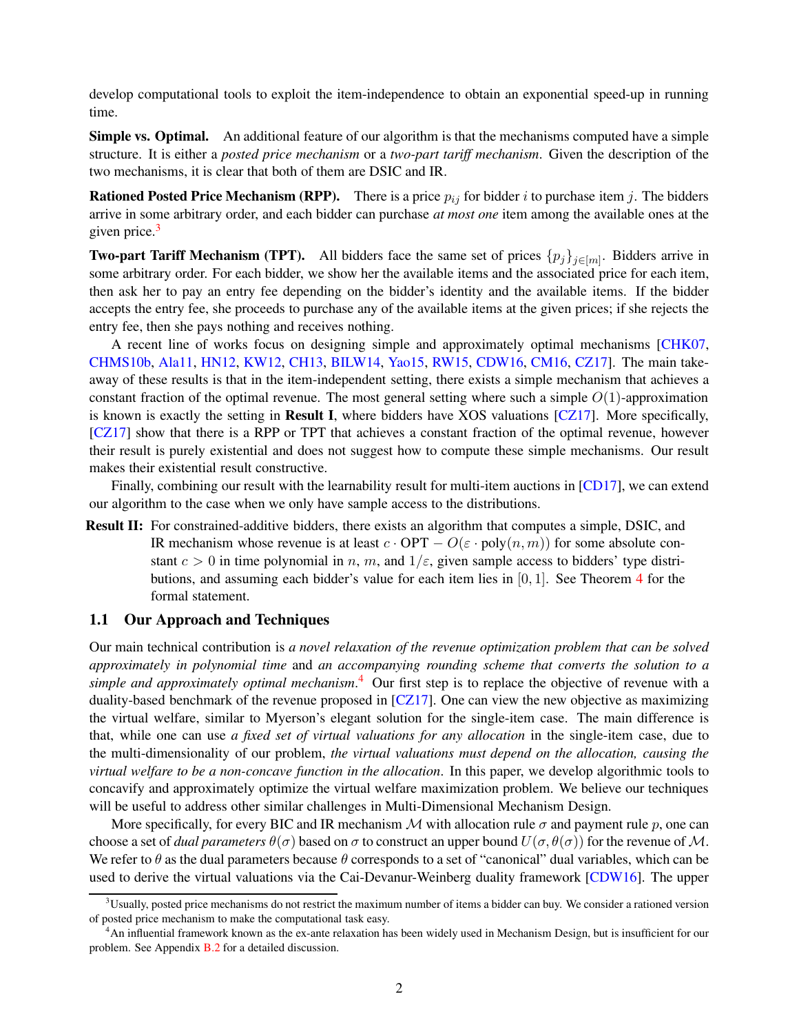develop computational tools to exploit the item-independence to obtain an exponential speed-up in running time.

**Simple vs. Optimal.** An additional feature of our algorithm is that the mechanisms computed have a simple structure. It is either a *posted price mechanism* or a *two-part tariff mechanism*. Given the description of the two mechanisms, it is clear that both of them are DSIC and IR.

**Rationed Posted Price Mechanism (RPP).** There is a price $p_{ij}$ for bidder $i$ to purchase item $j$. The bidders arrive in some arbitrary order, and each bidder can purchase *at most one* item among the available ones at the given price.[3]

**Two-part Tariff Mechanism (TPT).** All bidders face the same set of prices $\{p_j\}_{j\in[m]}$. Bidders arrive in some arbitrary order. For each bidder, we show her the available items and the associated price for each item, then ask her to pay an entry fee depending on the bidder's identity and the available items. If the bidder accepts the entry fee, she proceeds to purchase any of the available items at the given prices; if she rejects the entry fee, then she pays nothing and receives nothing.

A recent line of works focus on designing simple and approximately optimal mechanisms [CHK07, CHMS10b, Ala11, HN12, KW12, CH13, BILW14, Yao15, RW15, CDW16, CM16, CZ17]. The main takeaway of these results is that in the item-independent setting, there exists a simple mechanism that achieves a constant fraction of the optimal revenue. The most general setting where such a simple $O(1)$-approximation is known is exactly the setting in **Result I**, where bidders have XOS valuations [CZ17]. More specifically, [CZ17] show that there is a RPP or TPT that achieves a constant fraction of the optimal revenue, however their result is purely existential and does not suggest how to compute these simple mechanisms. Our result makes their existential result constructive.

Finally, combining our result with the learnability result for multi-item auctions in [CD17], we can extend our algorithm to the case when we only have sample access to the distributions.

**Result II:** For constrained-additive bidders, there exists an algorithm that computes a simple, DSIC, and IR mechanism whose revenue is at least $c \cdot \text{OPT} - O(\varepsilon \cdot \text{poly}(n, m))$ for some absolute constant $c > 0$ in time polynomial in $n$, $m$, and $1/\varepsilon$, given sample access to bidders' type distributions, and assuming each bidder's value for each item lies in $[0, 1]$. See Theorem 4 for the formal statement.

## 1.1 Our Approach and Techniques

Our main technical contribution is *a novel relaxation of the revenue optimization problem that can be solved approximately in polynomial time* and *an accompanying rounding scheme that converts the solution to a simple and approximately optimal mechanism*.[4] Our first step is to replace the objective of revenue with a duality-based benchmark of the revenue proposed in [CZ17]. One can view the new objective as maximizing the virtual welfare, similar to Myerson's elegant solution for the single-item case. The main difference is that, while one can use *a fixed set of virtual valuations for any allocation* in the single-item case, due to the multi-dimensionality of our problem, *the virtual valuations must depend on the allocation, causing the virtual welfare to be a non-concave function in the allocation*. In this paper, we develop algorithmic tools to concavify and approximately optimize the virtual welfare maximization problem. We believe our techniques will be useful to address other similar challenges in Multi-Dimensional Mechanism Design.

More specifically, for every BIC and IR mechanism $\mathcal{M}$ with allocation rule $\sigma$ and payment rule $p$, one can choose a set of *dual parameters* $\theta(\sigma)$ based on $\sigma$ to construct an upper bound $U(\sigma, \theta(\sigma))$ for the revenue of $\mathcal{M}$. We refer to $\theta$ as the dual parameters because $\theta$ corresponds to a set of "canonical" dual variables, which can be used to derive the virtual valuations via the Cai-Devanur-Weinberg duality framework [CDW16]. The upper

[3] Usually, posted price mechanisms do not restrict the maximum number of items a bidder can buy. We consider a rationed version of posted price mechanism to make the computational task easy.

[4] An influential framework known as the ex-ante relaxation has been widely used in Mechanism Design, but is insufficient for our problem. See Appendix B.2 for a detailed discussion.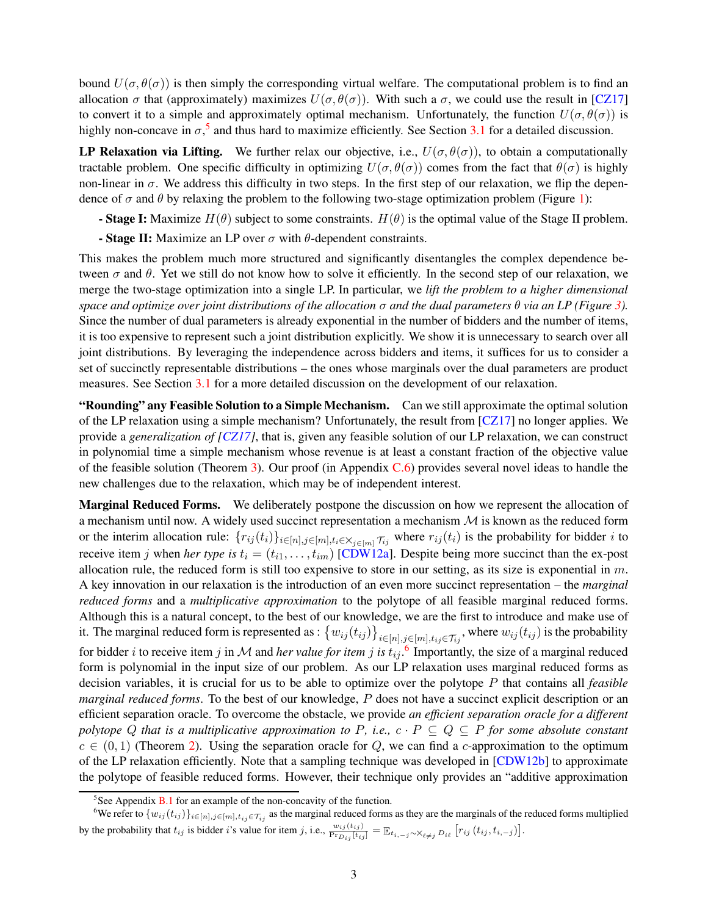bound $U(\sigma, \theta(\sigma))$ is then simply the corresponding virtual welfare. The computational problem is to find an allocation $\sigma$ that (approximately) maximizes $U(\sigma, \theta(\sigma))$. With such a $\sigma$, we could use the result in [CZ17] to convert it to a simple and approximately optimal mechanism. Unfortunately, the function $U(\sigma, \theta(\sigma))$ is highly non-concave in $\sigma$,[5] and thus hard to maximize efficiently. See Section 3.1 for a detailed discussion.

**LP Relaxation via Lifting.** We further relax our objective, i.e., $U(\sigma, \theta(\sigma))$, to obtain a computationally tractable problem. One specific difficulty in optimizing $U(\sigma, \theta(\sigma))$ comes from the fact that $\theta(\sigma)$ is highly non-linear in $\sigma$. We address this difficulty in two steps. In the first step of our relaxation, we flip the dependence of $\sigma$ and $\theta$ by relaxing the problem to the following two-stage optimization problem (Figure 1):

- **Stage I:** Maximize $H(\theta)$ subject to some constraints. $H(\theta)$ is the optimal value of the Stage II problem.
- **Stage II:** Maximize an LP over $\sigma$ with $\theta$-dependent constraints.

This makes the problem much more structured and significantly disentangles the complex dependence between $\sigma$ and $\theta$. Yet we still do not know how to solve it efficiently. In the second step of our relaxation, we merge the two-stage optimization into a single LP. In particular, we *lift the problem to a higher dimensional space and optimize over joint distributions of the allocation $\sigma$ and the dual parameters $\theta$ via an LP (Figure 3).* Since the number of dual parameters is already exponential in the number of bidders and the number of items, it is too expensive to represent such a joint distribution explicitly. We show it is unnecessary to search over all joint distributions. By leveraging the independence across bidders and items, it suffices for us to consider a set of succinctly representable distributions – the ones whose marginals over the dual parameters are product measures. See Section 3.1 for a more detailed discussion on the development of our relaxation.

**"Rounding" any Feasible Solution to a Simple Mechanism.** Can we still approximate the optimal solution of the LP relaxation using a simple mechanism? Unfortunately, the result from [CZ17] no longer applies. We provide a *generalization of [CZ17]*, that is, given any feasible solution of our LP relaxation, we can construct in polynomial time a simple mechanism whose revenue is at least a constant fraction of the objective value of the feasible solution (Theorem 3). Our proof (in Appendix C.6) provides several novel ideas to handle the new challenges due to the relaxation, which may be of independent interest.

**Marginal Reduced Forms.** We deliberately postpone the discussion on how we represent the allocation of a mechanism until now. A widely used succinct representation a mechanism $\mathcal{M}$ is known as the reduced form or the interim allocation rule: $\{r_{ij}(t_i)\}_{i\in[n],j\in[m],t_i\in\times_{j\in[m]}\mathcal{T}_{ij}}$ where $r_{ij}(t_i)$ is the probability for bidder $i$ to receive item $j$ when *her type is* $t_i = (t_{i1}, \ldots, t_{im})$ [CDW12a]. Despite being more succinct than the ex-post allocation rule, the reduced form is still too expensive to store in our setting, as its size is exponential in $m$. A key innovation in our relaxation is the introduction of an even more succinct representation – the *marginal reduced forms* and a *multiplicative approximation* to the polytope of all feasible marginal reduced forms. Although this is a natural concept, to the best of our knowledge, we are the first to introduce and make use of it. The marginal reduced form is represented as : $\{w_{ij}(t_{ij})\}_{i\in[n],j\in[m],t_{ij}\in\mathcal{T}_{ij}}$, where $w_{ij}(t_{ij})$ is the probability for bidder $i$ to receive item $j$ in $\mathcal{M}$ and *her value for item $j$ is $t_{ij}$*.[6] Importantly, the size of a marginal reduced form is polynomial in the input size of our problem. As our LP relaxation uses marginal reduced forms as decision variables, it is crucial for us to be able to optimize over the polytope $P$ that contains all *feasible marginal reduced forms*. To the best of our knowledge, $P$ does not have a succinct explicit description or an efficient separation oracle. To overcome the obstacle, we provide *an efficient separation oracle for a different polytope $Q$ that is a multiplicative approximation to $P$, i.e., $c \cdot P \subseteq Q \subseteq P$ for some absolute constant* $c \in (0, 1)$ (Theorem 2). Using the separation oracle for $Q$, we can find a $c$-approximation to the optimum of the LP relaxation efficiently. Note that a sampling technique was developed in [CDW12b] to approximate the polytope of feasible reduced forms. However, their technique only provides an "additive approximation

[5] See Appendix B.1 for an example of the non-concavity of the function.

[6] We refer to $\{w_{ij}(t_{ij})\}_{i\in[n],j\in[m],t_{ij}\in\mathcal{T}_{ij}}$ as the marginal reduced forms as they are the marginals of the reduced forms multiplied by the probability that $t_{ij}$ is bidder $i$'s value for item $j$, i.e., $\frac{w_{ij}(t_{ij})}{\Pr_{D_{ij}}[t_{ij}]} = \mathbb{E}_{t_{i,-j}\sim\times_{\ell\neq j}D_{i\ell}}\left[r_{ij}\left(t_{ij}, t_{i,-j}\right)\right]$.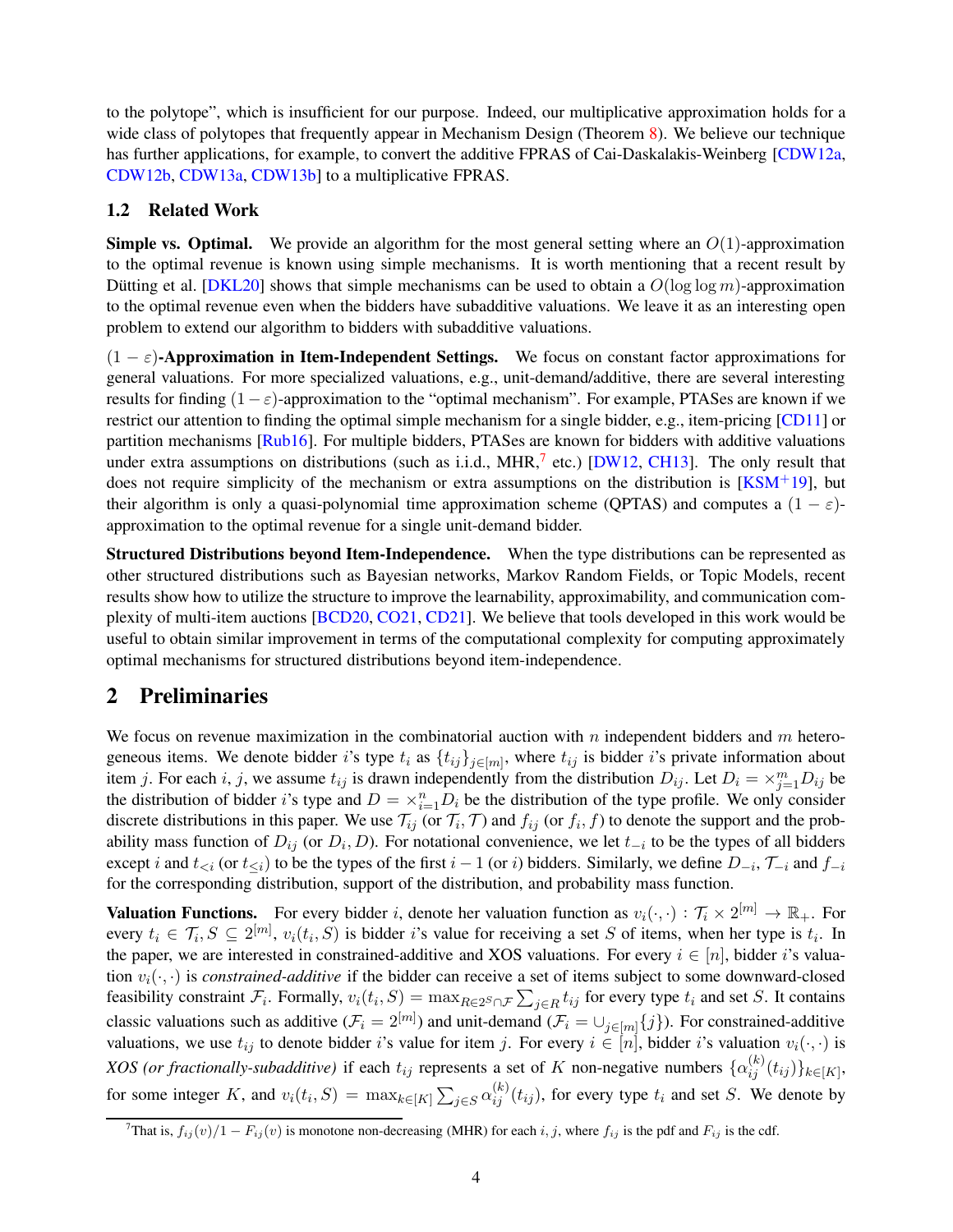to the polytope", which is insufficient for our purpose. Indeed, our multiplicative approximation holds for a wide class of polytopes that frequently appear in Mechanism Design (Theorem 8). We believe our technique has further applications, for example, to convert the additive FPRAS of Cai-Daskalakis-Weinberg [CDW12a, CDW12b, CDW13a, CDW13b] to a multiplicative FPRAS.

### 1.2 Related Work

**Simple vs. Optimal.** We provide an algorithm for the most general setting where an $O(1)$-approximation to the optimal revenue is known using simple mechanisms. It is worth mentioning that a recent result by Dütting et al. [DKL20] shows that simple mechanisms can be used to obtain a $O(\log\log m)$-approximation to the optimal revenue even when the bidders have subadditive valuations. We leave it as an interesting open problem to extend our algorithm to bidders with subadditive valuations.

**$(1-\varepsilon)$-Approximation in Item-Independent Settings.** We focus on constant factor approximations for general valuations. For more specialized valuations, e.g., unit-demand/additive, there are several interesting results for finding $(1-\varepsilon)$-approximation to the "optimal mechanism". For example, PTASes are known if we restrict our attention to finding the optimal simple mechanism for a single bidder, e.g., item-pricing [CD11] or partition mechanisms [Rub16]. For multiple bidders, PTASes are known for bidders with additive valuations under extra assumptions on distributions (such as i.i.d., MHR,[7] etc.) [DW12, CH13]. The only result that does not require simplicity of the mechanism or extra assumptions on the distribution is [KSM+19], but their algorithm is only a quasi-polynomial time approximation scheme (QPTAS) and computes a $(1-\varepsilon)$-approximation to the optimal revenue for a single unit-demand bidder.

**Structured Distributions beyond Item-Independence.** When the type distributions can be represented as other structured distributions such as Bayesian networks, Markov Random Fields, or Topic Models, recent results show how to utilize the structure to improve the learnability, approximability, and communication complexity of multi-item auctions [BCD20, CO21, CD21]. We believe that tools developed in this work would be useful to obtain similar improvement in terms of the computational complexity for computing approximately optimal mechanisms for structured distributions beyond item-independence.

## 2 Preliminaries

We focus on revenue maximization in the combinatorial auction with $n$ independent bidders and $m$ heterogeneous items. We denote bidder $i$'s type $t_i$ as $\{t_{ij}\}_{j\in[m]}$, where $t_{ij}$ is bidder $i$'s private information about item $j$. For each $i$, $j$, we assume $t_{ij}$ is drawn independently from the distribution $D_{ij}$. Let $D_i = \times_{j=1}^m D_{ij}$ be the distribution of bidder $i$'s type and $D = \times_{i=1}^n D_i$ be the distribution of the type profile. We only consider discrete distributions in this paper. We use $\mathcal{T}_{ij}$ (or $\mathcal{T}_i, \mathcal{T}$) and $f_{ij}$ (or $f_i, f$) to denote the support and the probability mass function of $D_{ij}$ (or $D_i, D$). For notational convenience, we let $t_{-i}$ to be the types of all bidders except $i$ and $t_{<i}$ (or $t_{\leq i}$) to be the types of the first $i-1$ (or $i$) bidders. Similarly, we define $D_{-i}$, $\mathcal{T}_{-i}$ and $f_{-i}$ for the corresponding distribution, support of the distribution, and probability mass function.

**Valuation Functions.** For every bidder $i$, denote her valuation function as $v_i(\cdot,\cdot) : \mathcal{T}_i \times 2^{[m]} \to \mathbb{R}_+$. For every $t_i \in \mathcal{T}_i, S \subseteq 2^{[m]}$, $v_i(t_i, S)$ is bidder $i$'s value for receiving a set $S$ of items, when her type is $t_i$. In the paper, we are interested in constrained-additive and XOS valuations. For every $i \in [n]$, bidder $i$'s valuation $v_i(\cdot,\cdot)$ is *constrained-additive* if the bidder can receive a set of items subject to some downward-closed feasibility constraint $\mathcal{F}_i$. Formally, $v_i(t_i, S) = \max_{R\in 2^S\cap\mathcal{F}} \sum_{j\in R} t_{ij}$ for every type $t_i$ and set $S$. It contains classic valuations such as additive ($\mathcal{F}_i = 2^{[m]}$) and unit-demand ($\mathcal{F}_i = \cup_{j\in[m]}\{j\}$). For constrained-additive valuations, we use $t_{ij}$ to denote bidder $i$'s value for item $j$. For every $i \in [n]$, bidder $i$'s valuation $v_i(\cdot,\cdot)$ is *XOS (or fractionally-subadditive)* if each $t_{ij}$ represents a set of $K$ non-negative numbers $\{\alpha_{ij}^{(k)}(t_{ij})\}_{k\in[K]}$, for some integer $K$, and $v_i(t_i, S) = \max_{k\in[K]} \sum_{j\in S} \alpha_{ij}^{(k)}(t_{ij})$, for every type $t_i$ and set $S$. We denote by

[7] That is, $f_{ij}(v)/1 - F_{ij}(v)$ is monotone non-decreasing (MHR) for each $i, j$, where $f_{ij}$ is the pdf and $F_{ij}$ is the cdf.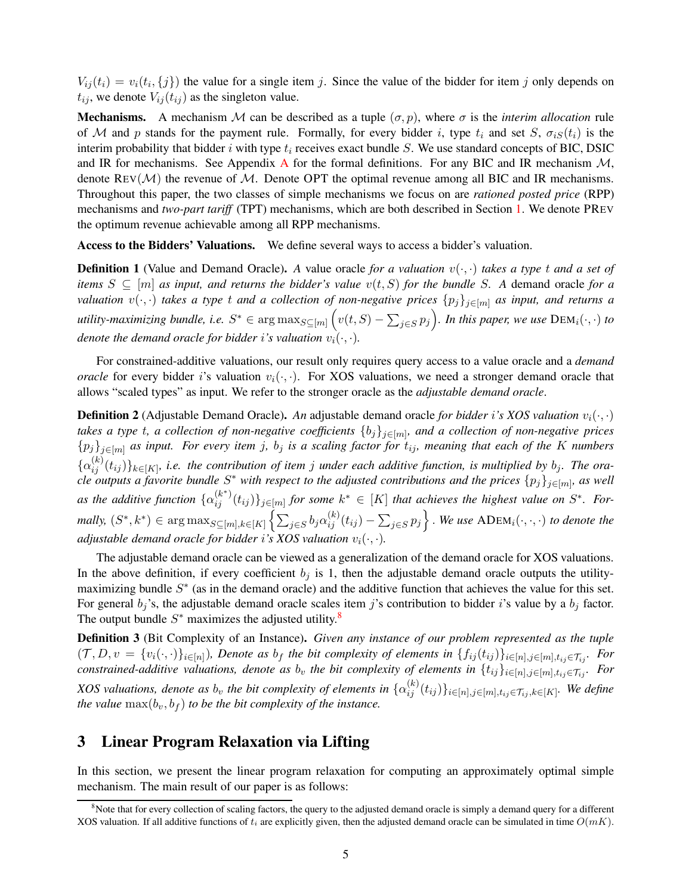$V_{ij}(t_i) = v_i(t_i, \{j\})$ the value for a single item $j$. Since the value of the bidder for item $j$ only depends on $t_{ij}$, we denote $V_{ij}(t_{ij})$ as the singleton value.

**Mechanisms.** A mechanism $\mathcal{M}$ can be described as a tuple $(\sigma, p)$, where $\sigma$ is the *interim allocation* rule of $\mathcal{M}$ and $p$ stands for the payment rule. Formally, for every bidder $i$, type $t_i$ and set $S$, $\sigma_{iS}(t_i)$ is the interim probability that bidder $i$ with type $t_i$ receives exact bundle $S$. We use standard concepts of BIC, DSIC and IR for mechanisms. See Appendix A for the formal definitions. For any BIC and IR mechanism $\mathcal{M}$, denote $\text{Rev}(\mathcal{M})$ the revenue of $\mathcal{M}$. Denote OPT the optimal revenue among all BIC and IR mechanisms. Throughout this paper, the two classes of simple mechanisms we focus on are *rationed posted price* (RPP) mechanisms and *two-part tariff* (TPT) mechanisms, which are both described in Section 1. We denote PRev the optimum revenue achievable among all RPP mechanisms.

**Access to the Bidders' Valuations.** We define several ways to access a bidder's valuation.

**Definition 1** (Value and Demand Oracle). *A* value oracle *for a valuation $v(\cdot,\cdot)$ takes a type $t$ and a set of items $S \subseteq [m]$ as input, and returns the bidder's value $v(t, S)$ for the bundle $S$. A* demand oracle *for a valuation $v(\cdot,\cdot)$ takes a type $t$ and a collection of non-negative prices $\{p_j\}_{j\in[m]}$ as input, and returns a utility-maximizing bundle, i.e. $S^* \in \arg\max_{S\subseteq[m]} \left(v(t,S) - \sum_{j\in S} p_j\right)$. In this paper, we use $\text{Dem}_i(\cdot,\cdot)$ to denote the demand oracle for bidder $i$'s valuation $v_i(\cdot,\cdot)$.*

For constrained-additive valuations, our result only requires query access to a value oracle and a *demand oracle* for every bidder $i$'s valuation $v_i(\cdot,\cdot)$. For XOS valuations, we need a stronger demand oracle that allows "scaled types" as input. We refer to the stronger oracle as the *adjustable demand oracle*.

**Definition 2** (Adjustable Demand Oracle). *An* adjustable demand oracle *for bidder $i$'s XOS valuation $v_i(\cdot,\cdot)$ takes a type $t$, a collection of non-negative coefficients $\{b_j\}_{j\in[m]}$, and a collection of non-negative prices $\{p_j\}_{j\in[m]}$ as input. For every item $j$, $b_j$ is a scaling factor for $t_{ij}$, meaning that each of the $K$ numbers $\{\alpha_{ij}^{(k)}(t_{ij})\}_{k\in[K]}$, i.e. the contribution of item $j$ under each additive function, is multiplied by $b_j$. The oracle outputs a favorite bundle $S^*$ with respect to the adjusted contributions and the prices $\{p_j\}_{j\in[m]}$, as well as the additive function $\{\alpha_{ij}^{(k^*)}(t_{ij})\}_{j\in[m]}$ for some $k^* \in [K]$ that achieves the highest value on $S^*$. Formally, $(S^*, k^*) \in \arg\max_{S\subseteq[m], k\in[K]} \left\{\sum_{j\in S} b_j \alpha_{ij}^{(k)}(t_{ij}) - \sum_{j\in S} p_j\right\}$. We use $\text{ADem}_i(\cdot,\cdot,\cdot)$ to denote the adjustable demand oracle for bidder $i$'s XOS valuation $v_i(\cdot,\cdot)$.*

The adjustable demand oracle can be viewed as a generalization of the demand oracle for XOS valuations. In the above definition, if every coefficient $b_j$ is 1, then the adjustable demand oracle outputs the utility-maximizing bundle $S^*$ (as in the demand oracle) and the additive function that achieves the value for this set. For general $b_j$'s, the adjustable demand oracle scales item $j$'s contribution to bidder $i$'s value by a $b_j$ factor. The output bundle $S^*$ maximizes the adjusted utility.[8]

**Definition 3** (Bit Complexity of an Instance). *Given any instance of our problem represented as the tuple $(\mathcal{T}, D, v = \{v_i(\cdot,\cdot)\}_{i\in[n]})$, Denote as $b_f$ the bit complexity of elements in $\{f_{ij}(t_{ij})\}_{i\in[n],j\in[m],t_{ij}\in\mathcal{T}_{ij}}$. For constrained-additive valuations, denote as $b_v$ the bit complexity of elements in $\{t_{ij}\}_{i\in[n],j\in[m],t_{ij}\in\mathcal{T}_{ij}}$. For XOS valuations, denote as $b_v$ the bit complexity of elements in $\{\alpha_{ij}^{(k)}(t_{ij})\}_{i\in[n],j\in[m],t_{ij}\in\mathcal{T}_{ij},k\in[K]}$. We define the value $\max(b_v, b_f)$ to be the bit complexity of the instance.*

## 3 Linear Program Relaxation via Lifting

In this section, we present the linear program relaxation for computing an approximately optimal simple mechanism. The main result of our paper is as follows:

[8]Note that for every collection of scaling factors, the query to the adjusted demand oracle is simply a demand query for a different XOS valuation. If all additive functions of $t_i$ are explicitly given, then the adjusted demand oracle can be simulated in time $O(mK)$.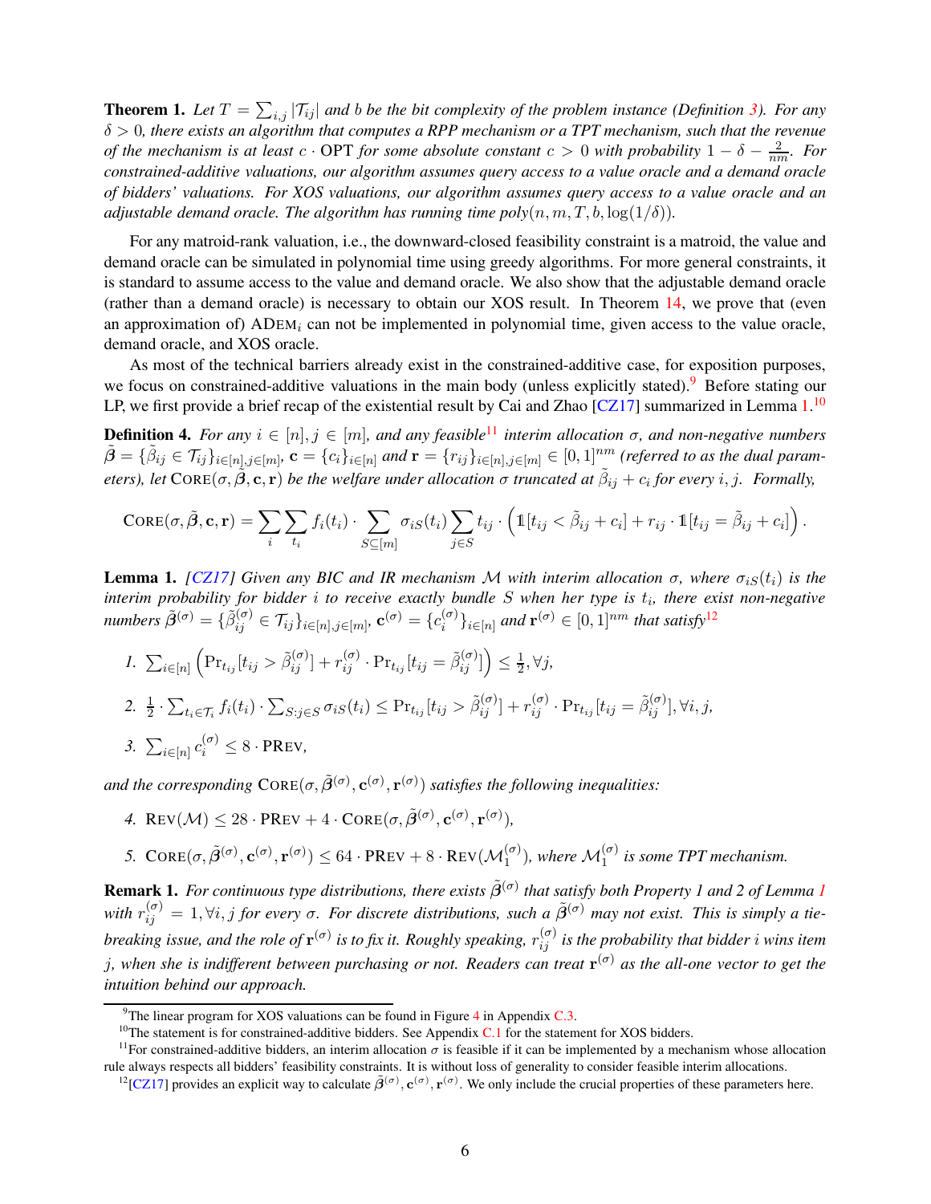**Theorem 1.** *Let $T = \sum_{i,j} |\mathcal{T}_{ij}|$ and $b$ be the bit complexity of the problem instance (Definition 3). For any $\delta > 0$, there exists an algorithm that computes a RPP mechanism or a TPT mechanism, such that the revenue of the mechanism is at least $c \cdot \text{OPT}$ for some absolute constant $c > 0$ with probability $1 - \delta - \frac{2}{nm}$. For constrained-additive valuations, our algorithm assumes query access to a value oracle and a demand oracle of bidders' valuations. For XOS valuations, our algorithm assumes query access to a value oracle and an adjustable demand oracle. The algorithm has running time $poly(n, m, T, b, \log(1/\delta))$.*

For any matroid-rank valuation, i.e., the downward-closed feasibility constraint is a matroid, the value and demand oracle can be simulated in polynomial time using greedy algorithms. For more general constraints, it is standard to assume access to the value and demand oracle. We also show that the adjustable demand oracle (rather than a demand oracle) is necessary to obtain our XOS result. In Theorem 14, we prove that (even an approximation of) $\text{ADEM}_i$ can not be implemented in polynomial time, given access to the value oracle, demand oracle, and XOS oracle.

As most of the technical barriers already exist in the constrained-additive case, for exposition purposes, we focus on constrained-additive valuations in the main body (unless explicitly stated).[9] Before stating our LP, we first provide a brief recap of the existential result by Cai and Zhao [CZ17] summarized in Lemma 1.[10]

**Definition 4.** *For any $i \in [n], j \in [m]$, and any feasible[11] interim allocation $\sigma$, and non-negative numbers $\tilde{\boldsymbol{\beta}} = \{\tilde{\beta}_{ij} \in \mathcal{T}_{ij}\}_{i\in[n],j\in[m]}$, $\mathbf{c} = \{c_i\}_{i\in[n]}$ and $\mathbf{r} = \{r_{ij}\}_{i\in[n],j\in[m]} \in [0,1]^{nm}$ (referred to as the dual parameters), let $\text{CORE}(\sigma, \tilde{\boldsymbol{\beta}}, \mathbf{c}, \mathbf{r})$ be the welfare under allocation $\sigma$ truncated at $\tilde{\beta}_{ij} + c_i$ for every $i, j$. Formally,*

$$\text{CORE}(\sigma, \tilde{\boldsymbol{\beta}}, \mathbf{c}, \mathbf{r}) = \sum_i \sum_{t_i} f_i(t_i) \cdot \sum_{S \subseteq [m]} \sigma_{iS}(t_i) \sum_{j \in S} t_{ij} \cdot \left( \mathbb{1}[t_{ij} < \tilde{\beta}_{ij} + c_i] + r_{ij} \cdot \mathbb{1}[t_{ij} = \tilde{\beta}_{ij} + c_i] \right).$$

**Lemma 1.** *[CZ17] Given any BIC and IR mechanism $\mathcal{M}$ with interim allocation $\sigma$, where $\sigma_{iS}(t_i)$ is the interim probability for bidder $i$ to receive exactly bundle $S$ when her type is $t_i$, there exist non-negative numbers $\tilde{\boldsymbol{\beta}}^{(\sigma)} = \{\tilde{\beta}_{ij}^{(\sigma)} \in \mathcal{T}_{ij}\}_{i\in[n],j\in[m]}$, $\mathbf{c}^{(\sigma)} = \{c_i^{(\sigma)}\}_{i\in[n]}$ and $\mathbf{r}^{(\sigma)} \in [0,1]^{nm}$ that satisfy[12]*

1. $\sum_{i\in[n]} \left( \Pr_{t_{ij}}[t_{ij} > \tilde{\beta}_{ij}^{(\sigma)}] + r_{ij}^{(\sigma)} \cdot \Pr_{t_{ij}}[t_{ij} = \tilde{\beta}_{ij}^{(\sigma)}] \right) \leq \frac{1}{2}, \forall j,$
2. $\frac{1}{2} \cdot \sum_{t_i \in \mathcal{T}_i} f_i(t_i) \cdot \sum_{S: j \in S} \sigma_{iS}(t_i) \leq \Pr_{t_{ij}}[t_{ij} > \tilde{\beta}_{ij}^{(\sigma)}] + r_{ij}^{(\sigma)} \cdot \Pr_{t_{ij}}[t_{ij} = \tilde{\beta}_{ij}^{(\sigma)}], \forall i, j,$
3. $\sum_{i\in[n]} c_i^{(\sigma)} \leq 8 \cdot \text{PREV},$

*and the corresponding $\text{CORE}(\sigma, \tilde{\boldsymbol{\beta}}^{(\sigma)}, \mathbf{c}^{(\sigma)}, \mathbf{r}^{(\sigma)})$ satisfies the following inequalities:*

4. $\text{REV}(\mathcal{M}) \leq 28 \cdot \text{PREV} + 4 \cdot \text{CORE}(\sigma, \tilde{\boldsymbol{\beta}}^{(\sigma)}, \mathbf{c}^{(\sigma)}, \mathbf{r}^{(\sigma)}),$
5. $\text{CORE}(\sigma, \tilde{\boldsymbol{\beta}}^{(\sigma)}, \mathbf{c}^{(\sigma)}, \mathbf{r}^{(\sigma)}) \leq 64 \cdot \text{PREV} + 8 \cdot \text{REV}(\mathcal{M}_1^{(\sigma)})$*, where $\mathcal{M}_1^{(\sigma)}$ is some TPT mechanism.*

**Remark 1.** *For continuous type distributions, there exists $\tilde{\boldsymbol{\beta}}^{(\sigma)}$ that satisfy both Property 1 and 2 of Lemma 1 with $r_{ij}^{(\sigma)} = 1, \forall i, j$ for every $\sigma$. For discrete distributions, such a $\tilde{\boldsymbol{\beta}}^{(\sigma)}$ may not exist. This is simply a tie-breaking issue, and the role of $\mathbf{r}^{(\sigma)}$ is to fix it. Roughly speaking, $r_{ij}^{(\sigma)}$ is the probability that bidder $i$ wins item $j$, when she is indifferent between purchasing or not. Readers can treat $\mathbf{r}^{(\sigma)}$ as the all-one vector to get the intuition behind our approach.*

---

[9] The linear program for XOS valuations can be found in Figure 4 in Appendix C.3.

[10] The statement is for constrained-additive bidders. See Appendix C.1 for the statement for XOS bidders.

[11] For constrained-additive bidders, an interim allocation $\sigma$ is feasible if it can be implemented by a mechanism whose allocation rule always respects all bidders' feasibility constraints. It is without loss of generality to consider feasible interim allocations.

[12] [CZ17] provides an explicit way to calculate $\tilde{\boldsymbol{\beta}}^{(\sigma)}, \mathbf{c}^{(\sigma)}, \mathbf{r}^{(\sigma)}$. We only include the crucial properties of these parameters here.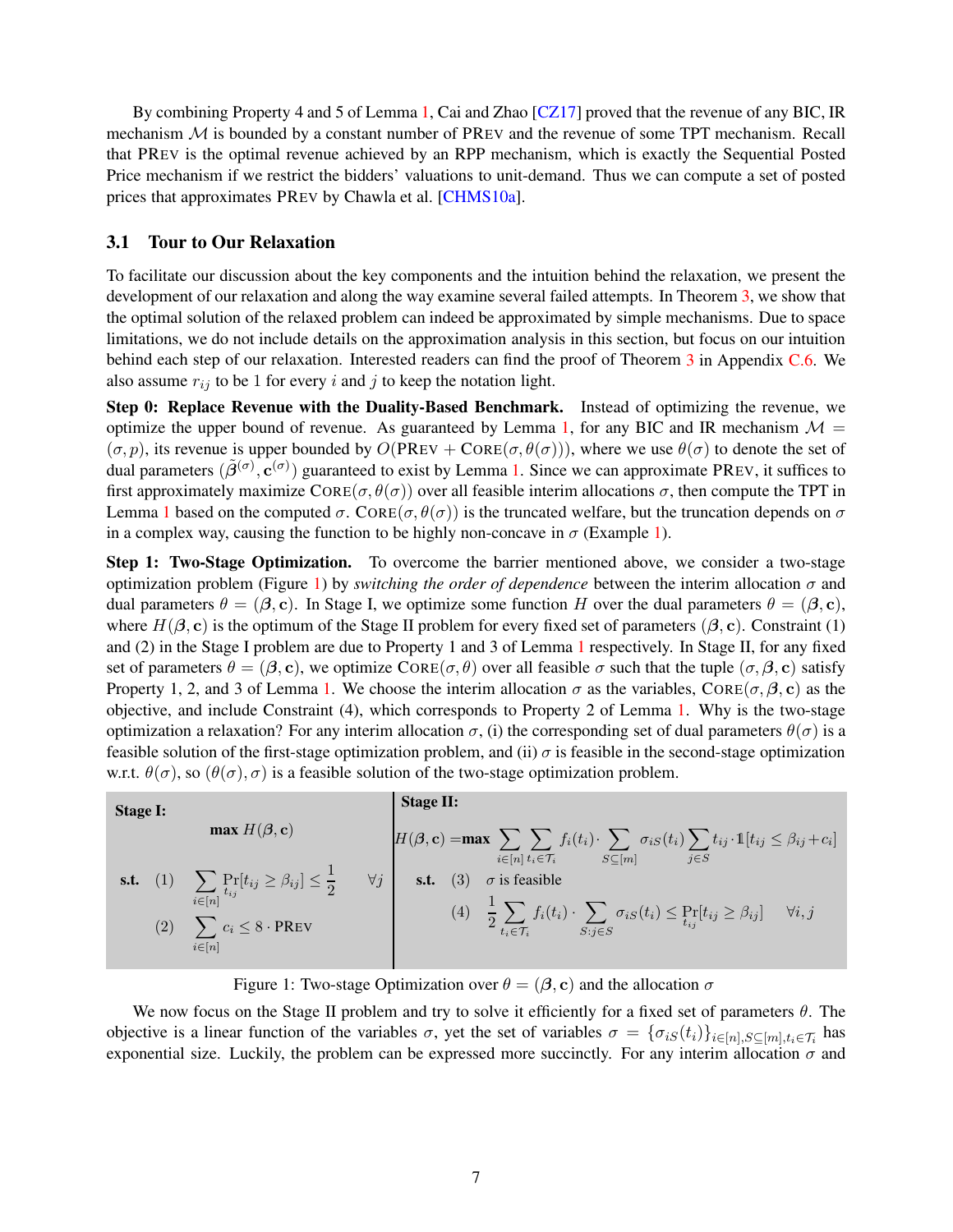By combining Property 4 and 5 of Lemma 1, Cai and Zhao [CZ17] proved that the revenue of any BIC, IR mechanism $\mathcal{M}$ is bounded by a constant number of PREV and the revenue of some TPT mechanism. Recall that PREV is the optimal revenue achieved by an RPP mechanism, which is exactly the Sequential Posted Price mechanism if we restrict the bidders' valuations to unit-demand. Thus we can compute a set of posted prices that approximates PREV by Chawla et al. [CHMS10a].

### 3.1 Tour to Our Relaxation

To facilitate our discussion about the key components and the intuition behind the relaxation, we present the development of our relaxation and along the way examine several failed attempts. In Theorem 3, we show that the optimal solution of the relaxed problem can indeed be approximated by simple mechanisms. Due to space limitations, we do not include details on the approximation analysis in this section, but focus on our intuition behind each step of our relaxation. Interested readers can find the proof of Theorem 3 in Appendix C.6. We also assume $r_{ij}$ to be 1 for every $i$ and $j$ to keep the notation light.

**Step 0: Replace Revenue with the Duality-Based Benchmark.** Instead of optimizing the revenue, we optimize the upper bound of revenue. As guaranteed by Lemma 1, for any BIC and IR mechanism $\mathcal{M} = (\sigma, p)$, its revenue is upper bounded by $O(\text{PREV} + \text{CORE}(\sigma, \theta(\sigma)))$, where we use $\theta(\sigma)$ to denote the set of dual parameters $(\tilde{\boldsymbol{\beta}}^{(\sigma)}, \mathbf{c}^{(\sigma)})$ guaranteed to exist by Lemma 1. Since we can approximate PREV, it suffices to first approximately maximize $\text{CORE}(\sigma, \theta(\sigma))$ over all feasible interim allocations $\sigma$, then compute the TPT in Lemma 1 based on the computed $\sigma$. $\text{CORE}(\sigma, \theta(\sigma))$ is the truncated welfare, but the truncation depends on $\sigma$ in a complex way, causing the function to be highly non-concave in $\sigma$ (Example 1).

**Step 1: Two-Stage Optimization.** To overcome the barrier mentioned above, we consider a two-stage optimization problem (Figure 1) by *switching the order of dependence* between the interim allocation $\sigma$ and dual parameters $\theta = (\boldsymbol{\beta}, \mathbf{c})$. In Stage I, we optimize some function $H$ over the dual parameters $\theta = (\boldsymbol{\beta}, \mathbf{c})$, where $H(\boldsymbol{\beta}, \mathbf{c})$ is the optimum of the Stage II problem for every fixed set of parameters $(\boldsymbol{\beta}, \mathbf{c})$. Constraint (1) and (2) in the Stage I problem are due to Property 1 and 3 of Lemma 1 respectively. In Stage II, for any fixed set of parameters $\theta = (\boldsymbol{\beta}, \mathbf{c})$, we optimize $\text{CORE}(\sigma, \theta)$ over all feasible $\sigma$ such that the tuple $(\sigma, \boldsymbol{\beta}, \mathbf{c})$ satisfy Property 1, 2, and 3 of Lemma 1. We choose the interim allocation $\sigma$ as the variables, $\text{CORE}(\sigma, \boldsymbol{\beta}, \mathbf{c})$ as the objective, and include Constraint (4), which corresponds to Property 2 of Lemma 1. Why is the two-stage optimization a relaxation? For any interim allocation $\sigma$, (i) the corresponding set of dual parameters $\theta(\sigma)$ is a feasible solution of the first-stage optimization problem, and (ii) $\sigma$ is feasible in the second-stage optimization w.r.t. $\theta(\sigma)$, so $(\theta(\sigma), \sigma)$ is a feasible solution of the two-stage optimization problem.

**Stage I:**

$$\max\ H(\boldsymbol{\beta}, \mathbf{c})$$

$$\text{s.t.}\quad (1)\quad \sum_{i\in[n]} \Pr_{t_{ij}}[t_{ij} \geq \beta_{ij}] \leq \frac{1}{2} \qquad \forall j$$

$$(2)\quad \sum_{i\in[n]} c_i \leq 8 \cdot \text{PREV}$$

**Stage II:**

$$H(\boldsymbol{\beta}, \mathbf{c}) = \max \sum_{i\in[n]} \sum_{t_i\in\mathcal{T}_i} f_i(t_i) \cdot \sum_{S\subseteq[m]} \sigma_{iS}(t_i) \sum_{j\in S} t_{ij} \cdot \mathbb{1}[t_{ij} \leq \beta_{ij} + c_i]$$

$$\text{s.t.}\quad (3)\quad \sigma \text{ is feasible}$$

$$(4)\quad \frac{1}{2} \sum_{t_i\in\mathcal{T}_i} f_i(t_i) \cdot \sum_{S: j\in S} \sigma_{iS}(t_i) \leq \Pr_{t_{ij}}[t_{ij} \geq \beta_{ij}] \qquad \forall i, j$$

Figure 1: Two-stage Optimization over $\theta = (\boldsymbol{\beta}, \mathbf{c})$ and the allocation $\sigma$

We now focus on the Stage II problem and try to solve it efficiently for a fixed set of parameters $\theta$. The objective is a linear function of the variables $\sigma$, yet the set of variables $\sigma = \{\sigma_{iS}(t_i)\}_{i\in[n], S\subseteq[m], t_i\in\mathcal{T}_i}$ has exponential size. Luckily, the problem can be expressed more succinctly. For any interim allocation $\sigma$ and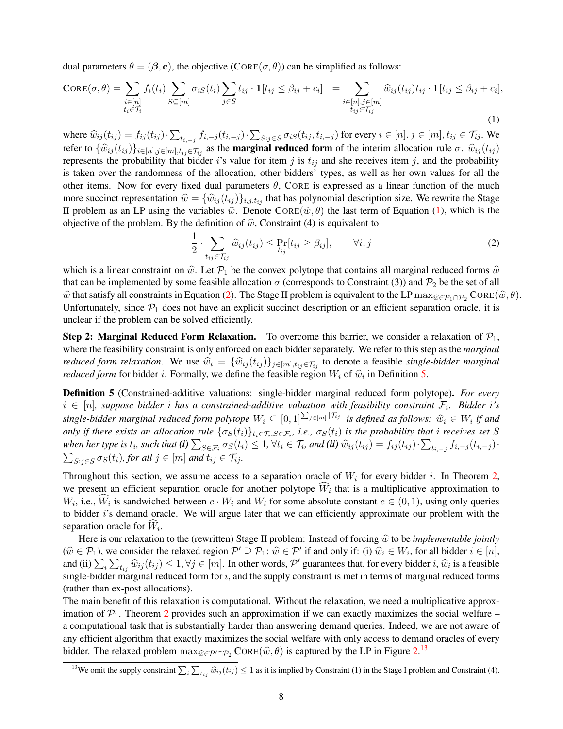dual parameters $\theta = (\boldsymbol{\beta}, \mathbf{c})$, the objective (CORE$(\sigma, \theta)$) can be simplified as follows:

$$\textsc{Core}(\sigma, \theta) = \sum_{\substack{i \in [n] \\ t_i \in \mathcal{T}_i}} f_i(t_i) \sum_{S \subseteq [m]} \sigma_{iS}(t_i) \sum_{j \in S} t_{ij} \cdot \mathbb{1}[t_{ij} \leq \beta_{ij} + c_i] \;\; = \sum_{\substack{i \in [n], j \in [m] \\ t_{ij} \in \mathcal{T}_{ij}}} \widehat{w}_{ij}(t_{ij}) t_{ij} \cdot \mathbb{1}[t_{ij} \leq \beta_{ij} + c_i], \tag{1}$$

where $\widehat{w}_{ij}(t_{ij}) = f_{ij}(t_{ij}) \cdot \sum_{t_{i,-j}} f_{i,-j}(t_{i,-j}) \cdot \sum_{S: j \in S} \sigma_{iS}(t_{ij}, t_{i,-j})$ for every $i \in [n], j \in [m], t_{ij} \in \mathcal{T}_{ij}$. We refer to $\{\widehat{w}_{ij}(t_{ij})\}_{i \in [n], j \in [m], t_{ij} \in \mathcal{T}_{ij}}$ as the **marginal reduced form** of the interim allocation rule $\sigma$. $\widehat{w}_{ij}(t_{ij})$ represents the probability that bidder $i$'s value for item $j$ is $t_{ij}$ and she receives item $j$, and the probability is taken over the randomness of the allocation, other bidders' types, as well as her own values for all the other items. Now for every fixed dual parameters $\theta$, CORE is expressed as a linear function of the much more succinct representation $\widehat{w} = \{\widehat{w}_{ij}(t_{ij})\}_{i,j,t_{ij}}$ that has polynomial description size. We rewrite the Stage II problem as an LP using the variables $\widehat{w}$. Denote CORE$(\hat{w}, \theta)$ the last term of Equation (1), which is the objective of the problem. By the definition of $\widehat{w}$, Constraint (4) is equivalent to

$$\frac{1}{2} \cdot \sum_{t_{ij} \in \mathcal{T}_{ij}} \widehat{w}_{ij}(t_{ij}) \leq \Pr_{t_{ij}}[t_{ij} \geq \beta_{ij}], \qquad \forall i, j \tag{2}$$

which is a linear constraint on $\widehat{w}$. Let $\mathcal{P}_1$ be the convex polytope that contains all marginal reduced forms $\widehat{w}$ that can be implemented by some feasible allocation $\sigma$ (corresponds to Constraint (3)) and $\mathcal{P}_2$ be the set of all $\widehat{w}$ that satisfy all constraints in Equation (2). The Stage II problem is equivalent to the LP $\max_{\widehat{w} \in \mathcal{P}_1 \cap \mathcal{P}_2}$ CORE$(\widehat{w}, \theta)$. Unfortunately, since $\mathcal{P}_1$ does not have an explicit succinct description or an efficient separation oracle, it is unclear if the problem can be solved efficiently.

**Step 2: Marginal Reduced Form Relaxation.** To overcome this barrier, we consider a relaxation of $\mathcal{P}_1$, where the feasibility constraint is only enforced on each bidder separately. We refer to this step as the *marginal reduced form relaxation*. We use $\widehat{w}_i = \{\widehat{w}_{ij}(t_{ij})\}_{j \in [m], t_{ij} \in \mathcal{T}_{ij}}$ to denote a feasible *single-bidder marginal reduced form* for bidder $i$. Formally, we define the feasible region $W_i$ of $\widehat{w}_i$ in Definition 5.

**Definition 5** (Constrained-additive valuations: single-bidder marginal reduced form polytope)**.** *For every $i \in [n]$, suppose bidder $i$ has a constrained-additive valuation with feasibility constraint $\mathcal{F}_i$. Bidder $i$'s single-bidder marginal reduced form polytope $W_i \subseteq [0,1]^{\sum_{j \in [m]} |\mathcal{T}_{ij}|}$ is defined as follows: $\widehat{w}_i \in W_i$ if and only if there exists an allocation rule $\{\sigma_S(t_i)\}_{t_i \in \mathcal{T}_i, S \in \mathcal{F}_i}$, i.e., $\sigma_S(t_i)$ is the probability that $i$ receives set $S$ when her type is $t_i$, such that **(i)** $\sum_{S \in \mathcal{F}_i} \sigma_S(t_i) \leq 1$, $\forall t_i \in \mathcal{T}_i$, and **(ii)** $\widehat{w}_{ij}(t_{ij}) = f_{ij}(t_{ij}) \cdot \sum_{t_{i,-j}} f_{i,-j}(t_{i,-j}) \cdot \sum_{S: j \in S} \sigma_S(t_i)$, for all $j \in [m]$ and $t_{ij} \in \mathcal{T}_{ij}$.*

Throughout this section, we assume access to a separation oracle of $W_i$ for every bidder $i$. In Theorem 2, we present an efficient separation oracle for another polytope $\widehat{W}_i$ that is a multiplicative approximation to $W_i$, i.e., $\widehat{W}_i$ is sandwiched between $c \cdot W_i$ and $W_i$ for some absolute constant $c \in (0, 1)$, using only queries to bidder $i$'s demand oracle. We will argue later that we can efficiently approximate our problem with the separation oracle for $\widehat{W}_i$.

Here is our relaxation to the (rewritten) Stage II problem: Instead of forcing $\widehat{w}$ to be *implementable jointly* ($\widehat{w} \in \mathcal{P}_1$), we consider the relaxed region $\mathcal{P}' \supseteq \mathcal{P}_1$: $\widehat{w} \in \mathcal{P}'$ if and only if: (i) $\widehat{w}_i \in W_i$, for all bidder $i \in [n]$, and (ii) $\sum_i \sum_{t_{ij}} \widehat{w}_{ij}(t_{ij}) \leq 1, \forall j \in [m]$. In other words, $\mathcal{P}'$ guarantees that, for every bidder $i$, $\widehat{w}_i$ is a feasible single-bidder marginal reduced form for $i$, and the supply constraint is met in terms of marginal reduced forms (rather than ex-post allocations).

The main benefit of this relaxation is computational. Without the relaxation, we need a multiplicative approximation of $\mathcal{P}_1$. Theorem 2 provides such an approximation if we can exactly maximizes the social welfare – a computational task that is substantially harder than answering demand queries. Indeed, we are not aware of any efficient algorithm that exactly maximizes the social welfare with only access to demand oracles of every bidder. The relaxed problem $\max_{\widehat{w} \in \mathcal{P}' \cap \mathcal{P}_2}$ CORE$(\widehat{w}, \theta)$ is captured by the LP in Figure 2.[13]

[13] We omit the supply constraint $\sum_i \sum_{t_{ij}} \widehat{w}_{ij}(t_{ij}) \leq 1$ as it is implied by Constraint (1) in the Stage I problem and Constraint (4).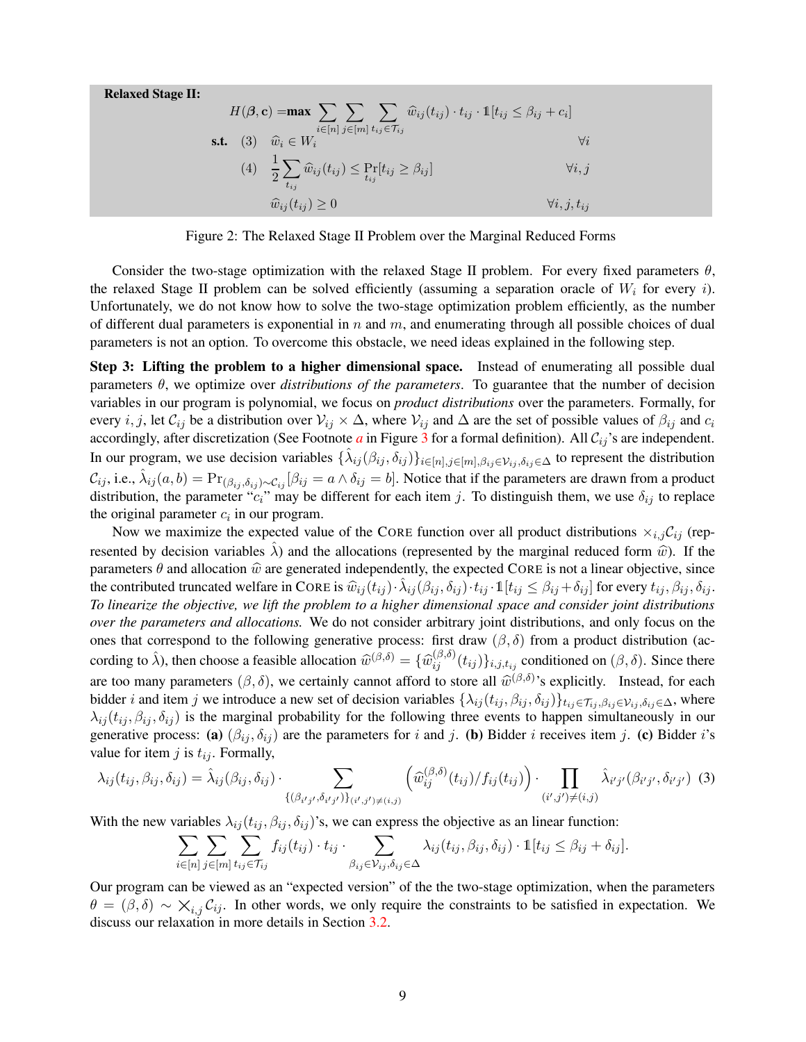**Relaxed Stage II:**

$$
\begin{aligned}
H(\boldsymbol{\beta}, \mathbf{c}) = \textbf{max} & \sum_{i\in[n]} \sum_{j\in[m]} \sum_{t_{ij}\in\mathcal{T}_{ij}} \widehat{w}_{ij}(t_{ij}) \cdot t_{ij} \cdot \mathbb{1}[t_{ij} \le \beta_{ij} + c_i] & \\
\textbf{s.t.} \quad (3) \quad & \widehat{w}_i \in W_i & \forall i \\
(4) \quad & \frac{1}{2} \sum_{t_{ij}} \widehat{w}_{ij}(t_{ij}) \le \Pr_{t_{ij}}[t_{ij} \ge \beta_{ij}] & \forall i, j \\
& \widehat{w}_{ij}(t_{ij}) \ge 0 & \forall i, j, t_{ij}
\end{aligned}
$$

Figure 2: The Relaxed Stage II Problem over the Marginal Reduced Forms

Consider the two-stage optimization with the relaxed Stage II problem. For every fixed parameters $\theta$, the relaxed Stage II problem can be solved efficiently (assuming a separation oracle of $W_i$ for every $i$). Unfortunately, we do not know how to solve the two-stage optimization problem efficiently, as the number of different dual parameters is exponential in $n$ and $m$, and enumerating through all possible choices of dual parameters is not an option. To overcome this obstacle, we need ideas explained in the following step.

**Step 3: Lifting the problem to a higher dimensional space.** Instead of enumerating all possible dual parameters $\theta$, we optimize over *distributions of the parameters*. To guarantee that the number of decision variables in our program is polynomial, we focus on *product distributions* over the parameters. Formally, for every $i, j$, let $\mathcal{C}_{ij}$ be a distribution over $\mathcal{V}_{ij} \times \Delta$, where $\mathcal{V}_{ij}$ and $\Delta$ are the set of possible values of $\beta_{ij}$ and $c_i$ accordingly, after discretization (See Footnote *a* in Figure 3 for a formal definition). All $\mathcal{C}_{ij}$'s are independent. In our program, we use decision variables $\{\hat{\lambda}_{ij}(\beta_{ij}, \delta_{ij})\}_{i\in[n], j\in[m], \beta_{ij}\in\mathcal{V}_{ij}, \delta_{ij}\in\Delta}$ to represent the distribution $\mathcal{C}_{ij}$, i.e., $\hat{\lambda}_{ij}(a, b) = \Pr_{(\beta_{ij}, \delta_{ij})\sim\mathcal{C}_{ij}}[\beta_{ij} = a \wedge \delta_{ij} = b]$. Notice that if the parameters are drawn from a product distribution, the parameter "$c_i$" may be different for each item $j$. To distinguish them, we use $\delta_{ij}$ to replace the original parameter $c_i$ in our program.

Now we maximize the expected value of the CORE function over all product distributions $\times_{i,j}\mathcal{C}_{ij}$ (represented by decision variables $\hat{\lambda}$) and the allocations (represented by the marginal reduced form $\widehat{w}$). If the parameters $\theta$ and allocation $\widehat{w}$ are generated independently, the expected CORE is not a linear objective, since the contributed truncated welfare in CORE is $\widehat{w}_{ij}(t_{ij}) \cdot \hat{\lambda}_{ij}(\beta_{ij}, \delta_{ij}) \cdot t_{ij} \cdot \mathbb{1}[t_{ij} \le \beta_{ij} + \delta_{ij}]$ for every $t_{ij}, \beta_{ij}, \delta_{ij}$. *To linearize the objective, we lift the problem to a higher dimensional space and consider joint distributions over the parameters and allocations.* We do not consider arbitrary joint distributions, and only focus on the ones that correspond to the following generative process: first draw $(\beta, \delta)$ from a product distribution (according to $\hat{\lambda}$), then choose a feasible allocation $\widehat{w}^{(\beta,\delta)} = \{\widehat{w}_{ij}^{(\beta,\delta)}(t_{ij})\}_{i,j,t_{ij}}$ conditioned on $(\beta, \delta)$. Since there are too many parameters $(\beta, \delta)$, we certainly cannot afford to store all $\widehat{w}^{(\beta,\delta)}$'s explicitly. Instead, for each bidder $i$ and item $j$ we introduce a new set of decision variables $\{\lambda_{ij}(t_{ij}, \beta_{ij}, \delta_{ij})\}_{t_{ij}\in\mathcal{T}_{ij}, \beta_{ij}\in\mathcal{V}_{ij}, \delta_{ij}\in\Delta}$, where $\lambda_{ij}(t_{ij}, \beta_{ij}, \delta_{ij})$ is the marginal probability for the following three events to happen simultaneously in our generative process: **(a)** $(\beta_{ij}, \delta_{ij})$ are the parameters for $i$ and $j$. **(b)** Bidder $i$ receives item $j$. **(c)** Bidder $i$'s value for item $j$ is $t_{ij}$. Formally,

$$
\lambda_{ij}(t_{ij}, \beta_{ij}, \delta_{ij}) = \hat{\lambda}_{ij}(\beta_{ij}, \delta_{ij}) \cdot \sum_{\{(\beta_{i'j'}, \delta_{i'j'})\}_{(i',j')\neq(i,j)}} \left(\widehat{w}_{ij}^{(\beta,\delta)}(t_{ij}) / f_{ij}(t_{ij})\right) \cdot \prod_{(i',j')\neq(i,j)} \hat{\lambda}_{i'j'}(\beta_{i'j'}, \delta_{i'j'}) \quad (3)
$$

With the new variables $\lambda_{ij}(t_{ij}, \beta_{ij}, \delta_{ij})$'s, we can express the objective as an linear function:

$$
\sum_{i\in[n]} \sum_{j\in[m]} \sum_{t_{ij}\in\mathcal{T}_{ij}} f_{ij}(t_{ij}) \cdot t_{ij} \cdot \sum_{\beta_{ij}\in\mathcal{V}_{ij}, \delta_{ij}\in\Delta} \lambda_{ij}(t_{ij}, \beta_{ij}, \delta_{ij}) \cdot \mathbb{1}[t_{ij} \le \beta_{ij} + \delta_{ij}].
$$

Our program can be viewed as an "expected version" of the the two-stage optimization, when the parameters $\theta = (\beta, \delta) \sim \times_{i,j}\mathcal{C}_{ij}$. In other words, we only require the constraints to be satisfied in expectation. We discuss our relaxation in more details in Section 3.2.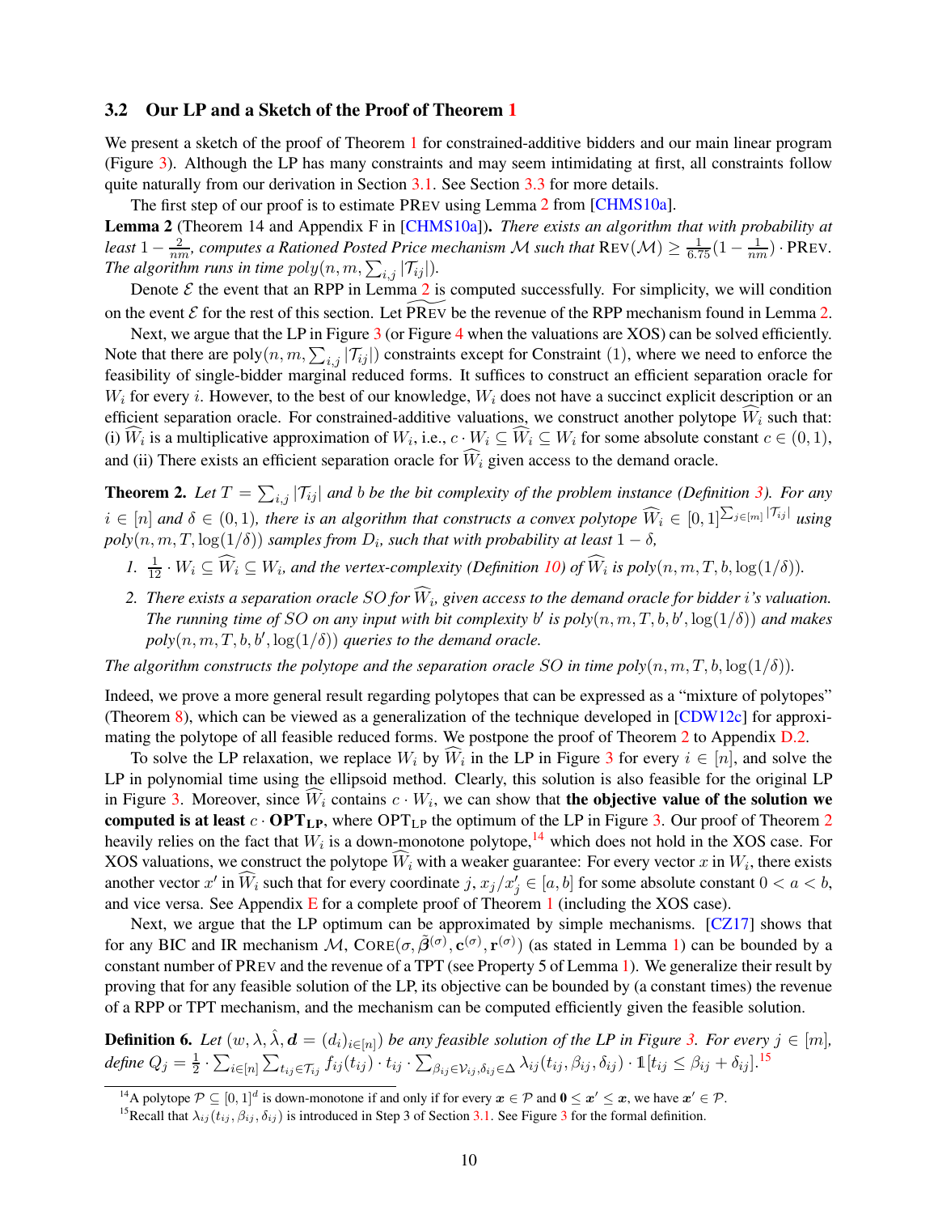### 3.2 Our LP and a Sketch of the Proof of Theorem 1

We present a sketch of the proof of Theorem 1 for constrained-additive bidders and our main linear program (Figure 3). Although the LP has many constraints and may seem intimidating at first, all constraints follow quite naturally from our derivation in Section 3.1. See Section 3.3 for more details.

The first step of our proof is to estimate PREV using Lemma 2 from [CHMS10a].

**Lemma 2** (Theorem 14 and Appendix F in [CHMS10a])**.** *There exists an algorithm that with probability at least $1 - \frac{2}{nm}$, computes a Rationed Posted Price mechanism $\mathcal{M}$ such that $\text{REV}(\mathcal{M}) \geq \frac{1}{6.75}(1 - \frac{1}{nm}) \cdot \text{PREV}$. The algorithm runs in time $poly(n, m, \sum_{i,j} |\mathcal{T}_{ij}|)$.*

Denote $\mathcal{E}$ the event that an RPP in Lemma 2 is computed successfully. For simplicity, we will condition on the event $\mathcal{E}$ for the rest of this section. Let $\widetilde{\text{PREV}}$ be the revenue of the RPP mechanism found in Lemma 2.

Next, we argue that the LP in Figure 3 (or Figure 4 when the valuations are XOS) can be solved efficiently. Note that there are $\text{poly}(n, m, \sum_{i,j} |\mathcal{T}_{ij}|)$ constraints except for Constraint (1), where we need to enforce the feasibility of single-bidder marginal reduced forms. It suffices to construct an efficient separation oracle for $W_i$ for every $i$. However, to the best of our knowledge, $W_i$ does not have a succinct explicit description or an efficient separation oracle. For constrained-additive valuations, we construct another polytope $\widehat{W}_i$ such that: (i) $\widehat{W}_i$ is a multiplicative approximation of $W_i$, i.e., $c \cdot W_i \subseteq \widehat{W}_i \subseteq W_i$ for some absolute constant $c \in (0, 1)$, and (ii) There exists an efficient separation oracle for $\widehat{W}_i$ given access to the demand oracle.

**Theorem 2.** *Let $T = \sum_{i,j} |\mathcal{T}_{ij}|$ and $b$ be the bit complexity of the problem instance (Definition 3). For any $i \in [n]$ and $\delta \in (0, 1)$, there is an algorithm that constructs a convex polytope $\widehat{W}_i \in [0, 1]^{\sum_{j \in [m]} |\mathcal{T}_{ij}|}$ using $poly(n, m, T, \log(1/\delta))$ samples from $D_i$, such that with probability at least $1 - \delta$,*

1. *$\frac{1}{12} \cdot W_i \subseteq \widehat{W}_i \subseteq W_i$, and the vertex-complexity (Definition 10) of $\widehat{W}_i$ is $poly(n, m, T, b, \log(1/\delta))$.*
2. *There exists a separation oracle $SO$ for $\widehat{W}_i$, given access to the demand oracle for bidder $i$'s valuation. The running time of $SO$ on any input with bit complexity $b'$ is $poly(n, m, T, b, b', \log(1/\delta))$ and makes $poly(n, m, T, b, b', \log(1/\delta))$ queries to the demand oracle.*

*The algorithm constructs the polytope and the separation oracle $SO$ in time $poly(n, m, T, b, \log(1/\delta))$.*

Indeed, we prove a more general result regarding polytopes that can be expressed as a "mixture of polytopes" (Theorem 8), which can be viewed as a generalization of the technique developed in [CDW12c] for approximating the polytope of all feasible reduced forms. We postpone the proof of Theorem 2 to Appendix D.2.

To solve the LP relaxation, we replace $W_i$ by $\widehat{W}_i$ in the LP in Figure 3 for every $i \in [n]$, and solve the LP in polynomial time using the ellipsoid method. Clearly, this solution is also feasible for the original LP in Figure 3. Moreover, since $\widehat{W}_i$ contains $c \cdot W_i$, we can show that **the objective value of the solution we computed is at least $c \cdot \mathbf{OPT_{LP}}$**, where $\text{OPT}_{\text{LP}}$ the optimum of the LP in Figure 3. Our proof of Theorem 2 heavily relies on the fact that $W_i$ is a down-monotone polytope,[14] which does not hold in the XOS case. For XOS valuations, we construct the polytope $\widehat{W}_i$ with a weaker guarantee: For every vector $x$ in $W_i$, there exists another vector $x'$ in $\widehat{W}_i$ such that for every coordinate $j$, $x_j/x'_j \in [a, b]$ for some absolute constant $0 < a < b$, and vice versa. See Appendix E for a complete proof of Theorem 1 (including the XOS case).

Next, we argue that the LP optimum can be approximated by simple mechanisms. [CZ17] shows that for any BIC and IR mechanism $\mathcal{M}$, $\text{CORE}(\sigma, \tilde{\boldsymbol{\beta}}^{(\sigma)}, \mathbf{c}^{(\sigma)}, \mathbf{r}^{(\sigma)})$ (as stated in Lemma 1) can be bounded by a constant number of PREV and the revenue of a TPT (see Property 5 of Lemma 1). We generalize their result by proving that for any feasible solution of the LP, its objective can be bounded by (a constant times) the revenue of a RPP or TPT mechanism, and the mechanism can be computed efficiently given the feasible solution.

**Definition 6.** *Let $(w, \lambda, \hat{\lambda}, \boldsymbol{d} = (d_i)_{i \in [n]})$ be any feasible solution of the LP in Figure 3. For every $j \in [m]$, define $Q_j = \frac{1}{2} \cdot \sum_{i \in [n]} \sum_{t_{ij} \in \mathcal{T}_{ij}} f_{ij}(t_{ij}) \cdot t_{ij} \cdot \sum_{\beta_{ij} \in \mathcal{V}_{ij}, \delta_{ij} \in \Delta} \lambda_{ij}(t_{ij}, \beta_{ij}, \delta_{ij}) \cdot \mathbb{1}[t_{ij} \leq \beta_{ij} + \delta_{ij}]$.*[15]

---

[14] A polytope $\mathcal{P} \subseteq [0, 1]^d$ is down-monotone if and only if for every $\boldsymbol{x} \in \mathcal{P}$ and $\boldsymbol{0} \leq \boldsymbol{x}' \leq \boldsymbol{x}$, we have $\boldsymbol{x}' \in \mathcal{P}$.

[15] Recall that $\lambda_{ij}(t_{ij}, \beta_{ij}, \delta_{ij})$ is introduced in Step 3 of Section 3.1. See Figure 3 for the formal definition.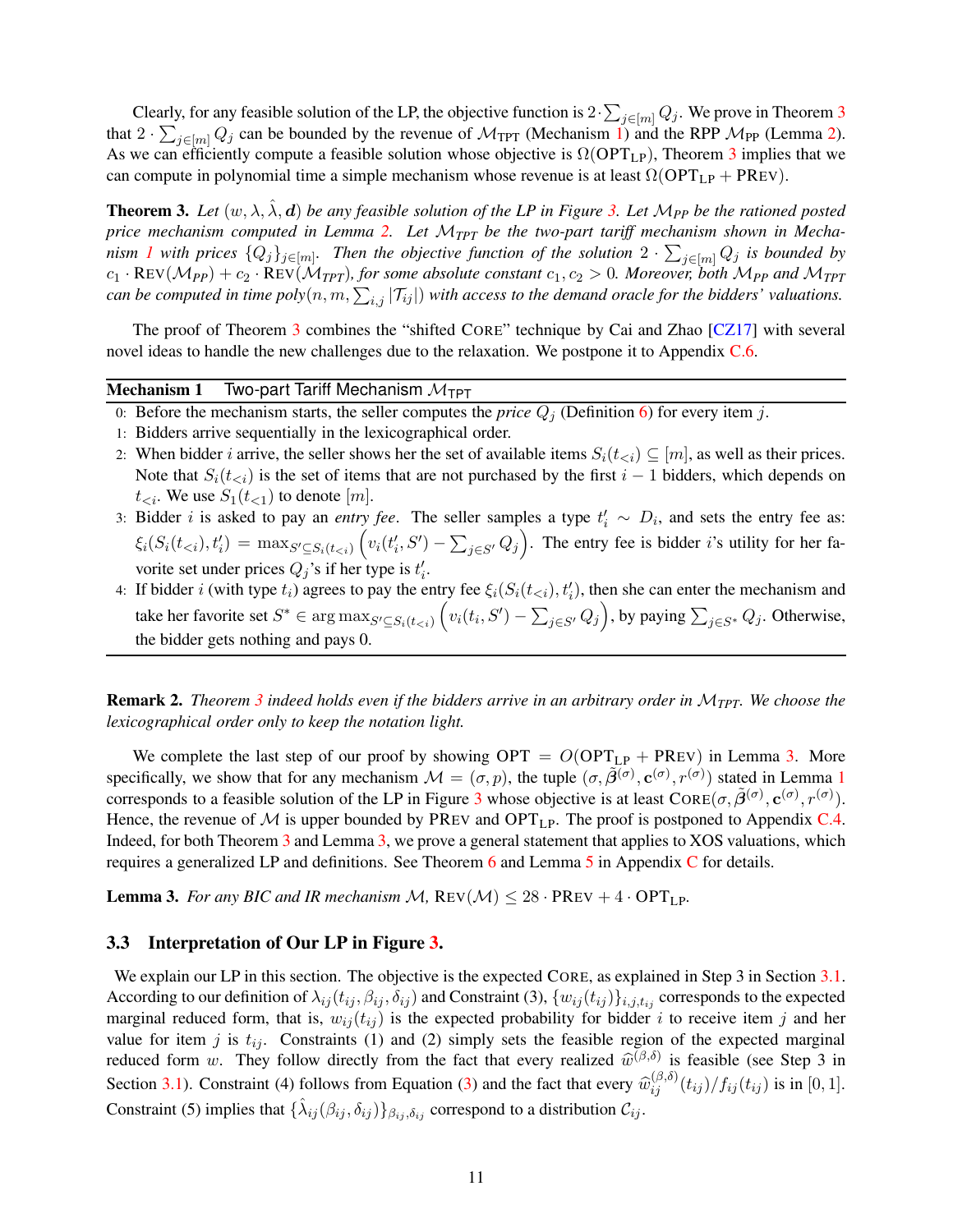Clearly, for any feasible solution of the LP, the objective function is $2\cdot\sum_{j\in[m]} Q_j$. We prove in Theorem 3 that $2\cdot\sum_{j\in[m]} Q_j$ can be bounded by the revenue of $\mathcal{M}_{\text{TPT}}$ (Mechanism 1) and the RPP $\mathcal{M}_{\text{PP}}$ (Lemma 2). As we can efficiently compute a feasible solution whose objective is $\Omega(\text{OPT}_{\text{LP}})$, Theorem 3 implies that we can compute in polynomial time a simple mechanism whose revenue is at least $\Omega(\text{OPT}_{\text{LP}} + \text{PREV})$.

**Theorem 3.** *Let $(w, \lambda, \hat{\lambda}, \boldsymbol{d})$ be any feasible solution of the LP in Figure 3. Let $\mathcal{M}_{PP}$ be the rationed posted price mechanism computed in Lemma 2. Let $\mathcal{M}_{TPT}$ be the two-part tariff mechanism shown in Mechanism 1 with prices $\{Q_j\}_{j\in[m]}$. Then the objective function of the solution $2\cdot\sum_{j\in[m]} Q_j$ is bounded by $c_1\cdot \text{REV}(\mathcal{M}_{PP}) + c_2\cdot\text{REV}(\mathcal{M}_{TPT})$, for some absolute constant $c_1, c_2 > 0$. Moreover, both $\mathcal{M}_{PP}$ and $\mathcal{M}_{TPT}$ can be computed in time $\text{poly}(n, m, \sum_{i,j}|\mathcal{T}_{ij}|)$ with access to the demand oracle for the bidders' valuations.*

The proof of Theorem 3 combines the "shifted CORE" technique by Cai and Zhao [CZ17] with several novel ideas to handle the new challenges due to the relaxation. We postpone it to Appendix C.6.

---

**Mechanism 1** Two-part Tariff Mechanism $\mathcal{M}_{\text{TPT}}$

---

0: Before the mechanism starts, the seller computes the *price* $Q_j$ (Definition 6) for every item $j$.

1: Bidders arrive sequentially in the lexicographical order.

2: When bidder $i$ arrive, the seller shows her the set of available items $S_i(t_{<i}) \subseteq [m]$, as well as their prices. Note that $S_i(t_{<i})$ is the set of items that are not purchased by the first $i-1$ bidders, which depends on $t_{<i}$. We use $S_1(t_{<1})$ to denote $[m]$.

3: Bidder $i$ is asked to pay an *entry fee*. The seller samples a type $t'_i \sim D_i$, and sets the entry fee as: $\xi_i(S_i(t_{<i}), t'_i) = \max_{S'\subseteq S_i(t_{<i})}\left(v_i(t'_i, S') - \sum_{j\in S'} Q_j\right)$. The entry fee is bidder $i$'s utility for her favorite set under prices $Q_j$'s if her type is $t'_i$.

4: If bidder $i$ (with type $t_i$) agrees to pay the entry fee $\xi_i(S_i(t_{<i}), t'_i)$, then she can enter the mechanism and take her favorite set $S^* \in \arg\max_{S'\subseteq S_i(t_{<i})}\left(v_i(t_i, S') - \sum_{j\in S'} Q_j\right)$, by paying $\sum_{j\in S^*} Q_j$. Otherwise, the bidder gets nothing and pays 0.

---

**Remark 2.** *Theorem 3 indeed holds even if the bidders arrive in an arbitrary order in $\mathcal{M}_{TPT}$. We choose the lexicographical order only to keep the notation light.*

We complete the last step of our proof by showing $\text{OPT} = O(\text{OPT}_{\text{LP}} + \text{PREV})$ in Lemma 3. More specifically, we show that for any mechanism $\mathcal{M} = (\sigma, p)$, the tuple $(\sigma, \tilde{\boldsymbol{\beta}}^{(\sigma)}, \mathbf{c}^{(\sigma)}, r^{(\sigma)})$ stated in Lemma 1 corresponds to a feasible solution of the LP in Figure 3 whose objective is at least $\text{CORE}(\sigma, \tilde{\boldsymbol{\beta}}^{(\sigma)}, \mathbf{c}^{(\sigma)}, r^{(\sigma)})$. Hence, the revenue of $\mathcal{M}$ is upper bounded by PREV and $\text{OPT}_{\text{LP}}$. The proof is postponed to Appendix C.4. Indeed, for both Theorem 3 and Lemma 3, we prove a general statement that applies to XOS valuations, which requires a generalized LP and definitions. See Theorem 6 and Lemma 5 in Appendix C for details.

**Lemma 3.** *For any BIC and IR mechanism $\mathcal{M}$, $\text{REV}(\mathcal{M}) \le 28\cdot\text{PREV} + 4\cdot\text{OPT}_{\text{LP}}$.*

### 3.3 Interpretation of Our LP in Figure 3.

We explain our LP in this section. The objective is the expected CORE, as explained in Step 3 in Section 3.1. According to our definition of $\lambda_{ij}(t_{ij}, \beta_{ij}, \delta_{ij})$ and Constraint (3), $\{w_{ij}(t_{ij})\}_{i,j,t_{ij}}$ corresponds to the expected marginal reduced form, that is, $w_{ij}(t_{ij})$ is the expected probability for bidder $i$ to receive item $j$ and her value for item $j$ is $t_{ij}$. Constraints (1) and (2) simply sets the feasible region of the expected marginal reduced form $w$. They follow directly from the fact that every realized $\widehat{w}^{(\beta,\delta)}$ is feasible (see Step 3 in Section 3.1). Constraint (4) follows from Equation (3) and the fact that every $\widehat{w}_{ij}^{(\beta,\delta)}(t_{ij})/f_{ij}(t_{ij})$ is in $[0,1]$. Constraint (5) implies that $\{\hat{\lambda}_{ij}(\beta_{ij}, \delta_{ij})\}_{\beta_{ij},\delta_{ij}}$ correspond to a distribution $\mathcal{C}_{ij}$.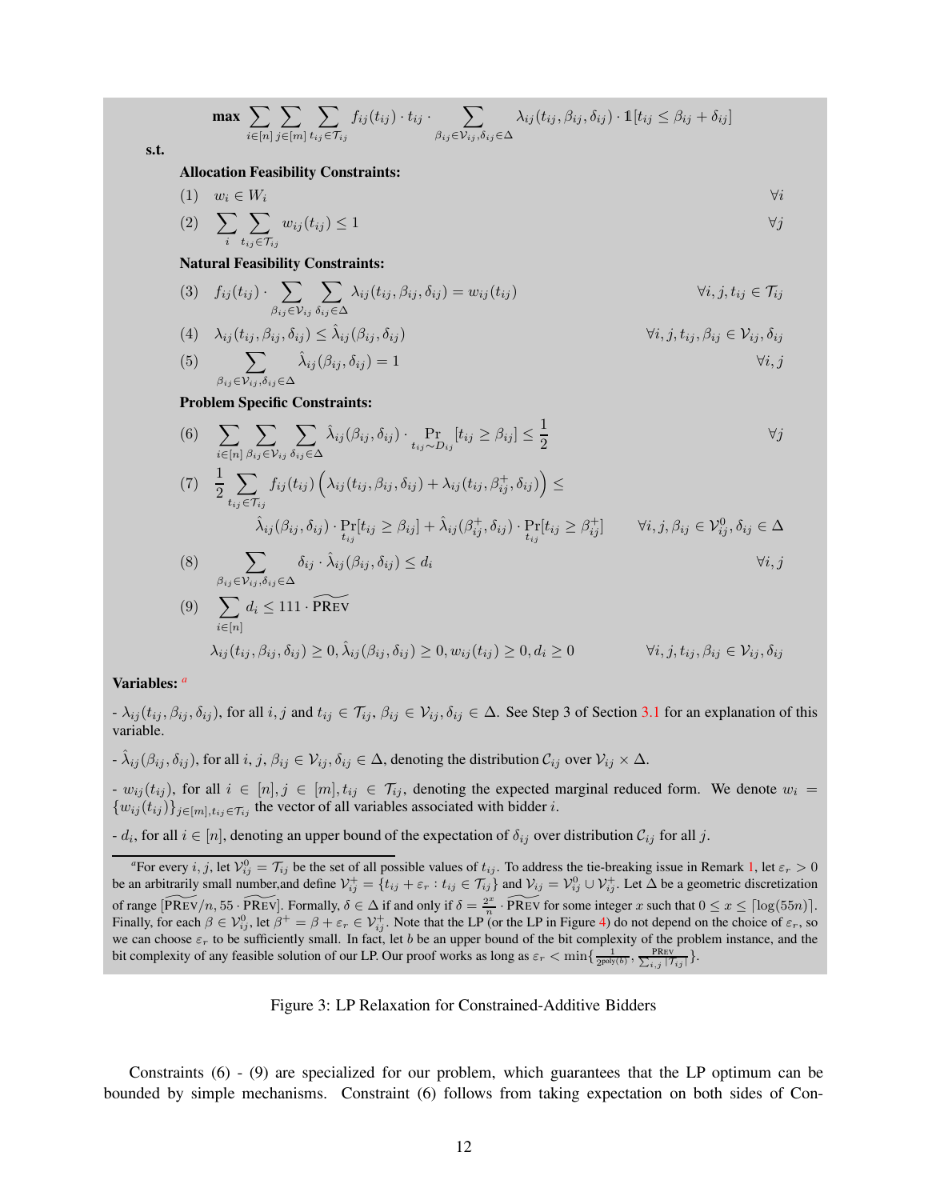$$\max \sum_{i\in[n]}\sum_{j\in[m]}\sum_{t_{ij}\in\mathcal{T}_{ij}} f_{ij}(t_{ij})\cdot t_{ij}\cdot \sum_{\beta_{ij}\in\mathcal{V}_{ij},\delta_{ij}\in\Delta} \lambda_{ij}(t_{ij},\beta_{ij},\delta_{ij})\cdot \mathbb{1}[t_{ij}\le \beta_{ij}+\delta_{ij}]$$

**s.t.**

**Allocation Feasibility Constraints:**

$$(1)\quad w_i \in W_i \qquad \forall i$$

$$(2)\quad \sum_i \sum_{t_{ij}\in\mathcal{T}_{ij}} w_{ij}(t_{ij}) \le 1 \qquad \forall j$$

**Natural Feasibility Constraints:**

$$(3)\quad f_{ij}(t_{ij})\cdot \sum_{\beta_{ij}\in\mathcal{V}_{ij}}\sum_{\delta_{ij}\in\Delta} \lambda_{ij}(t_{ij},\beta_{ij},\delta_{ij}) = w_{ij}(t_{ij}) \qquad \forall i,j,t_{ij}\in\mathcal{T}_{ij}$$

$$(4)\quad \lambda_{ij}(t_{ij},\beta_{ij},\delta_{ij}) \le \hat{\lambda}_{ij}(\beta_{ij},\delta_{ij}) \qquad \forall i,j,t_{ij},\beta_{ij}\in\mathcal{V}_{ij},\delta_{ij}$$

$$(5)\quad \sum_{\beta_{ij}\in\mathcal{V}_{ij},\delta_{ij}\in\Delta} \hat{\lambda}_{ij}(\beta_{ij},\delta_{ij}) = 1 \qquad \forall i,j$$

**Problem Specific Constraints:**

$$(6)\quad \sum_{i\in[n]}\sum_{\beta_{ij}\in\mathcal{V}_{ij}}\sum_{\delta_{ij}\in\Delta} \hat{\lambda}_{ij}(\beta_{ij},\delta_{ij})\cdot \Pr_{t_{ij}\sim D_{ij}}[t_{ij}\ge\beta_{ij}] \le \frac{1}{2} \qquad \forall j$$

$$(7)\quad \frac{1}{2}\sum_{t_{ij}\in\mathcal{T}_{ij}} f_{ij}(t_{ij})\Big(\lambda_{ij}(t_{ij},\beta_{ij},\delta_{ij}) + \lambda_{ij}(t_{ij},\beta_{ij}^+,\delta_{ij})\Big) \le \hat{\lambda}_{ij}(\beta_{ij},\delta_{ij})\cdot \Pr_{t_{ij}}[t_{ij}\ge\beta_{ij}] + \hat{\lambda}_{ij}(\beta_{ij}^+,\delta_{ij})\cdot \Pr_{t_{ij}}[t_{ij}\ge\beta_{ij}^+] \qquad \forall i,j,\beta_{ij}\in\mathcal{V}_{ij}^0,\delta_{ij}\in\Delta$$

$$(8)\quad \sum_{\beta_{ij}\in\mathcal{V}_{ij},\delta_{ij}\in\Delta} \delta_{ij}\cdot\hat{\lambda}_{ij}(\beta_{ij},\delta_{ij}) \le d_i \qquad \forall i,j$$

$$(9)\quad \sum_{i\in[n]} d_i \le 111\cdot \widetilde{\text{PREV}}$$

$$\lambda_{ij}(t_{ij},\beta_{ij},\delta_{ij})\ge 0,\ \hat{\lambda}_{ij}(\beta_{ij},\delta_{ij})\ge 0,\ w_{ij}(t_{ij})\ge 0,\ d_i\ge 0 \qquad \forall i,j,t_{ij},\beta_{ij}\in\mathcal{V}_{ij},\delta_{ij}$$

**Variables:** [a]

- $\lambda_{ij}(t_{ij},\beta_{ij},\delta_{ij})$, for all $i,j$ and $t_{ij}\in\mathcal{T}_{ij}$, $\beta_{ij}\in\mathcal{V}_{ij}$, $\delta_{ij}\in\Delta$. See Step 3 of Section 3.1 for an explanation of this variable.

- $\hat{\lambda}_{ij}(\beta_{ij},\delta_{ij})$, for all $i,j$, $\beta_{ij}\in\mathcal{V}_{ij}$, $\delta_{ij}\in\Delta$, denoting the distribution $\mathcal{C}_{ij}$ over $\mathcal{V}_{ij}\times\Delta$.

- $w_{ij}(t_{ij})$, for all $i\in[n], j\in[m], t_{ij}\in\mathcal{T}_{ij}$, denoting the expected marginal reduced form. We denote $w_i = \{w_{ij}(t_{ij})\}_{j\in[m],t_{ij}\in\mathcal{T}_{ij}}$ the vector of all variables associated with bidder $i$.

- $d_i$, for all $i\in[n]$, denoting an upper bound of the expectation of $\delta_{ij}$ over distribution $\mathcal{C}_{ij}$ for all $j$.

[a] For every $i,j$, let $\mathcal{V}_{ij}^0 = \mathcal{T}_{ij}$ be the set of all possible values of $t_{ij}$. To address the tie-breaking issue in Remark 1, let $\varepsilon_r > 0$ be an arbitrarily small number,and define $\mathcal{V}_{ij}^+ = \{t_{ij}+\varepsilon_r : t_{ij}\in\mathcal{T}_{ij}\}$ and $\mathcal{V}_{ij} = \mathcal{V}_{ij}^0\cup\mathcal{V}_{ij}^+$. Let $\Delta$ be a geometric discretization of range $[\widetilde{\text{PREV}}/n, 55\cdot\widetilde{\text{PREV}}]$. Formally, $\delta\in\Delta$ if and only if $\delta = \frac{2^x}{n}\cdot\widetilde{\text{PREV}}$ for some integer $x$ such that $0\le x\le\lceil\log(55n)\rceil$. Finally, for each $\beta\in\mathcal{V}_{ij}^0$, let $\beta^+ = \beta+\varepsilon_r\in\mathcal{V}_{ij}^+$. Note that the LP (or the LP in Figure 4) do not depend on the choice of $\varepsilon_r$, so we can choose $\varepsilon_r$ to be sufficiently small. In fact, let $b$ be an upper bound of the bit complexity of the problem instance, and the bit complexity of any feasible solution of our LP. Our proof works as long as $\varepsilon_r < \min\{\frac{1}{2^{\text{poly}(b)}}, \frac{\text{PREV}}{\sum_{i,j}|\mathcal{T}_{ij}|}\}$.

Figure 3: LP Relaxation for Constrained-Additive Bidders

Constraints (6) - (9) are specialized for our problem, which guarantees that the LP optimum can be bounded by simple mechanisms. Constraint (6) follows from taking expectation on both sides of Con-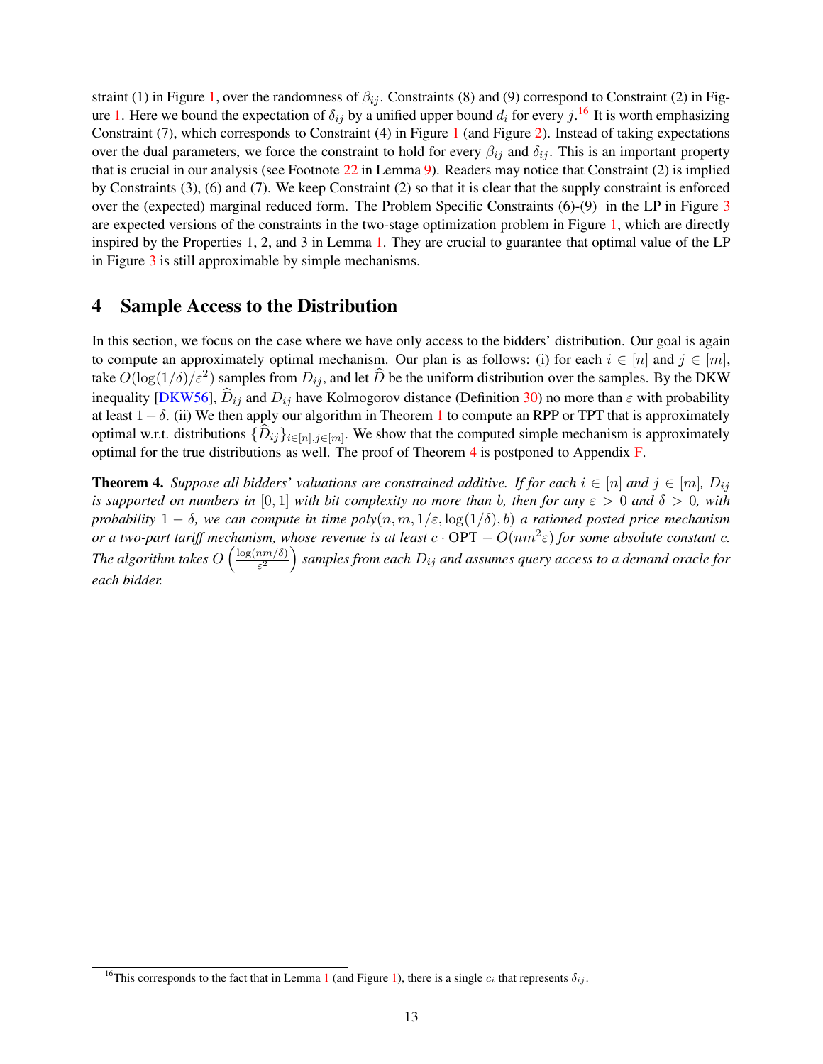straint (1) in Figure 1, over the randomness of $\beta_{ij}$. Constraints (8) and (9) correspond to Constraint (2) in Figure 1. Here we bound the expectation of $\delta_{ij}$ by a unified upper bound $d_i$ for every $j$.[16] It is worth emphasizing Constraint (7), which corresponds to Constraint (4) in Figure 1 (and Figure 2). Instead of taking expectations over the dual parameters, we force the constraint to hold for every $\beta_{ij}$ and $\delta_{ij}$. This is an important property that is crucial in our analysis (see Footnote 22 in Lemma 9). Readers may notice that Constraint (2) is implied by Constraints (3), (6) and (7). We keep Constraint (2) so that it is clear that the supply constraint is enforced over the (expected) marginal reduced form. The Problem Specific Constraints (6)-(9) in the LP in Figure 3 are expected versions of the constraints in the two-stage optimization problem in Figure 1, which are directly inspired by the Properties 1, 2, and 3 in Lemma 1. They are crucial to guarantee that optimal value of the LP in Figure 3 is still approximable by simple mechanisms.

# 4 Sample Access to the Distribution

In this section, we focus on the case where we have only access to the bidders' distribution. Our goal is again to compute an approximately optimal mechanism. Our plan is as follows: (i) for each $i \in [n]$ and $j \in [m]$, take $O(\log(1/\delta)/\varepsilon^2)$ samples from $D_{ij}$, and let $\widehat{D}$ be the uniform distribution over the samples. By the DKW inequality [DKW56], $\widehat{D}_{ij}$ and $D_{ij}$ have Kolmogorov distance (Definition 30) no more than $\varepsilon$ with probability at least $1-\delta$. (ii) We then apply our algorithm in Theorem 1 to compute an RPP or TPT that is approximately optimal w.r.t. distributions $\{\widehat{D}_{ij}\}_{i\in[n],j\in[m]}$. We show that the computed simple mechanism is approximately optimal for the true distributions as well. The proof of Theorem 4 is postponed to Appendix F.

**Theorem 4.** *Suppose all bidders' valuations are constrained additive. If for each $i \in [n]$ and $j \in [m]$, $D_{ij}$ is supported on numbers in $[0,1]$ with bit complexity no more than $b$, then for any $\varepsilon > 0$ and $\delta > 0$, with probability $1-\delta$, we can compute in time $poly(n, m, 1/\varepsilon, \log(1/\delta), b)$ a rationed posted price mechanism or a two-part tariff mechanism, whose revenue is at least $c \cdot \text{OPT} - O(nm^2\varepsilon)$ for some absolute constant $c$. The algorithm takes $O\left(\frac{\log(nm/\delta)}{\varepsilon^2}\right)$ samples from each $D_{ij}$ and assumes query access to a demand oracle for each bidder.*

[16] This corresponds to the fact that in Lemma 1 (and Figure 1), there is a single $c_i$ that represents $\delta_{ij}$.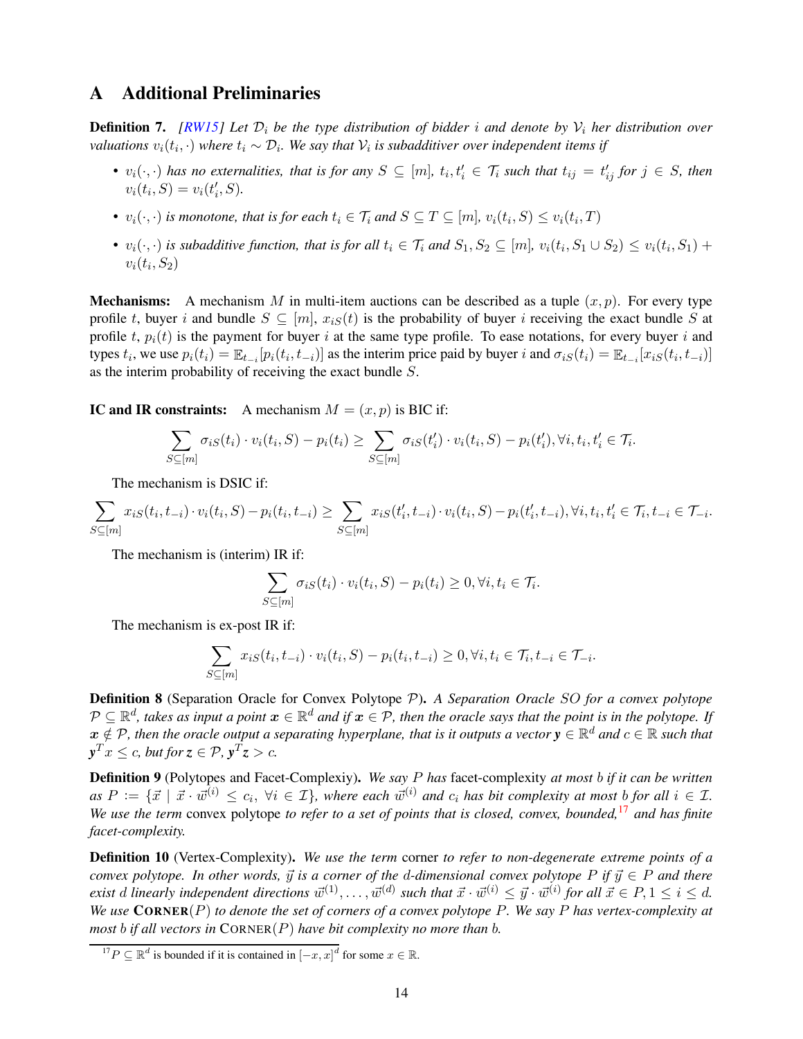# A Additional Preliminaries

**Definition 7.** *[RW15] Let $\mathcal{D}_i$ be the type distribution of bidder $i$ and denote by $\mathcal{V}_i$ her distribution over valuations $v_i(t_i, \cdot)$ where $t_i \sim \mathcal{D}_i$. We say that $\mathcal{V}_i$ is subadditiver over independent items if*

- *$v_i(\cdot, \cdot)$ has no externalities, that is for any $S \subseteq [m]$, $t_i, t_i' \in \mathcal{T}_i$ such that $t_{ij} = t_{ij}'$ for $j \in S$, then $v_i(t_i, S) = v_i(t_i', S)$.*
- *$v_i(\cdot, \cdot)$ is monotone, that is for each $t_i \in \mathcal{T}_i$ and $S \subseteq T \subseteq [m]$, $v_i(t_i, S) \leq v_i(t_i, T)$*
- *$v_i(\cdot, \cdot)$ is subadditive function, that is for all $t_i \in \mathcal{T}_i$ and $S_1, S_2 \subseteq [m]$, $v_i(t_i, S_1 \cup S_2) \leq v_i(t_i, S_1) + v_i(t_i, S_2)$*

**Mechanisms:** A mechanism $M$ in multi-item auctions can be described as a tuple $(x, p)$. For every type profile $t$, buyer $i$ and bundle $S \subseteq [m]$, $x_{iS}(t)$ is the probability of buyer $i$ receiving the exact bundle $S$ at profile $t$, $p_i(t)$ is the payment for buyer $i$ at the same type profile. To ease notations, for every buyer $i$ and types $t_i$, we use $p_i(t_i) = \mathbb{E}_{t_{-i}}[p_i(t_i, t_{-i})]$ as the interim price paid by buyer $i$ and $\sigma_{iS}(t_i) = \mathbb{E}_{t_{-i}}[x_{iS}(t_i, t_{-i})]$ as the interim probability of receiving the exact bundle $S$.

**IC and IR constraints:** A mechanism $M = (x, p)$ is BIC if:

$$\sum_{S \subseteq [m]} \sigma_{iS}(t_i) \cdot v_i(t_i, S) - p_i(t_i) \geq \sum_{S \subseteq [m]} \sigma_{iS}(t_i') \cdot v_i(t_i, S) - p_i(t_i'), \forall i, t_i, t_i' \in \mathcal{T}_i.$$

The mechanism is DSIC if:

$$\sum_{S \subseteq [m]} x_{iS}(t_i, t_{-i}) \cdot v_i(t_i, S) - p_i(t_i, t_{-i}) \geq \sum_{S \subseteq [m]} x_{iS}(t_i', t_{-i}) \cdot v_i(t_i, S) - p_i(t_i', t_{-i}), \forall i, t_i, t_i' \in \mathcal{T}_i, t_{-i} \in \mathcal{T}_{-i}.$$

The mechanism is (interim) IR if:

$$\sum_{S \subseteq [m]} \sigma_{iS}(t_i) \cdot v_i(t_i, S) - p_i(t_i) \geq 0, \forall i, t_i \in \mathcal{T}_i.$$

The mechanism is ex-post IR if:

$$\sum_{S \subseteq [m]} x_{iS}(t_i, t_{-i}) \cdot v_i(t_i, S) - p_i(t_i, t_{-i}) \geq 0, \forall i, t_i \in \mathcal{T}_i, t_{-i} \in \mathcal{T}_{-i}.$$

**Definition 8** (Separation Oracle for Convex Polytope $\mathcal{P}$)**.** *A Separation Oracle $SO$ for a convex polytope $\mathcal{P} \subseteq \mathbb{R}^d$, takes as input a point $\boldsymbol{x} \in \mathbb{R}^d$ and if $\boldsymbol{x} \in \mathcal{P}$, then the oracle says that the point is in the polytope. If $\boldsymbol{x} \notin \mathcal{P}$, then the oracle output a separating hyperplane, that is it outputs a vector $\boldsymbol{y} \in \mathbb{R}^d$ and $c \in \mathbb{R}$ such that $\boldsymbol{y}^T x \leq c$, but for $\boldsymbol{z} \in \mathcal{P}$, $\boldsymbol{y}^T \boldsymbol{z} > c$.*

**Definition 9** (Polytopes and Facet-Complexiy)**.** *We say $P$ has* facet-complexity *at most $b$ if it can be written as $P := \{\vec{x} \mid \vec{x} \cdot \vec{w}^{(i)} \leq c_i, \ \forall i \in \mathcal{I}\}$, where each $\vec{w}^{(i)}$ and $c_i$ has bit complexity at most $b$ for all $i \in \mathcal{I}$. We use the term* convex polytope *to refer to a set of points that is closed, convex, bounded,[17] and has finite facet-complexity.*

**Definition 10** (Vertex-Complexity)**.** *We use the term* corner *to refer to non-degenerate extreme points of a convex polytope. In other words, $\vec{y}$ is a corner of the $d$-dimensional convex polytope $P$ if $\vec{y} \in P$ and there exist $d$ linearly independent directions $\vec{w}^{(1)}, \ldots, \vec{w}^{(d)}$ such that $\vec{x} \cdot \vec{w}^{(i)} \leq \vec{y} \cdot \vec{w}^{(i)}$ for all $\vec{x} \in P, 1 \leq i \leq d$. We use* **CORNER**$(P)$ *to denote the set of corners of a convex polytope $P$. We say $P$ has vertex-complexity at most $b$ if all vectors in* CORNER$(P)$ *have bit complexity no more than $b$.*

[17] $P \subseteq \mathbb{R}^d$ is bounded if it is contained in $[-x, x]^d$ for some $x \in \mathbb{R}$.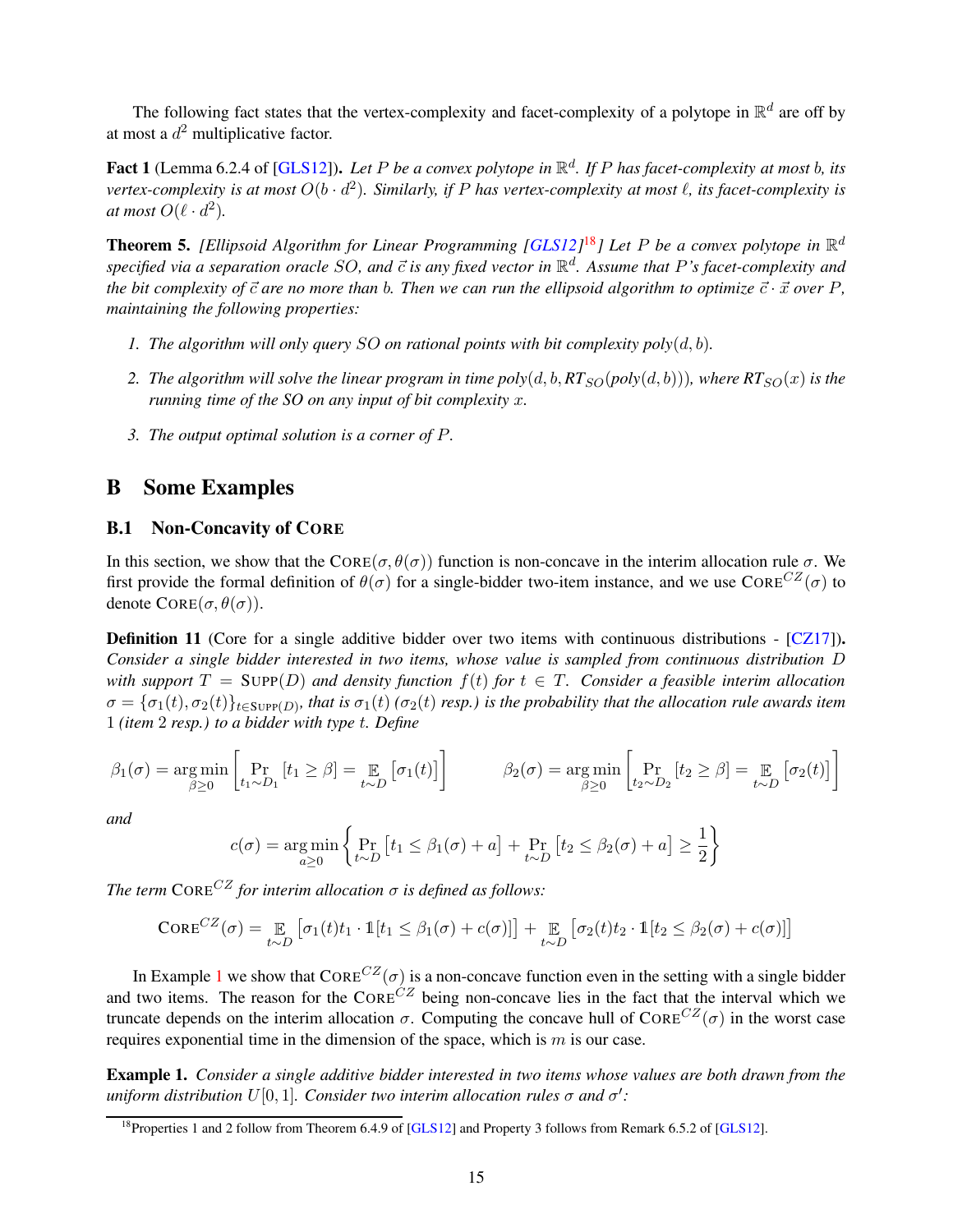The following fact states that the vertex-complexity and facet-complexity of a polytope in $\mathbb{R}^d$ are off by at most a $d^2$ multiplicative factor.

**Fact 1** (Lemma 6.2.4 of [GLS12])**.** *Let $P$ be a convex polytope in $\mathbb{R}^d$. If $P$ has facet-complexity at most $b$, its vertex-complexity is at most $O(b \cdot d^2)$. Similarly, if $P$ has vertex-complexity at most $\ell$, its facet-complexity is at most $O(\ell \cdot d^2)$.*

**Theorem 5.** *[Ellipsoid Algorithm for Linear Programming [GLS12][18]] Let $P$ be a convex polytope in $\mathbb{R}^d$ specified via a separation oracle $SO$, and $\vec{c}$ is any fixed vector in $\mathbb{R}^d$. Assume that $P$'s facet-complexity and the bit complexity of $\vec{c}$ are no more than $b$. Then we can run the ellipsoid algorithm to optimize $\vec{c} \cdot \vec{x}$ over $P$, maintaining the following properties:*

1. *The algorithm will only query $SO$ on rational points with bit complexity $poly(d, b)$.*
2. *The algorithm will solve the linear program in time $poly(d, b, RT_{SO}(poly(d, b)))$, where $RT_{SO}(x)$ is the running time of the $SO$ on any input of bit complexity $x$.*
3. *The output optimal solution is a corner of $P$.*

# B Some Examples

## B.1 Non-Concavity of Core

In this section, we show that the $\textsc{Core}(\sigma, \theta(\sigma))$ function is non-concave in the interim allocation rule $\sigma$. We first provide the formal definition of $\theta(\sigma)$ for a single-bidder two-item instance, and we use $\textsc{Core}^{CZ}(\sigma)$ to denote $\textsc{Core}(\sigma, \theta(\sigma))$.

**Definition 11** (Core for a single additive bidder over two items with continuous distributions - [CZ17])**.** *Consider a single bidder interested in two items, whose value is sampled from continuous distribution $D$ with support $T = \textsc{Supp}(D)$ and density function $f(t)$ for $t \in T$. Consider a feasible interim allocation $\sigma = \{\sigma_1(t), \sigma_2(t)\}_{t \in \textsc{Supp}(D)}$, that is $\sigma_1(t)$ ($\sigma_2(t)$ resp.) is the probability that the allocation rule awards item 1 (item 2 resp.) to a bidder with type $t$. Define*

$$\beta_1(\sigma) = \operatorname*{arg\,min}_{\beta \geq 0} \left[ \Pr_{t_1 \sim D_1}[t_1 \geq \beta] = \mathbb{E}_{t \sim D}[\sigma_1(t)] \right] \qquad \beta_2(\sigma) = \operatorname*{arg\,min}_{\beta \geq 0} \left[ \Pr_{t_2 \sim D_2}[t_2 \geq \beta] = \mathbb{E}_{t \sim D}[\sigma_2(t)] \right]$$

*and*

$$c(\sigma) = \operatorname*{arg\,min}_{a \geq 0} \left\{ \Pr_{t \sim D}\left[t_1 \leq \beta_1(\sigma) + a\right] + \Pr_{t \sim D}\left[t_2 \leq \beta_2(\sigma) + a\right] \geq \frac{1}{2} \right\}$$

*The term $\textsc{Core}^{CZ}$ for interim allocation $\sigma$ is defined as follows:*

$$\textsc{Core}^{CZ}(\sigma) = \mathbb{E}_{t \sim D}\left[\sigma_1(t) t_1 \cdot \mathbb{1}[t_1 \leq \beta_1(\sigma) + c(\sigma)]\right] + \mathbb{E}_{t \sim D}\left[\sigma_2(t) t_2 \cdot \mathbb{1}[t_2 \leq \beta_2(\sigma) + c(\sigma)]\right]$$

In Example 1 we show that $\textsc{Core}^{CZ}(\sigma)$ is a non-concave function even in the setting with a single bidder and two items. The reason for the $\textsc{Core}^{CZ}$ being non-concave lies in the fact that the interval which we truncate depends on the interim allocation $\sigma$. Computing the concave hull of $\textsc{Core}^{CZ}(\sigma)$ in the worst case requires exponential time in the dimension of the space, which is $m$ is our case.

**Example 1.** *Consider a single additive bidder interested in two items whose values are both drawn from the uniform distribution $U[0, 1]$. Consider two interim allocation rules $\sigma$ and $\sigma'$:*

[18] Properties 1 and 2 follow from Theorem 6.4.9 of [GLS12] and Property 3 follows from Remark 6.5.2 of [GLS12].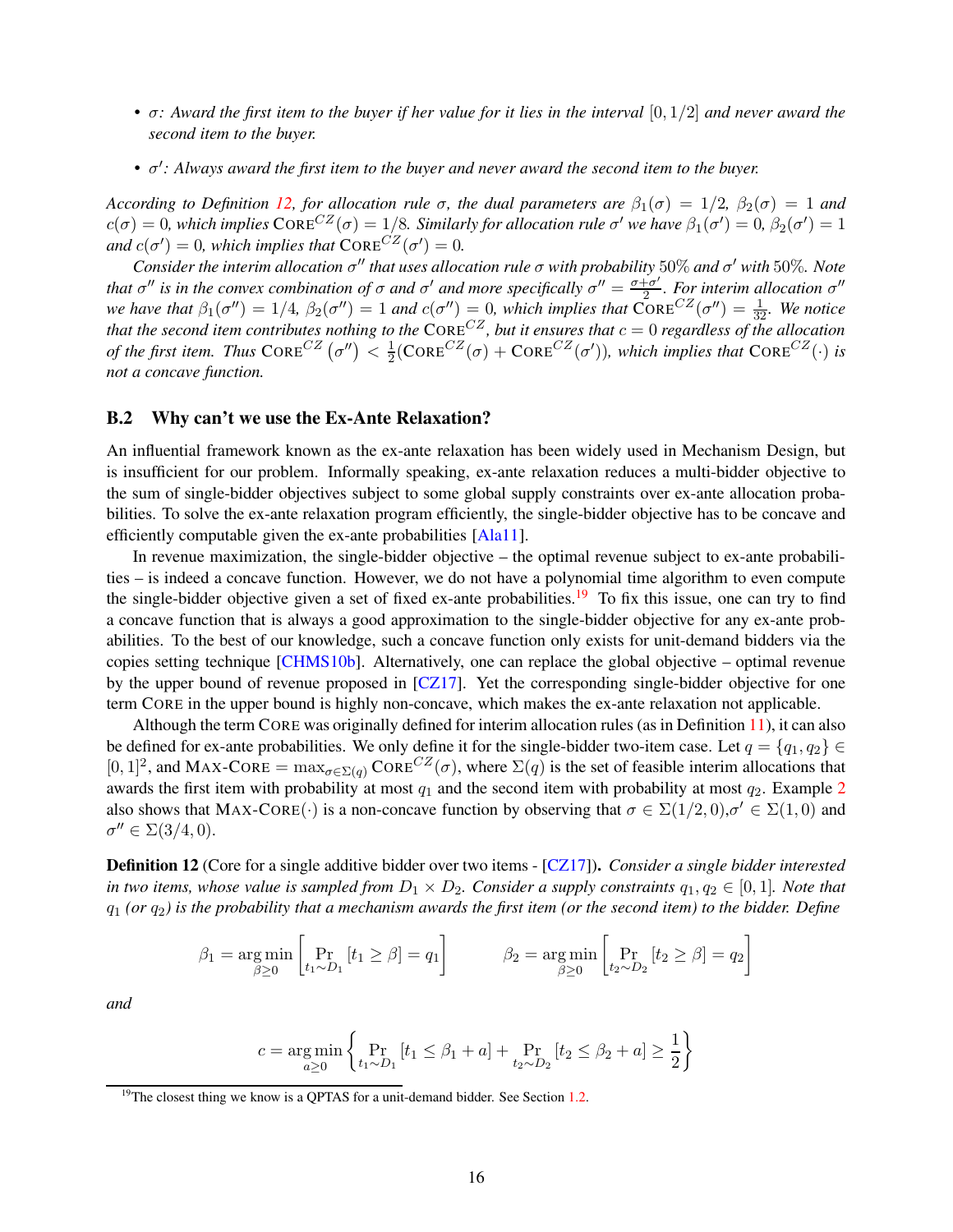- *$\sigma$: Award the first item to the buyer if her value for it lies in the interval $[0, 1/2]$ and never award the second item to the buyer.*
- *$\sigma'$: Always award the first item to the buyer and never award the second item to the buyer.*

*According to Definition 12, for allocation rule $\sigma$, the dual parameters are $\beta_1(\sigma) = 1/2$, $\beta_2(\sigma) = 1$ and $c(\sigma) = 0$, which implies $\text{CORE}^{CZ}(\sigma) = 1/8$. Similarly for allocation rule $\sigma'$ we have $\beta_1(\sigma') = 0$, $\beta_2(\sigma') = 1$ and $c(\sigma') = 0$, which implies that $\text{CORE}^{CZ}(\sigma') = 0$.*

*Consider the interim allocation $\sigma''$ that uses allocation rule $\sigma$ with probability 50% and $\sigma'$ with 50%. Note that $\sigma''$ is in the convex combination of $\sigma$ and $\sigma'$ and more specifically $\sigma'' = \frac{\sigma+\sigma'}{2}$. For interim allocation $\sigma''$ we have that $\beta_1(\sigma'') = 1/4$, $\beta_2(\sigma'') = 1$ and $c(\sigma'') = 0$, which implies that $\text{CORE}^{CZ}(\sigma'') = \frac{1}{32}$. We notice that the second item contributes nothing to the $\text{CORE}^{CZ}$, but it ensures that $c = 0$ regardless of the allocation of the first item. Thus $\text{CORE}^{CZ}(\sigma'') < \frac{1}{2}(\text{CORE}^{CZ}(\sigma) + \text{CORE}^{CZ}(\sigma'))$, which implies that $\text{CORE}^{CZ}(\cdot)$ is not a concave function.*

## B.2 Why can't we use the Ex-Ante Relaxation?

An influential framework known as the ex-ante relaxation has been widely used in Mechanism Design, but is insufficient for our problem. Informally speaking, ex-ante relaxation reduces a multi-bidder objective to the sum of single-bidder objectives subject to some global supply constraints over ex-ante allocation probabilities. To solve the ex-ante relaxation program efficiently, the single-bidder objective has to be concave and efficiently computable given the ex-ante probabilities [Ala11].

In revenue maximization, the single-bidder objective – the optimal revenue subject to ex-ante probabilities – is indeed a concave function. However, we do not have a polynomial time algorithm to even compute the single-bidder objective given a set of fixed ex-ante probabilities.[19] To fix this issue, one can try to find a concave function that is always a good approximation to the single-bidder objective for any ex-ante probabilities. To the best of our knowledge, such a concave function only exists for unit-demand bidders via the copies setting technique [CHMS10b]. Alternatively, one can replace the global objective – optimal revenue by the upper bound of revenue proposed in [CZ17]. Yet the corresponding single-bidder objective for one term CORE in the upper bound is highly non-concave, which makes the ex-ante relaxation not applicable.

Although the term CORE was originally defined for interim allocation rules (as in Definition 11), it can also be defined for ex-ante probabilities. We only define it for the single-bidder two-item case. Let $q = \{q_1, q_2\} \in [0,1]^2$, and $\text{MAX-CORE} = \max_{\sigma \in \Sigma(q)} \text{CORE}^{CZ}(\sigma)$, where $\Sigma(q)$ is the set of feasible interim allocations that awards the first item with probability at most $q_1$ and the second item with probability at most $q_2$. Example 2 also shows that $\text{MAX-CORE}(\cdot)$ is a non-concave function by observing that $\sigma \in \Sigma(1/2, 0)$, $\sigma' \in \Sigma(1, 0)$ and $\sigma'' \in \Sigma(3/4, 0)$.

**Definition 12** (Core for a single additive bidder over two items - [CZ17])**.** *Consider a single bidder interested in two items, whose value is sampled from $D_1 \times D_2$. Consider a supply constraints $q_1, q_2 \in [0,1]$. Note that $q_1$ (or $q_2$) is the probability that a mechanism awards the first item (or the second item) to the bidder. Define*

$$\beta_1 = \arg\min_{\beta \geq 0} \left[ \Pr_{t_1 \sim D_1} [t_1 \geq \beta] = q_1 \right] \qquad \beta_2 = \arg\min_{\beta \geq 0} \left[ \Pr_{t_2 \sim D_2} [t_2 \geq \beta] = q_2 \right]$$

*and*

$$c = \arg\min_{a \geq 0} \left\{ \Pr_{t_1 \sim D_1} [t_1 \leq \beta_1 + a] + \Pr_{t_2 \sim D_2} [t_2 \leq \beta_2 + a] \geq \frac{1}{2} \right\}$$

[19] The closest thing we know is a QPTAS for a unit-demand bidder. See Section 1.2.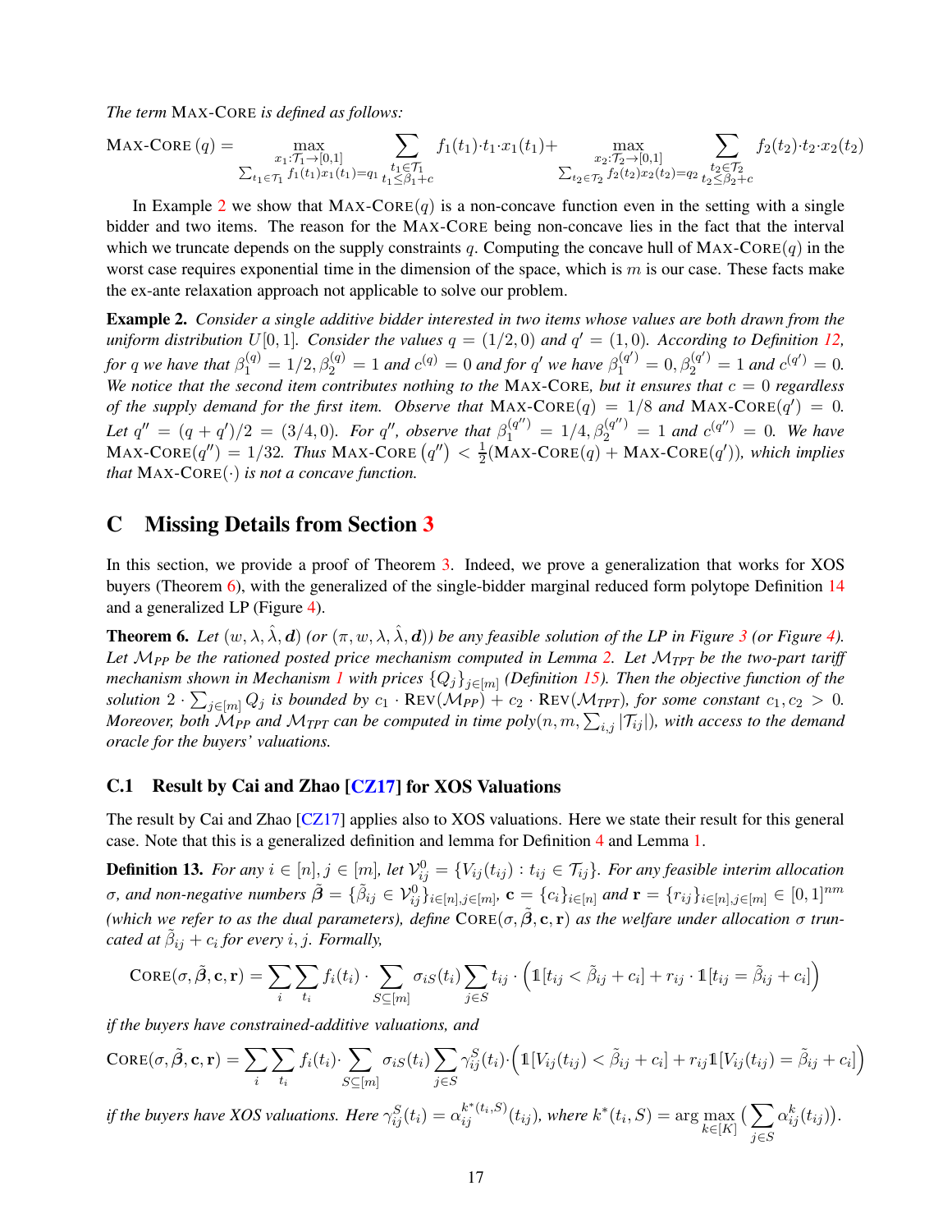*The term* Max-Core *is defined as follows:*

$$\textsc{Max-Core}\,(q) = \max_{\substack{x_1:\mathcal{T}_1\to[0,1] \\ \sum_{t_1\in\mathcal{T}_1} f_1(t_1)x_1(t_1)=q_1}} \sum_{\substack{t_1\in\mathcal{T}_1 \\ t_1\le\beta_1+c}} f_1(t_1)\cdot t_1\cdot x_1(t_1) + \max_{\substack{x_2:\mathcal{T}_2\to[0,1] \\ \sum_{t_2\in\mathcal{T}_2} f_2(t_2)x_2(t_2)=q_2}} \sum_{\substack{t_2\in\mathcal{T}_2 \\ t_2\le\beta_2+c}} f_2(t_2)\cdot t_2\cdot x_2(t_2)$$

In Example 2 we show that $\textsc{Max-Core}(q)$ is a non-concave function even in the setting with a single bidder and two items. The reason for the Max-Core being non-concave lies in the fact that the interval which we truncate depends on the supply constraints $q$. Computing the concave hull of $\textsc{Max-Core}(q)$ in the worst case requires exponential time in the dimension of the space, which is $m$ is our case. These facts make the ex-ante relaxation approach not applicable to solve our problem.

**Example 2.** *Consider a single additive bidder interested in two items whose values are both drawn from the uniform distribution $U[0,1]$. Consider the values $q = (1/2, 0)$ and $q' = (1, 0)$. According to Definition 12, for $q$ we have that $\beta_1^{(q)} = 1/2, \beta_2^{(q)} = 1$ and $c^{(q)} = 0$ and for $q'$ we have $\beta_1^{(q')} = 0, \beta_2^{(q')} = 1$ and $c^{(q')} = 0$. We notice that the second item contributes nothing to the* Max-Core*, but it ensures that $c = 0$ regardless of the supply demand for the first item. Observe that $\textsc{Max-Core}(q) = 1/8$ and $\textsc{Max-Core}(q') = 0$. Let $q'' = (q + q')/2 = (3/4, 0)$. For $q''$, observe that $\beta_1^{(q'')} = 1/4, \beta_2^{(q'')} = 1$ and $c^{(q'')} = 0$. We have $\textsc{Max-Core}(q'') = 1/32$. Thus $\textsc{Max-Core}\left(q''\right) < \frac{1}{2}(\textsc{Max-Core}(q) + \textsc{Max-Core}(q'))$, which implies that $\textsc{Max-Core}(\cdot)$ is not a concave function.*

## C Missing Details from Section 3

In this section, we provide a proof of Theorem 3. Indeed, we prove a generalization that works for XOS buyers (Theorem 6), with the generalized of the single-bidder marginal reduced form polytope Definition 14 and a generalized LP (Figure 4).

**Theorem 6.** *Let $(w, \lambda, \hat{\lambda}, \boldsymbol{d})$ (or $(\pi, w, \lambda, \hat{\lambda}, \boldsymbol{d})$) be any feasible solution of the LP in Figure 3 (or Figure 4). Let $\mathcal{M}_{PP}$ be the rationed posted price mechanism computed in Lemma 2. Let $\mathcal{M}_{TPT}$ be the two-part tariff mechanism shown in Mechanism 1 with prices $\{Q_j\}_{j\in[m]}$ (Definition 15). Then the objective function of the solution $2\cdot\sum_{j\in[m]} Q_j$ is bounded by $c_1 \cdot \textsc{Rev}(\mathcal{M}_{PP}) + c_2 \cdot \textsc{Rev}(\mathcal{M}_{TPT})$, for some constant $c_1, c_2 > 0$. Moreover, both $\mathcal{M}_{PP}$ and $\mathcal{M}_{TPT}$ can be computed in time $poly(n, m, \sum_{i,j}|\mathcal{T}_{ij}|)$, with access to the demand oracle for the buyers' valuations.*

### C.1 Result by Cai and Zhao [CZ17] for XOS Valuations

The result by Cai and Zhao [CZ17] applies also to XOS valuations. Here we state their result for this general case. Note that this is a generalized definition and lemma for Definition 4 and Lemma 1.

**Definition 13.** *For any $i \in [n], j \in [m]$, let $\mathcal{V}_{ij}^0 = \{V_{ij}(t_{ij}) : t_{ij} \in \mathcal{T}_{ij}\}$. For any feasible interim allocation $\sigma$, and non-negative numbers $\tilde{\boldsymbol{\beta}} = \{\tilde{\beta}_{ij} \in \mathcal{V}_{ij}^0\}_{i\in[n], j\in[m]}$, $\mathbf{c} = \{c_i\}_{i\in[n]}$ and $\mathbf{r} = \{r_{ij}\}_{i\in[n], j\in[m]} \in [0,1]^{nm}$ (which we refer to as the dual parameters), define $\textsc{Core}(\sigma, \tilde{\boldsymbol{\beta}}, \mathbf{c}, \mathbf{r})$ as the welfare under allocation $\sigma$ truncated at $\tilde{\beta}_{ij} + c_i$ for every $i, j$. Formally,*

$$\textsc{Core}(\sigma, \tilde{\boldsymbol{\beta}}, \mathbf{c}, \mathbf{r}) = \sum_i \sum_{t_i} f_i(t_i) \cdot \sum_{S\subseteq[m]} \sigma_{iS}(t_i) \sum_{j\in S} t_{ij} \cdot \left(\mathbb{1}[t_{ij} < \tilde{\beta}_{ij} + c_i] + r_{ij} \cdot \mathbb{1}[t_{ij} = \tilde{\beta}_{ij} + c_i]\right)$$

*if the buyers have constrained-additive valuations, and*

$$\textsc{Core}(\sigma, \tilde{\boldsymbol{\beta}}, \mathbf{c}, \mathbf{r}) = \sum_i \sum_{t_i} f_i(t_i) \cdot \sum_{S\subseteq[m]} \sigma_{iS}(t_i) \sum_{j\in S} \gamma_{ij}^S(t_i) \cdot \left(\mathbb{1}[V_{ij}(t_{ij}) < \tilde{\beta}_{ij} + c_i] + r_{ij}\mathbb{1}[V_{ij}(t_{ij}) = \tilde{\beta}_{ij} + c_i]\right)$$

*if the buyers have XOS valuations. Here $\gamma_{ij}^S(t_i) = \alpha_{ij}^{k^*(t_i,S)}(t_{ij})$, where $k^*(t_i, S) = \arg\max_{k\in[K]} \left(\sum_{j\in S} \alpha_{ij}^k(t_{ij})\right)$.*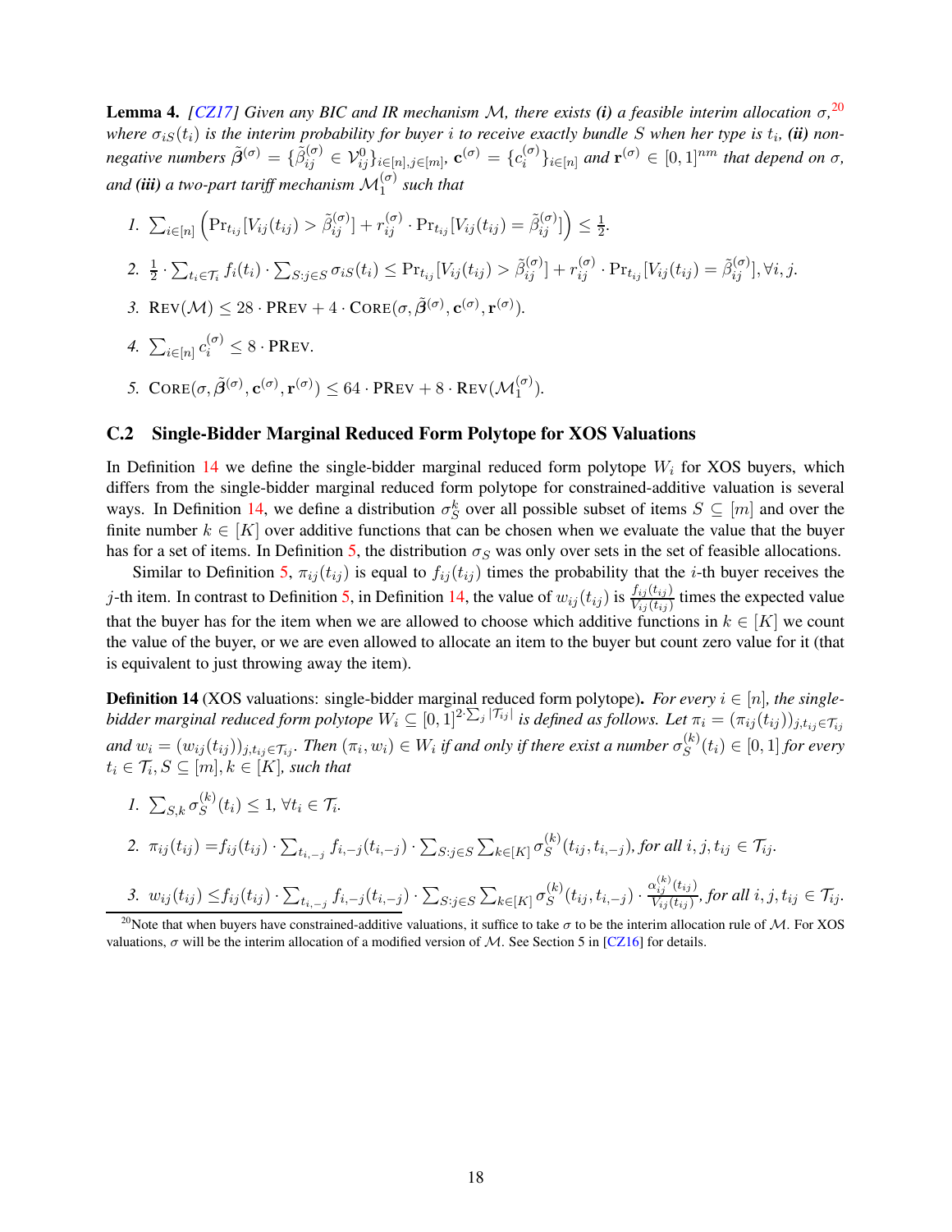**Lemma 4.** *[CZ17] Given any BIC and IR mechanism $\mathcal{M}$, there exists **(i)** a feasible interim allocation $\sigma$,*[20] *where $\sigma_{iS}(t_i)$ is the interim probability for buyer $i$ to receive exactly bundle $S$ when her type is $t_i$, **(ii)** non-negative numbers $\tilde{\boldsymbol{\beta}}^{(\sigma)} = \{\tilde{\beta}_{ij}^{(\sigma)} \in \mathcal{V}_{ij}^{0}\}_{i\in[n],j\in[m]}$, $\mathbf{c}^{(\sigma)} = \{c_i^{(\sigma)}\}_{i\in[n]}$ and $\mathbf{r}^{(\sigma)} \in [0,1]^{nm}$ that depend on $\sigma$, and **(iii)** a two-part tariff mechanism $\mathcal{M}_1^{(\sigma)}$ such that*

1. $\sum_{i\in[n]}\left(\Pr_{t_{ij}}[V_{ij}(t_{ij}) > \tilde{\beta}_{ij}^{(\sigma)}] + r_{ij}^{(\sigma)} \cdot \Pr_{t_{ij}}[V_{ij}(t_{ij}) = \tilde{\beta}_{ij}^{(\sigma)}]\right) \leq \frac{1}{2}$.
2. $\frac{1}{2} \cdot \sum_{t_i \in \mathcal{T}_i} f_i(t_i) \cdot \sum_{S: j\in S} \sigma_{iS}(t_i) \leq \Pr_{t_{ij}}[V_{ij}(t_{ij}) > \tilde{\beta}_{ij}^{(\sigma)}] + r_{ij}^{(\sigma)} \cdot \Pr_{t_{ij}}[V_{ij}(t_{ij}) = \tilde{\beta}_{ij}^{(\sigma)}], \forall i, j$.
3. $\text{REV}(\mathcal{M}) \leq 28 \cdot \text{PREV} + 4 \cdot \text{CORE}(\sigma, \tilde{\boldsymbol{\beta}}^{(\sigma)}, \mathbf{c}^{(\sigma)}, \mathbf{r}^{(\sigma)})$.
4. $\sum_{i\in[n]} c_i^{(\sigma)} \leq 8 \cdot \text{PREV}$.
5. $\text{CORE}(\sigma, \tilde{\boldsymbol{\beta}}^{(\sigma)}, \mathbf{c}^{(\sigma)}, \mathbf{r}^{(\sigma)}) \leq 64 \cdot \text{PREV} + 8 \cdot \text{REV}(\mathcal{M}_1^{(\sigma)})$.

## C.2 Single-Bidder Marginal Reduced Form Polytope for XOS Valuations

In Definition 14 we define the single-bidder marginal reduced form polytope $W_i$ for XOS buyers, which differs from the single-bidder marginal reduced form polytope for constrained-additive valuation is several ways. In Definition 14, we define a distribution $\sigma_S^k$ over all possible subset of items $S \subseteq [m]$ and over the finite number $k \in [K]$ over additive functions that can be chosen when we evaluate the value that the buyer has for a set of items. In Definition 5, the distribution $\sigma_S$ was only over sets in the set of feasible allocations.

Similar to Definition 5, $\pi_{ij}(t_{ij})$ is equal to $f_{ij}(t_{ij})$ times the probability that the $i$-th buyer receives the $j$-th item. In contrast to Definition 5, in Definition 14, the value of $w_{ij}(t_{ij})$ is $\frac{f_{ij}(t_{ij})}{V_{ij}(t_{ij})}$ times the expected value that the buyer has for the item when we are allowed to choose which additive functions in $k \in [K]$ we count the value of the buyer, or we are even allowed to allocate an item to the buyer but count zero value for it (that is equivalent to just throwing away the item).

**Definition 14** (XOS valuations: single-bidder marginal reduced form polytope)**.** *For every $i \in [n]$, the single-bidder marginal reduced form polytope $W_i \subseteq [0,1]^{2\cdot\sum_j |\mathcal{T}_{ij}|}$ is defined as follows. Let $\pi_i = (\pi_{ij}(t_{ij}))_{j,t_{ij}\in\mathcal{T}_{ij}}$ and $w_i = (w_{ij}(t_{ij}))_{j,t_{ij}\in\mathcal{T}_{ij}}$. Then $(\pi_i, w_i) \in W_i$ if and only if there exist a number $\sigma_S^{(k)}(t_i) \in [0,1]$ for every $t_i \in \mathcal{T}_i, S \subseteq [m], k \in [K]$, such that*

1. $\sum_{S,k} \sigma_S^{(k)}(t_i) \leq 1$, $\forall t_i \in \mathcal{T}_i$.
2. $\pi_{ij}(t_{ij}) = f_{ij}(t_{ij}) \cdot \sum_{t_{i,-j}} f_{i,-j}(t_{i,-j}) \cdot \sum_{S: j\in S}\sum_{k\in[K]} \sigma_S^{(k)}(t_{ij}, t_{i,-j})$*, for all $i, j, t_{ij} \in \mathcal{T}_{ij}$.*
3. $w_{ij}(t_{ij}) \leq f_{ij}(t_{ij}) \cdot \sum_{t_{i,-j}} f_{i,-j}(t_{i,-j}) \cdot \sum_{S: j\in S}\sum_{k\in[K]} \sigma_S^{(k)}(t_{ij}, t_{i,-j}) \cdot \frac{\alpha_{ij}^{(k)}(t_{ij})}{V_{ij}(t_{ij})}$*, for all $i, j, t_{ij} \in \mathcal{T}_{ij}$.*

[20] Note that when buyers have constrained-additive valuations, it suffice to take $\sigma$ to be the interim allocation rule of $\mathcal{M}$. For XOS valuations, $\sigma$ will be the interim allocation of a modified version of $\mathcal{M}$. See Section 5 in [CZ16] for details.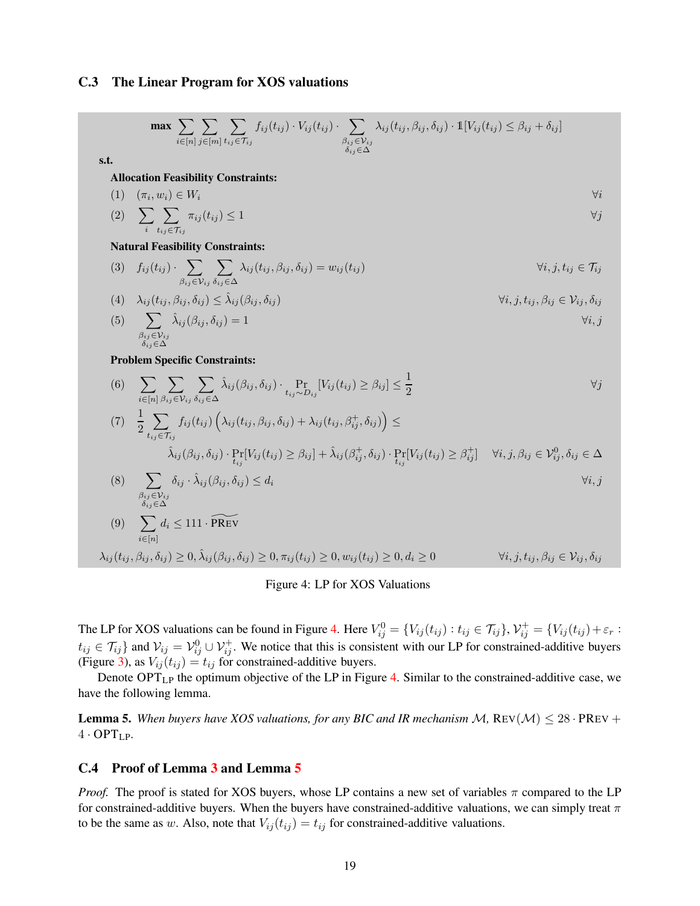### C.3 The Linear Program for XOS valuations

$$
\max \sum_{i\in[n]}\sum_{j\in[m]}\sum_{t_{ij}\in\mathcal{T}_{ij}} f_{ij}(t_{ij})\cdot V_{ij}(t_{ij})\cdot \sum_{\substack{\beta_{ij}\in\mathcal{V}_{ij}\\ \delta_{ij}\in\Delta}} \lambda_{ij}(t_{ij},\beta_{ij},\delta_{ij})\cdot \mathbb{1}[V_{ij}(t_{ij})\le \beta_{ij}+\delta_{ij}]
$$

**s.t.**

**Allocation Feasibility Constraints:**

$$
(1)\quad (\pi_i, w_i)\in W_i \qquad \forall i
$$

$$
(2)\quad \sum_i \sum_{t_{ij}\in\mathcal{T}_{ij}} \pi_{ij}(t_{ij})\le 1 \qquad \forall j
$$

**Natural Feasibility Constraints:**

$$
(3)\quad f_{ij}(t_{ij})\cdot \sum_{\beta_{ij}\in\mathcal{V}_{ij}}\sum_{\delta_{ij}\in\Delta}\lambda_{ij}(t_{ij},\beta_{ij},\delta_{ij}) = w_{ij}(t_{ij}) \qquad \forall i,j,t_{ij}\in\mathcal{T}_{ij}
$$

$$
(4)\quad \lambda_{ij}(t_{ij},\beta_{ij},\delta_{ij})\le \hat{\lambda}_{ij}(\beta_{ij},\delta_{ij}) \qquad \forall i,j,t_{ij},\beta_{ij}\in\mathcal{V}_{ij},\delta_{ij}
$$

$$
(5)\quad \sum_{\substack{\beta_{ij}\in\mathcal{V}_{ij}\\ \delta_{ij}\in\Delta}} \hat{\lambda}_{ij}(\beta_{ij},\delta_{ij}) = 1 \qquad \forall i,j
$$

**Problem Specific Constraints:**

$$
(6)\quad \sum_{i\in[n]}\sum_{\beta_{ij}\in\mathcal{V}_{ij}}\sum_{\delta_{ij}\in\Delta}\hat{\lambda}_{ij}(\beta_{ij},\delta_{ij})\cdot \Pr_{t_{ij}\sim D_{ij}}[V_{ij}(t_{ij})\ge\beta_{ij}]\le \frac{1}{2} \qquad \forall j
$$

$$
(7)\quad \frac{1}{2}\sum_{t_{ij}\in\mathcal{T}_{ij}} f_{ij}(t_{ij})\left(\lambda_{ij}(t_{ij},\beta_{ij},\delta_{ij})+\lambda_{ij}(t_{ij},\beta^+_{ij},\delta_{ij})\right)\le
$$
$$
\hat{\lambda}_{ij}(\beta_{ij},\delta_{ij})\cdot \Pr_{t_{ij}}[V_{ij}(t_{ij})\ge\beta_{ij}] + \hat{\lambda}_{ij}(\beta^+_{ij},\delta_{ij})\cdot \Pr_{t_{ij}}[V_{ij}(t_{ij})\ge\beta^+_{ij}] \quad \forall i,j,\beta_{ij}\in\mathcal{V}^0_{ij},\delta_{ij}\in\Delta
$$

$$
(8)\quad \sum_{\substack{\beta_{ij}\in\mathcal{V}_{ij}\\ \delta_{ij}\in\Delta}} \delta_{ij}\cdot\hat{\lambda}_{ij}(\beta_{ij},\delta_{ij})\le d_i \qquad \forall i,j
$$

$$
(9)\quad \sum_{i\in[n]} d_i \le 111\cdot \widetilde{\text{PREV}}
$$

$$
\lambda_{ij}(t_{ij},\beta_{ij},\delta_{ij})\ge 0, \hat{\lambda}_{ij}(\beta_{ij},\delta_{ij})\ge 0, \pi_{ij}(t_{ij})\ge 0, w_{ij}(t_{ij})\ge 0, d_i\ge 0 \qquad \forall i,j,t_{ij},\beta_{ij}\in\mathcal{V}_{ij},\delta_{ij}
$$

Figure 4: LP for XOS Valuations

The LP for XOS valuations can be found in Figure 4. Here $V^0_{ij}=\{V_{ij}(t_{ij}) : t_{ij}\in\mathcal{T}_{ij}\}$, $\mathcal{V}^+_{ij}=\{V_{ij}(t_{ij})+\varepsilon_r : t_{ij}\in\mathcal{T}_{ij}\}$ and $\mathcal{V}_{ij}=\mathcal{V}^0_{ij}\cup\mathcal{V}^+_{ij}$. We notice that this is consistent with our LP for constrained-additive buyers (Figure 3), as $V_{ij}(t_{ij})=t_{ij}$ for constrained-additive buyers.

Denote $\text{OPT}_{\text{LP}}$ the optimum objective of the LP in Figure 4. Similar to the constrained-additive case, we have the following lemma.

**Lemma 5.** *When buyers have XOS valuations, for any BIC and IR mechanism $\mathcal{M}$, $\text{REV}(\mathcal{M})\le 28\cdot\text{PREV}+4\cdot\text{OPT}_{\text{LP}}$.*

### C.4 Proof of Lemma 3 and Lemma 5

*Proof.* The proof is stated for XOS buyers, whose LP contains a new set of variables $\pi$ compared to the LP for constrained-additive buyers. When the buyers have constrained-additive valuations, we can simply treat $\pi$ to be the same as $w$. Also, note that $V_{ij}(t_{ij})=t_{ij}$ for constrained-additive valuations.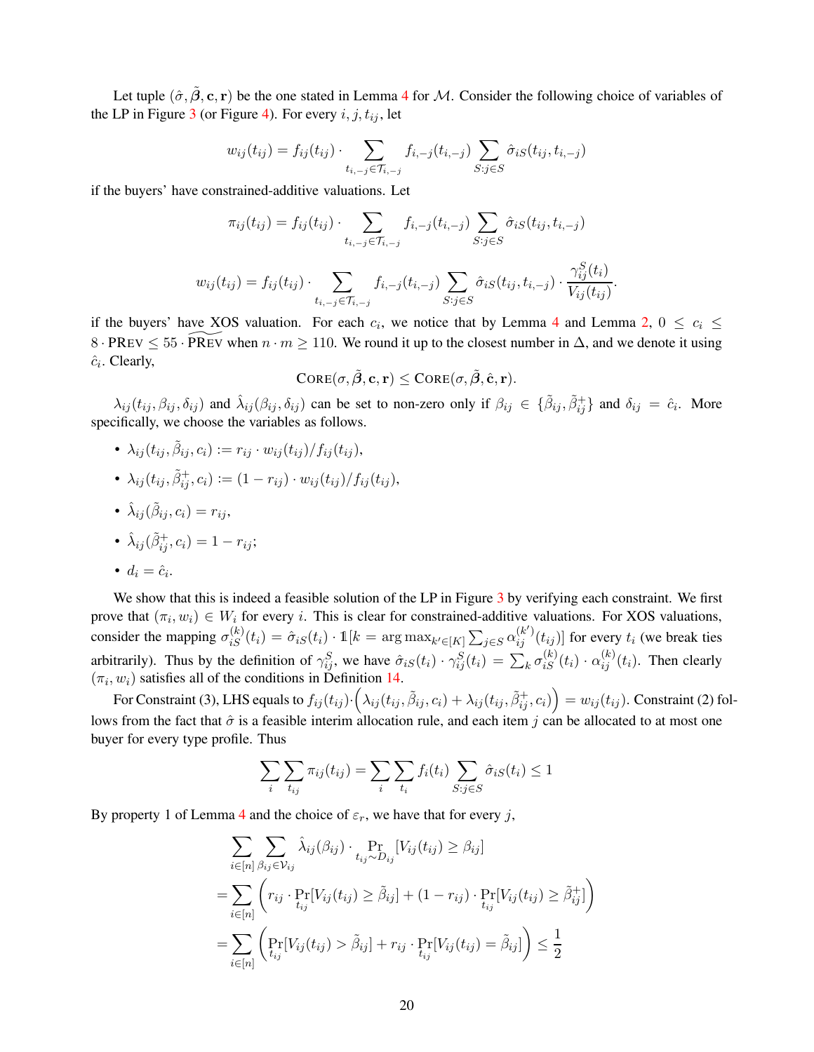Let tuple $(\hat{\sigma}, \tilde{\boldsymbol{\beta}}, \mathbf{c}, \mathbf{r})$ be the one stated in Lemma 4 for $\mathcal{M}$. Consider the following choice of variables of the LP in Figure 3 (or Figure 4). For every $i, j, t_{ij}$, let

$$w_{ij}(t_{ij}) = f_{ij}(t_{ij}) \cdot \sum_{t_{i,-j} \in \mathcal{T}_{i,-j}} f_{i,-j}(t_{i,-j}) \sum_{S: j \in S} \hat{\sigma}_{iS}(t_{ij}, t_{i,-j})$$

if the buyers' have constrained-additive valuations. Let

$$\pi_{ij}(t_{ij}) = f_{ij}(t_{ij}) \cdot \sum_{t_{i,-j} \in \mathcal{T}_{i,-j}} f_{i,-j}(t_{i,-j}) \sum_{S: j \in S} \hat{\sigma}_{iS}(t_{ij}, t_{i,-j})$$

$$w_{ij}(t_{ij}) = f_{ij}(t_{ij}) \cdot \sum_{t_{i,-j} \in \mathcal{T}_{i,-j}} f_{i,-j}(t_{i,-j}) \sum_{S: j \in S} \hat{\sigma}_{iS}(t_{ij}, t_{i,-j}) \cdot \frac{\gamma_{ij}^S(t_i)}{V_{ij}(t_{ij})}.$$

if the buyers' have XOS valuation. For each $c_i$, we notice that by Lemma 4 and Lemma 2, $0 \leq c_i \leq 8 \cdot \text{PREV} \leq 55 \cdot \widetilde{\text{PREV}}$ when $n \cdot m \geq 110$. We round it up to the closest number in $\Delta$, and we denote it using $\hat{c}_i$. Clearly,

$$\text{CORE}(\sigma, \tilde{\boldsymbol{\beta}}, \mathbf{c}, \mathbf{r}) \leq \text{CORE}(\sigma, \tilde{\boldsymbol{\beta}}, \hat{\mathbf{c}}, \mathbf{r}).$$

$\lambda_{ij}(t_{ij}, \beta_{ij}, \delta_{ij})$ and $\hat{\lambda}_{ij}(\beta_{ij}, \delta_{ij})$ can be set to non-zero only if $\beta_{ij} \in \{\tilde{\beta}_{ij}, \tilde{\beta}_{ij}^+\}$ and $\delta_{ij} = \hat{c}_i$. More specifically, we choose the variables as follows.

- $\lambda_{ij}(t_{ij}, \tilde{\beta}_{ij}, c_i) := r_{ij} \cdot w_{ij}(t_{ij}) / f_{ij}(t_{ij})$,
- $\lambda_{ij}(t_{ij}, \tilde{\beta}_{ij}^+, c_i) := (1 - r_{ij}) \cdot w_{ij}(t_{ij}) / f_{ij}(t_{ij})$,
- $\hat{\lambda}_{ij}(\tilde{\beta}_{ij}, c_i) = r_{ij}$,
- $\hat{\lambda}_{ij}(\tilde{\beta}_{ij}^+, c_i) = 1 - r_{ij}$;
- $d_i = \hat{c}_i$.

We show that this is indeed a feasible solution of the LP in Figure 3 by verifying each constraint. We first prove that $(\pi_i, w_i) \in W_i$ for every $i$. This is clear for constrained-additive valuations. For XOS valuations, consider the mapping $\sigma_{iS}^{(k)}(t_i) = \hat{\sigma}_{iS}(t_i) \cdot \mathbb{1}[k = \arg\max_{k' \in [K]} \sum_{j \in S} \alpha_{ij}^{(k')}(t_{ij})]$ for every $t_i$ (we break ties arbitrarily). Thus by the definition of $\gamma_{ij}^S$, we have $\hat{\sigma}_{iS}(t_i) \cdot \gamma_{ij}^S(t_i) = \sum_k \sigma_{iS}^{(k)}(t_i) \cdot \alpha_{ij}^{(k)}(t_i)$. Then clearly $(\pi_i, w_i)$ satisfies all of the conditions in Definition 14.

For Constraint (3), LHS equals to $f_{ij}(t_{ij}) \cdot \Big(\lambda_{ij}(t_{ij}, \tilde{\beta}_{ij}, c_i) + \lambda_{ij}(t_{ij}, \tilde{\beta}_{ij}^+, c_i)\Big) = w_{ij}(t_{ij})$. Constraint (2) follows from the fact that $\hat{\sigma}$ is a feasible interim allocation rule, and each item $j$ can be allocated to at most one buyer for every type profile. Thus

$$\sum_i \sum_{t_{ij}} \pi_{ij}(t_{ij}) = \sum_i \sum_{t_i} f_i(t_i) \sum_{S: j \in S} \hat{\sigma}_{iS}(t_i) \leq 1$$

By property 1 of Lemma 4 and the choice of $\varepsilon_r$, we have that for every $j$,

$$\begin{aligned}
&\sum_{i \in [n]} \sum_{\beta_{ij} \in \mathcal{V}_{ij}} \hat{\lambda}_{ij}(\beta_{ij}) \cdot \Pr_{t_{ij} \sim D_{ij}}[V_{ij}(t_{ij}) \geq \beta_{ij}] \\
&= \sum_{i \in [n]} \left( r_{ij} \cdot \Pr_{t_{ij}}[V_{ij}(t_{ij}) \geq \tilde{\beta}_{ij}] + (1 - r_{ij}) \cdot \Pr_{t_{ij}}[V_{ij}(t_{ij}) \geq \tilde{\beta}_{ij}^+] \right) \\
&= \sum_{i \in [n]} \left( \Pr_{t_{ij}}[V_{ij}(t_{ij}) > \tilde{\beta}_{ij}] + r_{ij} \cdot \Pr_{t_{ij}}[V_{ij}(t_{ij}) = \tilde{\beta}_{ij}] \right) \leq \frac{1}{2}
\end{aligned}$$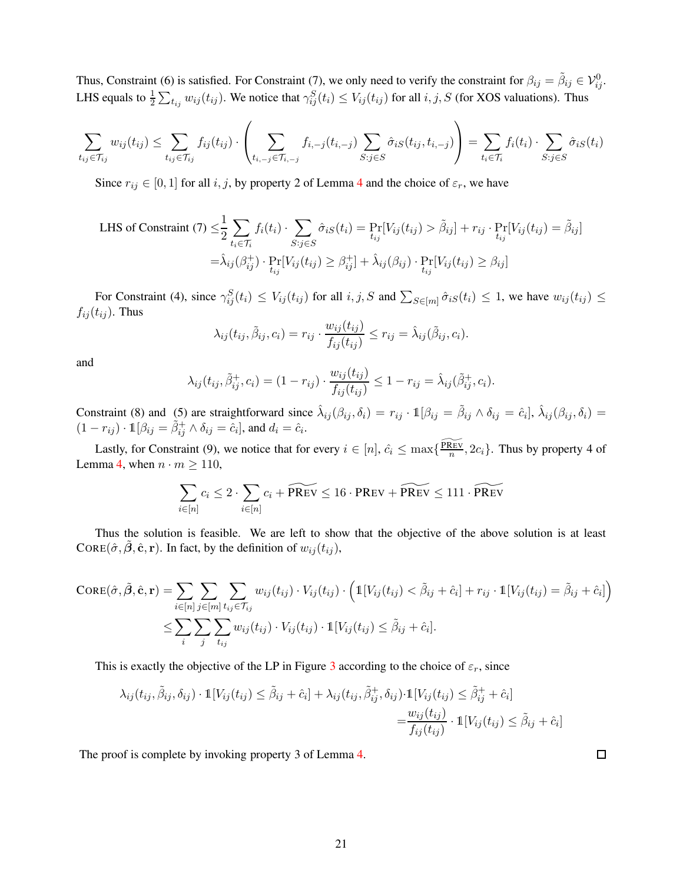Thus, Constraint (6) is satisfied. For Constraint (7), we only need to verify the constraint for $\beta_{ij} = \tilde{\beta}_{ij} \in \mathcal{V}_{ij}^0$. LHS equals to $\frac{1}{2}\sum_{t_{ij}} w_{ij}(t_{ij})$. We notice that $\gamma_{ij}^S(t_i) \leq V_{ij}(t_{ij})$ for all $i, j, S$ (for XOS valuations). Thus

$$\sum_{t_{ij}\in\mathcal{T}_{ij}} w_{ij}(t_{ij}) \leq \sum_{t_{ij}\in\mathcal{T}_{ij}} f_{ij}(t_{ij}) \cdot \left(\sum_{t_{i,-j}\in\mathcal{T}_{i,-j}} f_{i,-j}(t_{i,-j}) \sum_{S:j\in S} \hat{\sigma}_{iS}(t_{ij}, t_{i,-j})\right) = \sum_{t_i\in\mathcal{T}_i} f_i(t_i) \cdot \sum_{S:j\in S} \hat{\sigma}_{iS}(t_i)$$

Since $r_{ij} \in [0,1]$ for all $i, j$, by property 2 of Lemma 4 and the choice of $\varepsilon_r$, we have

$$\begin{aligned}\text{LHS of Constraint (7)} \leq& \frac{1}{2}\sum_{t_i\in\mathcal{T}_i} f_i(t_i) \cdot \sum_{S:j\in S} \hat{\sigma}_{iS}(t_i) = \Pr_{t_{ij}}[V_{ij}(t_{ij}) > \tilde{\beta}_{ij}] + r_{ij} \cdot \Pr_{t_{ij}}[V_{ij}(t_{ij}) = \tilde{\beta}_{ij}] \\ =& \hat{\lambda}_{ij}(\beta_{ij}^+) \cdot \Pr_{t_{ij}}[V_{ij}(t_{ij}) \geq \beta_{ij}^+] + \hat{\lambda}_{ij}(\beta_{ij}) \cdot \Pr_{t_{ij}}[V_{ij}(t_{ij}) \geq \beta_{ij}]\end{aligned}$$

For Constraint (4), since $\gamma_{ij}^S(t_i) \leq V_{ij}(t_{ij})$ for all $i, j, S$ and $\sum_{S\in[m]} \hat{\sigma}_{iS}(t_i) \leq 1$, we have $w_{ij}(t_{ij}) \leq f_{ij}(t_{ij})$. Thus

$$\lambda_{ij}(t_{ij}, \tilde{\beta}_{ij}, c_i) = r_{ij} \cdot \frac{w_{ij}(t_{ij})}{f_{ij}(t_{ij})} \leq r_{ij} = \hat{\lambda}_{ij}(\tilde{\beta}_{ij}, c_i).$$

and

$$\lambda_{ij}(t_{ij}, \tilde{\beta}_{ij}^+, c_i) = (1 - r_{ij}) \cdot \frac{w_{ij}(t_{ij})}{f_{ij}(t_{ij})} \leq 1 - r_{ij} = \hat{\lambda}_{ij}(\tilde{\beta}_{ij}^+, c_i).$$

Constraint (8) and (5) are straightforward since $\hat{\lambda}_{ij}(\beta_{ij}, \delta_i) = r_{ij} \cdot \mathbb{1}[\beta_{ij} = \tilde{\beta}_{ij} \wedge \delta_{ij} = \hat{c}_i]$, $\hat{\lambda}_{ij}(\beta_{ij}, \delta_i) = (1 - r_{ij}) \cdot \mathbb{1}[\beta_{ij} = \tilde{\beta}_{ij}^+ \wedge \delta_{ij} = \hat{c}_i]$, and $d_i = \hat{c}_i$.

Lastly, for Constraint (9), we notice that for every $i \in [n]$, $\hat{c}_i \leq \max\{\frac{\widetilde{\text{PREV}}}{n}, 2c_i\}$. Thus by property 4 of Lemma 4, when $n \cdot m \geq 110$,

$$\sum_{i\in[n]} c_i \leq 2 \cdot \sum_{i\in[n]} c_i + \widetilde{\text{PREV}} \leq 16 \cdot \text{PREV} + \widetilde{\text{PREV}} \leq 111 \cdot \widetilde{\text{PREV}}$$

Thus the solution is feasible. We are left to show that the objective of the above solution is at least $\text{CORE}(\hat{\sigma}, \tilde{\boldsymbol{\beta}}, \hat{\mathbf{c}}, \mathbf{r})$. In fact, by the definition of $w_{ij}(t_{ij})$,

$$\begin{aligned}\text{CORE}(\hat{\sigma}, \tilde{\boldsymbol{\beta}}, \hat{\mathbf{c}}, \mathbf{r}) =& \sum_{i\in[n]}\sum_{j\in[m]}\sum_{t_{ij}\in\mathcal{T}_{ij}} w_{ij}(t_{ij}) \cdot V_{ij}(t_{ij}) \cdot \Big(\mathbb{1}[V_{ij}(t_{ij}) < \tilde{\beta}_{ij} + \hat{c}_i] + r_{ij} \cdot \mathbb{1}[V_{ij}(t_{ij}) = \tilde{\beta}_{ij} + \hat{c}_i]\Big) \\ \leq& \sum_i \sum_j \sum_{t_{ij}} w_{ij}(t_{ij}) \cdot V_{ij}(t_{ij}) \cdot \mathbb{1}[V_{ij}(t_{ij}) \leq \tilde{\beta}_{ij} + \hat{c}_i].\end{aligned}$$

This is exactly the objective of the LP in Figure 3 according to the choice of $\varepsilon_r$, since

$$\begin{aligned}\lambda_{ij}(t_{ij}, \tilde{\beta}_{ij}, \delta_{ij}) \cdot \mathbb{1}[V_{ij}(t_{ij}) \leq \tilde{\beta}_{ij} + \hat{c}_i] + \lambda_{ij}(t_{ij}, \tilde{\beta}_{ij}^+, \delta_{ij}) \cdot& \mathbb{1}[V_{ij}(t_{ij}) \leq \tilde{\beta}_{ij}^+ + \hat{c}_i] \\ =& \frac{w_{ij}(t_{ij})}{f_{ij}(t_{ij})} \cdot \mathbb{1}[V_{ij}(t_{ij}) \leq \tilde{\beta}_{ij} + \hat{c}_i]\end{aligned}$$

The proof is complete by invoking property 3 of Lemma 4. □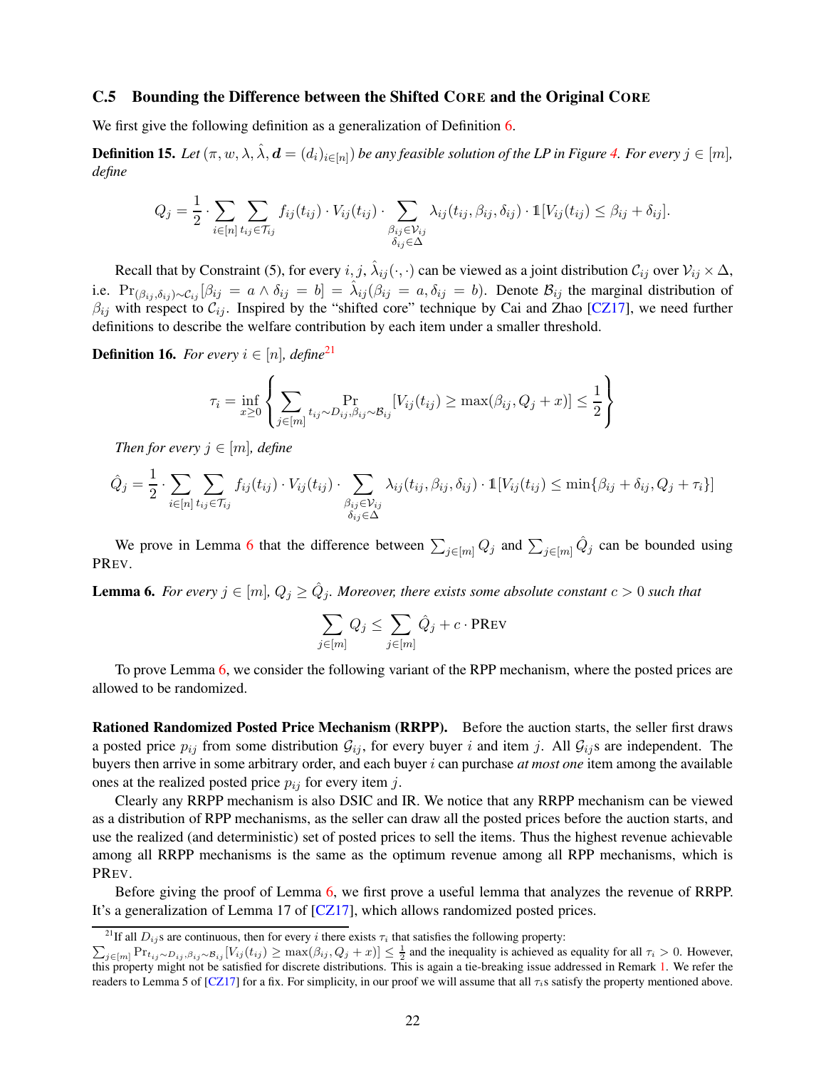### C.5 Bounding the Difference between the Shifted CORE and the Original CORE

We first give the following definition as a generalization of Definition 6.

**Definition 15.** *Let $(\pi, w, \lambda, \hat{\lambda}, \boldsymbol{d} = (d_i)_{i\in[n]})$ be any feasible solution of the LP in Figure 4. For every $j \in [m]$, define*

$$Q_j = \frac{1}{2} \cdot \sum_{i\in[n]} \sum_{t_{ij}\in\mathcal{T}_{ij}} f_{ij}(t_{ij}) \cdot V_{ij}(t_{ij}) \cdot \sum_{\substack{\beta_{ij}\in\mathcal{V}_{ij}\\ \delta_{ij}\in\Delta}} \lambda_{ij}(t_{ij}, \beta_{ij}, \delta_{ij}) \cdot \mathbb{1}[V_{ij}(t_{ij}) \le \beta_{ij} + \delta_{ij}].$$

Recall that by Constraint (5), for every $i, j$, $\hat{\lambda}_{ij}(\cdot,\cdot)$ can be viewed as a joint distribution $\mathcal{C}_{ij}$ over $\mathcal{V}_{ij} \times \Delta$, i.e. $\Pr_{(\beta_{ij},\delta_{ij})\sim\mathcal{C}_{ij}}[\beta_{ij} = a \wedge \delta_{ij} = b] = \hat{\lambda}_{ij}(\beta_{ij} = a, \delta_{ij} = b)$. Denote $\mathcal{B}_{ij}$ the marginal distribution of $\beta_{ij}$ with respect to $\mathcal{C}_{ij}$. Inspired by the "shifted core" technique by Cai and Zhao [CZ17], we need further definitions to describe the welfare contribution by each item under a smaller threshold.

**Definition 16.** *For every $i \in [n]$, define*[21]

$$\tau_i = \inf_{x\ge 0}\left\{\sum_{j\in[m]} \Pr_{t_{ij}\sim D_{ij},\beta_{ij}\sim\mathcal{B}_{ij}}[V_{ij}(t_{ij}) \ge \max(\beta_{ij}, Q_j + x)] \le \frac{1}{2}\right\}$$

*Then for every $j \in [m]$, define*

$$\hat{Q}_j = \frac{1}{2} \cdot \sum_{i\in[n]} \sum_{t_{ij}\in\mathcal{T}_{ij}} f_{ij}(t_{ij}) \cdot V_{ij}(t_{ij}) \cdot \sum_{\substack{\beta_{ij}\in\mathcal{V}_{ij}\\ \delta_{ij}\in\Delta}} \lambda_{ij}(t_{ij}, \beta_{ij}, \delta_{ij}) \cdot \mathbb{1}[V_{ij}(t_{ij}) \le \min\{\beta_{ij} + \delta_{ij}, Q_j + \tau_i\}]$$

We prove in Lemma 6 that the difference between $\sum_{j\in[m]} Q_j$ and $\sum_{j\in[m]} \hat{Q}_j$ can be bounded using PREV.

**Lemma 6.** *For every $j \in [m]$, $Q_j \ge \hat{Q}_j$. Moreover, there exists some absolute constant $c > 0$ such that*

$$\sum_{j\in[m]} Q_j \le \sum_{j\in[m]} \hat{Q}_j + c \cdot \text{PREV}$$

To prove Lemma 6, we consider the following variant of the RPP mechanism, where the posted prices are allowed to be randomized.

**Rationed Randomized Posted Price Mechanism (RRPP).** Before the auction starts, the seller first draws a posted price $p_{ij}$ from some distribution $\mathcal{G}_{ij}$, for every buyer $i$ and item $j$. All $\mathcal{G}_{ij}$s are independent. The buyers then arrive in some arbitrary order, and each buyer $i$ can purchase *at most one* item among the available ones at the realized posted price $p_{ij}$ for every item $j$.

Clearly any RRPP mechanism is also DSIC and IR. We notice that any RRPP mechanism can be viewed as a distribution of RPP mechanisms, as the seller can draw all the posted prices before the auction starts, and use the realized (and deterministic) set of posted prices to sell the items. Thus the highest revenue achievable among all RRPP mechanisms is the same as the optimum revenue among all RPP mechanisms, which is PREV.

Before giving the proof of Lemma 6, we first prove a useful lemma that analyzes the revenue of RRPP. It's a generalization of Lemma 17 of [CZ17], which allows randomized posted prices.

[21] If all $D_{ij}$s are continuous, then for every $i$ there exists $\tau_i$ that satisfies the following property: $\sum_{j\in[m]} \Pr_{t_{ij}\sim D_{ij},\beta_{ij}\sim\mathcal{B}_{ij}}[V_{ij}(t_{ij}) \ge \max(\beta_{ij}, Q_j + x)] \le \frac{1}{2}$ and the inequality is achieved as equality for all $\tau_i > 0$. However, this property might not be satisfied for discrete distributions. This is again a tie-breaking issue addressed in Remark 1. We refer the readers to Lemma 5 of [CZ17] for a fix. For simplicity, in our proof we will assume that all $\tau_i$s satisfy the property mentioned above.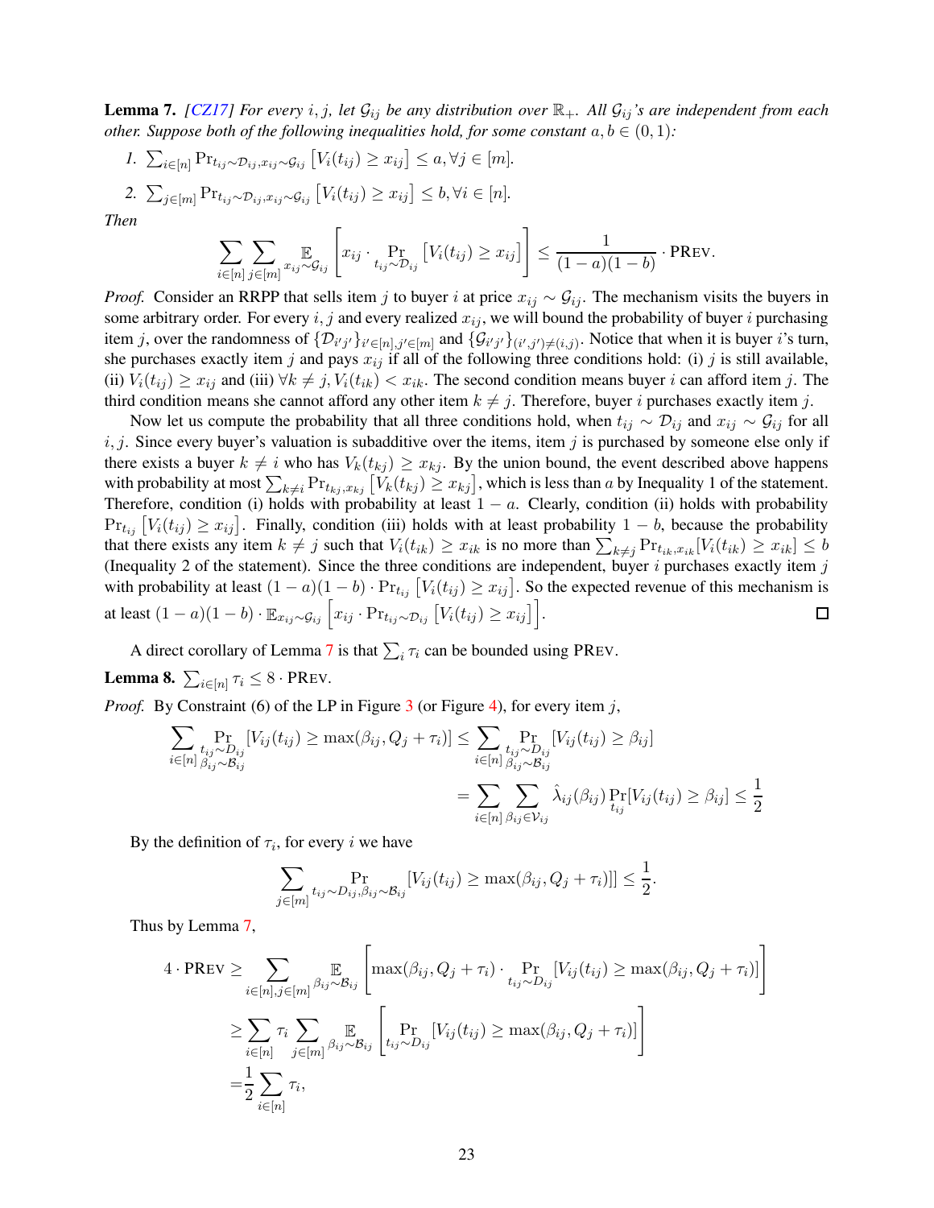**Lemma 7.** *[CZ17] For every $i, j$, let $\mathcal{G}_{ij}$ be any distribution over $\mathbb{R}_+$. All $\mathcal{G}_{ij}$'s are independent from each other. Suppose both of the following inequalities hold, for some constant $a, b \in (0,1)$:*

1. $\sum_{i\in[n]} \Pr_{t_{ij}\sim\mathcal{D}_{ij}, x_{ij}\sim\mathcal{G}_{ij}}\left[V_i(t_{ij}) \geq x_{ij}\right] \leq a, \forall j \in [m]$.
2. $\sum_{j\in[m]} \Pr_{t_{ij}\sim\mathcal{D}_{ij}, x_{ij}\sim\mathcal{G}_{ij}}\left[V_i(t_{ij}) \geq x_{ij}\right] \leq b, \forall i \in [n]$.

*Then*

$$\sum_{i\in[n]}\sum_{j\in[m]} \mathop{\mathbb{E}}_{x_{ij}\sim\mathcal{G}_{ij}}\left[x_{ij}\cdot \Pr_{t_{ij}\sim\mathcal{D}_{ij}}\left[V_i(t_{ij})\geq x_{ij}\right]\right] \leq \frac{1}{(1-a)(1-b)}\cdot \text{PREV}.$$

*Proof.* Consider an RRPP that sells item $j$ to buyer $i$ at price $x_{ij}\sim\mathcal{G}_{ij}$. The mechanism visits the buyers in some arbitrary order. For every $i, j$ and every realized $x_{ij}$, we will bound the probability of buyer $i$ purchasing item $j$, over the randomness of $\{\mathcal{D}_{i'j'}\}_{i'\in[n],j'\in[m]}$ and $\{\mathcal{G}_{i'j'}\}_{(i',j')\neq(i,j)}$. Notice that when it is buyer $i$'s turn, she purchases exactly item $j$ and pays $x_{ij}$ if all of the following three conditions hold: (i) $j$ is still available, (ii) $V_i(t_{ij})\geq x_{ij}$ and (iii) $\forall k\neq j, V_i(t_{ik}) < x_{ik}$. The second condition means buyer $i$ can afford item $j$. The third condition means she cannot afford any other item $k\neq j$. Therefore, buyer $i$ purchases exactly item $j$.

Now let us compute the probability that all three conditions hold, when $t_{ij}\sim\mathcal{D}_{ij}$ and $x_{ij}\sim\mathcal{G}_{ij}$ for all $i,j$. Since every buyer's valuation is subadditive over the items, item $j$ is purchased by someone else only if there exists a buyer $k\neq i$ who has $V_k(t_{kj})\geq x_{kj}$. By the union bound, the event described above happens with probability at most $\sum_{k\neq i}\Pr_{t_{kj},x_{kj}}\left[V_k(t_{kj})\geq x_{kj}\right]$, which is less than $a$ by Inequality 1 of the statement. Therefore, condition (i) holds with probability at least $1-a$. Clearly, condition (ii) holds with probability $\Pr_{t_{ij}}\left[V_i(t_{ij})\geq x_{ij}\right]$. Finally, condition (iii) holds with at least probability $1-b$, because the probability that there exists any item $k\neq j$ such that $V_i(t_{ik})\geq x_{ik}$ is no more than $\sum_{k\neq j}\Pr_{t_{ik},x_{ik}}[V_i(t_{ik})\geq x_{ik}]\leq b$ (Inequality 2 of the statement). Since the three conditions are independent, buyer $i$ purchases exactly item $j$ with probability at least $(1-a)(1-b)\cdot\Pr_{t_{ij}}\left[V_i(t_{ij})\geq x_{ij}\right]$. So the expected revenue of this mechanism is at least $(1-a)(1-b)\cdot\mathbb{E}_{x_{ij}\sim\mathcal{G}_{ij}}\left[x_{ij}\cdot\Pr_{t_{ij}\sim\mathcal{D}_{ij}}\left[V_i(t_{ij})\geq x_{ij}\right]\right]$. □

A direct corollary of Lemma 7 is that $\sum_i \tau_i$ can be bounded using PREV.

**Lemma 8.** $\sum_{i\in[n]}\tau_i \leq 8\cdot\text{PREV}$.

*Proof.* By Constraint (6) of the LP in Figure 3 (or Figure 4), for every item $j$,

$$\begin{aligned}\sum_{i\in[n]}\Pr_{\substack{t_{ij}\sim D_{ij}\\ \beta_{ij}\sim\mathcal{B}_{ij}}}[V_{ij}(t_{ij})\geq \max(\beta_{ij}, Q_j+\tau_i)] &\leq \sum_{i\in[n]}\Pr_{\substack{t_{ij}\sim D_{ij}\\ \beta_{ij}\sim\mathcal{B}_{ij}}}[V_{ij}(t_{ij})\geq\beta_{ij}]\\ &=\sum_{i\in[n]}\sum_{\beta_{ij}\in\mathcal{V}_{ij}}\hat{\lambda}_{ij}(\beta_{ij})\Pr_{t_{ij}}[V_{ij}(t_{ij})\geq\beta_{ij}]\leq\frac{1}{2}\end{aligned}$$

By the definition of $\tau_i$, for every $i$ we have

$$\sum_{j\in[m]}\Pr_{t_{ij}\sim D_{ij},\beta_{ij}\sim\mathcal{B}_{ij}}[V_{ij}(t_{ij})\geq\max(\beta_{ij},Q_j+\tau_i)]]\leq\frac{1}{2}.$$

Thus by Lemma 7,

$$\begin{aligned}4\cdot\text{PREV} &\geq \sum_{i\in[n],j\in[m]}\mathop{\mathbb{E}}_{\beta_{ij}\sim\mathcal{B}_{ij}}\left[\max(\beta_{ij},Q_j+\tau_i)\cdot\Pr_{t_{ij}\sim D_{ij}}[V_{ij}(t_{ij})\geq\max(\beta_{ij},Q_j+\tau_i)]\right]\\ &\geq\sum_{i\in[n]}\tau_i\sum_{j\in[m]}\mathop{\mathbb{E}}_{\beta_{ij}\sim\mathcal{B}_{ij}}\left[\Pr_{t_{ij}\sim D_{ij}}[V_{ij}(t_{ij})\geq\max(\beta_{ij},Q_j+\tau_i)]\right]\\ &=\frac{1}{2}\sum_{i\in[n]}\tau_i,\end{aligned}$$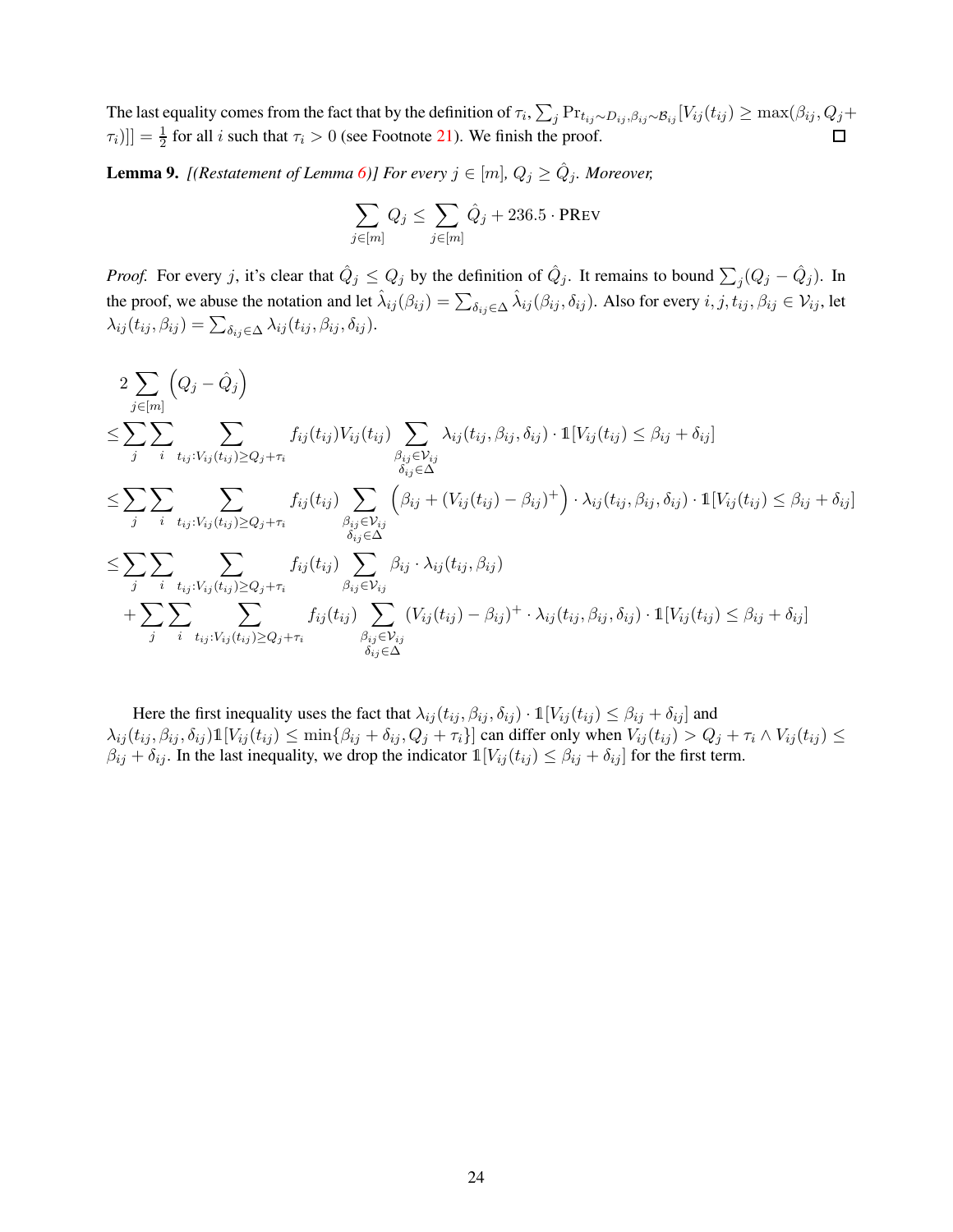The last equality comes from the fact that by the definition of $\tau_i$, $\sum_j \Pr_{t_{ij}\sim D_{ij},\beta_{ij}\sim\mathcal{B}_{ij}}[V_{ij}(t_{ij}) \geq \max(\beta_{ij}, Q_j + \tau_i)]] = \frac{1}{2}$ for all $i$ such that $\tau_i > 0$ (see Footnote 21). We finish the proof. $\square$

**Lemma 9.** *[(Restatement of Lemma 6)] For every $j \in [m]$, $Q_j \geq \hat{Q}_j$. Moreover,*

$$\sum_{j\in[m]} Q_j \leq \sum_{j\in[m]} \hat{Q}_j + 236.5 \cdot \text{PREV}$$

*Proof.* For every $j$, it's clear that $\hat{Q}_j \leq Q_j$ by the definition of $\hat{Q}_j$. It remains to bound $\sum_j (Q_j - \hat{Q}_j)$. In the proof, we abuse the notation and let $\hat{\lambda}_{ij}(\beta_{ij}) = \sum_{\delta_{ij}\in\Delta} \hat{\lambda}_{ij}(\beta_{ij}, \delta_{ij})$. Also for every $i, j, t_{ij}, \beta_{ij} \in \mathcal{V}_{ij}$, let $\lambda_{ij}(t_{ij}, \beta_{ij}) = \sum_{\delta_{ij}\in\Delta} \lambda_{ij}(t_{ij}, \beta_{ij}, \delta_{ij})$.

$$
\begin{aligned}
&2\sum_{j\in[m]}\left(Q_j - \hat{Q}_j\right) \\
\leq &\sum_j \sum_i \sum_{t_{ij}:V_{ij}(t_{ij})\geq Q_j+\tau_i} f_{ij}(t_{ij}) V_{ij}(t_{ij}) \sum_{\substack{\beta_{ij}\in\mathcal{V}_{ij}\\ \delta_{ij}\in\Delta}} \lambda_{ij}(t_{ij}, \beta_{ij}, \delta_{ij}) \cdot \mathbb{1}[V_{ij}(t_{ij}) \leq \beta_{ij} + \delta_{ij}] \\
\leq &\sum_j \sum_i \sum_{t_{ij}:V_{ij}(t_{ij})\geq Q_j+\tau_i} f_{ij}(t_{ij}) \sum_{\substack{\beta_{ij}\in\mathcal{V}_{ij}\\ \delta_{ij}\in\Delta}} \left(\beta_{ij} + (V_{ij}(t_{ij}) - \beta_{ij})^+\right) \cdot \lambda_{ij}(t_{ij}, \beta_{ij}, \delta_{ij}) \cdot \mathbb{1}[V_{ij}(t_{ij}) \leq \beta_{ij} + \delta_{ij}] \\
\leq &\sum_j \sum_i \sum_{t_{ij}:V_{ij}(t_{ij})\geq Q_j+\tau_i} f_{ij}(t_{ij}) \sum_{\beta_{ij}\in\mathcal{V}_{ij}} \beta_{ij} \cdot \lambda_{ij}(t_{ij}, \beta_{ij}) \\
&+ \sum_j \sum_i \sum_{t_{ij}:V_{ij}(t_{ij})\geq Q_j+\tau_i} f_{ij}(t_{ij}) \sum_{\substack{\beta_{ij}\in\mathcal{V}_{ij}\\ \delta_{ij}\in\Delta}} (V_{ij}(t_{ij}) - \beta_{ij})^+ \cdot \lambda_{ij}(t_{ij}, \beta_{ij}, \delta_{ij}) \cdot \mathbb{1}[V_{ij}(t_{ij}) \leq \beta_{ij} + \delta_{ij}]
\end{aligned}
$$

Here the first inequality uses the fact that $\lambda_{ij}(t_{ij}, \beta_{ij}, \delta_{ij}) \cdot \mathbb{1}[V_{ij}(t_{ij}) \leq \beta_{ij} + \delta_{ij}]$ and $\lambda_{ij}(t_{ij}, \beta_{ij}, \delta_{ij})\mathbb{1}[V_{ij}(t_{ij}) \leq \min\{\beta_{ij} + \delta_{ij}, Q_j + \tau_i\}]$ can differ only when $V_{ij}(t_{ij}) > Q_j + \tau_i \wedge V_{ij}(t_{ij}) \leq \beta_{ij} + \delta_{ij}$. In the last inequality, we drop the indicator $\mathbb{1}[V_{ij}(t_{ij}) \leq \beta_{ij} + \delta_{ij}]$ for the first term.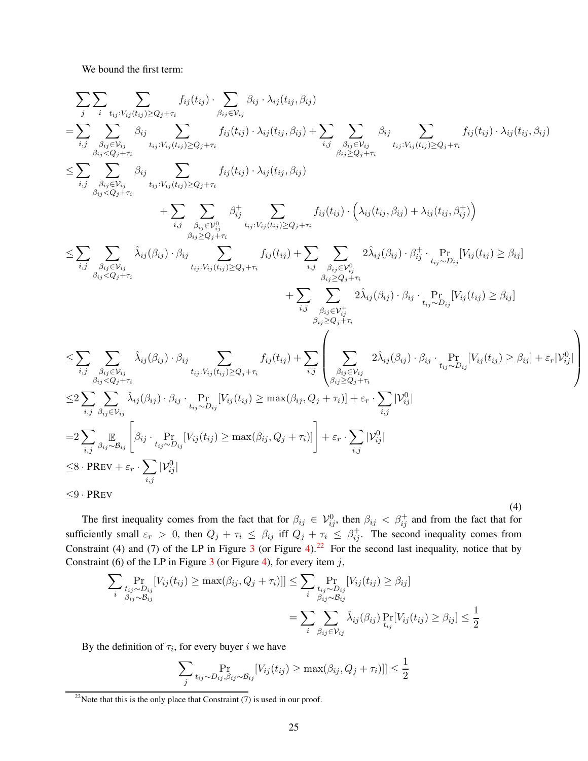We bound the first term:

$$
\begin{aligned}
&\sum_j \sum_i \sum_{t_{ij}:V_{ij}(t_{ij})\geq Q_j+\tau_i} f_{ij}(t_{ij}) \cdot \sum_{\beta_{ij}\in\mathcal{V}_{ij}} \beta_{ij}\cdot\lambda_{ij}(t_{ij},\beta_{ij}) \\
=&\sum_{i,j} \sum_{\substack{\beta_{ij}\in\mathcal{V}_{ij}\\ \beta_{ij}<Q_j+\tau_i}} \beta_{ij} \sum_{t_{ij}:V_{ij}(t_{ij})\geq Q_j+\tau_i} f_{ij}(t_{ij})\cdot\lambda_{ij}(t_{ij},\beta_{ij}) + \sum_{i,j} \sum_{\substack{\beta_{ij}\in\mathcal{V}_{ij}\\ \beta_{ij}\geq Q_j+\tau_i}} \beta_{ij} \sum_{t_{ij}:V_{ij}(t_{ij})\geq Q_j+\tau_i} f_{ij}(t_{ij})\cdot\lambda_{ij}(t_{ij},\beta_{ij}) \\
\leq&\sum_{i,j} \sum_{\substack{\beta_{ij}\in\mathcal{V}_{ij}\\ \beta_{ij}<Q_j+\tau_i}} \beta_{ij} \sum_{t_{ij}:V_{ij}(t_{ij})\geq Q_j+\tau_i} f_{ij}(t_{ij})\cdot\lambda_{ij}(t_{ij},\beta_{ij}) \\
&\qquad + \sum_{i,j} \sum_{\substack{\beta_{ij}\in\mathcal{V}^0_{ij}\\ \beta_{ij}\geq Q_j+\tau_i}} \beta^+_{ij} \sum_{t_{ij}:V_{ij}(t_{ij})\geq Q_j+\tau_i} f_{ij}(t_{ij})\cdot\Big(\lambda_{ij}(t_{ij},\beta_{ij})+\lambda_{ij}(t_{ij},\beta^+_{ij})\Big) \\
\leq&\sum_{i,j} \sum_{\substack{\beta_{ij}\in\mathcal{V}_{ij}\\ \beta_{ij}<Q_j+\tau_i}} \hat{\lambda}_{ij}(\beta_{ij})\cdot\beta_{ij} \sum_{t_{ij}:V_{ij}(t_{ij})\geq Q_j+\tau_i} f_{ij}(t_{ij}) + \sum_{i,j} \sum_{\substack{\beta_{ij}\in\mathcal{V}^0_{ij}\\ \beta_{ij}\geq Q_j+\tau_i}} 2\hat{\lambda}_{ij}(\beta_{ij})\cdot\beta^+_{ij}\cdot \Pr_{t_{ij}\sim D_{ij}}[V_{ij}(t_{ij})\geq\beta_{ij}] \\
&\qquad + \sum_{i,j} \sum_{\substack{\beta_{ij}\in\mathcal{V}^+_{ij}\\ \beta_{ij}\geq Q_j+\tau_i}} 2\hat{\lambda}_{ij}(\beta_{ij})\cdot\beta_{ij}\cdot \Pr_{t_{ij}\sim D_{ij}}[V_{ij}(t_{ij})\geq\beta_{ij}] \\
\leq&\sum_{i,j} \sum_{\substack{\beta_{ij}\in\mathcal{V}_{ij}\\ \beta_{ij}<Q_j+\tau_i}} \hat{\lambda}_{ij}(\beta_{ij})\cdot\beta_{ij} \sum_{t_{ij}:V_{ij}(t_{ij})\geq Q_j+\tau_i} f_{ij}(t_{ij}) + \sum_{i,j}\left( \sum_{\substack{\beta_{ij}\in\mathcal{V}_{ij}\\ \beta_{ij}\geq Q_j+\tau_i}} 2\hat{\lambda}_{ij}(\beta_{ij})\cdot\beta_{ij}\cdot \Pr_{t_{ij}\sim D_{ij}}[V_{ij}(t_{ij})\geq\beta_{ij}] + \varepsilon_r|\mathcal{V}^0_{ij}|\right) \\
\leq&2\sum_{i,j}\sum_{\beta_{ij}\in\mathcal{V}_{ij}} \hat{\lambda}_{ij}(\beta_{ij})\cdot\beta_{ij}\cdot \Pr_{t_{ij}\sim D_{ij}}[V_{ij}(t_{ij})\geq\max(\beta_{ij},Q_j+\tau_i)] + \varepsilon_r\cdot\sum_{i,j}|\mathcal{V}^0_{ij}| \\
=&2\sum_{i,j}\mathbb{E}_{\beta_{ij}\sim\mathcal{B}_{ij}}\left[\beta_{ij}\cdot \Pr_{t_{ij}\sim D_{ij}}[V_{ij}(t_{ij})\geq\max(\beta_{ij},Q_j+\tau_i)]\right] + \varepsilon_r\cdot\sum_{i,j}|\mathcal{V}^0_{ij}| \\
\leq&8\cdot\textsc{PRev} + \varepsilon_r\cdot\sum_{i,j}|\mathcal{V}^0_{ij}| \\
\leq&9\cdot\textsc{PRev}
\end{aligned}
\tag{4}
$$

The first inequality comes from the fact that for $\beta_{ij}\in\mathcal{V}^0_{ij}$, then $\beta_{ij}<\beta^+_{ij}$ and from the fact that for sufficiently small $\varepsilon_r>0$, then $Q_j+\tau_i\leq\beta_{ij}$ iff $Q_j+\tau_i\leq\beta^+_{ij}$. The second inequality comes from Constraint (4) and (7) of the LP in Figure 3 (or Figure 4).[22] For the second last inequality, notice that by Constraint (6) of the LP in Figure 3 (or Figure 4), for every item $j$,

$$
\begin{aligned}
\sum_i \Pr_{\substack{t_{ij}\sim D_{ij}\\ \beta_{ij}\sim\mathcal{B}_{ij}}}[V_{ij}(t_{ij})\geq\max(\beta_{ij},Q_j+\tau_i)]] &\leq \sum_i \Pr_{\substack{t_{ij}\sim D_{ij}\\ \beta_{ij}\sim\mathcal{B}_{ij}}}[V_{ij}(t_{ij})\geq\beta_{ij}] \\
&= \sum_i\sum_{\beta_{ij}\in\mathcal{V}_{ij}}\hat{\lambda}_{ij}(\beta_{ij})\Pr_{t_{ij}}[V_{ij}(t_{ij})\geq\beta_{ij}]\leq\frac{1}{2}
\end{aligned}
$$

By the definition of $\tau_i$, for every buyer $i$ we have

$$
\sum_j \Pr_{t_{ij}\sim D_{ij},\beta_{ij}\sim\mathcal{B}_{ij}}[V_{ij}(t_{ij})\geq\max(\beta_{ij},Q_j+\tau_i)]]\leq\frac{1}{2}
$$

[22] Note that this is the only place that Constraint (7) is used in our proof.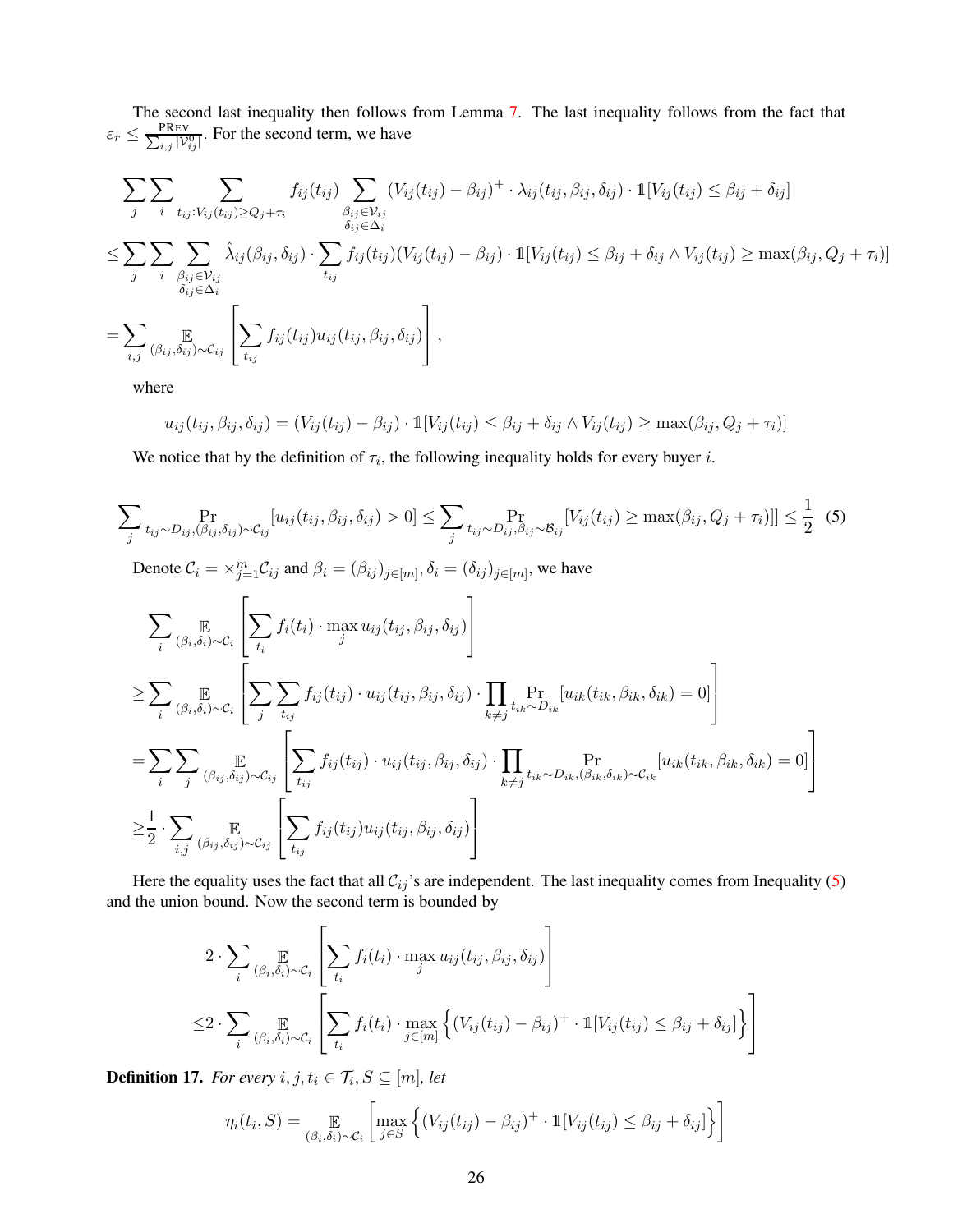The second last inequality then follows from Lemma 7. The last inequality follows from the fact that $\varepsilon_r \leq \frac{\text{PREV}}{\sum_{i,j}|\mathcal{V}_{ij}^0|}$. For the second term, we have

$$
\begin{aligned}
&\sum_j \sum_i \sum_{t_{ij}:V_{ij}(t_{ij})\geq Q_j+\tau_i} f_{ij}(t_{ij}) \sum_{\substack{\beta_{ij}\in\mathcal{V}_{ij}\\ \delta_{ij}\in\Delta_i}} (V_{ij}(t_{ij})-\beta_{ij})^+ \cdot \lambda_{ij}(t_{ij},\beta_{ij},\delta_{ij}) \cdot \mathbb{1}[V_{ij}(t_{ij}) \leq \beta_{ij}+\delta_{ij}] \\
\leq &\sum_j \sum_i \sum_{\substack{\beta_{ij}\in\mathcal{V}_{ij}\\ \delta_{ij}\in\Delta_i}} \hat{\lambda}_{ij}(\beta_{ij},\delta_{ij}) \cdot \sum_{t_{ij}} f_{ij}(t_{ij})(V_{ij}(t_{ij})-\beta_{ij}) \cdot \mathbb{1}[V_{ij}(t_{ij}) \leq \beta_{ij}+\delta_{ij} \wedge V_{ij}(t_{ij}) \geq \max(\beta_{ij}, Q_j+\tau_i)] \\
= &\sum_{i,j} \mathop{\mathbb{E}}_{(\beta_{ij},\delta_{ij})\sim\mathcal{C}_{ij}} \left[\sum_{t_{ij}} f_{ij}(t_{ij}) u_{ij}(t_{ij},\beta_{ij},\delta_{ij})\right],
\end{aligned}
$$

where

$$
u_{ij}(t_{ij},\beta_{ij},\delta_{ij}) = (V_{ij}(t_{ij})-\beta_{ij}) \cdot \mathbb{1}[V_{ij}(t_{ij}) \leq \beta_{ij}+\delta_{ij} \wedge V_{ij}(t_{ij}) \geq \max(\beta_{ij}, Q_j+\tau_i)]
$$

We notice that by the definition of $\tau_i$, the following inequality holds for every buyer $i$.

$$
\sum_j \Pr_{t_{ij}\sim D_{ij},(\beta_{ij},\delta_{ij})\sim\mathcal{C}_{ij}} [u_{ij}(t_{ij},\beta_{ij},\delta_{ij}) > 0] \leq \sum_j \Pr_{t_{ij}\sim D_{ij},\beta_{ij}\sim\mathcal{B}_{ij}} [V_{ij}(t_{ij}) \geq \max(\beta_{ij}, Q_j+\tau_i)]] \leq \frac{1}{2} \quad (5)
$$

Denote $\mathcal{C}_i = \times_{j=1}^m \mathcal{C}_{ij}$ and $\beta_i = (\beta_{ij})_{j\in[m]}, \delta_i = (\delta_{ij})_{j\in[m]}$, we have

$$
\begin{aligned}
&\sum_i \mathop{\mathbb{E}}_{(\beta_i,\delta_i)\sim\mathcal{C}_i} \left[\sum_{t_i} f_i(t_i) \cdot \max_j u_{ij}(t_{ij},\beta_{ij},\delta_{ij})\right] \\
\geq &\sum_i \mathop{\mathbb{E}}_{(\beta_i,\delta_i)\sim\mathcal{C}_i} \left[\sum_j \sum_{t_{ij}} f_{ij}(t_{ij}) \cdot u_{ij}(t_{ij},\beta_{ij},\delta_{ij}) \cdot \prod_{k\neq j} \Pr_{t_{ik}\sim D_{ik}} [u_{ik}(t_{ik},\beta_{ik},\delta_{ik}) = 0]\right] \\
= &\sum_i \sum_j \mathop{\mathbb{E}}_{(\beta_{ij},\delta_{ij})\sim\mathcal{C}_{ij}} \left[\sum_{t_{ij}} f_{ij}(t_{ij}) \cdot u_{ij}(t_{ij},\beta_{ij},\delta_{ij}) \cdot \prod_{k\neq j} \Pr_{t_{ik}\sim D_{ik},(\beta_{ik},\delta_{ik})\sim\mathcal{C}_{ik}} [u_{ik}(t_{ik},\beta_{ik},\delta_{ik}) = 0]\right] \\
\geq &\frac{1}{2} \cdot \sum_{i,j} \mathop{\mathbb{E}}_{(\beta_{ij},\delta_{ij})\sim\mathcal{C}_{ij}} \left[\sum_{t_{ij}} f_{ij}(t_{ij}) u_{ij}(t_{ij},\beta_{ij},\delta_{ij})\right]
\end{aligned}
$$

Here the equality uses the fact that all $\mathcal{C}_{ij}$'s are independent. The last inequality comes from Inequality (5) and the union bound. Now the second term is bounded by

$$
\begin{aligned}
&2 \cdot \sum_i \mathop{\mathbb{E}}_{(\beta_i,\delta_i)\sim\mathcal{C}_i} \left[\sum_{t_i} f_i(t_i) \cdot \max_j u_{ij}(t_{ij},\beta_{ij},\delta_{ij})\right] \\
\leq &2 \cdot \sum_i \mathop{\mathbb{E}}_{(\beta_i,\delta_i)\sim\mathcal{C}_i} \left[\sum_{t_i} f_i(t_i) \cdot \max_{j\in[m]} \left\{(V_{ij}(t_{ij})-\beta_{ij})^+ \cdot \mathbb{1}[V_{ij}(t_{ij}) \leq \beta_{ij}+\delta_{ij}]\right\}\right]
\end{aligned}
$$

**Definition 17.** *For every $i, j, t_i \in \mathcal{T}_i, S \subseteq [m]$, let*

$$
\eta_i(t_i, S) = \mathop{\mathbb{E}}_{(\beta_i,\delta_i)\sim\mathcal{C}_i} \left[\max_{j\in S} \left\{(V_{ij}(t_{ij})-\beta_{ij})^+ \cdot \mathbb{1}[V_{ij}(t_{ij}) \leq \beta_{ij}+\delta_{ij}]\right\}\right]
$$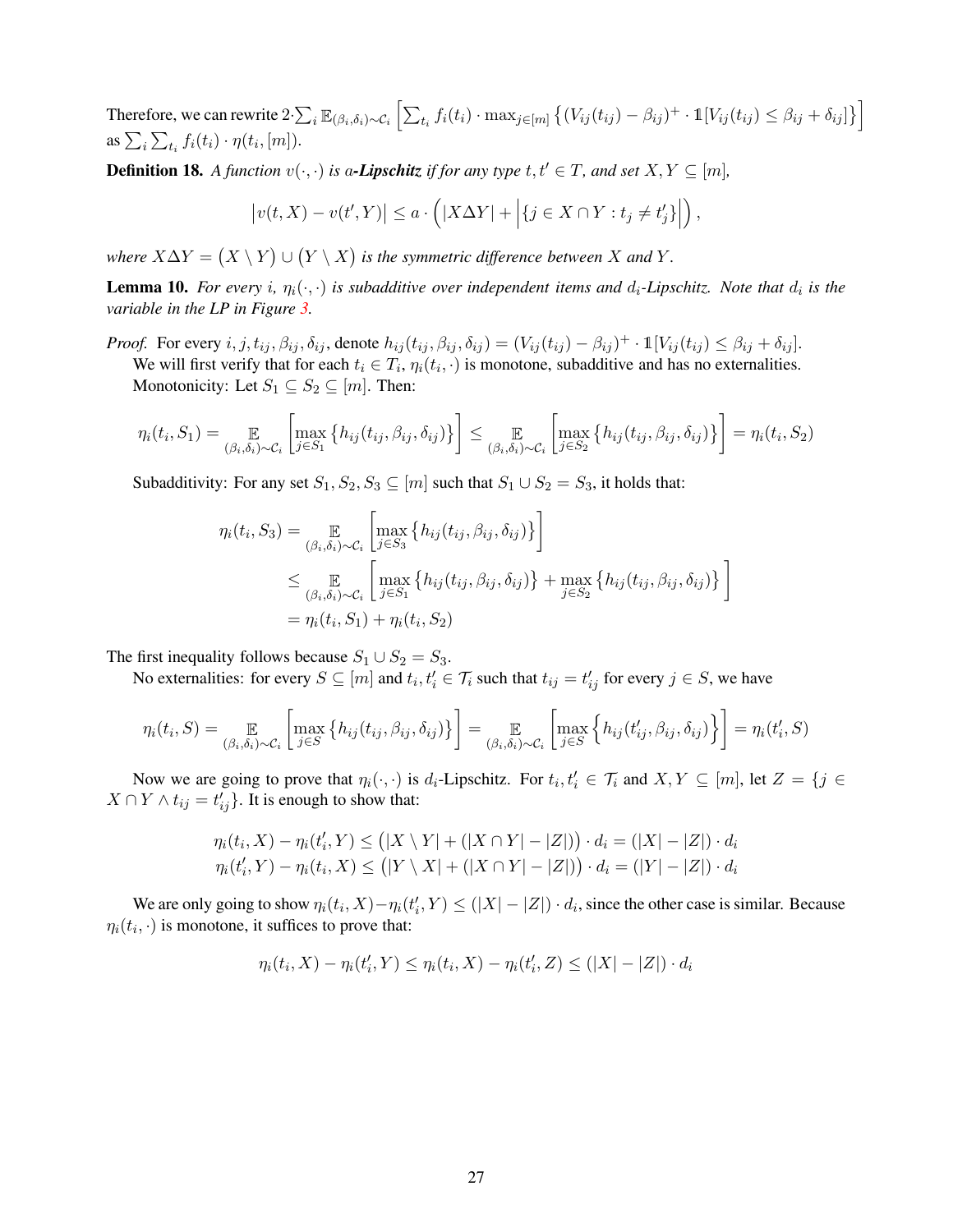Therefore, we can rewrite $2\cdot\sum_i \mathbb{E}_{(\beta_i,\delta_i)\sim\mathcal{C}_i}\left[\sum_{t_i} f_i(t_i)\cdot\max_{j\in[m]}\left\{(V_{ij}(t_{ij})-\beta_{ij})^+\cdot\mathbb{1}[V_{ij}(t_{ij})\leq\beta_{ij}+\delta_{ij}]\right\}\right]$ as $\sum_i\sum_{t_i} f_i(t_i)\cdot\eta(t_i,[m])$.

**Definition 18.** *A function $v(\cdot,\cdot)$ is $a$-**Lipschitz** if for any type $t,t'\in T$, and set $X,Y\subseteq[m]$,*

$$\left|v(t,X)-v(t',Y)\right|\leq a\cdot\left(|X\Delta Y|+\left|\{j\in X\cap Y: t_j\neq t'_j\}\right|\right),$$

*where $X\Delta Y=\left(X\setminus Y\right)\cup\left(Y\setminus X\right)$ is the symmetric difference between $X$ and $Y$.*

**Lemma 10.** *For every $i$, $\eta_i(\cdot,\cdot)$ is subadditive over independent items and $d_i$-Lipschitz. Note that $d_i$ is the variable in the LP in Figure 3.*

*Proof.* For every $i,j,t_{ij},\beta_{ij},\delta_{ij}$, denote $h_{ij}(t_{ij},\beta_{ij},\delta_{ij})=(V_{ij}(t_{ij})-\beta_{ij})^+\cdot\mathbb{1}[V_{ij}(t_{ij})\leq\beta_{ij}+\delta_{ij}]$.

We will first verify that for each $t_i\in T_i$, $\eta_i(t_i,\cdot)$ is monotone, subadditive and has no externalities.

Monotonicity: Let $S_1\subseteq S_2\subseteq[m]$. Then:

$$\eta_i(t_i,S_1)=\mathop{\mathbb{E}}_{(\beta_i,\delta_i)\sim\mathcal{C}_i}\left[\max_{j\in S_1}\left\{h_{ij}(t_{ij},\beta_{ij},\delta_{ij})\right\}\right]\leq\mathop{\mathbb{E}}_{(\beta_i,\delta_i)\sim\mathcal{C}_i}\left[\max_{j\in S_2}\left\{h_{ij}(t_{ij},\beta_{ij},\delta_{ij})\right\}\right]=\eta_i(t_i,S_2)$$

Subadditivity: For any set $S_1,S_2,S_3\subseteq[m]$ such that $S_1\cup S_2=S_3$, it holds that:

$$\begin{aligned}\eta_i(t_i,S_3)&=\mathop{\mathbb{E}}_{(\beta_i,\delta_i)\sim\mathcal{C}_i}\left[\max_{j\in S_3}\left\{h_{ij}(t_{ij},\beta_{ij},\delta_{ij})\right\}\right]\\&\leq\mathop{\mathbb{E}}_{(\beta_i,\delta_i)\sim\mathcal{C}_i}\left[\max_{j\in S_1}\left\{h_{ij}(t_{ij},\beta_{ij},\delta_{ij})\right\}+\max_{j\in S_2}\left\{h_{ij}(t_{ij},\beta_{ij},\delta_{ij})\right\}\right]\\&=\eta_i(t_i,S_1)+\eta_i(t_i,S_2)\end{aligned}$$

The first inequality follows because $S_1\cup S_2=S_3$.

No externalities: for every $S\subseteq[m]$ and $t_i,t'_i\in\mathcal{T}_i$ such that $t_{ij}=t'_{ij}$ for every $j\in S$, we have

$$\eta_i(t_i,S)=\mathop{\mathbb{E}}_{(\beta_i,\delta_i)\sim\mathcal{C}_i}\left[\max_{j\in S}\left\{h_{ij}(t_{ij},\beta_{ij},\delta_{ij})\right\}\right]=\mathop{\mathbb{E}}_{(\beta_i,\delta_i)\sim\mathcal{C}_i}\left[\max_{j\in S}\left\{h_{ij}(t'_{ij},\beta_{ij},\delta_{ij})\right\}\right]=\eta_i(t'_i,S)$$

Now we are going to prove that $\eta_i(\cdot,\cdot)$ is $d_i$-Lipschitz. For $t_i,t'_i\in\mathcal{T}_i$ and $X,Y\subseteq[m]$, let $Z=\{j\in X\cap Y\wedge t_{ij}=t'_{ij}\}$. It is enough to show that:

$$\begin{aligned}\eta_i(t_i,X)-\eta_i(t'_i,Y)&\leq\left(|X\setminus Y|+(|X\cap Y|-|Z|)\right)\cdot d_i=(|X|-|Z|)\cdot d_i\\\eta_i(t'_i,Y)-\eta_i(t_i,X)&\leq\left(|Y\setminus X|+(|X\cap Y|-|Z|)\right)\cdot d_i=(|Y|-|Z|)\cdot d_i\end{aligned}$$

We are only going to show $\eta_i(t_i,X)-\eta_i(t'_i,Y)\leq(|X|-|Z|)\cdot d_i$, since the other case is similar. Because $\eta_i(t_i,\cdot)$ is monotone, it suffices to prove that:

$$\eta_i(t_i,X)-\eta_i(t'_i,Y)\leq\eta_i(t_i,X)-\eta_i(t'_i,Z)\leq(|X|-|Z|)\cdot d_i$$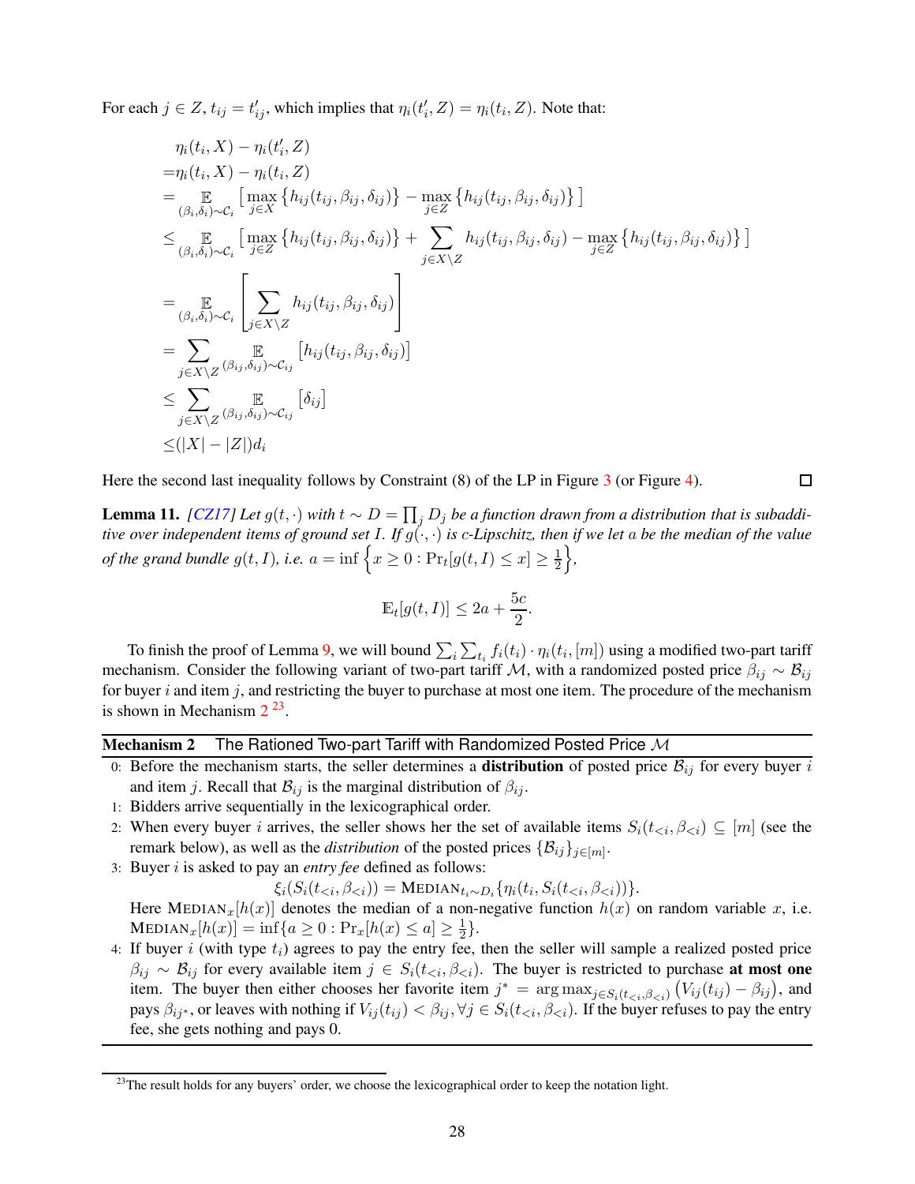For each $j \in Z$, $t_{ij} = t'_{ij}$, which implies that $\eta_i(t'_i, Z) = \eta_i(t_i, Z)$. Note that:

$$
\begin{aligned}
&\eta_i(t_i, X) - \eta_i(t'_i, Z) \\
=&\eta_i(t_i, X) - \eta_i(t_i, Z) \\
=&\mathop{\mathbb{E}}_{(\beta_i,\delta_i)\sim\mathcal{C}_i}\left[\max_{j\in X}\{h_{ij}(t_{ij},\beta_{ij},\delta_{ij})\} - \max_{j\in Z}\{h_{ij}(t_{ij},\beta_{ij},\delta_{ij})\}\right] \\
\leq&\mathop{\mathbb{E}}_{(\beta_i,\delta_i)\sim\mathcal{C}_i}\left[\max_{j\in Z}\{h_{ij}(t_{ij},\beta_{ij},\delta_{ij})\} + \sum_{j\in X\backslash Z} h_{ij}(t_{ij},\beta_{ij},\delta_{ij}) - \max_{j\in Z}\{h_{ij}(t_{ij},\beta_{ij},\delta_{ij})\}\right] \\
=&\mathop{\mathbb{E}}_{(\beta_i,\delta_i)\sim\mathcal{C}_i}\left[\sum_{j\in X\backslash Z} h_{ij}(t_{ij},\beta_{ij},\delta_{ij})\right] \\
=&\sum_{j\in X\backslash Z}\mathop{\mathbb{E}}_{(\beta_{ij},\delta_{ij})\sim\mathcal{C}_{ij}}\left[h_{ij}(t_{ij},\beta_{ij},\delta_{ij})\right] \\
\leq&\sum_{j\in X\backslash Z}\mathop{\mathbb{E}}_{(\beta_{ij},\delta_{ij})\sim\mathcal{C}_{ij}}\left[\delta_{ij}\right] \\
\leq&(|X|-|Z|)d_i
\end{aligned}
$$

Here the second last inequality follows by Constraint (8) of the LP in Figure 3 (or Figure 4). □

**Lemma 11.** *[CZ17] Let $g(t,\cdot)$ with $t \sim D = \prod_j D_j$ be a function drawn from a distribution that is subadditive over independent items of ground set $I$. If $g(\cdot,\cdot)$ is $c$-Lipschitz, then if we let $a$ be the median of the value of the grand bundle $g(t,I)$, i.e. $a = \inf\left\{x \geq 0 : \Pr_t[g(t,I) \leq x] \geq \frac{1}{2}\right\}$,*

$$
\mathbb{E}_t[g(t,I)] \leq 2a + \frac{5c}{2}.
$$

To finish the proof of Lemma 9, we will bound $\sum_i \sum_{t_i} f_i(t_i) \cdot \eta_i(t_i,[m])$ using a modified two-part tariff mechanism. Consider the following variant of two-part tariff $\mathcal{M}$, with a randomized posted price $\beta_{ij} \sim \mathcal{B}_{ij}$ for buyer $i$ and item $j$, and restricting the buyer to purchase at most one item. The procedure of the mechanism is shown in Mechanism 2 [23].

---

**Mechanism 2** The Rationed Two-part Tariff with Randomized Posted Price $\mathcal{M}$

---

0: Before the mechanism starts, the seller determines a **distribution** of posted price $\mathcal{B}_{ij}$ for every buyer $i$ and item $j$. Recall that $\mathcal{B}_{ij}$ is the marginal distribution of $\beta_{ij}$.

1: Bidders arrive sequentially in the lexicographical order.

2: When every buyer $i$ arrives, the seller shows her the set of available items $S_i(t_{<i}, \beta_{<i}) \subseteq [m]$ (see the remark below), as well as the *distribution* of the posted prices $\{\mathcal{B}_{ij}\}_{j\in[m]}$.

3: Buyer $i$ is asked to pay an *entry fee* defined as follows:

$$\xi_i(S_i(t_{<i},\beta_{<i})) = \text{MEDIAN}_{t_i\sim D_i}\{\eta_i(t_i, S_i(t_{<i},\beta_{<i}))\}.$$

Here $\text{MEDIAN}_x[h(x)]$ denotes the median of a non-negative function $h(x)$ on random variable $x$, i.e. $\text{MEDIAN}_x[h(x)] = \inf\{a \geq 0 : \Pr_x[h(x) \leq a] \geq \frac{1}{2}\}$.

4: If buyer $i$ (with type $t_i$) agrees to pay the entry fee, then the seller will sample a realized posted price $\beta_{ij} \sim \mathcal{B}_{ij}$ for every available item $j \in S_i(t_{<i},\beta_{<i})$. The buyer is restricted to purchase **at most one** item. The buyer then either chooses her favorite item $j^* = \arg\max_{j\in S_i(t_{<i},\beta_{<i})}\left(V_{ij}(t_{ij}) - \beta_{ij}\right)$, and pays $\beta_{ij^*}$, or leaves with nothing if $V_{ij}(t_{ij}) < \beta_{ij}, \forall j \in S_i(t_{<i},\beta_{<i})$. If the buyer refuses to pay the entry fee, she gets nothing and pays 0.

---

[23] The result holds for any buyers' order, we choose the lexicographical order to keep the notation light.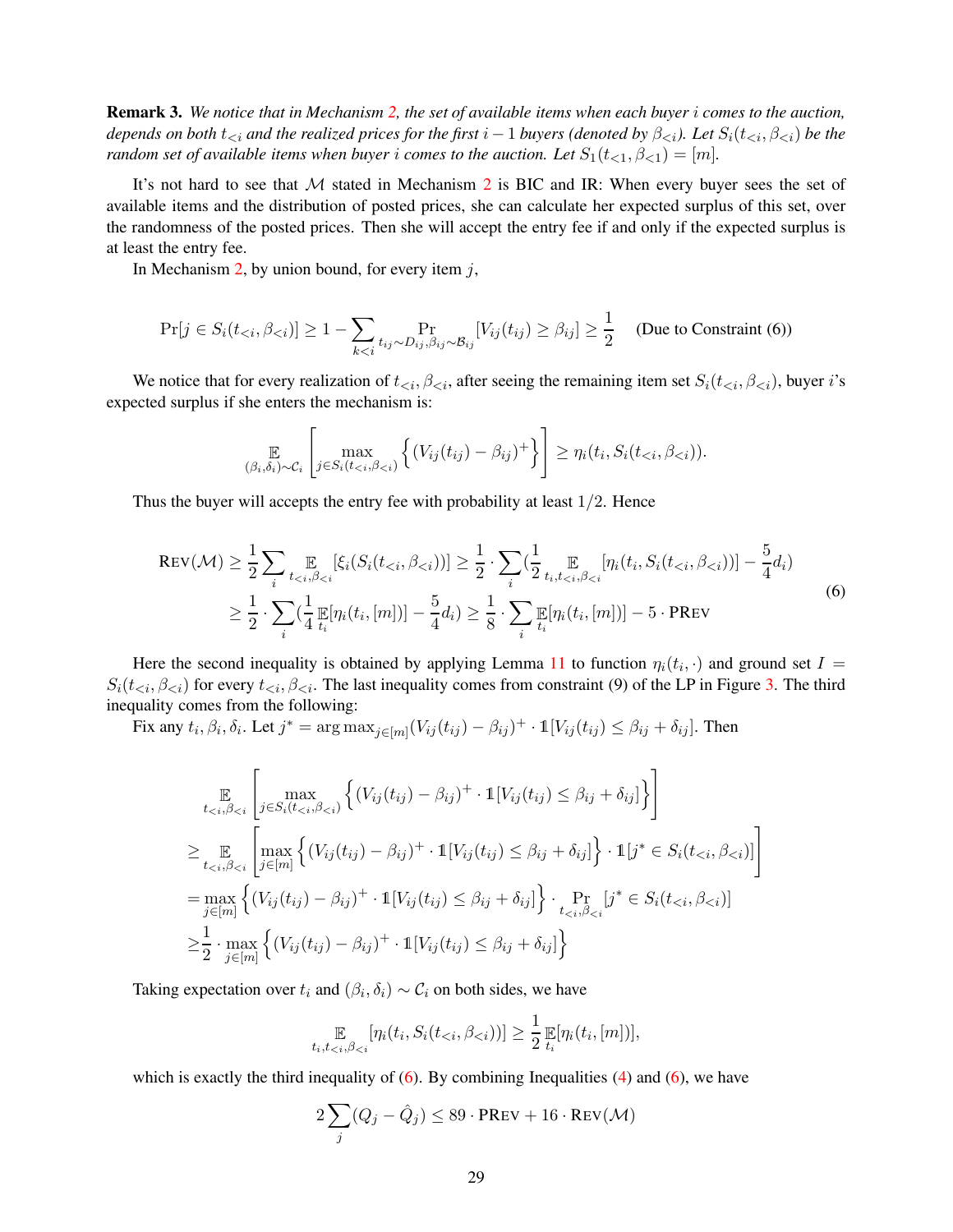**Remark 3.** *We notice that in Mechanism 2, the set of available items when each buyer $i$ comes to the auction, depends on both $t_{<i}$ and the realized prices for the first $i-1$ buyers (denoted by $\beta_{<i}$). Let $S_i(t_{<i}, \beta_{<i})$ be the random set of available items when buyer $i$ comes to the auction. Let $S_1(t_{<1}, \beta_{<1}) = [m]$.*

It's not hard to see that $\mathcal{M}$ stated in Mechanism 2 is BIC and IR: When every buyer sees the set of available items and the distribution of posted prices, she can calculate her expected surplus of this set, over the randomness of the posted prices. Then she will accept the entry fee if and only if the expected surplus is at least the entry fee.

In Mechanism 2, by union bound, for every item $j$,

$$\Pr[j \in S_i(t_{<i}, \beta_{<i})] \geq 1 - \sum_{k<i} \Pr_{t_{ij}\sim D_{ij}, \beta_{ij}\sim \mathcal{B}_{ij}}[V_{ij}(t_{ij}) \geq \beta_{ij}] \geq \frac{1}{2} \quad \text{(Due to Constraint (6))}$$

We notice that for every realization of $t_{<i}, \beta_{<i}$, after seeing the remaining item set $S_i(t_{<i}, \beta_{<i})$, buyer $i$'s expected surplus if she enters the mechanism is:

$$\mathbb{E}_{(\beta_i, \delta_i)\sim \mathcal{C}_i}\left[\max_{j\in S_i(t_{<i}, \beta_{<i})}\left\{(V_{ij}(t_{ij}) - \beta_{ij})^+\right\}\right] \geq \eta_i(t_i, S_i(t_{<i}, \beta_{<i})).$$

Thus the buyer will accepts the entry fee with probability at least $1/2$. Hence

$$\begin{aligned}
\textsc{Rev}(\mathcal{M}) &\geq \frac{1}{2}\sum_i \mathbb{E}_{t_{<i}, \beta_{<i}}[\xi_i(S_i(t_{<i}, \beta_{<i}))] \geq \frac{1}{2}\cdot\sum_i\left(\frac{1}{2}\mathbb{E}_{t_i, t_{<i}, \beta_{<i}}[\eta_i(t_i, S_i(t_{<i}, \beta_{<i}))] - \frac{5}{4}d_i\right) \\
&\geq \frac{1}{2}\cdot\sum_i\left(\frac{1}{4}\mathbb{E}_{t_i}[\eta_i(t_i, [m])] - \frac{5}{4}d_i\right) \geq \frac{1}{8}\cdot\sum_i \mathbb{E}_{t_i}[\eta_i(t_i, [m])] - 5\cdot \textsc{PRev}
\end{aligned} \tag{6}$$

Here the second inequality is obtained by applying Lemma 11 to function $\eta_i(t_i, \cdot)$ and ground set $I = S_i(t_{<i}, \beta_{<i})$ for every $t_{<i}, \beta_{<i}$. The last inequality comes from constraint (9) of the LP in Figure 3. The third inequality comes from the following:

Fix any $t_i, \beta_i, \delta_i$. Let $j^* = \arg\max_{j\in[m]}(V_{ij}(t_{ij}) - \beta_{ij})^+ \cdot \mathbb{1}[V_{ij}(t_{ij}) \leq \beta_{ij} + \delta_{ij}]$. Then

$$\begin{aligned}
&\mathbb{E}_{t_{<i}, \beta_{<i}}\left[\max_{j\in S_i(t_{<i}, \beta_{<i})}\left\{(V_{ij}(t_{ij}) - \beta_{ij})^+ \cdot \mathbb{1}[V_{ij}(t_{ij}) \leq \beta_{ij} + \delta_{ij}]\right\}\right] \\
\geq &\mathbb{E}_{t_{<i}, \beta_{<i}}\left[\max_{j\in [m]}\left\{(V_{ij}(t_{ij}) - \beta_{ij})^+ \cdot \mathbb{1}[V_{ij}(t_{ij}) \leq \beta_{ij} + \delta_{ij}]\right\}\cdot \mathbb{1}[j^* \in S_i(t_{<i}, \beta_{<i})]\right] \\
= &\max_{j\in [m]}\left\{(V_{ij}(t_{ij}) - \beta_{ij})^+ \cdot \mathbb{1}[V_{ij}(t_{ij}) \leq \beta_{ij} + \delta_{ij}]\right\}\cdot \Pr_{t_{<i}, \beta_{<i}}[j^* \in S_i(t_{<i}, \beta_{<i})] \\
\geq &\frac{1}{2}\cdot \max_{j\in [m]}\left\{(V_{ij}(t_{ij}) - \beta_{ij})^+ \cdot \mathbb{1}[V_{ij}(t_{ij}) \leq \beta_{ij} + \delta_{ij}]\right\}
\end{aligned}$$

Taking expectation over $t_i$ and $(\beta_i, \delta_i) \sim \mathcal{C}_i$ on both sides, we have

$$\mathbb{E}_{t_i, t_{<i}, \beta_{<i}}[\eta_i(t_i, S_i(t_{<i}, \beta_{<i}))] \geq \frac{1}{2}\mathbb{E}_{t_i}[\eta_i(t_i, [m])],$$

which is exactly the third inequality of (6). By combining Inequalities (4) and (6), we have

$$2\sum_j (Q_j - \hat{Q}_j) \leq 89 \cdot \textsc{PRev} + 16 \cdot \textsc{Rev}(\mathcal{M})$$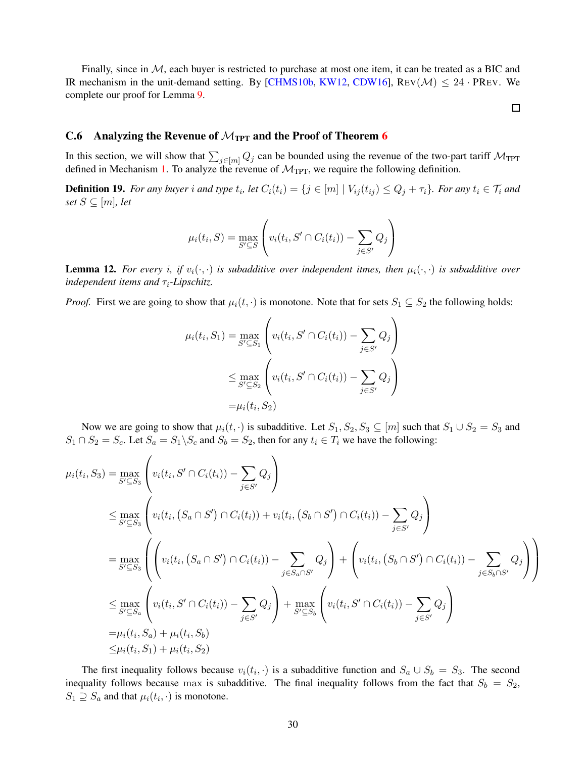Finally, since in $\mathcal{M}$, each buyer is restricted to purchase at most one item, it can be treated as a BIC and IR mechanism in the unit-demand setting. By [CHMS10b, KW12, CDW16], $\text{REV}(\mathcal{M}) \leq 24 \cdot \text{PREV}$. We complete our proof for Lemma 9.

□

## C.6 Analyzing the Revenue of $\mathcal{M}_{\text{TPT}}$ and the Proof of Theorem 6

In this section, we will show that $\sum_{j\in[m]} Q_j$ can be bounded using the revenue of the two-part tariff $\mathcal{M}_{\text{TPT}}$ defined in Mechanism 1. To analyze the revenue of $\mathcal{M}_{\text{TPT}}$, we require the following definition.

**Definition 19.** *For any buyer $i$ and type $t_i$, let $C_i(t_i) = \{j \in [m] \mid V_{ij}(t_{ij}) \leq Q_j + \tau_i\}$. For any $t_i \in \mathcal{T}_i$ and set $S \subseteq [m]$, let*

$$\mu_i(t_i, S) = \max_{S' \subseteq S} \left( v_i(t_i, S' \cap C_i(t_i)) - \sum_{j \in S'} Q_j \right)$$

**Lemma 12.** *For every $i$, if $v_i(\cdot,\cdot)$ is subadditive over independent itmes, then $\mu_i(\cdot,\cdot)$ is subadditive over independent items and $\tau_i$-Lipschitz.*

*Proof.* First we are going to show that $\mu_i(t,\cdot)$ is monotone. Note that for sets $S_1 \subseteq S_2$ the following holds:

$$\begin{aligned}
\mu_i(t_i, S_1) = &\max_{S' \subseteq S_1} \left( v_i(t_i, S' \cap C_i(t_i)) - \sum_{j \in S'} Q_j \right) \\
\leq &\max_{S' \subseteq S_2} \left( v_i(t_i, S' \cap C_i(t_i)) - \sum_{j \in S'} Q_j \right) \\
= &\mu_i(t_i, S_2)
\end{aligned}$$

Now we are going to show that $\mu_i(t,\cdot)$ is subadditive. Let $S_1, S_2, S_3 \subseteq [m]$ such that $S_1 \cup S_2 = S_3$ and $S_1 \cap S_2 = S_c$. Let $S_a = S_1 \backslash S_c$ and $S_b = S_2$, then for any $t_i \in T_i$ we have the following:

$$\begin{aligned}
\mu_i(t_i, S_3) = &\max_{S' \subseteq S_3} \left( v_i(t_i, S' \cap C_i(t_i)) - \sum_{j \in S'} Q_j \right) \\
\leq &\max_{S' \subseteq S_3} \left( v_i(t_i, (S_a \cap S') \cap C_i(t_i)) + v_i(t_i, (S_b \cap S') \cap C_i(t_i)) - \sum_{j \in S'} Q_j \right) \\
= &\max_{S' \subseteq S_3} \left( \left( v_i(t_i, (S_a \cap S') \cap C_i(t_i)) - \sum_{j \in S_a \cap S'} Q_j \right) + \left( v_i(t_i, (S_b \cap S') \cap C_i(t_i)) - \sum_{j \in S_b \cap S'} Q_j \right) \right) \\
\leq &\max_{S' \subseteq S_a} \left( v_i(t_i, S' \cap C_i(t_i)) - \sum_{j \in S'} Q_j \right) + \max_{S' \subseteq S_b} \left( v_i(t_i, S' \cap C_i(t_i)) - \sum_{j \in S'} Q_j \right) \\
= &\mu_i(t_i, S_a) + \mu_i(t_i, S_b) \\
\leq &\mu_i(t_i, S_1) + \mu_i(t_i, S_2)
\end{aligned}$$

The first inequality follows because $v_i(t_i,\cdot)$ is a subadditive function and $S_a \cup S_b = S_3$. The second inequality follows because max is subadditive. The final inequality follows from the fact that $S_b = S_2$, $S_1 \supseteq S_a$ and that $\mu_i(t_i,\cdot)$ is monotone.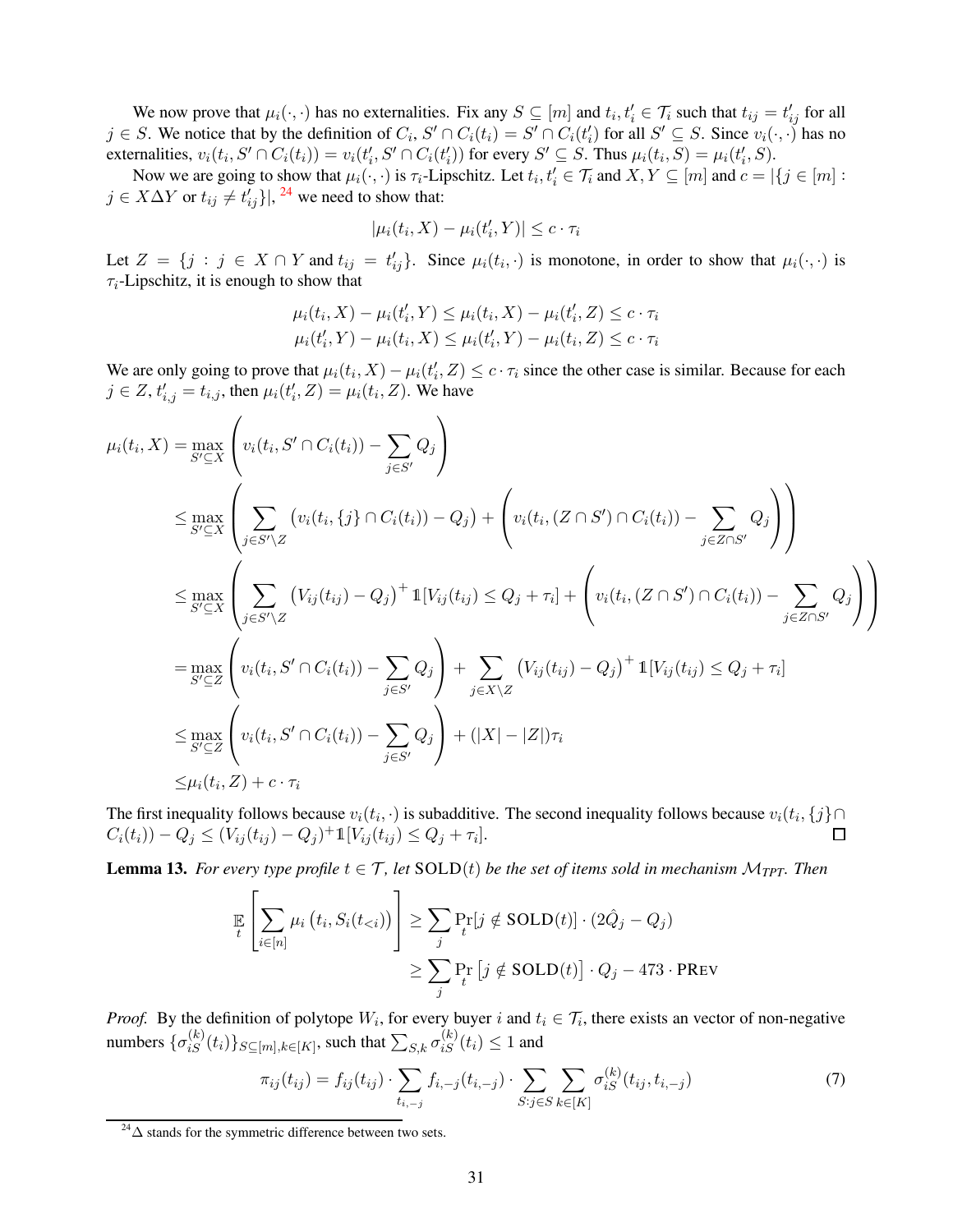We now prove that $\mu_i(\cdot,\cdot)$ has no externalities. Fix any $S \subseteq [m]$ and $t_i, t_i' \in \mathcal{T}_i$ such that $t_{ij} = t_{ij}'$ for all $j \in S$. We notice that by the definition of $C_i$, $S' \cap C_i(t_i) = S' \cap C_i(t_i')$ for all $S' \subseteq S$. Since $v_i(\cdot,\cdot)$ has no externalities, $v_i(t_i, S' \cap C_i(t_i)) = v_i(t_i', S' \cap C_i(t_i'))$ for every $S' \subseteq S$. Thus $\mu_i(t_i, S) = \mu_i(t_i', S)$.

Now we are going to show that $\mu_i(\cdot,\cdot)$ is $\tau_i$-Lipschitz. Let $t_i, t_i' \in \mathcal{T}_i$ and $X, Y \subseteq [m]$ and $c = |\{j \in [m] : j \in X \Delta Y \text{ or } t_{ij} \neq t_{ij}'\}|$, [24] we need to show that:

$$|\mu_i(t_i, X) - \mu_i(t_i', Y)| \leq c \cdot \tau_i$$

Let $Z = \{j : j \in X \cap Y \text{ and } t_{ij} = t_{ij}'\}$. Since $\mu_i(t_i, \cdot)$ is monotone, in order to show that $\mu_i(\cdot,\cdot)$ is $\tau_i$-Lipschitz, it is enough to show that

$$\mu_i(t_i, X) - \mu_i(t_i', Y) \leq \mu_i(t_i, X) - \mu_i(t_i', Z) \leq c \cdot \tau_i$$
$$\mu_i(t_i', Y) - \mu_i(t_i, X) \leq \mu_i(t_i', Y) - \mu_i(t_i, Z) \leq c \cdot \tau_i$$

We are only going to prove that $\mu_i(t_i, X) - \mu_i(t_i', Z) \leq c \cdot \tau_i$ since the other case is similar. Because for each $j \in Z$, $t_{i,j}' = t_{i,j}$, then $\mu_i(t_i', Z) = \mu_i(t_i, Z)$. We have

$$\begin{aligned}
\mu_i(t_i, X) &= \max_{S' \subseteq X} \left( v_i(t_i, S' \cap C_i(t_i)) - \sum_{j \in S'} Q_j \right) \\
&\leq \max_{S' \subseteq X} \left( \sum_{j \in S' \setminus Z} \left( v_i(t_i, \{j\} \cap C_i(t_i)) - Q_j \right) + \left( v_i(t_i, (Z \cap S') \cap C_i(t_i)) - \sum_{j \in Z \cap S'} Q_j \right) \right) \\
&\leq \max_{S' \subseteq X} \left( \sum_{j \in S' \setminus Z} \left( V_{ij}(t_{ij}) - Q_j \right)^+ \mathbb{1}[V_{ij}(t_{ij}) \leq Q_j + \tau_i] + \left( v_i(t_i, (Z \cap S') \cap C_i(t_i)) - \sum_{j \in Z \cap S'} Q_j \right) \right) \\
&= \max_{S' \subseteq Z} \left( v_i(t_i, S' \cap C_i(t_i)) - \sum_{j \in S'} Q_j \right) + \sum_{j \in X \setminus Z} \left( V_{ij}(t_{ij}) - Q_j \right)^+ \mathbb{1}[V_{ij}(t_{ij}) \leq Q_j + \tau_i] \\
&\leq \max_{S' \subseteq Z} \left( v_i(t_i, S' \cap C_i(t_i)) - \sum_{j \in S'} Q_j \right) + (|X| - |Z|)\tau_i \\
&\leq \mu_i(t_i, Z) + c \cdot \tau_i
\end{aligned}$$

The first inequality follows because $v_i(t_i, \cdot)$ is subadditive. The second inequality follows because $v_i(t_i, \{j\} \cap C_i(t_i)) - Q_j \leq (V_{ij}(t_{ij}) - Q_j)^+ \mathbb{1}[V_{ij}(t_{ij}) \leq Q_j + \tau_i]$. $\square$

**Lemma 13.** *For every type profile $t \in \mathcal{T}$, let $\text{SOLD}(t)$ be the set of items sold in mechanism $\mathcal{M}_{TPT}$. Then*

$$\begin{aligned}
\mathbb{E}_t \left[ \sum_{i \in [n]} \mu_i\left(t_i, S_i(t_{<i})\right) \right] &\geq \sum_j \Pr_t[j \notin \text{SOLD}(t)] \cdot (2\hat{Q}_j - Q_j) \\
&\geq \sum_j \Pr_t\left[j \notin \text{SOLD}(t)\right] \cdot Q_j - 473 \cdot \text{PRev}
\end{aligned}$$

*Proof.* By the definition of polytope $W_i$, for every buyer $i$ and $t_i \in \mathcal{T}_i$, there exists an vector of non-negative numbers $\{\sigma_{iS}^{(k)}(t_i)\}_{S \subseteq [m], k \in [K]}$, such that $\sum_{S,k} \sigma_{iS}^{(k)}(t_i) \leq 1$ and

$$\pi_{ij}(t_{ij}) = f_{ij}(t_{ij}) \cdot \sum_{t_{i,-j}} f_{i,-j}(t_{i,-j}) \cdot \sum_{S: j \in S} \sum_{k \in [K]} \sigma_{iS}^{(k)}(t_{ij}, t_{i,-j}) \tag{7}$$

[24] $\Delta$ stands for the symmetric difference between two sets.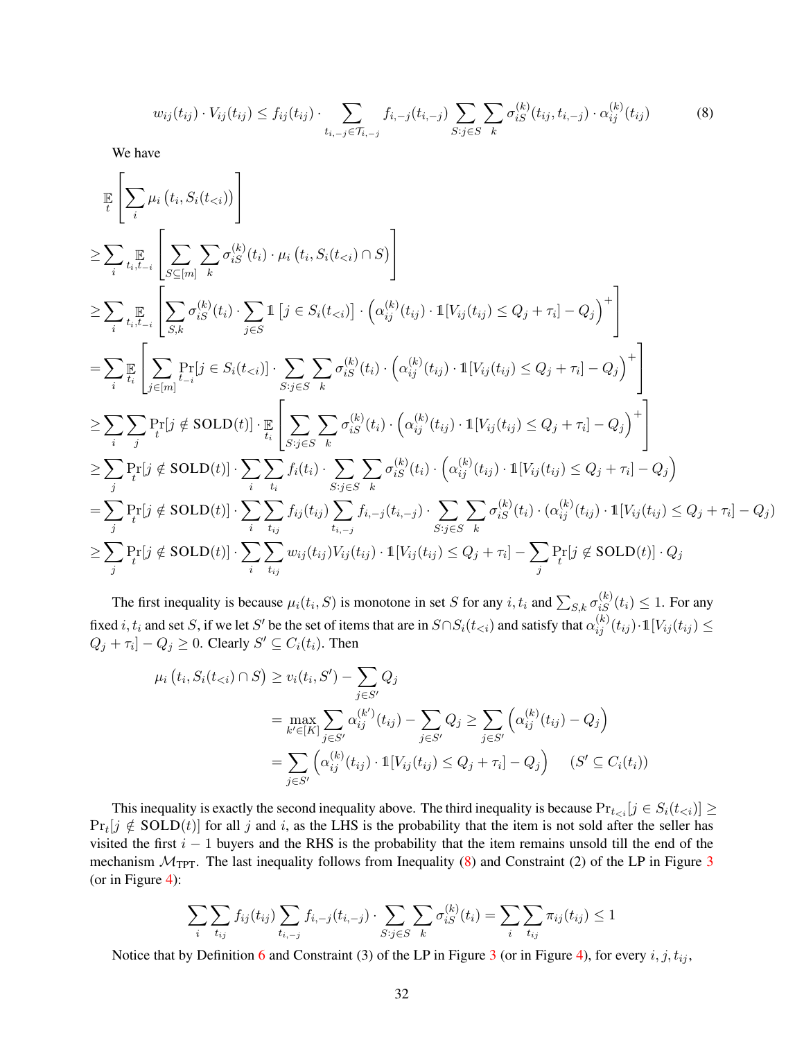$$w_{ij}(t_{ij}) \cdot V_{ij}(t_{ij}) \leq f_{ij}(t_{ij}) \cdot \sum_{t_{i,-j} \in \mathcal{T}_{i,-j}} f_{i,-j}(t_{i,-j}) \sum_{S:j\in S} \sum_k \sigma_{iS}^{(k)}(t_{ij}, t_{i,-j}) \cdot \alpha_{ij}^{(k)}(t_{ij}) \tag{8}$$

We have

$$\begin{aligned}
&\mathop{\mathbb{E}}_{t}\left[\sum_i \mu_i\left(t_i, S_i(t_{<i})\right)\right] \\
&\geq \sum_i \mathop{\mathbb{E}}_{t_i, t_{-i}}\left[\sum_{S\subseteq[m]}\sum_k \sigma_{iS}^{(k)}(t_i)\cdot \mu_i\left(t_i, S_i(t_{<i})\cap S\right)\right] \\
&\geq \sum_i \mathop{\mathbb{E}}_{t_i, t_{-i}}\left[\sum_{S,k} \sigma_{iS}^{(k)}(t_i)\cdot \sum_{j\in S}\mathbb{1}\left[j\in S_i(t_{<i})\right]\cdot\left(\alpha_{ij}^{(k)}(t_{ij})\cdot \mathbb{1}[V_{ij}(t_{ij})\leq Q_j+\tau_i]-Q_j\right)^+\right] \\
&= \sum_i \mathop{\mathbb{E}}_{t_i}\left[\sum_{j\in[m]}\Pr_{t_{-i}}[j\in S_i(t_{<i})]\cdot \sum_{S:j\in S}\sum_k \sigma_{iS}^{(k)}(t_i)\cdot\left(\alpha_{ij}^{(k)}(t_{ij})\cdot \mathbb{1}[V_{ij}(t_{ij})\leq Q_j+\tau_i]-Q_j\right)^+\right] \\
&\geq \sum_i\sum_j \Pr_t[j\notin \text{SOLD}(t)]\cdot \mathop{\mathbb{E}}_{t_i}\left[\sum_{S:j\in S}\sum_k \sigma_{iS}^{(k)}(t_i)\cdot\left(\alpha_{ij}^{(k)}(t_{ij})\cdot \mathbb{1}[V_{ij}(t_{ij})\leq Q_j+\tau_i]-Q_j\right)^+\right] \\
&\geq \sum_j \Pr_t[j\notin \text{SOLD}(t)]\cdot\sum_i\sum_{t_i} f_i(t_i)\cdot \sum_{S:j\in S}\sum_k \sigma_{iS}^{(k)}(t_i)\cdot\left(\alpha_{ij}^{(k)}(t_{ij})\cdot \mathbb{1}[V_{ij}(t_{ij})\leq Q_j+\tau_i]-Q_j\right) \\
&= \sum_j \Pr_t[j\notin \text{SOLD}(t)]\cdot\sum_i\sum_{t_{ij}} f_{ij}(t_{ij})\sum_{t_{i,-j}} f_{i,-j}(t_{i,-j})\cdot \sum_{S:j\in S}\sum_k \sigma_{iS}^{(k)}(t_i)\cdot(\alpha_{ij}^{(k)}(t_{ij})\cdot \mathbb{1}[V_{ij}(t_{ij})\leq Q_j+\tau_i]-Q_j) \\
&\geq \sum_j \Pr_t[j\notin \text{SOLD}(t)]\cdot\sum_i\sum_{t_{ij}} w_{ij}(t_{ij})V_{ij}(t_{ij})\cdot \mathbb{1}[V_{ij}(t_{ij})\leq Q_j+\tau_i]-\sum_j \Pr_t[j\notin \text{SOLD}(t)]\cdot Q_j
\end{aligned}$$

The first inequality is because $\mu_i(t_i, S)$ is monotone in set $S$ for any $i, t_i$ and $\sum_{S,k}\sigma_{iS}^{(k)}(t_i)\leq 1$. For any fixed $i, t_i$ and set $S$, if we let $S'$ be the set of items that are in $S\cap S_i(t_{<i})$ and satisfy that $\alpha_{ij}^{(k)}(t_{ij})\cdot\mathbb{1}[V_{ij}(t_{ij})\leq Q_j+\tau_i]-Q_j\geq 0$. Clearly $S'\subseteq C_i(t_i)$. Then

$$\begin{aligned}
\mu_i\left(t_i, S_i(t_{<i})\cap S\right) &\geq v_i(t_i, S')-\sum_{j\in S'}Q_j \\
&= \max_{k'\in[K]}\sum_{j\in S'}\alpha_{ij}^{(k')}(t_{ij})-\sum_{j\in S'}Q_j \geq \sum_{j\in S'}\left(\alpha_{ij}^{(k)}(t_{ij})-Q_j\right) \\
&= \sum_{j\in S'}\left(\alpha_{ij}^{(k)}(t_{ij})\cdot\mathbb{1}[V_{ij}(t_{ij})\leq Q_j+\tau_i]-Q_j\right) \qquad (S'\subseteq C_i(t_i))
\end{aligned}$$

This inequality is exactly the second inequality above. The third inequality is because $\Pr_{t_{<i}}[j\in S_i(t_{<i})]\geq \Pr_t[j\notin \text{SOLD}(t)]$ for all $j$ and $i$, as the LHS is the probability that the item is not sold after the seller has visited the first $i-1$ buyers and the RHS is the probability that the item remains unsold till the end of the mechanism $\mathcal{M}_{\text{TPT}}$. The last inequality follows from Inequality (8) and Constraint (2) of the LP in Figure 3 (or in Figure 4):

$$\sum_i\sum_{t_{ij}} f_{ij}(t_{ij})\sum_{t_{i,-j}} f_{i,-j}(t_{i,-j})\cdot\sum_{S:j\in S}\sum_k \sigma_{iS}^{(k)}(t_i)=\sum_i\sum_{t_{ij}}\pi_{ij}(t_{ij})\leq 1$$

Notice that by Definition 6 and Constraint (3) of the LP in Figure 3 (or in Figure 4), for every $i, j, t_{ij}$,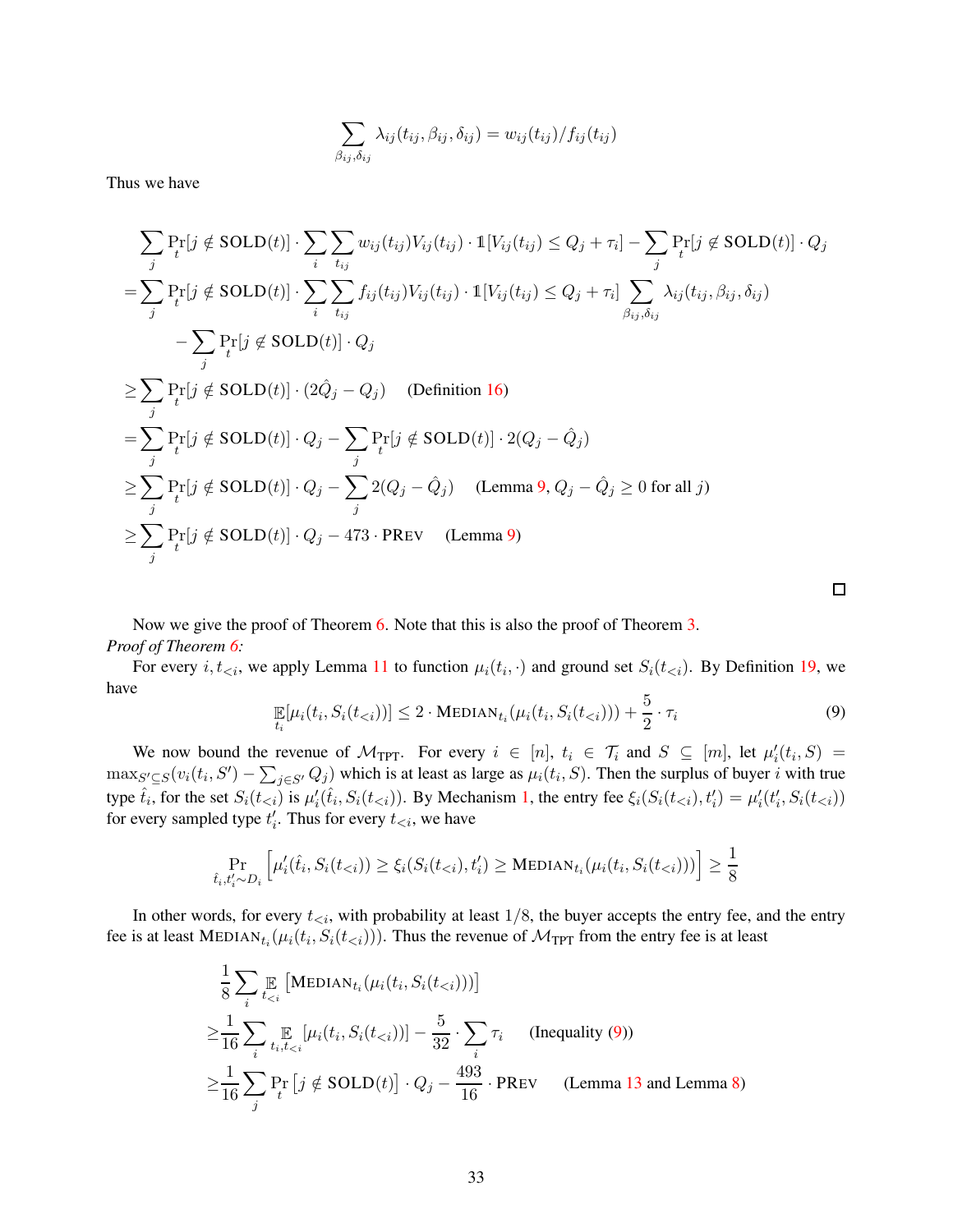$$\sum_{\beta_{ij},\delta_{ij}} \lambda_{ij}(t_{ij},\beta_{ij},\delta_{ij}) = w_{ij}(t_{ij})/f_{ij}(t_{ij})$$

Thus we have

$$\begin{aligned}
&\sum_j \Pr_t[j \notin \text{SOLD}(t)] \cdot \sum_i \sum_{t_{ij}} w_{ij}(t_{ij}) V_{ij}(t_{ij}) \cdot \mathbb{1}[V_{ij}(t_{ij}) \le Q_j + \tau_i] - \sum_j \Pr_t[j \notin \text{SOLD}(t)] \cdot Q_j \\
=&\sum_j \Pr_t[j \notin \text{SOLD}(t)] \cdot \sum_i \sum_{t_{ij}} f_{ij}(t_{ij}) V_{ij}(t_{ij}) \cdot \mathbb{1}[V_{ij}(t_{ij}) \le Q_j + \tau_i] \sum_{\beta_{ij},\delta_{ij}} \lambda_{ij}(t_{ij},\beta_{ij},\delta_{ij}) \\
&\quad - \sum_j \Pr_t[j \notin \text{SOLD}(t)] \cdot Q_j \\
\ge&\sum_j \Pr_t[j \notin \text{SOLD}(t)] \cdot (2\hat{Q}_j - Q_j) \quad \text{(Definition 16)} \\
=&\sum_j \Pr_t[j \notin \text{SOLD}(t)] \cdot Q_j - \sum_j \Pr_t[j \notin \text{SOLD}(t)] \cdot 2(Q_j - \hat{Q}_j) \\
\ge&\sum_j \Pr_t[j \notin \text{SOLD}(t)] \cdot Q_j - \sum_j 2(Q_j - \hat{Q}_j) \quad \text{(Lemma 9, } Q_j - \hat{Q}_j \ge 0 \text{ for all } j) \\
\ge&\sum_j \Pr_t[j \notin \text{SOLD}(t)] \cdot Q_j - 473 \cdot \text{PRev} \quad \text{(Lemma 9)}
\end{aligned}$$

□

Now we give the proof of Theorem 6. Note that this is also the proof of Theorem 3.

*Proof of Theorem 6:*

For every $i, t_{<i}$, we apply Lemma 11 to function $\mu_i(t_i, \cdot)$ and ground set $S_i(t_{<i})$. By Definition 19, we have

$$\mathop{\mathbb{E}}_{t_i}[\mu_i(t_i, S_i(t_{<i}))] \le 2 \cdot \text{Median}_{t_i}(\mu_i(t_i, S_i(t_{<i}))) + \frac{5}{2} \cdot \tau_i \tag{9}$$

We now bound the revenue of $\mathcal{M}_{\text{TPT}}$. For every $i \in [n]$, $t_i \in \mathcal{T}_i$ and $S \subseteq [m]$, let $\mu_i'(t_i, S) = \max_{S' \subseteq S}(v_i(t_i, S') - \sum_{j \in S'} Q_j)$ which is at least as large as $\mu_i(t_i, S)$. Then the surplus of buyer $i$ with true type $\hat{t}_i$, for the set $S_i(t_{<i})$ is $\mu_i'(\hat{t}_i, S_i(t_{<i}))$. By Mechanism 1, the entry fee $\xi_i(S_i(t_{<i}), t_i') = \mu_i'(t_i', S_i(t_{<i}))$ for every sampled type $t_i'$. Thus for every $t_{<i}$, we have

$$\Pr_{\hat{t}_i, t_i' \sim D_i}\left[\mu_i'(\hat{t}_i, S_i(t_{<i})) \ge \xi_i(S_i(t_{<i}), t_i') \ge \text{Median}_{t_i}(\mu_i(t_i, S_i(t_{<i})))\right] \ge \frac{1}{8}$$

In other words, for every $t_{<i}$, with probability at least $1/8$, the buyer accepts the entry fee, and the entry fee is at least $\text{Median}_{t_i}(\mu_i(t_i, S_i(t_{<i})))$. Thus the revenue of $\mathcal{M}_{\text{TPT}}$ from the entry fee is at least

$$\begin{aligned}
&\frac{1}{8} \sum_i \mathop{\mathbb{E}}_{t_{<i}}\left[\text{Median}_{t_i}(\mu_i(t_i, S_i(t_{<i})))\right] \\
\ge&\frac{1}{16} \sum_i \mathop{\mathbb{E}}_{t_i, t_{<i}}[\mu_i(t_i, S_i(t_{<i}))] - \frac{5}{32} \cdot \sum_i \tau_i \quad \text{(Inequality (9))} \\
\ge&\frac{1}{16} \sum_j \Pr_t\left[j \notin \text{SOLD}(t)\right] \cdot Q_j - \frac{493}{16} \cdot \text{PRev} \quad \text{(Lemma 13 and Lemma 8)}
\end{aligned}$$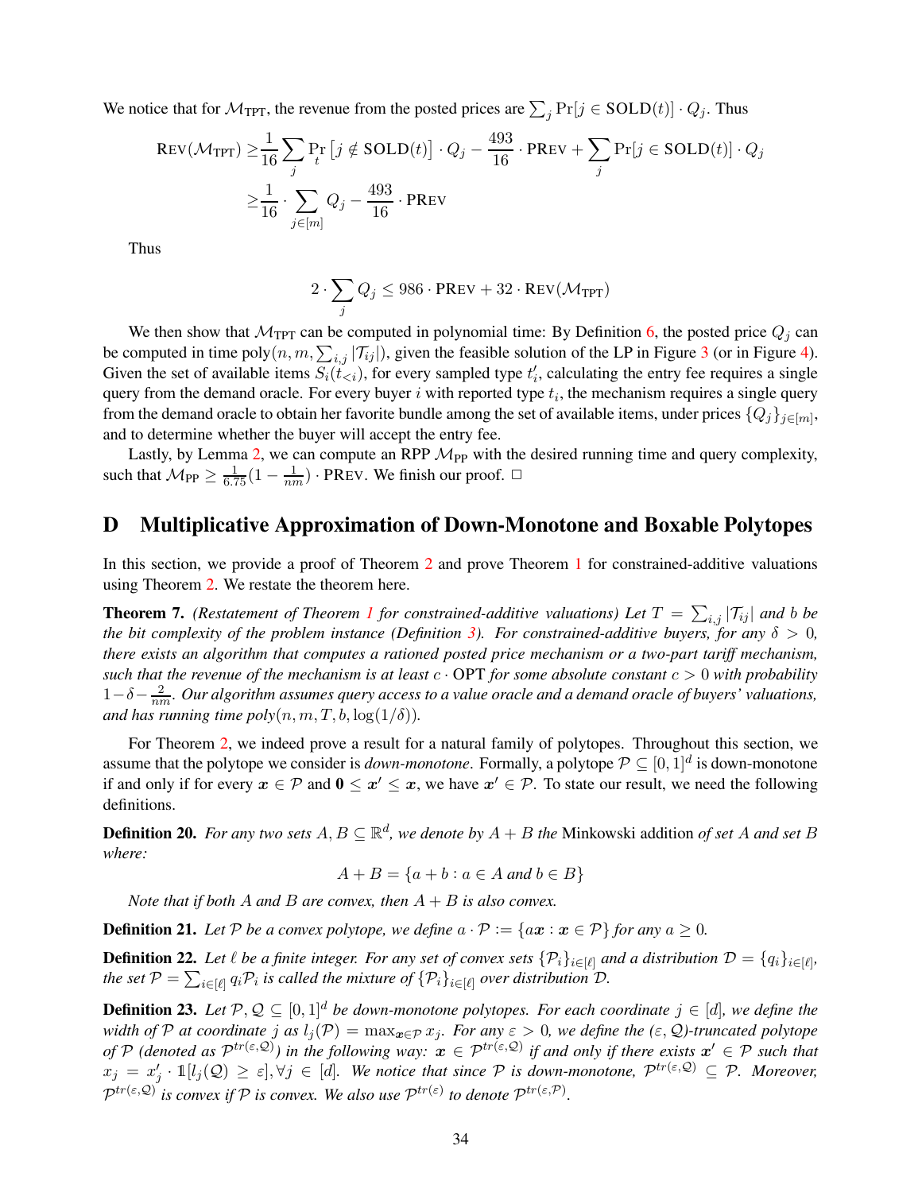We notice that for $\mathcal{M}_{\text{TPT}}$, the revenue from the posted prices are $\sum_j \Pr[j \in \text{SOLD}(t)] \cdot Q_j$. Thus

$$\begin{aligned}\textsc{Rev}(\mathcal{M}_{\text{TPT}}) \geq& \frac{1}{16}\sum_j \Pr_t\left[j \notin \text{SOLD}(t)\right] \cdot Q_j - \frac{493}{16} \cdot \text{P}\textsc{Rev} + \sum_j \Pr[j \in \text{SOLD}(t)] \cdot Q_j \\ \geq& \frac{1}{16} \cdot \sum_{j \in [m]} Q_j - \frac{493}{16} \cdot \text{P}\textsc{Rev}\end{aligned}$$

Thus

$$2 \cdot \sum_j Q_j \leq 986 \cdot \text{P}\textsc{Rev} + 32 \cdot \textsc{Rev}(\mathcal{M}_{\text{TPT}})$$

We then show that $\mathcal{M}_{\text{TPT}}$ can be computed in polynomial time: By Definition 6, the posted price $Q_j$ can be computed in time poly$(n, m, \sum_{i,j} |\mathcal{T}_{ij}|)$, given the feasible solution of the LP in Figure 3 (or in Figure 4). Given the set of available items $S_i(t_{<i})$, for every sampled type $t_i'$, calculating the entry fee requires a single query from the demand oracle. For every buyer $i$ with reported type $t_i$, the mechanism requires a single query from the demand oracle to obtain her favorite bundle among the set of available items, under prices $\{Q_j\}_{j \in [m]}$, and to determine whether the buyer will accept the entry fee.

Lastly, by Lemma 2, we can compute an RPP $\mathcal{M}_{\text{PP}}$ with the desired running time and query complexity, such that $\mathcal{M}_{\text{PP}} \geq \frac{1}{6.75}(1 - \frac{1}{nm}) \cdot \text{P}\textsc{Rev}$. We finish our proof. □

# D Multiplicative Approximation of Down-Monotone and Boxable Polytopes

In this section, we provide a proof of Theorem 2 and prove Theorem 1 for constrained-additive valuations using Theorem 2. We restate the theorem here.

**Theorem 7.** *(Restatement of Theorem 1 for constrained-additive valuations) Let $T = \sum_{i,j} |\mathcal{T}_{ij}|$ and $b$ be the bit complexity of the problem instance (Definition 3). For constrained-additive buyers, for any $\delta > 0$, there exists an algorithm that computes a rationed posted price mechanism or a two-part tariff mechanism, such that the revenue of the mechanism is at least $c \cdot \text{OPT}$ for some absolute constant $c > 0$ with probability $1 - \delta - \frac{2}{nm}$. Our algorithm assumes query access to a value oracle and a demand oracle of buyers' valuations, and has running time poly$(n, m, T, b, \log(1/\delta))$.*

For Theorem 2, we indeed prove a result for a natural family of polytopes. Throughout this section, we assume that the polytope we consider is *down-monotone*. Formally, a polytope $\mathcal{P} \subseteq [0,1]^d$ is down-monotone if and only if for every $\boldsymbol{x} \in \mathcal{P}$ and $\boldsymbol{0} \leq \boldsymbol{x}' \leq \boldsymbol{x}$, we have $\boldsymbol{x}' \in \mathcal{P}$. To state our result, we need the following definitions.

**Definition 20.** *For any two sets $A, B \subseteq \mathbb{R}^d$, we denote by $A + B$ the* Minkowski addition *of set $A$ and set $B$ where:*

$$A + B = \{a + b : a \in A \text{ and } b \in B\}$$

*Note that if both $A$ and $B$ are convex, then $A + B$ is also convex.*

**Definition 21.** *Let $\mathcal{P}$ be a convex polytope, we define $a \cdot \mathcal{P} := \{a\boldsymbol{x} : \boldsymbol{x} \in \mathcal{P}\}$ for any $a \geq 0$.*

**Definition 22.** *Let $\ell$ be a finite integer. For any set of convex sets $\{\mathcal{P}_i\}_{i \in [\ell]}$ and a distribution $\mathcal{D} = \{q_i\}_{i \in [\ell]}$, the set $\mathcal{P} = \sum_{i \in [\ell]} q_i \mathcal{P}_i$ is called the mixture of $\{\mathcal{P}_i\}_{i \in [\ell]}$ over distribution $\mathcal{D}$.*

**Definition 23.** *Let $\mathcal{P}, \mathcal{Q} \subseteq [0,1]^d$ be down-monotone polytopes. For each coordinate $j \in [d]$, we define the width of $\mathcal{P}$ at coordinate $j$ as $l_j(\mathcal{P}) = \max_{\boldsymbol{x} \in \mathcal{P}} x_j$. For any $\varepsilon > 0$, we define the $(\varepsilon, \mathcal{Q})$-truncated polytope of $\mathcal{P}$ (denoted as $\mathcal{P}^{tr(\varepsilon,\mathcal{Q})}$) in the following way: $\boldsymbol{x} \in \mathcal{P}^{tr(\varepsilon,\mathcal{Q})}$ if and only if there exists $\boldsymbol{x}' \in \mathcal{P}$ such that $x_j = x_j' \cdot \mathbb{1}[l_j(\mathcal{Q}) \geq \varepsilon], \forall j \in [d]$. We notice that since $\mathcal{P}$ is down-monotone, $\mathcal{P}^{tr(\varepsilon,\mathcal{Q})} \subseteq \mathcal{P}$. Moreover, $\mathcal{P}^{tr(\varepsilon,\mathcal{Q})}$ is convex if $\mathcal{P}$ is convex. We also use $\mathcal{P}^{tr(\varepsilon)}$ to denote $\mathcal{P}^{tr(\varepsilon,\mathcal{P})}$.*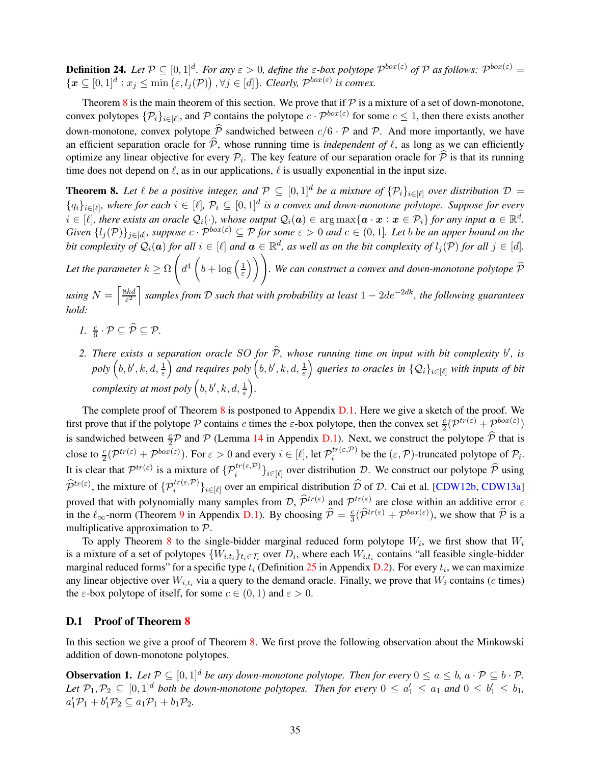**Definition 24.** *Let $\mathcal{P} \subseteq [0,1]^d$. For any $\varepsilon > 0$, define the $\varepsilon$-box polytope $\mathcal{P}^{box(\varepsilon)}$ of $\mathcal{P}$ as follows: $\mathcal{P}^{box(\varepsilon)} = \{\boldsymbol{x} \subseteq [0,1]^d : x_j \leq \min(\varepsilon, l_j(\mathcal{P})), \forall j \in [d]\}$. Clearly, $\mathcal{P}^{box(\varepsilon)}$ is convex.*

Theorem 8 is the main theorem of this section. We prove that if $\mathcal{P}$ is a mixture of a set of down-monotone, convex polytopes $\{\mathcal{P}_i\}_{i\in[\ell]}$, and $\mathcal{P}$ contains the polytope $c \cdot \mathcal{P}^{box(\varepsilon)}$ for some $c \leq 1$, then there exists another down-monotone, convex polytope $\widehat{\mathcal{P}}$ sandwiched between $c/6 \cdot \mathcal{P}$ and $\mathcal{P}$. And more importantly, we have an efficient separation oracle for $\widehat{\mathcal{P}}$, whose running time is *independent of* $\ell$, as long as we can efficiently optimize any linear objective for every $\mathcal{P}_i$. The key feature of our separation oracle for $\widehat{\mathcal{P}}$ is that its running time does not depend on $\ell$, as in our applications, $\ell$ is usually exponential in the input size.

**Theorem 8.** *Let $\ell$ be a positive integer, and $\mathcal{P} \subseteq [0,1]^d$ be a mixture of $\{\mathcal{P}_i\}_{i\in[\ell]}$ over distribution $\mathcal{D} = \{q_i\}_{i\in[\ell]}$, where for each $i \in [\ell]$, $\mathcal{P}_i \subseteq [0,1]^d$ is a convex and down-monotone polytope. Suppose for every $i \in [\ell]$, there exists an oracle $\mathcal{Q}_i(\cdot)$, whose output $\mathcal{Q}_i(\boldsymbol{a}) \in \arg\max\{\boldsymbol{a} \cdot \boldsymbol{x} : \boldsymbol{x} \in \mathcal{P}_i\}$ for any input $\boldsymbol{a} \in \mathbb{R}^d$. Given $\{l_j(\mathcal{P})\}_{j\in[d]}$, suppose $c \cdot \mathcal{P}^{box(\varepsilon)} \subseteq \mathcal{P}$ for some $\varepsilon > 0$ and $c \in (0,1]$. Let $b$ be an upper bound on the bit complexity of $\mathcal{Q}_i(\boldsymbol{a})$ for all $i \in [\ell]$ and $\boldsymbol{a} \in \mathbb{R}^d$, as well as on the bit complexity of $l_j(\mathcal{P})$ for all $j \in [d]$. Let the parameter $k \geq \Omega\left(d^4\left(b + \log\left(\frac{1}{\varepsilon}\right)\right)\right)$. We can construct a convex and down-monotone polytope $\widehat{\mathcal{P}}$ using $N = \left\lceil \frac{8kd}{\varepsilon^2} \right\rceil$ samples from $\mathcal{D}$ such that with probability at least $1 - 2de^{-2dk}$, the following guarantees hold:*

1. *$\frac{c}{6} \cdot \mathcal{P} \subseteq \widehat{\mathcal{P}} \subseteq \mathcal{P}$.*
2. *There exists a separation oracle $SO$ for $\widehat{\mathcal{P}}$, whose running time on input with bit complexity $b'$, is poly$\left(b, b', k, d, \frac{1}{\varepsilon}\right)$ and requires poly$\left(b, b', k, d, \frac{1}{\varepsilon}\right)$ queries to oracles in $\{\mathcal{Q}_i\}_{i\in[\ell]}$ with inputs of bit complexity at most poly$\left(b, b', k, d, \frac{1}{\varepsilon}\right)$.*

The complete proof of Theorem 8 is postponed to Appendix D.1. Here we give a sketch of the proof. We first prove that if the polytope $\mathcal{P}$ contains $c$ times the $\varepsilon$-box polytope, then the convex set $\frac{c}{2}(\mathcal{P}^{tr(\varepsilon)} + \mathcal{P}^{box(\varepsilon)})$ is sandwiched between $\frac{c}{2}\mathcal{P}$ and $\mathcal{P}$ (Lemma 14 in Appendix D.1). Next, we construct the polytope $\widehat{\mathcal{P}}$ that is close to $\frac{c}{2}(\mathcal{P}^{tr(\varepsilon)} + \mathcal{P}^{box(\varepsilon)})$. For $\varepsilon > 0$ and every $i \in [\ell]$, let $\mathcal{P}_i^{tr(\varepsilon,\mathcal{P})}$ be the $(\varepsilon, \mathcal{P})$-truncated polytope of $\mathcal{P}_i$. It is clear that $\mathcal{P}^{tr(\varepsilon)}$ is a mixture of $\{\mathcal{P}_i^{tr(\varepsilon,\mathcal{P})}\}_{i\in[\ell]}$ over distribution $\mathcal{D}$. We construct our polytope $\widehat{\mathcal{P}}$ using $\widehat{\mathcal{P}}^{tr(\varepsilon)}$, the mixture of $\{\mathcal{P}_i^{tr(\varepsilon,\mathcal{P})}\}_{i\in[\ell]}$ over an empirical distribution $\widehat{\mathcal{D}}$ of $\mathcal{D}$. Cai et al. [CDW12b, CDW13a] proved that with polynomially many samples from $\mathcal{D}$, $\widehat{\mathcal{P}}^{tr(\varepsilon)}$ and $\mathcal{P}^{tr(\varepsilon)}$ are close within an additive error $\varepsilon$ in the $\ell_\infty$-norm (Theorem 9 in Appendix D.1). By choosing $\widehat{\mathcal{P}} = \frac{c}{3}(\widehat{\mathcal{P}}^{tr(\varepsilon)} + \mathcal{P}^{box(\varepsilon)})$, we show that $\widehat{\mathcal{P}}$ is a multiplicative approximation to $\mathcal{P}$.

To apply Theorem 8 to the single-bidder marginal reduced form polytope $W_i$, we first show that $W_i$ is a mixture of a set of polytopes $\{W_{i,t_i}\}_{t_i\in\mathcal{T}_i}$ over $D_i$, where each $W_{i,t_i}$ contains "all feasible single-bidder marginal reduced forms" for a specific type $t_i$ (Definition 25 in Appendix D.2). For every $t_i$, we can maximize any linear objective over $W_{i,t_i}$ via a query to the demand oracle. Finally, we prove that $W_i$ contains ($c$ times) the $\varepsilon$-box polytope of itself, for some $c \in (0,1)$ and $\varepsilon > 0$.

## D.1 Proof of Theorem 8

In this section we give a proof of Theorem 8. We first prove the following observation about the Minkowski addition of down-monotone polytopes.

**Observation 1.** *Let $\mathcal{P} \subseteq [0,1]^d$ be any down-monotone polytope. Then for every $0 \leq a \leq b$, $a \cdot \mathcal{P} \subseteq b \cdot \mathcal{P}$. Let $\mathcal{P}_1, \mathcal{P}_2 \subseteq [0,1]^d$ both be down-monotone polytopes. Then for every $0 \leq a_1' \leq a_1$ and $0 \leq b_1' \leq b_1$, $a_1'\mathcal{P}_1 + b_1'\mathcal{P}_2 \subseteq a_1\mathcal{P}_1 + b_1\mathcal{P}_2$.*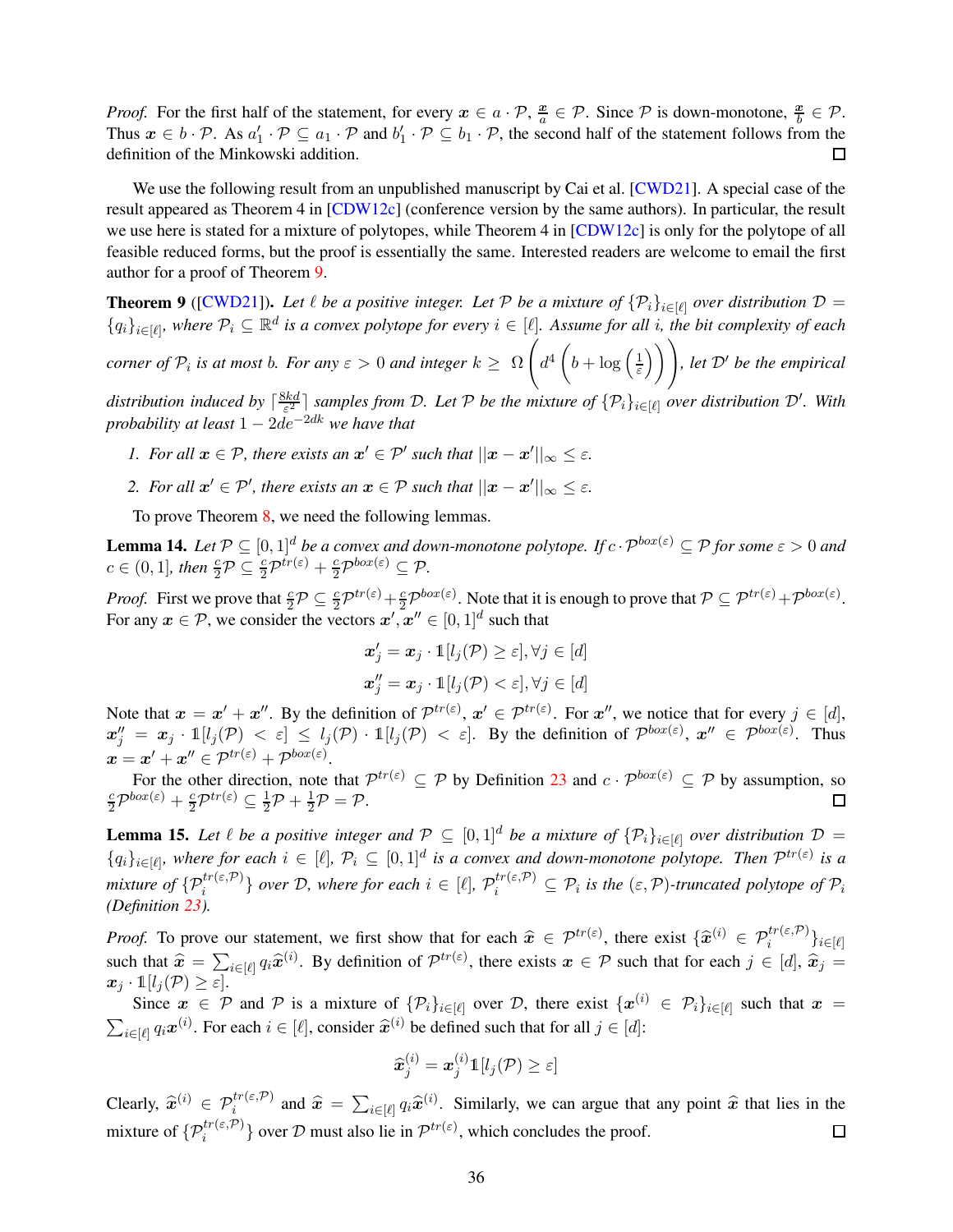*Proof.* For the first half of the statement, for every $\boldsymbol{x} \in a \cdot \mathcal{P}$, $\frac{\boldsymbol{x}}{a} \in \mathcal{P}$. Since $\mathcal{P}$ is down-monotone, $\frac{\boldsymbol{x}}{b} \in \mathcal{P}$. Thus $\boldsymbol{x} \in b \cdot \mathcal{P}$. As $a_1' \cdot \mathcal{P} \subseteq a_1 \cdot \mathcal{P}$ and $b_1' \cdot \mathcal{P} \subseteq b_1 \cdot \mathcal{P}$, the second half of the statement follows from the definition of the Minkowski addition. □

We use the following result from an unpublished manuscript by Cai et al. [CWD21]. A special case of the result appeared as Theorem 4 in [CDW12c] (conference version by the same authors). In particular, the result we use here is stated for a mixture of polytopes, while Theorem 4 in [CDW12c] is only for the polytope of all feasible reduced forms, but the proof is essentially the same. Interested readers are welcome to email the first author for a proof of Theorem 9.

**Theorem 9** ([CWD21]). *Let $\ell$ be a positive integer. Let $\mathcal{P}$ be a mixture of $\{\mathcal{P}_i\}_{i\in[\ell]}$ over distribution $\mathcal{D} = \{q_i\}_{i\in[\ell]}$, where $\mathcal{P}_i \subseteq \mathbb{R}^d$ is a convex polytope for every $i \in [\ell]$. Assume for all $i$, the bit complexity of each corner of $\mathcal{P}_i$ is at most $b$. For any $\varepsilon > 0$ and integer $k \geq \Omega\left(d^4\left(b + \log\left(\frac{1}{\varepsilon}\right)\right)\right)$, let $\mathcal{D}'$ be the empirical distribution induced by $\lceil \frac{8kd}{\varepsilon^2} \rceil$ samples from $\mathcal{D}$. Let $\mathcal{P}$ be the mixture of $\{\mathcal{P}_i\}_{i\in[\ell]}$ over distribution $\mathcal{D}'$. With probability at least $1 - 2de^{-2dk}$ we have that*

1. *For all $\boldsymbol{x} \in \mathcal{P}$, there exists an $\boldsymbol{x}' \in \mathcal{P}'$ such that $||\boldsymbol{x} - \boldsymbol{x}'||_\infty \leq \varepsilon$.*
2. *For all $\boldsymbol{x}' \in \mathcal{P}'$, there exists an $\boldsymbol{x} \in \mathcal{P}$ such that $||\boldsymbol{x} - \boldsymbol{x}'||_\infty \leq \varepsilon$.*

To prove Theorem 8, we need the following lemmas.

**Lemma 14.** *Let $\mathcal{P} \subseteq [0,1]^d$ be a convex and down-monotone polytope. If $c \cdot \mathcal{P}^{box(\varepsilon)} \subseteq \mathcal{P}$ for some $\varepsilon > 0$ and $c \in (0,1]$, then $\frac{c}{2}\mathcal{P} \subseteq \frac{c}{2}\mathcal{P}^{tr(\varepsilon)} + \frac{c}{2}\mathcal{P}^{box(\varepsilon)} \subseteq \mathcal{P}$.*

*Proof.* First we prove that $\frac{c}{2}\mathcal{P} \subseteq \frac{c}{2}\mathcal{P}^{tr(\varepsilon)} + \frac{c}{2}\mathcal{P}^{box(\varepsilon)}$. Note that it is enough to prove that $\mathcal{P} \subseteq \mathcal{P}^{tr(\varepsilon)} + \mathcal{P}^{box(\varepsilon)}$. For any $\boldsymbol{x} \in \mathcal{P}$, we consider the vectors $\boldsymbol{x}', \boldsymbol{x}'' \in [0,1]^d$ such that

$$\boldsymbol{x}'_j = \boldsymbol{x}_j \cdot \mathbb{1}[l_j(\mathcal{P}) \geq \varepsilon], \forall j \in [d]$$
$$\boldsymbol{x}''_j = \boldsymbol{x}_j \cdot \mathbb{1}[l_j(\mathcal{P}) < \varepsilon], \forall j \in [d]$$

Note that $\boldsymbol{x} = \boldsymbol{x}' + \boldsymbol{x}''$. By the definition of $\mathcal{P}^{tr(\varepsilon)}$, $\boldsymbol{x}' \in \mathcal{P}^{tr(\varepsilon)}$. For $\boldsymbol{x}''$, we notice that for every $j \in [d]$, $\boldsymbol{x}''_j = \boldsymbol{x}_j \cdot \mathbb{1}[l_j(\mathcal{P}) < \varepsilon] \leq l_j(\mathcal{P}) \cdot \mathbb{1}[l_j(\mathcal{P}) < \varepsilon]$. By the definition of $\mathcal{P}^{box(\varepsilon)}$, $\boldsymbol{x}'' \in \mathcal{P}^{box(\varepsilon)}$. Thus $\boldsymbol{x} = \boldsymbol{x}' + \boldsymbol{x}'' \in \mathcal{P}^{tr(\varepsilon)} + \mathcal{P}^{box(\varepsilon)}$.

For the other direction, note that $\mathcal{P}^{tr(\varepsilon)} \subseteq \mathcal{P}$ by Definition 23 and $c \cdot \mathcal{P}^{box(\varepsilon)} \subseteq \mathcal{P}$ by assumption, so $\frac{c}{2}\mathcal{P}^{box(\varepsilon)} + \frac{c}{2}\mathcal{P}^{tr(\varepsilon)} \subseteq \frac{1}{2}\mathcal{P} + \frac{1}{2}\mathcal{P} = \mathcal{P}$. □

**Lemma 15.** *Let $\ell$ be a positive integer and $\mathcal{P} \subseteq [0,1]^d$ be a mixture of $\{\mathcal{P}_i\}_{i\in[\ell]}$ over distribution $\mathcal{D} = \{q_i\}_{i\in[\ell]}$, where for each $i \in [\ell]$, $\mathcal{P}_i \subseteq [0,1]^d$ is a convex and down-monotone polytope. Then $\mathcal{P}^{tr(\varepsilon)}$ is a mixture of $\{\mathcal{P}_i^{tr(\varepsilon,\mathcal{P})}\}$ over $\mathcal{D}$, where for each $i \in [\ell]$, $\mathcal{P}_i^{tr(\varepsilon,\mathcal{P})} \subseteq \mathcal{P}_i$ is the $(\varepsilon, \mathcal{P})$-truncated polytope of $\mathcal{P}_i$ (Definition 23).*

*Proof.* To prove our statement, we first show that for each $\widehat{\boldsymbol{x}} \in \mathcal{P}^{tr(\varepsilon)}$, there exist $\{\widehat{\boldsymbol{x}}^{(i)} \in \mathcal{P}_i^{tr(\varepsilon,\mathcal{P})}\}_{i\in[\ell]}$ such that $\widehat{\boldsymbol{x}} = \sum_{i\in[\ell]} q_i \widehat{\boldsymbol{x}}^{(i)}$. By definition of $\mathcal{P}^{tr(\varepsilon)}$, there exists $\boldsymbol{x} \in \mathcal{P}$ such that for each $j \in [d]$, $\widehat{\boldsymbol{x}}_j = \boldsymbol{x}_j \cdot \mathbb{1}[l_j(\mathcal{P}) \geq \varepsilon]$.

Since $\boldsymbol{x} \in \mathcal{P}$ and $\mathcal{P}$ is a mixture of $\{\mathcal{P}_i\}_{i\in[\ell]}$ over $\mathcal{D}$, there exist $\{\boldsymbol{x}^{(i)} \in \mathcal{P}_i\}_{i\in[\ell]}$ such that $\boldsymbol{x} = \sum_{i\in[\ell]} q_i \boldsymbol{x}^{(i)}$. For each $i \in [\ell]$, consider $\widehat{\boldsymbol{x}}^{(i)}$ be defined such that for all $j \in [d]$:

$$\widehat{\boldsymbol{x}}_j^{(i)} = \boldsymbol{x}_j^{(i)} \mathbb{1}[l_j(\mathcal{P}) \geq \varepsilon]$$

Clearly, $\widehat{\boldsymbol{x}}^{(i)} \in \mathcal{P}_i^{tr(\varepsilon,\mathcal{P})}$ and $\widehat{\boldsymbol{x}} = \sum_{i\in[\ell]} q_i \widehat{\boldsymbol{x}}^{(i)}$. Similarly, we can argue that any point $\widehat{\boldsymbol{x}}$ that lies in the mixture of $\{\mathcal{P}_i^{tr(\varepsilon,\mathcal{P})}\}$ over $\mathcal{D}$ must also lie in $\mathcal{P}^{tr(\varepsilon)}$, which concludes the proof. □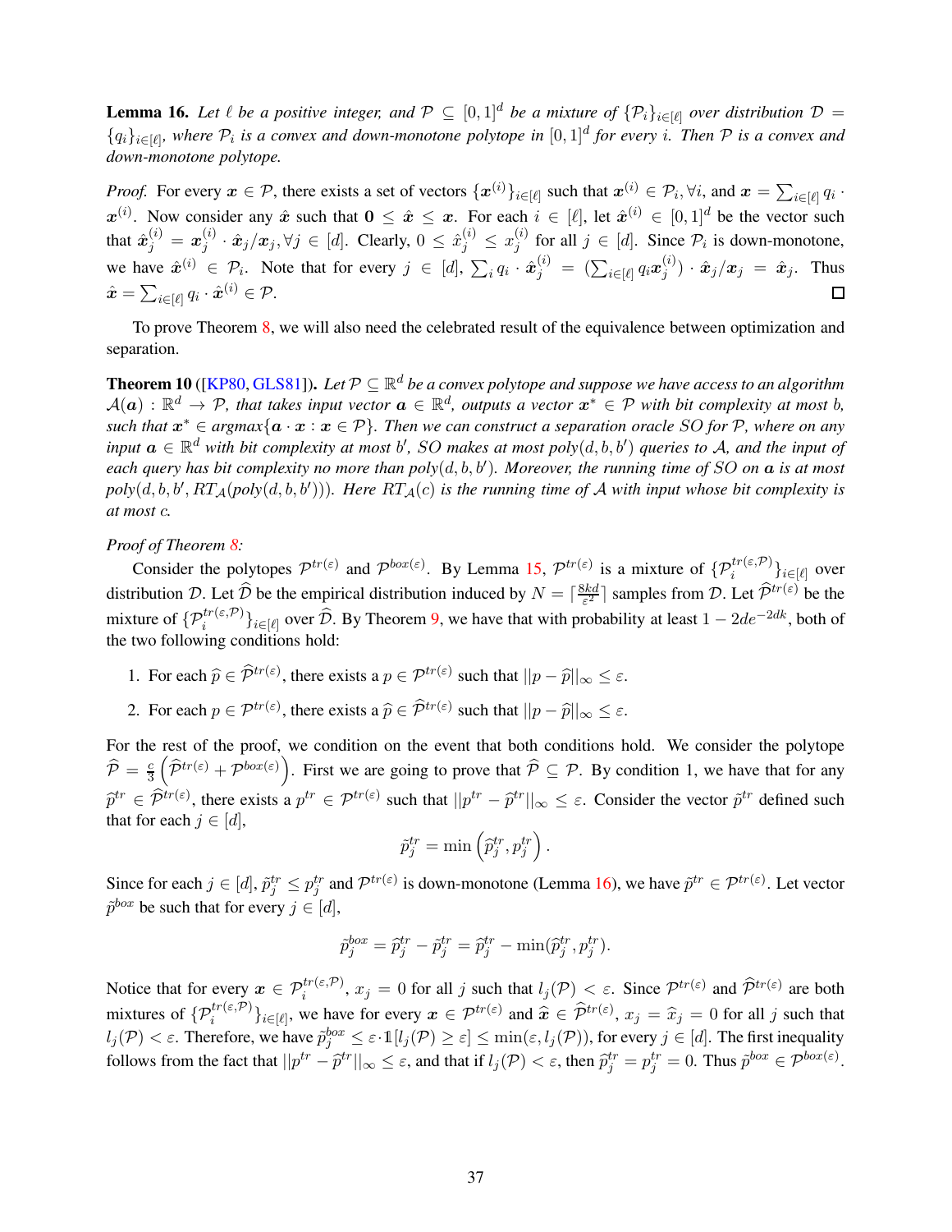**Lemma 16.** *Let $\ell$ be a positive integer, and $\mathcal{P} \subseteq [0,1]^d$ be a mixture of $\{\mathcal{P}_i\}_{i\in[\ell]}$ over distribution $\mathcal{D} = \{q_i\}_{i\in[\ell]}$, where $\mathcal{P}_i$ is a convex and down-monotone polytope in $[0,1]^d$ for every $i$. Then $\mathcal{P}$ is a convex and down-monotone polytope.*

*Proof.* For every $\boldsymbol{x} \in \mathcal{P}$, there exists a set of vectors $\{\boldsymbol{x}^{(i)}\}_{i\in[\ell]}$ such that $\boldsymbol{x}^{(i)} \in \mathcal{P}_i, \forall i$, and $\boldsymbol{x} = \sum_{i\in[\ell]} q_i \cdot \boldsymbol{x}^{(i)}$. Now consider any $\hat{\boldsymbol{x}}$ such that $\mathbf{0} \leq \hat{\boldsymbol{x}} \leq \boldsymbol{x}$. For each $i \in [\ell]$, let $\hat{\boldsymbol{x}}^{(i)} \in [0,1]^d$ be the vector such that $\hat{\boldsymbol{x}}^{(i)}_j = \boldsymbol{x}^{(i)}_j \cdot \hat{\boldsymbol{x}}_j / \boldsymbol{x}_j, \forall j \in [d]$. Clearly, $0 \leq \hat{x}^{(i)}_j \leq x^{(i)}_j$ for all $j \in [d]$. Since $\mathcal{P}_i$ is down-monotone, we have $\hat{\boldsymbol{x}}^{(i)} \in \mathcal{P}_i$. Note that for every $j \in [d]$, $\sum_i q_i \cdot \hat{\boldsymbol{x}}^{(i)}_j = (\sum_{i\in[\ell]} q_i \boldsymbol{x}^{(i)}_j) \cdot \hat{\boldsymbol{x}}_j / \boldsymbol{x}_j = \hat{\boldsymbol{x}}_j$. Thus $\hat{\boldsymbol{x}} = \sum_{i\in[\ell]} q_i \cdot \hat{\boldsymbol{x}}^{(i)} \in \mathcal{P}$. $\square$

To prove Theorem 8, we will also need the celebrated result of the equivalence between optimization and separation.

**Theorem 10** ([KP80, GLS81]). *Let $\mathcal{P} \subseteq \mathbb{R}^d$ be a convex polytope and suppose we have access to an algorithm $\mathcal{A}(\boldsymbol{a}) : \mathbb{R}^d \to \mathcal{P}$, that takes input vector $\boldsymbol{a} \in \mathbb{R}^d$, outputs a vector $\boldsymbol{x}^* \in \mathcal{P}$ with bit complexity at most $b$, such that $\boldsymbol{x}^* \in argmax\{\boldsymbol{a} \cdot \boldsymbol{x} : \boldsymbol{x} \in \mathcal{P}\}$. Then we can construct a separation oracle $SO$ for $\mathcal{P}$, where on any input $\boldsymbol{a} \in \mathbb{R}^d$ with bit complexity at most $b'$, $SO$ makes at most $poly(d, b, b')$ queries to $\mathcal{A}$, and the input of each query has bit complexity no more than $poly(d, b, b')$. Moreover, the running time of $SO$ on $\boldsymbol{a}$ is at most $poly(d, b, b', RT_{\mathcal{A}}(poly(d, b, b')))$. Here $RT_{\mathcal{A}}(c)$ is the running time of $\mathcal{A}$ with input whose bit complexity is at most $c$.*

*Proof of Theorem 8:*

Consider the polytopes $\mathcal{P}^{tr(\varepsilon)}$ and $\mathcal{P}^{box(\varepsilon)}$. By Lemma 15, $\mathcal{P}^{tr(\varepsilon)}$ is a mixture of $\{\mathcal{P}^{tr(\varepsilon,\mathcal{P})}_i\}_{i\in[\ell]}$ over distribution $\mathcal{D}$. Let $\widehat{\mathcal{D}}$ be the empirical distribution induced by $N = \lceil \frac{8kd}{\varepsilon^2} \rceil$ samples from $\mathcal{D}$. Let $\widehat{\mathcal{P}}^{tr(\varepsilon)}$ be the mixture of $\{\mathcal{P}^{tr(\varepsilon,\mathcal{P})}_i\}_{i\in[\ell]}$ over $\widehat{\mathcal{D}}$. By Theorem 9, we have that with probability at least $1 - 2de^{-2dk}$, both of the two following conditions hold:

1. For each $\widehat{p} \in \widehat{\mathcal{P}}^{tr(\varepsilon)}$, there exists a $p \in \mathcal{P}^{tr(\varepsilon)}$ such that $||p - \widehat{p}||_\infty \leq \varepsilon$.
2. For each $p \in \mathcal{P}^{tr(\varepsilon)}$, there exists a $\widehat{p} \in \widehat{\mathcal{P}}^{tr(\varepsilon)}$ such that $||p - \widehat{p}||_\infty \leq \varepsilon$.

For the rest of the proof, we condition on the event that both conditions hold. We consider the polytope $\widehat{\mathcal{P}} = \frac{c}{3}\left(\widehat{\mathcal{P}}^{tr(\varepsilon)} + \mathcal{P}^{box(\varepsilon)}\right)$. First we are going to prove that $\widehat{\mathcal{P}} \subseteq \mathcal{P}$. By condition 1, we have that for any $\widehat{p}^{tr} \in \widehat{\mathcal{P}}^{tr(\varepsilon)}$, there exists a $p^{tr} \in \mathcal{P}^{tr(\varepsilon)}$ such that $||p^{tr} - \widehat{p}^{tr}||_\infty \leq \varepsilon$. Consider the vector $\tilde{p}^{tr}$ defined such that for each $j \in [d]$,

$$\tilde{p}^{tr}_j = \min\left(\widehat{p}^{tr}_j, p^{tr}_j\right).$$

Since for each $j \in [d]$, $\tilde{p}^{tr}_j \leq p^{tr}_j$ and $\mathcal{P}^{tr(\varepsilon)}$ is down-monotone (Lemma 16), we have $\tilde{p}^{tr} \in \mathcal{P}^{tr(\varepsilon)}$. Let vector $\tilde{p}^{box}$ be such that for every $j \in [d]$,

$$\tilde{p}^{box}_j = \widehat{p}^{tr}_j - \tilde{p}^{tr}_j = \widehat{p}^{tr}_j - \min(\widehat{p}^{tr}_j, p^{tr}_j).$$

Notice that for every $\boldsymbol{x} \in \mathcal{P}^{tr(\varepsilon,\mathcal{P})}_i$, $x_j = 0$ for all $j$ such that $l_j(\mathcal{P}) < \varepsilon$. Since $\mathcal{P}^{tr(\varepsilon)}$ and $\widehat{\mathcal{P}}^{tr(\varepsilon)}$ are both mixtures of $\{\mathcal{P}^{tr(\varepsilon,\mathcal{P})}_i\}_{i\in[\ell]}$, we have for every $\boldsymbol{x} \in \mathcal{P}^{tr(\varepsilon)}$ and $\widehat{\boldsymbol{x}} \in \widehat{\mathcal{P}}^{tr(\varepsilon)}$, $x_j = \widehat{x}_j = 0$ for all $j$ such that $l_j(\mathcal{P}) < \varepsilon$. Therefore, we have $\tilde{p}^{box}_j \leq \varepsilon \cdot \mathbb{1}[l_j(\mathcal{P}) \geq \varepsilon] \leq \min(\varepsilon, l_j(\mathcal{P}))$, for every $j \in [d]$. The first inequality follows from the fact that $||p^{tr} - \widehat{p}^{tr}||_\infty \leq \varepsilon$, and that if $l_j(\mathcal{P}) < \varepsilon$, then $\widehat{p}^{tr}_j = p^{tr}_j = 0$. Thus $\tilde{p}^{box} \in \mathcal{P}^{box(\varepsilon)}$.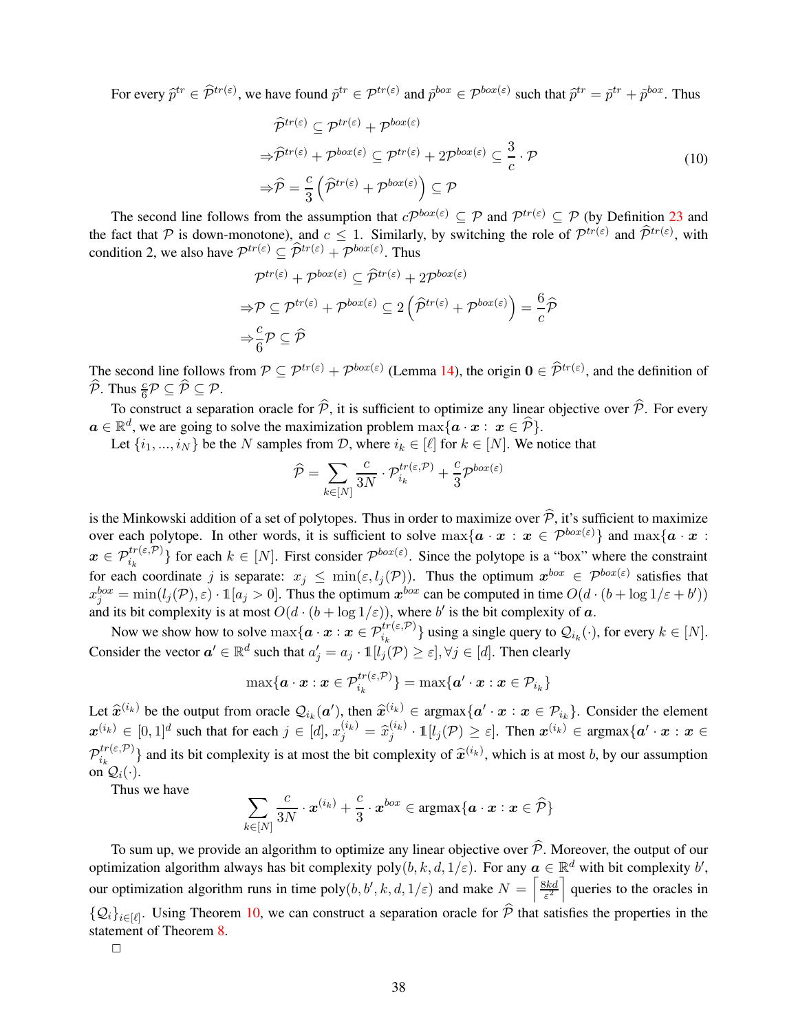For every $\widehat{p}^{tr} \in \widehat{\mathcal{P}}^{tr(\varepsilon)}$, we have found $\tilde{p}^{tr} \in \mathcal{P}^{tr(\varepsilon)}$ and $\tilde{p}^{box} \in \mathcal{P}^{box(\varepsilon)}$ such that $\widehat{p}^{tr} = \tilde{p}^{tr} + \tilde{p}^{box}$. Thus

$$
\begin{aligned}
&\widehat{\mathcal{P}}^{tr(\varepsilon)} \subseteq \mathcal{P}^{tr(\varepsilon)} + \mathcal{P}^{box(\varepsilon)} \\
\Rightarrow &\widehat{\mathcal{P}}^{tr(\varepsilon)} + \mathcal{P}^{box(\varepsilon)} \subseteq \mathcal{P}^{tr(\varepsilon)} + 2\mathcal{P}^{box(\varepsilon)} \subseteq \frac{3}{c} \cdot \mathcal{P} \\
\Rightarrow &\widehat{\mathcal{P}} = \frac{c}{3}\left(\widehat{\mathcal{P}}^{tr(\varepsilon)} + \mathcal{P}^{box(\varepsilon)}\right) \subseteq \mathcal{P}
\end{aligned}
\tag{10}
$$

The second line follows from the assumption that $c\mathcal{P}^{box(\varepsilon)} \subseteq \mathcal{P}$ and $\mathcal{P}^{tr(\varepsilon)} \subseteq \mathcal{P}$ (by Definition 23 and the fact that $\mathcal{P}$ is down-monotone), and $c \leq 1$. Similarly, by switching the role of $\mathcal{P}^{tr(\varepsilon)}$ and $\widehat{\mathcal{P}}^{tr(\varepsilon)}$, with condition 2, we also have $\mathcal{P}^{tr(\varepsilon)} \subseteq \widehat{\mathcal{P}}^{tr(\varepsilon)} + \mathcal{P}^{box(\varepsilon)}$. Thus

$$
\begin{aligned}
&\mathcal{P}^{tr(\varepsilon)} + \mathcal{P}^{box(\varepsilon)} \subseteq \widehat{\mathcal{P}}^{tr(\varepsilon)} + 2\mathcal{P}^{box(\varepsilon)} \\
\Rightarrow &\mathcal{P} \subseteq \mathcal{P}^{tr(\varepsilon)} + \mathcal{P}^{box(\varepsilon)} \subseteq 2\left(\widehat{\mathcal{P}}^{tr(\varepsilon)} + \mathcal{P}^{box(\varepsilon)}\right) = \frac{6}{c}\widehat{\mathcal{P}} \\
\Rightarrow &\frac{c}{6}\mathcal{P} \subseteq \widehat{\mathcal{P}}
\end{aligned}
$$

The second line follows from $\mathcal{P} \subseteq \mathcal{P}^{tr(\varepsilon)} + \mathcal{P}^{box(\varepsilon)}$ (Lemma 14), the origin $\mathbf{0} \in \widehat{\mathcal{P}}^{tr(\varepsilon)}$, and the definition of $\widehat{\mathcal{P}}$. Thus $\frac{c}{6}\mathcal{P} \subseteq \widehat{\mathcal{P}} \subseteq \mathcal{P}$.

To construct a separation oracle for $\widehat{\mathcal{P}}$, it is sufficient to optimize any linear objective over $\widehat{\mathcal{P}}$. For every $\boldsymbol{a} \in \mathbb{R}^d$, we are going to solve the maximization problem $\max\{\boldsymbol{a} \cdot \boldsymbol{x} : \boldsymbol{x} \in \widehat{\mathcal{P}}\}$.

Let $\{i_1, ..., i_N\}$ be the $N$ samples from $\mathcal{D}$, where $i_k \in [\ell]$ for $k \in [N]$. We notice that

$$
\widehat{\mathcal{P}} = \sum_{k \in [N]} \frac{c}{3N} \cdot \mathcal{P}_{i_k}^{tr(\varepsilon,\mathcal{P})} + \frac{c}{3}\mathcal{P}^{box(\varepsilon)}
$$

is the Minkowski addition of a set of polytopes. Thus in order to maximize over $\widehat{\mathcal{P}}$, it's sufficient to maximize over each polytope. In other words, it is sufficient to solve $\max\{\boldsymbol{a} \cdot \boldsymbol{x} : \boldsymbol{x} \in \mathcal{P}^{box(\varepsilon)}\}$ and $\max\{\boldsymbol{a} \cdot \boldsymbol{x} : \boldsymbol{x} \in \mathcal{P}_{i_k}^{tr(\varepsilon,\mathcal{P})}\}$ for each $k \in [N]$. First consider $\mathcal{P}^{box(\varepsilon)}$. Since the polytope is a "box" where the constraint for each coordinate $j$ is separate: $x_j \leq \min(\varepsilon, l_j(\mathcal{P}))$. Thus the optimum $\boldsymbol{x}^{box} \in \mathcal{P}^{box(\varepsilon)}$ satisfies that $x_j^{box} = \min(l_j(\mathcal{P}), \varepsilon) \cdot \mathbb{1}[a_j > 0]$. Thus the optimum $\boldsymbol{x}^{box}$ can be computed in time $O(d \cdot (b + \log 1/\varepsilon + b'))$ and its bit complexity is at most $O(d \cdot (b + \log 1/\varepsilon))$, where $b'$ is the bit complexity of $\boldsymbol{a}$.

Now we show how to solve $\max\{\boldsymbol{a} \cdot \boldsymbol{x} : \boldsymbol{x} \in \mathcal{P}_{i_k}^{tr(\varepsilon,\mathcal{P})}\}$ using a single query to $\mathcal{Q}_{i_k}(\cdot)$, for every $k \in [N]$. Consider the vector $\boldsymbol{a}' \in \mathbb{R}^d$ such that $a'_j = a_j \cdot \mathbb{1}[l_j(\mathcal{P}) \geq \varepsilon], \forall j \in [d]$. Then clearly

$$
\max\{\boldsymbol{a} \cdot \boldsymbol{x} : \boldsymbol{x} \in \mathcal{P}_{i_k}^{tr(\varepsilon,\mathcal{P})}\} = \max\{\boldsymbol{a}' \cdot \boldsymbol{x} : \boldsymbol{x} \in \mathcal{P}_{i_k}\}
$$

Let $\widehat{\boldsymbol{x}}^{(i_k)}$ be the output from oracle $\mathcal{Q}_{i_k}(\boldsymbol{a}')$, then $\widehat{\boldsymbol{x}}^{(i_k)} \in \text{argmax}\{\boldsymbol{a}' \cdot \boldsymbol{x} : \boldsymbol{x} \in \mathcal{P}_{i_k}\}$. Consider the element $\boldsymbol{x}^{(i_k)} \in [0,1]^d$ such that for each $j \in [d]$, $x_j^{(i_k)} = \widehat{x}_j^{(i_k)} \cdot \mathbb{1}[l_j(\mathcal{P}) \geq \varepsilon]$. Then $\boldsymbol{x}^{(i_k)} \in \text{argmax}\{\boldsymbol{a}' \cdot \boldsymbol{x} : \boldsymbol{x} \in \mathcal{P}_{i_k}^{tr(\varepsilon,\mathcal{P})}\}$ and its bit complexity is at most the bit complexity of $\widehat{\boldsymbol{x}}^{(i_k)}$, which is at most $b$, by our assumption on $\mathcal{Q}_i(\cdot)$.

Thus we have

$$
\sum_{k \in [N]} \frac{c}{3N} \cdot \boldsymbol{x}^{(i_k)} + \frac{c}{3} \cdot \boldsymbol{x}^{box} \in \text{argmax}\{\boldsymbol{a} \cdot \boldsymbol{x} : \boldsymbol{x} \in \widehat{\mathcal{P}}\}
$$

To sum up, we provide an algorithm to optimize any linear objective over $\widehat{\mathcal{P}}$. Moreover, the output of our optimization algorithm always has bit complexity $\text{poly}(b, k, d, 1/\varepsilon)$. For any $\boldsymbol{a} \in \mathbb{R}^d$ with bit complexity $b'$, our optimization algorithm runs in time $\text{poly}(b, b', k, d, 1/\varepsilon)$ and make $N = \left\lceil \frac{8kd}{\varepsilon^2} \right\rceil$ queries to the oracles in $\{\mathcal{Q}_i\}_{i \in [\ell]}$. Using Theorem 10, we can construct a separation oracle for $\widehat{\mathcal{P}}$ that satisfies the properties in the statement of Theorem 8.

□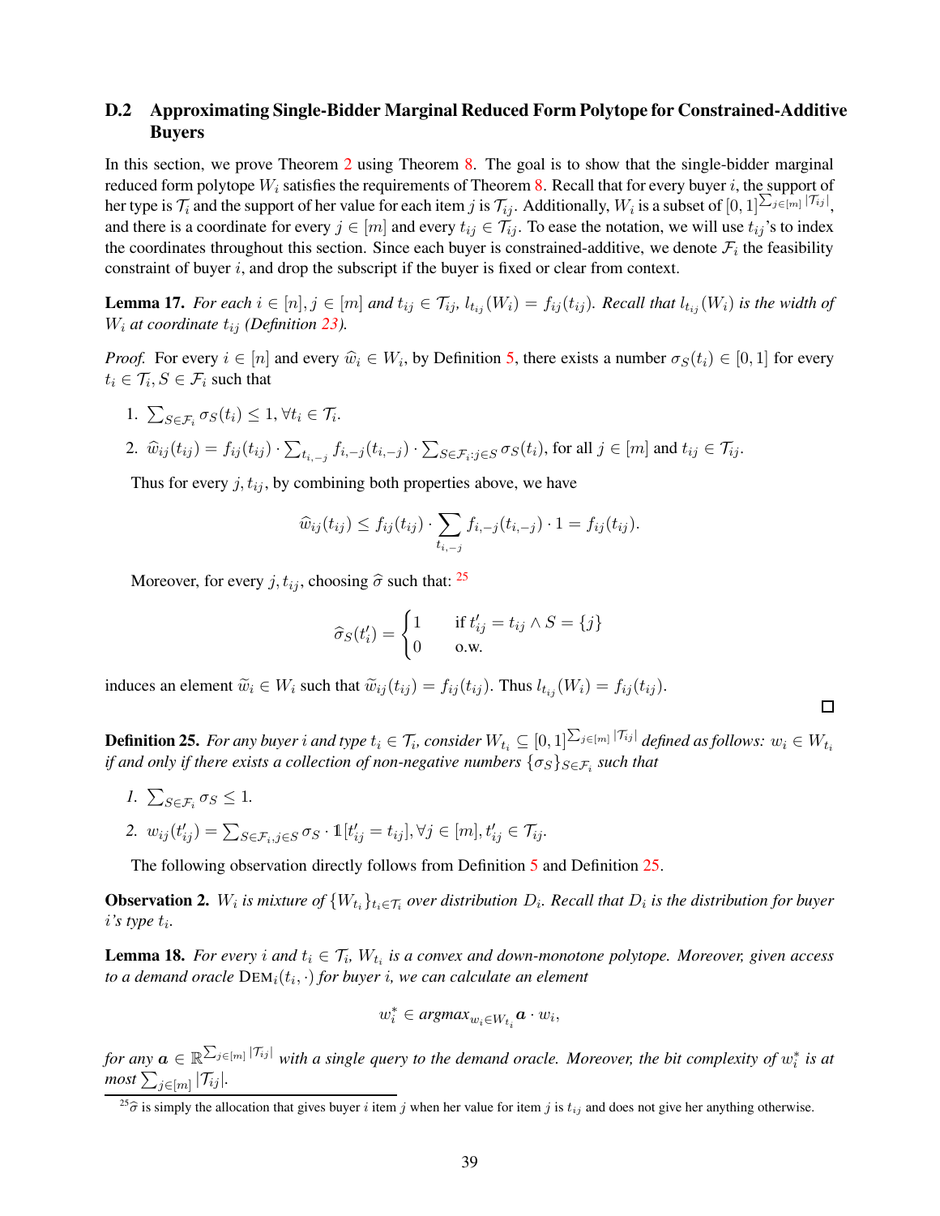### D.2 Approximating Single-Bidder Marginal Reduced Form Polytope for Constrained-Additive Buyers

In this section, we prove Theorem 2 using Theorem 8. The goal is to show that the single-bidder marginal reduced form polytope $W_i$ satisfies the requirements of Theorem 8. Recall that for every buyer $i$, the support of her type is $\mathcal{T}_i$ and the support of her value for each item $j$ is $\mathcal{T}_{ij}$. Additionally, $W_i$ is a subset of $[0,1]^{\sum_{j\in[m]}|\mathcal{T}_{ij}|}$, and there is a coordinate for every $j \in [m]$ and every $t_{ij} \in \mathcal{T}_{ij}$. To ease the notation, we will use $t_{ij}$'s to index the coordinates throughout this section. Since each buyer is constrained-additive, we denote $\mathcal{F}_i$ the feasibility constraint of buyer $i$, and drop the subscript if the buyer is fixed or clear from context.

**Lemma 17.** *For each $i \in [n], j \in [m]$ and $t_{ij} \in \mathcal{T}_{ij}$, $l_{t_{ij}}(W_i) = f_{ij}(t_{ij})$. Recall that $l_{t_{ij}}(W_i)$ is the width of $W_i$ at coordinate $t_{ij}$ (Definition 23).*

*Proof.* For every $i \in [n]$ and every $\widehat{w}_i \in W_i$, by Definition 5, there exists a number $\sigma_S(t_i) \in [0,1]$ for every $t_i \in \mathcal{T}_i, S \in \mathcal{F}_i$ such that

1. $\sum_{S\in\mathcal{F}_i} \sigma_S(t_i) \leq 1, \forall t_i \in \mathcal{T}_i$.
2. $\widehat{w}_{ij}(t_{ij}) = f_{ij}(t_{ij}) \cdot \sum_{t_{i,-j}} f_{i,-j}(t_{i,-j}) \cdot \sum_{S\in\mathcal{F}_i: j\in S} \sigma_S(t_i)$, for all $j \in [m]$ and $t_{ij} \in \mathcal{T}_{ij}$.

Thus for every $j, t_{ij}$, by combining both properties above, we have

$$\widehat{w}_{ij}(t_{ij}) \leq f_{ij}(t_{ij}) \cdot \sum_{t_{i,-j}} f_{i,-j}(t_{i,-j}) \cdot 1 = f_{ij}(t_{ij}).$$

Moreover, for every $j, t_{ij}$, choosing $\widehat{\sigma}$ such that: [25]

$$\widehat{\sigma}_S(t_i') = \begin{cases} 1 & \text{if } t_{ij}' = t_{ij} \wedge S = \{j\} \\ 0 & \text{o.w.} \end{cases}$$

induces an element $\widetilde{w}_i \in W_i$ such that $\widetilde{w}_{ij}(t_{ij}) = f_{ij}(t_{ij})$. Thus $l_{t_{ij}}(W_i) = f_{ij}(t_{ij})$. $\square$

**Definition 25.** *For any buyer $i$ and type $t_i \in \mathcal{T}_i$, consider $W_{t_i} \subseteq [0,1]^{\sum_{j\in[m]}|\mathcal{T}_{ij}|}$ defined as follows: $w_i \in W_{t_i}$ if and only if there exists a collection of non-negative numbers $\{\sigma_S\}_{S\in\mathcal{F}_i}$ such that*

1. $\sum_{S\in\mathcal{F}_i} \sigma_S \leq 1$.
2. $w_{ij}(t_{ij}') = \sum_{S\in\mathcal{F}_i, j\in S} \sigma_S \cdot \mathbb{1}[t_{ij}' = t_{ij}], \forall j \in [m], t_{ij}' \in \mathcal{T}_{ij}$.

The following observation directly follows from Definition 5 and Definition 25.

**Observation 2.** *$W_i$ is mixture of $\{W_{t_i}\}_{t_i\in\mathcal{T}_i}$ over distribution $D_i$. Recall that $D_i$ is the distribution for buyer $i$'s type $t_i$.*

**Lemma 18.** *For every $i$ and $t_i \in \mathcal{T}_i$, $W_{t_i}$ is a convex and down-monotone polytope. Moreover, given access to a demand oracle $\text{DEM}_i(t_i, \cdot)$ for buyer $i$, we can calculate an element*

$$w_i^* \in \text{argmax}_{w_i \in W_{t_i}} \boldsymbol{a} \cdot w_i,$$

*for any $\boldsymbol{a} \in \mathbb{R}^{\sum_{j\in[m]}|\mathcal{T}_{ij}|}$ with a single query to the demand oracle. Moreover, the bit complexity of $w_i^*$ is at most $\sum_{j\in[m]} |\mathcal{T}_{ij}|$.*

[25] $\widehat{\sigma}$ is simply the allocation that gives buyer $i$ item $j$ when her value for item $j$ is $t_{ij}$ and does not give her anything otherwise.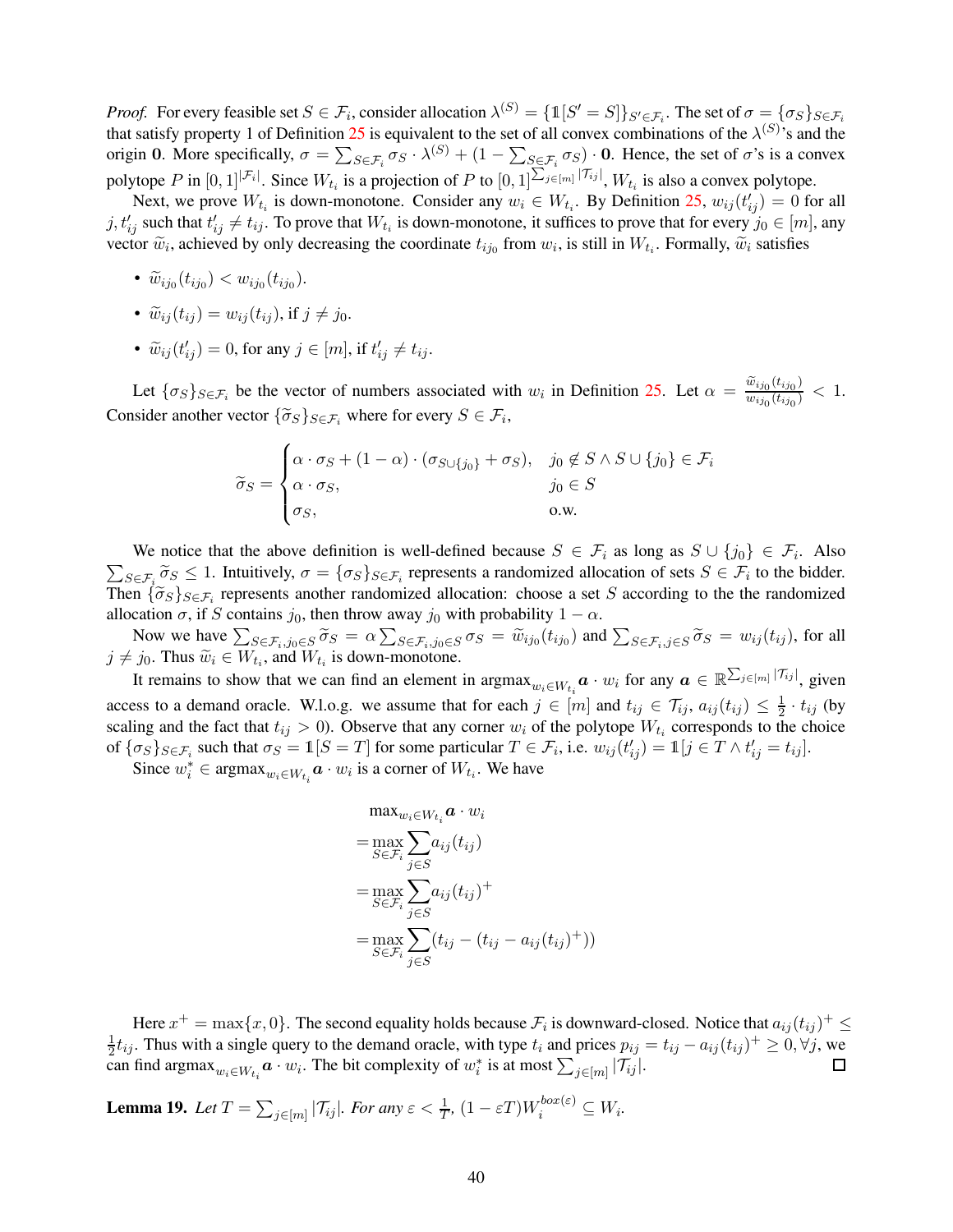*Proof.* For every feasible set $S \in \mathcal{F}_i$, consider allocation $\lambda^{(S)} = \{\mathbb{1}[S' = S]\}_{S' \in \mathcal{F}_i}$. The set of $\sigma = \{\sigma_S\}_{S \in \mathcal{F}_i}$ that satisfy property 1 of Definition 25 is equivalent to the set of all convex combinations of the $\lambda^{(S)}$'s and the origin $\mathbf{0}$. More specifically, $\sigma = \sum_{S \in \mathcal{F}_i} \sigma_S \cdot \lambda^{(S)} + (1 - \sum_{S \in \mathcal{F}_i} \sigma_S) \cdot \mathbf{0}$. Hence, the set of $\sigma$'s is a convex polytope $P$ in $[0,1]^{|\mathcal{F}_i|}$. Since $W_{t_i}$ is a projection of $P$ to $[0,1]^{\sum_{j \in [m]} |\mathcal{T}_{ij}|}$, $W_{t_i}$ is also a convex polytope.

Next, we prove $W_{t_i}$ is down-monotone. Consider any $w_i \in W_{t_i}$. By Definition 25, $w_{ij}(t'_{ij}) = 0$ for all $j, t'_{ij}$ such that $t'_{ij} \neq t_{ij}$. To prove that $W_{t_i}$ is down-monotone, it suffices to prove that for every $j_0 \in [m]$, any vector $\widetilde{w}_i$, achieved by only decreasing the coordinate $t_{ij_0}$ from $w_i$, is still in $W_{t_i}$. Formally, $\widetilde{w}_i$ satisfies

- $\widetilde{w}_{ij_0}(t_{ij_0}) < w_{ij_0}(t_{ij_0})$.
- $\widetilde{w}_{ij}(t_{ij}) = w_{ij}(t_{ij})$, if $j \neq j_0$.
- $\widetilde{w}_{ij}(t'_{ij}) = 0$, for any $j \in [m]$, if $t'_{ij} \neq t_{ij}$.

Let $\{\sigma_S\}_{S \in \mathcal{F}_i}$ be the vector of numbers associated with $w_i$ in Definition 25. Let $\alpha = \frac{\widetilde{w}_{ij_0}(t_{ij_0})}{w_{ij_0}(t_{ij_0})} < 1$. Consider another vector $\{\widetilde{\sigma}_S\}_{S \in \mathcal{F}_i}$ where for every $S \in \mathcal{F}_i$,

$$\widetilde{\sigma}_S = \begin{cases} \alpha \cdot \sigma_S + (1-\alpha) \cdot (\sigma_{S \cup \{j_0\}} + \sigma_S), & j_0 \notin S \wedge S \cup \{j_0\} \in \mathcal{F}_i \\ \alpha \cdot \sigma_S, & j_0 \in S \\ \sigma_S, & \text{o.w.} \end{cases}$$

We notice that the above definition is well-defined because $S \in \mathcal{F}_i$ as long as $S \cup \{j_0\} \in \mathcal{F}_i$. Also $\sum_{S \in \mathcal{F}_i} \widetilde{\sigma}_S \leq 1$. Intuitively, $\sigma = \{\sigma_S\}_{S \in \mathcal{F}_i}$ represents a randomized allocation of sets $S \in \mathcal{F}_i$ to the bidder. Then $\{\widetilde{\sigma}_S\}_{S \in \mathcal{F}_i}$ represents another randomized allocation: choose a set $S$ according to the the randomized allocation $\sigma$, if $S$ contains $j_0$, then throw away $j_0$ with probability $1 - \alpha$.

Now we have $\sum_{S \in \mathcal{F}_i, j_0 \in S} \widetilde{\sigma}_S = \alpha \sum_{S \in \mathcal{F}_i, j_0 \in S} \sigma_S = \widetilde{w}_{ij_0}(t_{ij_0})$ and $\sum_{S \in \mathcal{F}_i, j \in S} \widetilde{\sigma}_S = w_{ij}(t_{ij})$, for all $j \neq j_0$. Thus $\widetilde{w}_i \in W_{t_i}$, and $W_{t_i}$ is down-monotone.

It remains to show that we can find an element in $\text{argmax}_{w_i \in W_{t_i}} \boldsymbol{a} \cdot w_i$ for any $\boldsymbol{a} \in \mathbb{R}^{\sum_{j \in [m]} |\mathcal{T}_{ij}|}$, given access to a demand oracle. W.l.o.g. we assume that for each $j \in [m]$ and $t_{ij} \in \mathcal{T}_{ij}$, $a_{ij}(t_{ij}) \leq \frac{1}{2} \cdot t_{ij}$ (by scaling and the fact that $t_{ij} > 0$). Observe that any corner $w_i$ of the polytope $W_{t_i}$ corresponds to the choice of $\{\sigma_S\}_{S \in \mathcal{F}_i}$ such that $\sigma_S = \mathbb{1}[S = T]$ for some particular $T \in \mathcal{F}_i$, i.e. $w_{ij}(t'_{ij}) = \mathbb{1}[j \in T \wedge t'_{ij} = t_{ij}]$.

Since $w_i^* \in \text{argmax}_{w_i \in W_{t_i}} \boldsymbol{a} \cdot w_i$ is a corner of $W_{t_i}$. We have

$$\begin{aligned} &\max_{w_i \in W_{t_i}} \boldsymbol{a} \cdot w_i \\ =& \max_{S \in \mathcal{F}_i} \sum_{j \in S} a_{ij}(t_{ij}) \\ =& \max_{S \in \mathcal{F}_i} \sum_{j \in S} a_{ij}(t_{ij})^+ \\ =& \max_{S \in \mathcal{F}_i} \sum_{j \in S} (t_{ij} - (t_{ij} - a_{ij}(t_{ij})^+)) \end{aligned}$$

Here $x^+ = \max\{x, 0\}$. The second equality holds because $\mathcal{F}_i$ is downward-closed. Notice that $a_{ij}(t_{ij})^+ \leq \frac{1}{2} t_{ij}$. Thus with a single query to the demand oracle, with type $t_i$ and prices $p_{ij} = t_{ij} - a_{ij}(t_{ij})^+ \geq 0, \forall j$, we can find $\text{argmax}_{w_i \in W_{t_i}} \boldsymbol{a} \cdot w_i$. The bit complexity of $w_i^*$ is at most $\sum_{j \in [m]} |\mathcal{T}_{ij}|$. $\square$

**Lemma 19.** *Let $T = \sum_{j \in [m]} |\mathcal{T}_{ij}|$. For any $\varepsilon < \frac{1}{T}$, $(1 - \varepsilon T) W_i^{box(\varepsilon)} \subseteq W_i$.*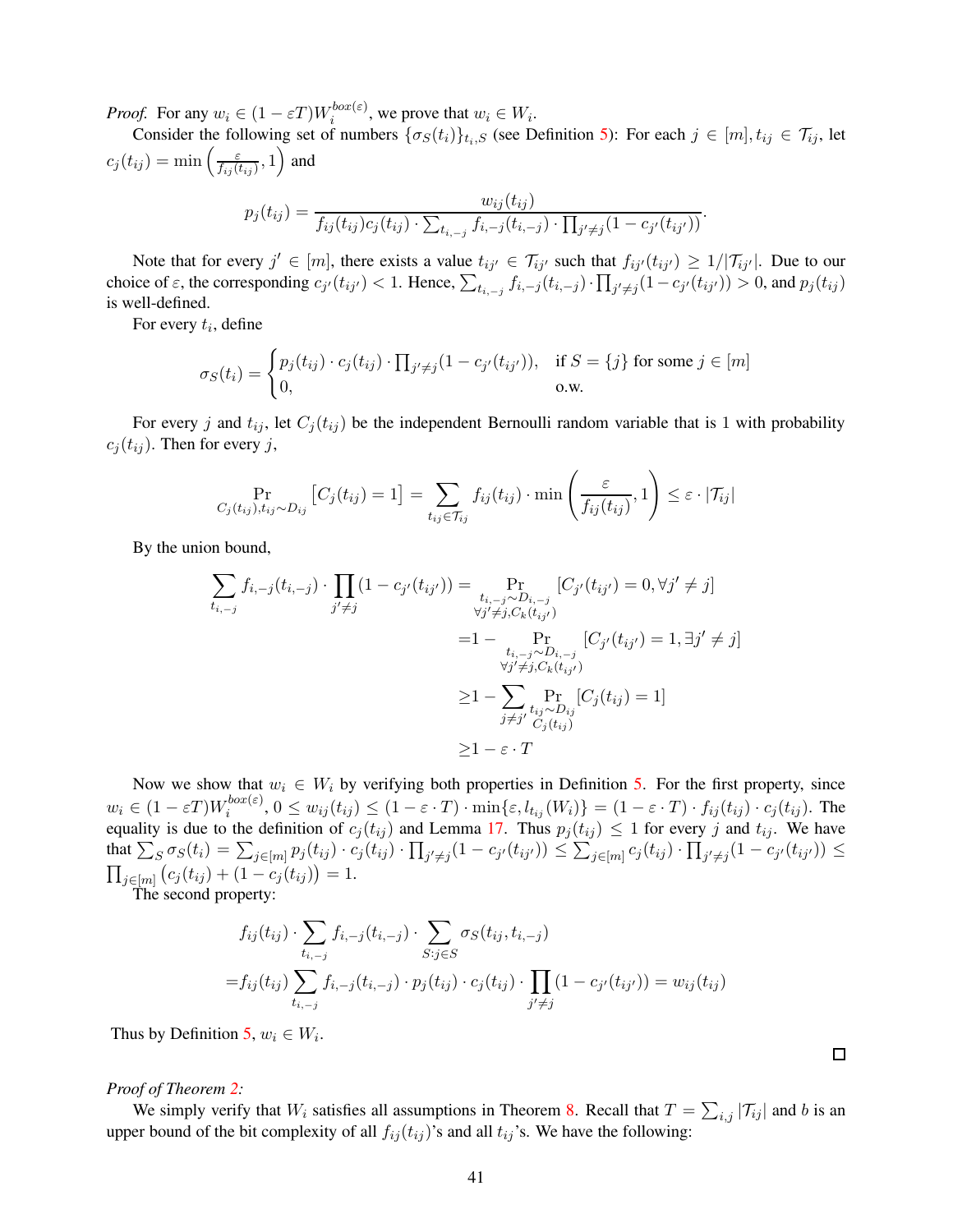*Proof.* For any $w_i \in (1-\varepsilon T)W_i^{box(\varepsilon)}$, we prove that $w_i \in W_i$.

Consider the following set of numbers $\{\sigma_S(t_i)\}_{t_i,S}$ (see Definition 5): For each $j \in [m], t_{ij} \in \mathcal{T}_{ij}$, let $c_j(t_{ij}) = \min\left(\frac{\varepsilon}{f_{ij}(t_{ij})}, 1\right)$ and

$$p_j(t_{ij}) = \frac{w_{ij}(t_{ij})}{f_{ij}(t_{ij})c_j(t_{ij}) \cdot \sum_{t_{i,-j}} f_{i,-j}(t_{i,-j}) \cdot \prod_{j' \neq j}(1 - c_{j'}(t_{ij'}))}.$$

Note that for every $j' \in [m]$, there exists a value $t_{ij'} \in \mathcal{T}_{ij'}$ such that $f_{ij'}(t_{ij'}) \geq 1/|\mathcal{T}_{ij'}|$. Due to our choice of $\varepsilon$, the corresponding $c_{j'}(t_{ij'}) < 1$. Hence, $\sum_{t_{i,-j}} f_{i,-j}(t_{i,-j}) \cdot \prod_{j' \neq j}(1 - c_{j'}(t_{ij'})) > 0$, and $p_j(t_{ij})$ is well-defined.

For every $t_i$, define

$$\sigma_S(t_i) = \begin{cases} p_j(t_{ij}) \cdot c_j(t_{ij}) \cdot \prod_{j' \neq j}(1 - c_{j'}(t_{ij'})), & \text{if } S = \{j\} \text{ for some } j \in [m] \\ 0, & \text{o.w.} \end{cases}$$

For every $j$ and $t_{ij}$, let $C_j(t_{ij})$ be the independent Bernoulli random variable that is 1 with probability $c_j(t_{ij})$. Then for every $j$,

$$\Pr_{C_j(t_{ij}), t_{ij} \sim D_{ij}}\left[C_j(t_{ij}) = 1\right] = \sum_{t_{ij} \in \mathcal{T}_{ij}} f_{ij}(t_{ij}) \cdot \min\left(\frac{\varepsilon}{f_{ij}(t_{ij})}, 1\right) \leq \varepsilon \cdot |\mathcal{T}_{ij}|$$

By the union bound,

$$\begin{aligned}
\sum_{t_{i,-j}} f_{i,-j}(t_{i,-j}) \cdot \prod_{j' \neq j}(1 - c_{j'}(t_{ij'})) &= \Pr_{\substack{t_{i,-j} \sim D_{i,-j} \\ \forall j' \neq j, C_k(t_{ij'})}}[C_{j'}(t_{ij'}) = 0, \forall j' \neq j] \\
&= 1 - \Pr_{\substack{t_{i,-j} \sim D_{i,-j} \\ \forall j' \neq j, C_k(t_{ij'})}}[C_{j'}(t_{ij'}) = 1, \exists j' \neq j] \\
&\geq 1 - \sum_{j \neq j'} \Pr_{\substack{t_{ij} \sim D_{ij} \\ C_j(t_{ij})}}[C_j(t_{ij}) = 1] \\
&\geq 1 - \varepsilon \cdot T
\end{aligned}$$

Now we show that $w_i \in W_i$ by verifying both properties in Definition 5. For the first property, since $w_i \in (1-\varepsilon T)W_i^{box(\varepsilon)}$, $0 \leq w_{ij}(t_{ij}) \leq (1 - \varepsilon \cdot T) \cdot \min\{\varepsilon, l_{t_{ij}}(W_i)\} = (1 - \varepsilon \cdot T) \cdot f_{ij}(t_{ij}) \cdot c_j(t_{ij})$. The equality is due to the definition of $c_j(t_{ij})$ and Lemma 17. Thus $p_j(t_{ij}) \leq 1$ for every $j$ and $t_{ij}$. We have that $\sum_S \sigma_S(t_i) = \sum_{j \in [m]} p_j(t_{ij}) \cdot c_j(t_{ij}) \cdot \prod_{j' \neq j}(1 - c_{j'}(t_{ij'})) \leq \sum_{j \in [m]} c_j(t_{ij}) \cdot \prod_{j' \neq j}(1 - c_{j'}(t_{ij'})) \leq \prod_{j \in [m]} \left(c_j(t_{ij}) + (1 - c_j(t_{ij})\right) = 1$.

The second property:

$$\begin{aligned}
&f_{ij}(t_{ij}) \cdot \sum_{t_{i,-j}} f_{i,-j}(t_{i,-j}) \cdot \sum_{S: j \in S} \sigma_S(t_{ij}, t_{i,-j}) \\
=& f_{ij}(t_{ij}) \sum_{t_{i,-j}} f_{i,-j}(t_{i,-j}) \cdot p_j(t_{ij}) \cdot c_j(t_{ij}) \cdot \prod_{j' \neq j}(1 - c_{j'}(t_{ij'})) = w_{ij}(t_{ij})
\end{aligned}$$

Thus by Definition 5, $w_i \in W_i$. $\square$

*Proof of Theorem 2:*

We simply verify that $W_i$ satisfies all assumptions in Theorem 8. Recall that $T = \sum_{i,j} |\mathcal{T}_{ij}|$ and $b$ is an upper bound of the bit complexity of all $f_{ij}(t_{ij})$'s and all $t_{ij}$'s. We have the following: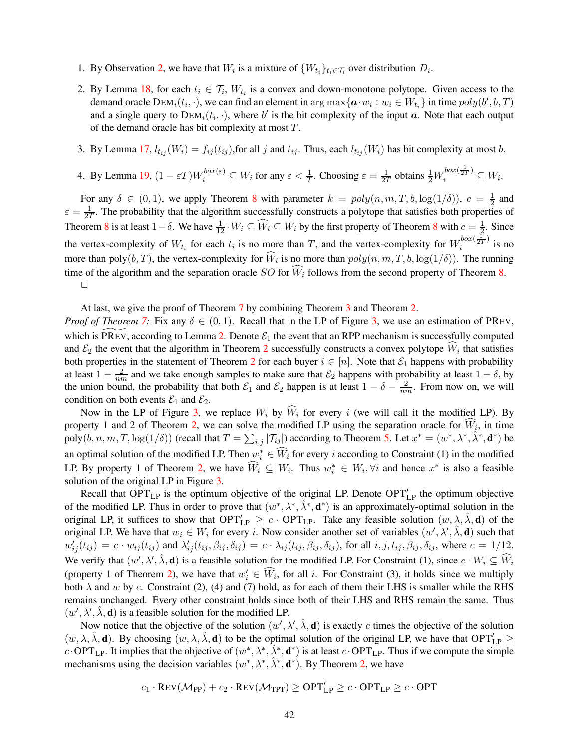1. By Observation 2, we have that $W_i$ is a mixture of $\{W_{t_i}\}_{t_i \in \mathcal{T}_i}$ over distribution $D_i$.

2. By Lemma 18, for each $t_i \in \mathcal{T}_i$, $W_{t_i}$ is a convex and down-monotone polytope. Given access to the demand oracle $\text{DEM}_i(t_i, \cdot)$, we can find an element in $\arg\max\{\boldsymbol{a} \cdot w_i : w_i \in W_{t_i}\}$ in time $poly(b', b, T)$ and a single query to $\text{DEM}_i(t_i, \cdot)$, where $b'$ is the bit complexity of the input $\boldsymbol{a}$. Note that each output of the demand oracle has bit complexity at most $T$.

3. By Lemma 17, $l_{t_{ij}}(W_i) = f_{ij}(t_{ij})$,for all $j$ and $t_{ij}$. Thus, each $l_{t_{ij}}(W_i)$ has bit complexity at most $b$.

4. By Lemma 19, $(1 - \varepsilon T)W_i^{box(\varepsilon)} \subseteq W_i$ for any $\varepsilon < \frac{1}{T}$. Choosing $\varepsilon = \frac{1}{2T}$ obtains $\frac{1}{2}W_i^{box(\frac{1}{2T})} \subseteq W_i$.

For any $\delta \in (0, 1)$, we apply Theorem 8 with parameter $k = poly(n, m, T, b, \log(1/\delta))$, $c = \frac{1}{2}$ and $\varepsilon = \frac{1}{2T}$. The probability that the algorithm successfully constructs a polytope that satisfies both properties of Theorem 8 is at least $1 - \delta$. We have $\frac{1}{12} \cdot W_i \subseteq \widehat{W}_i \subseteq W_i$ by the first property of Theorem 8 with $c = \frac{1}{2}$. Since the vertex-complexity of $W_{t_i}$ for each $t_i$ is no more than $T$, and the vertex-complexity for $W_i^{box(\frac{1}{2T})}$ is no more than poly$(b, T)$, the vertex-complexity for $\widehat{W}_i$ is no more than $poly(n, m, T, b, \log(1/\delta))$. The running time of the algorithm and the separation oracle $SO$ for $\widehat{W}_i$ follows from the second property of Theorem 8.
□

At last, we give the proof of Theorem 7 by combining Theorem 3 and Theorem 2.

*Proof of Theorem 7:* Fix any $\delta \in (0, 1)$. Recall that in the LP of Figure 3, we use an estimation of PREV, which is $\widetilde{\text{PREV}}$, according to Lemma 2. Denote $\mathcal{E}_1$ the event that an RPP mechanism is successfully computed and $\mathcal{E}_2$ the event that the algorithm in Theorem 2 successfully constructs a convex polytope $\widehat{W}_i$ that satisfies both properties in the statement of Theorem 2 for each buyer $i \in [n]$. Note that $\mathcal{E}_1$ happens with probability at least $1 - \frac{2}{nm}$ and we take enough samples to make sure that $\mathcal{E}_2$ happens with probability at least $1 - \delta$, by the union bound, the probability that both $\mathcal{E}_1$ and $\mathcal{E}_2$ happen is at least $1 - \delta - \frac{2}{nm}$. From now on, we will condition on both events $\mathcal{E}_1$ and $\mathcal{E}_2$.

Now in the LP of Figure 3, we replace $W_i$ by $\widehat{W}_i$ for every $i$ (we will call it the modified LP). By property 1 and 2 of Theorem 2, we can solve the modified LP using the separation oracle for $\widehat{W}_i$, in time poly$(b, n, m, T, \log(1/\delta))$ (recall that $T = \sum_{i,j} |\mathcal{T}_{ij}|$) according to Theorem 5. Let $x^* = (w^*, \lambda^*, \hat{\lambda}^*, \mathbf{d}^*)$ be an optimal solution of the modified LP. Then $w_i^* \in \widehat{W}_i$ for every $i$ according to Constraint (1) in the modified LP. By property 1 of Theorem 2, we have $\widehat{W}_i \subseteq W_i$. Thus $w_i^* \in W_i, \forall i$ and hence $x^*$ is also a feasible solution of the original LP in Figure 3.

Recall that $\text{OPT}_{\text{LP}}$ is the optimum objective of the original LP. Denote $\text{OPT}'_{\text{LP}}$ the optimum objective of the modified LP. Thus in order to prove that $(w^*, \lambda^*, \hat{\lambda}^*, \mathbf{d}^*)$ is an approximately-optimal solution in the original LP, it suffices to show that $\text{OPT}'_{\text{LP}} \geq c \cdot \text{OPT}_{\text{LP}}$. Take any feasible solution $(w, \lambda, \hat{\lambda}, \mathbf{d})$ of the original LP. We have that $w_i \in W_i$ for every $i$. Now consider another set of variables $(w', \lambda', \hat{\lambda}, \mathbf{d})$ such that $w'_{ij}(t_{ij}) = c \cdot w_{ij}(t_{ij})$ and $\lambda'_{ij}(t_{ij}, \beta_{ij}, \delta_{ij}) = c \cdot \lambda_{ij}(t_{ij}, \beta_{ij}, \delta_{ij})$, for all $i, j, t_{ij}, \beta_{ij}, \delta_{ij}$, where $c = 1/12$. We verify that $(w', \lambda', \hat{\lambda}, \mathbf{d})$ is a feasible solution for the modified LP. For Constraint (1), since $c \cdot W_i \subseteq \widehat{W}_i$ (property 1 of Theorem 2), we have that $w'_i \in \widehat{W}_i$, for all $i$. For Constraint (3), it holds since we multiply both $\lambda$ and $w$ by $c$. Constraint (2), (4) and (7) hold, as for each of them their LHS is smaller while the RHS remains unchanged. Every other constraint holds since both of their LHS and RHS remain the same. Thus $(w', \lambda', \hat{\lambda}, \mathbf{d})$ is a feasible solution for the modified LP.

Now notice that the objective of the solution $(w', \lambda', \hat{\lambda}, \mathbf{d})$ is exactly $c$ times the objective of the solution $(w, \lambda, \hat{\lambda}, \mathbf{d})$. By choosing $(w, \lambda, \hat{\lambda}, \mathbf{d})$ to be the optimal solution of the original LP, we have that $\text{OPT}'_{\text{LP}} \geq c \cdot \text{OPT}_{\text{LP}}$. It implies that the objective of $(w^*, \lambda^*, \hat{\lambda}^*, \mathbf{d}^*)$ is at least $c \cdot \text{OPT}_{\text{LP}}$. Thus if we compute the simple mechanisms using the decision variables $(w^*, \lambda^*, \hat{\lambda}^*, \mathbf{d}^*)$. By Theorem 2, we have

$$c_1 \cdot \text{REV}(\mathcal{M}_{\text{PP}}) + c_2 \cdot \text{REV}(\mathcal{M}_{\text{TPT}}) \geq \text{OPT}'_{\text{LP}} \geq c \cdot \text{OPT}_{\text{LP}} \geq c \cdot \text{OPT}$$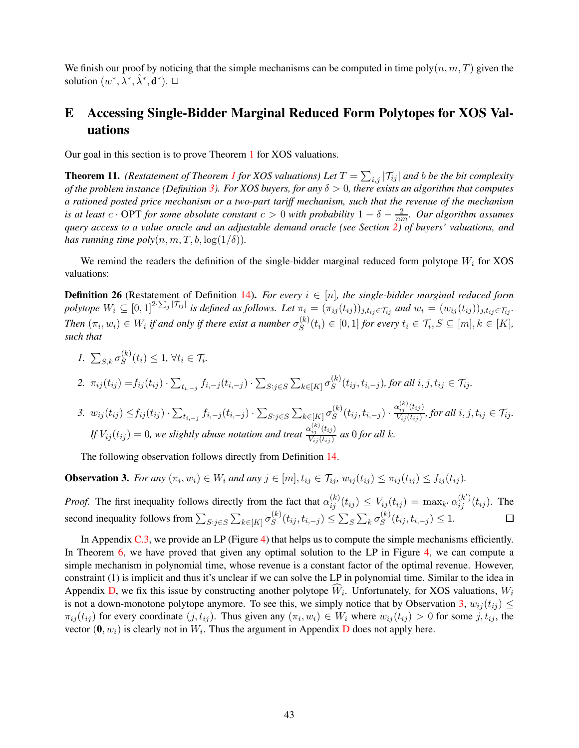We finish our proof by noticing that the simple mechanisms can be computed in time $\text{poly}(n, m, T)$ given the solution $(w^*, \lambda^*, \hat{\lambda}^*, \mathbf{d}^*)$. $\square$

# E Accessing Single-Bidder Marginal Reduced Form Polytopes for XOS Valuations

Our goal in this section is to prove Theorem 1 for XOS valuations.

**Theorem 11.** *(Restatement of Theorem 1 for XOS valuations) Let $T = \sum_{i,j} |\mathcal{T}_{ij}|$ and $b$ be the bit complexity of the problem instance (Definition 3). For XOS buyers, for any $\delta > 0$, there exists an algorithm that computes a rationed posted price mechanism or a two-part tariff mechanism, such that the revenue of the mechanism is at least $c \cdot \text{OPT}$ for some absolute constant $c > 0$ with probability $1 - \delta - \frac{2}{nm}$. Our algorithm assumes query access to a value oracle and an adjustable demand oracle (see Section 2) of buyers' valuations, and has running time $\text{poly}(n, m, T, b, \log(1/\delta))$.*

We remind the readers the definition of the single-bidder marginal reduced form polytope $W_i$ for XOS valuations:

**Definition 26** (Restatement of Definition 14)**.** *For every $i \in [n]$, the single-bidder marginal reduced form polytope $W_i \subseteq [0, 1]^{2 \cdot \sum_j |\mathcal{T}_{ij}|}$ is defined as follows. Let $\pi_i = (\pi_{ij}(t_{ij}))_{j, t_{ij} \in \mathcal{T}_{ij}}$ and $w_i = (w_{ij}(t_{ij}))_{j, t_{ij} \in \mathcal{T}_{ij}}$. Then $(\pi_i, w_i) \in W_i$ if and only if there exist a number $\sigma_S^{(k)}(t_i) \in [0, 1]$ for every $t_i \in \mathcal{T}_i, S \subseteq [m], k \in [K]$, such that*

1. $\sum_{S,k} \sigma_S^{(k)}(t_i) \leq 1, \forall t_i \in \mathcal{T}_i$.
2. $\pi_{ij}(t_{ij}) = f_{ij}(t_{ij}) \cdot \sum_{t_{i,-j}} f_{i,-j}(t_{i,-j}) \cdot \sum_{S:j \in S} \sum_{k \in [K]} \sigma_S^{(k)}(t_{ij}, t_{i,-j})$*, for all $i, j, t_{ij} \in \mathcal{T}_{ij}$.*
3. $w_{ij}(t_{ij}) \leq f_{ij}(t_{ij}) \cdot \sum_{t_{i,-j}} f_{i,-j}(t_{i,-j}) \cdot \sum_{S:j \in S} \sum_{k \in [K]} \sigma_S^{(k)}(t_{ij}, t_{i,-j}) \cdot \frac{\alpha_{ij}^{(k)}(t_{ij})}{V_{ij}(t_{ij})}$*, for all $i, j, t_{ij} \in \mathcal{T}_{ij}$. If $V_{ij}(t_{ij}) = 0$, we slightly abuse notation and treat $\frac{\alpha_{ij}^{(k)}(t_{ij})}{V_{ij}(t_{ij})}$ as $0$ for all $k$.*

The following observation follows directly from Definition 14.

**Observation 3.** *For any $(\pi_i, w_i) \in W_i$ and any $j \in [m], t_{ij} \in \mathcal{T}_{ij}$, $w_{ij}(t_{ij}) \leq \pi_{ij}(t_{ij}) \leq f_{ij}(t_{ij})$.*

*Proof.* The first inequality follows directly from the fact that $\alpha_{ij}^{(k)}(t_{ij}) \leq V_{ij}(t_{ij}) = \max_{k'} \alpha_{ij}^{(k')}(t_{ij})$. The second inequality follows from $\sum_{S:j \in S} \sum_{k \in [K]} \sigma_S^{(k)}(t_{ij}, t_{i,-j}) \leq \sum_S \sum_k \sigma_S^{(k)}(t_{ij}, t_{i,-j}) \leq 1$. $\square$

In Appendix C.3, we provide an LP (Figure 4) that helps us to compute the simple mechanisms efficiently. In Theorem 6, we have proved that given any optimal solution to the LP in Figure 4, we can compute a simple mechanism in polynomial time, whose revenue is a constant factor of the optimal revenue. However, constraint (1) is implicit and thus it's unclear if we can solve the LP in polynomial time. Similar to the idea in Appendix D, we fix this issue by constructing another polytope $\widehat{W}_i$. Unfortunately, for XOS valuations, $W_i$ is not a down-monotone polytope anymore. To see this, we simply notice that by Observation 3, $w_{ij}(t_{ij}) \leq \pi_{ij}(t_{ij})$ for every coordinate $(j, t_{ij})$. Thus given any $(\pi_i, w_i) \in W_i$ where $w_{ij}(t_{ij}) > 0$ for some $j, t_{ij}$, the vector $(\mathbf{0}, w_i)$ is clearly not in $W_i$. Thus the argument in Appendix D does not apply here.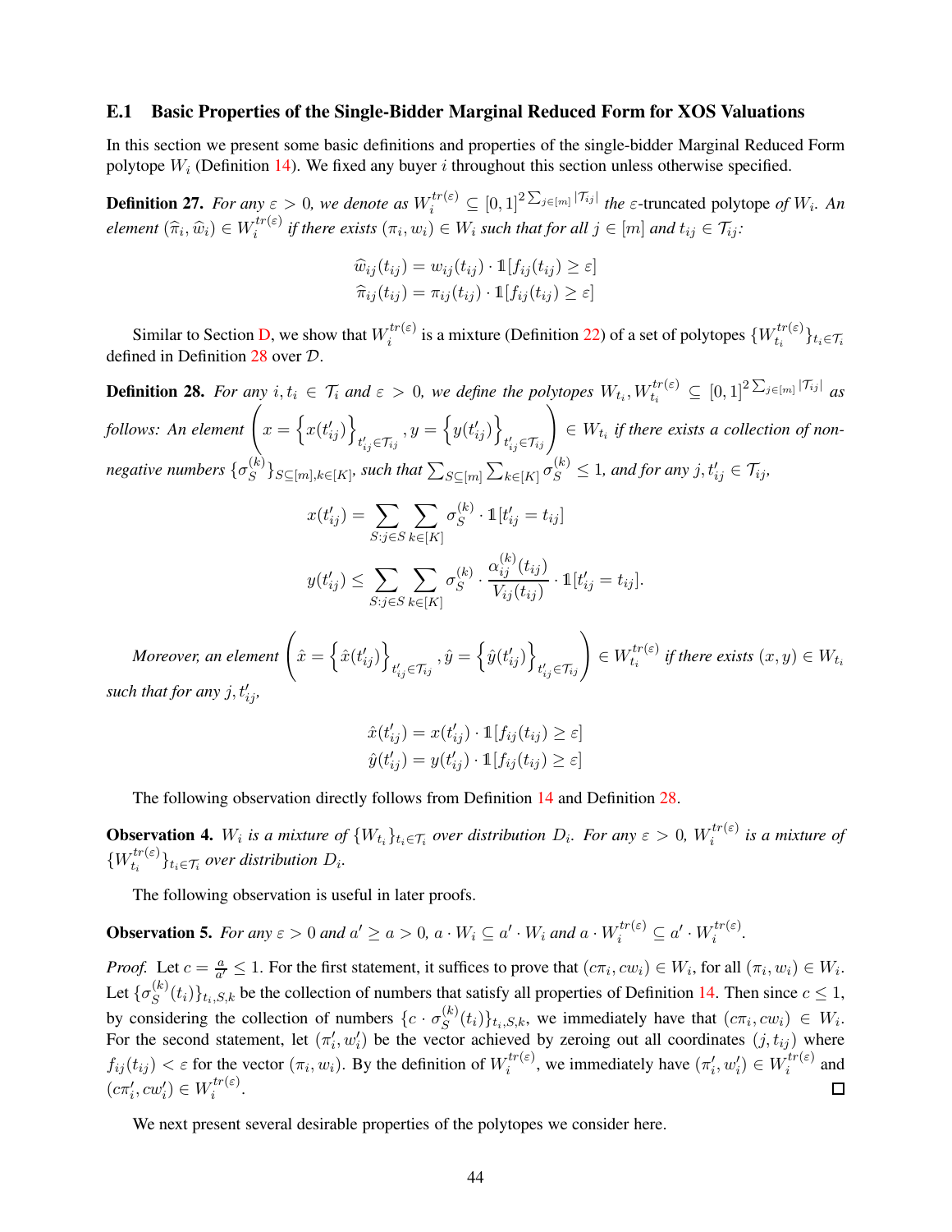### E.1 Basic Properties of the Single-Bidder Marginal Reduced Form for XOS Valuations

In this section we present some basic definitions and properties of the single-bidder Marginal Reduced Form polytope $W_i$ (Definition 14). We fixed any buyer $i$ throughout this section unless otherwise specified.

**Definition 27.** *For any $\varepsilon > 0$, we denote as $W_i^{tr(\varepsilon)} \subseteq [0,1]^{2\sum_{j\in[m]}|\mathcal{T}_{ij}|}$ the $\varepsilon$-truncated polytope of $W_i$. An element $(\widehat{\pi}_i, \widehat{w}_i) \in W_i^{tr(\varepsilon)}$ if there exists $(\pi_i, w_i) \in W_i$ such that for all $j \in [m]$ and $t_{ij} \in \mathcal{T}_{ij}$:*

$$\widehat{w}_{ij}(t_{ij}) = w_{ij}(t_{ij}) \cdot \mathbb{1}[f_{ij}(t_{ij}) \geq \varepsilon]$$
$$\widehat{\pi}_{ij}(t_{ij}) = \pi_{ij}(t_{ij}) \cdot \mathbb{1}[f_{ij}(t_{ij}) \geq \varepsilon]$$

Similar to Section D, we show that $W_i^{tr(\varepsilon)}$ is a mixture (Definition 22) of a set of polytopes $\{W_{t_i}^{tr(\varepsilon)}\}_{t_i \in \mathcal{T}_i}$ defined in Definition 28 over $\mathcal{D}$.

**Definition 28.** *For any $i, t_i \in \mathcal{T}_i$ and $\varepsilon > 0$, we define the polytopes $W_{t_i}, W_{t_i}^{tr(\varepsilon)} \subseteq [0,1]^{2\sum_{j\in[m]}|\mathcal{T}_{ij}|}$ as follows: An element $\left(x = \left\{x(t'_{ij})\right\}_{t'_{ij}\in\mathcal{T}_{ij}}, y = \left\{y(t'_{ij})\right\}_{t'_{ij}\in\mathcal{T}_{ij}}\right) \in W_{t_i}$ if there exists a collection of non-negative numbers $\{\sigma_S^{(k)}\}_{S\subseteq[m],k\in[K]}$, such that $\sum_{S\subseteq[m]}\sum_{k\in[K]}\sigma_S^{(k)} \leq 1$, and for any $j, t'_{ij} \in \mathcal{T}_{ij}$,*

$$x(t'_{ij}) = \sum_{S:j\in S}\sum_{k\in[K]} \sigma_S^{(k)} \cdot \mathbb{1}[t'_{ij} = t_{ij}]$$

$$y(t'_{ij}) \leq \sum_{S:j\in S}\sum_{k\in[K]} \sigma_S^{(k)} \cdot \frac{\alpha_{ij}^{(k)}(t_{ij})}{V_{ij}(t_{ij})} \cdot \mathbb{1}[t'_{ij} = t_{ij}].$$

*Moreover, an element $\left(\hat{x} = \left\{\hat{x}(t'_{ij})\right\}_{t'_{ij}\in\mathcal{T}_{ij}}, \hat{y} = \left\{\hat{y}(t'_{ij})\right\}_{t'_{ij}\in\mathcal{T}_{ij}}\right) \in W_{t_i}^{tr(\varepsilon)}$ if there exists $(x,y) \in W_{t_i}$ such that for any $j, t'_{ij}$,*

$$\hat{x}(t'_{ij}) = x(t'_{ij}) \cdot \mathbb{1}[f_{ij}(t_{ij}) \geq \varepsilon]$$
$$\hat{y}(t'_{ij}) = y(t'_{ij}) \cdot \mathbb{1}[f_{ij}(t_{ij}) \geq \varepsilon]$$

The following observation directly follows from Definition 14 and Definition 28.

**Observation 4.** *$W_i$ is a mixture of $\{W_{t_i}\}_{t_i\in\mathcal{T}_i}$ over distribution $D_i$. For any $\varepsilon > 0$, $W_i^{tr(\varepsilon)}$ is a mixture of $\{W_{t_i}^{tr(\varepsilon)}\}_{t_i\in\mathcal{T}_i}$ over distribution $D_i$.*

The following observation is useful in later proofs.

**Observation 5.** *For any $\varepsilon > 0$ and $a' \geq a > 0$, $a \cdot W_i \subseteq a' \cdot W_i$ and $a \cdot W_i^{tr(\varepsilon)} \subseteq a' \cdot W_i^{tr(\varepsilon)}$.*

*Proof.* Let $c = \frac{a}{a'} \leq 1$. For the first statement, it suffices to prove that $(c\pi_i, cw_i) \in W_i$, for all $(\pi_i, w_i) \in W_i$. Let $\{\sigma_S^{(k)}(t_i)\}_{t_i,S,k}$ be the collection of numbers that satisfy all properties of Definition 14. Then since $c \leq 1$, by considering the collection of numbers $\{c \cdot \sigma_S^{(k)}(t_i)\}_{t_i,S,k}$, we immediately have that $(c\pi_i, cw_i) \in W_i$. For the second statement, let $(\pi'_i, w'_i)$ be the vector achieved by zeroing out all coordinates $(j, t_{ij})$ where $f_{ij}(t_{ij}) < \varepsilon$ for the vector $(\pi_i, w_i)$. By the definition of $W_i^{tr(\varepsilon)}$, we immediately have $(\pi'_i, w'_i) \in W_i^{tr(\varepsilon)}$ and $(c\pi'_i, cw'_i) \in W_i^{tr(\varepsilon)}$. $\square$

We next present several desirable properties of the polytopes we consider here.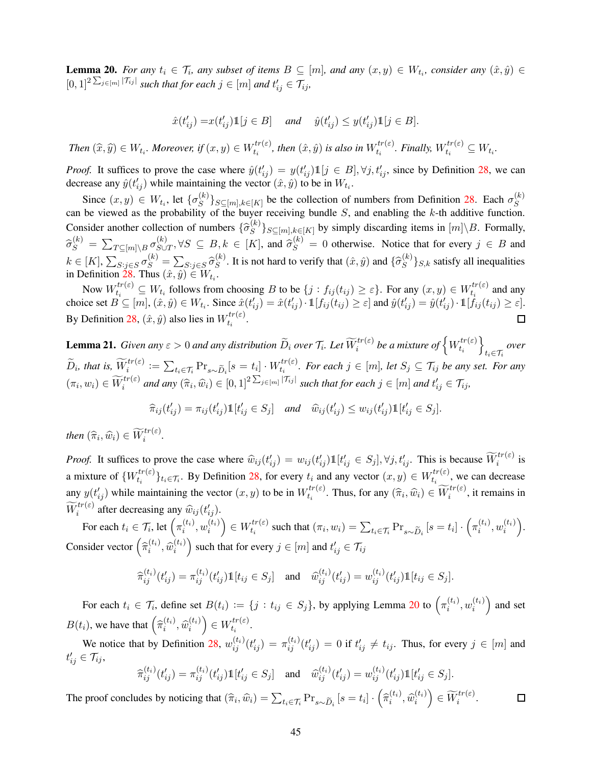**Lemma 20.** *For any $t_i \in \mathcal{T}_i$, any subset of items $B \subseteq [m]$, and any $(x, y) \in W_{t_i}$, consider any $(\hat{x}, \hat{y}) \in [0,1]^{2\sum_{j\in[m]}|\mathcal{T}_{ij}|}$ such that for each $j \in [m]$ and $t'_{ij} \in \mathcal{T}_{ij}$,*

$$\hat{x}(t'_{ij}) = x(t'_{ij})\mathbb{1}[j \in B] \quad \text{and} \quad \hat{y}(t'_{ij}) \le y(t'_{ij})\mathbb{1}[j \in B].$$

*Then $(\widehat{x}, \widehat{y}) \in W_{t_i}$. Moreover, if $(x, y) \in W_{t_i}^{tr(\varepsilon)}$, then $(\hat{x}, \hat{y})$ is also in $W_{t_i}^{tr(\varepsilon)}$. Finally, $W_{t_i}^{tr(\varepsilon)} \subseteq W_{t_i}$.*

*Proof.* It suffices to prove the case where $\hat{y}(t'_{ij}) = y(t'_{ij})\mathbb{1}[j \in B], \forall j, t'_{ij}$, since by Definition 28, we can decrease any $\hat{y}(t'_{ij})$ while maintaining the vector $(\hat{x}, \hat{y})$ to be in $W_{t_i}$.

Since $(x, y) \in W_{t_i}$, let $\{\sigma_S^{(k)}\}_{S\subseteq[m],k\in[K]}$ be the collection of numbers from Definition 28. Each $\sigma_S^{(k)}$ can be viewed as the probability of the buyer receiving bundle $S$, and enabling the $k$-th additive function. Consider another collection of numbers $\{\widehat{\sigma}_S^{(k)}\}_{S\subseteq[m],k\in[K]}$ by simply discarding items in $[m]\backslash B$. Formally, $\widehat{\sigma}_S^{(k)} = \sum_{T\subseteq[m]\backslash B}\sigma_{S\cup T}^{(k)}, \forall S \subseteq B, k \in [K]$, and $\widehat{\sigma}_S^{(k)} = 0$ otherwise. Notice that for every $j \in B$ and $k \in [K]$, $\sum_{S:j\in S}\sigma_S^{(k)} = \sum_{S:j\in S}\widehat{\sigma}_S^{(k)}$. It is not hard to verify that $(\hat{x}, \hat{y})$ and $\{\widehat{\sigma}_S^{(k)}\}_{S,k}$ satisfy all inequalities in Definition 28. Thus $(\hat{x}, \hat{y}) \in W_{t_i}$.

Now $W_{t_i}^{tr(\varepsilon)} \subseteq W_{t_i}$ follows from choosing $B$ to be $\{j : f_{ij}(t_{ij}) \ge \varepsilon\}$. For any $(x, y) \in W_{t_i}^{tr(\varepsilon)}$ and any choice set $B \subseteq [m]$, $(\hat{x}, \hat{y}) \in W_{t_i}$. Since $\hat{x}(t'_{ij}) = \hat{x}(t'_{ij}) \cdot \mathbb{1}[f_{ij}(t_{ij}) \ge \varepsilon]$ and $\hat{y}(t'_{ij}) = \hat{y}(t'_{ij}) \cdot \mathbb{1}[f_{ij}(t_{ij}) \ge \varepsilon]$. By Definition 28, $(\hat{x}, \hat{y})$ also lies in $W_{t_i}^{tr(\varepsilon)}$. $\square$

**Lemma 21.** *Given any $\varepsilon > 0$ and any distribution $\widetilde{D}_i$ over $\mathcal{T}_i$. Let $\widetilde{W}_i^{tr(\varepsilon)}$ be a mixture of $\left\{W_{t_i}^{tr(\varepsilon)}\right\}_{t_i\in\mathcal{T}_i}$ over $\widetilde{D}_i$, that is, $\widetilde{W}_i^{tr(\varepsilon)} := \sum_{t_i\in\mathcal{T}_i}\Pr_{s\sim\widetilde{D}_i}[s = t_i] \cdot W_{t_i}^{tr(\varepsilon)}$. For each $j \in [m]$, let $S_j \subseteq \mathcal{T}_{ij}$ be any set. For any $(\pi_i, w_i) \in \widetilde{W}_i^{tr(\varepsilon)}$ and any $(\widehat{\pi}_i, \widehat{w}_i) \in [0,1]^{2\sum_{j\in[m]}|\mathcal{T}_{ij}|}$ such that for each $j \in [m]$ and $t'_{ij} \in \mathcal{T}_{ij}$,*

$$\widehat{\pi}_{ij}(t'_{ij}) = \pi_{ij}(t'_{ij})\mathbb{1}[t'_{ij} \in S_j] \quad \text{and} \quad \widehat{w}_{ij}(t'_{ij}) \le w_{ij}(t'_{ij})\mathbb{1}[t'_{ij} \in S_j].$$

*then $(\widehat{\pi}_i, \widehat{w}_i) \in \widetilde{W}_i^{tr(\varepsilon)}$.*

*Proof.* It suffices to prove the case where $\widehat{w}_{ij}(t'_{ij}) = w_{ij}(t'_{ij})\mathbb{1}[t'_{ij} \in S_j], \forall j, t'_{ij}$. This is because $\widetilde{W}_i^{tr(\varepsilon)}$ is a mixture of $\{W_{t_i}^{tr(\varepsilon)}\}_{t_i\in\mathcal{T}_i}$. By Definition 28, for every $t_i$ and any vector $(x, y) \in W_{t_i}^{tr(\varepsilon)}$, we can decrease any $y(t'_{ij})$ while maintaining the vector $(x, y)$ to be in $W_{t_i}^{tr(\varepsilon)}$. Thus, for any $(\widehat{\pi}_i, \widehat{w}_i) \in \widetilde{W}_i^{tr(\varepsilon)}$, it remains in $\widetilde{W}_i^{tr(\varepsilon)}$ after decreasing any $\widehat{w}_{ij}(t'_{ij})$.

For each $t_i \in \mathcal{T}_i$, let $\left(\pi_i^{(t_i)}, w_i^{(t_i)}\right) \in W_{t_i}^{tr(\varepsilon)}$ such that $(\pi_i, w_i) = \sum_{t_i\in\mathcal{T}_i}\Pr_{s\sim\widetilde{D}_i}[s = t_i] \cdot \left(\pi_i^{(t_i)}, w_i^{(t_i)}\right)$. Consider vector $\left(\widehat{\pi}_i^{(t_i)}, \widehat{w}_i^{(t_i)}\right)$ such that for every $j \in [m]$ and $t'_{ij} \in \mathcal{T}_{ij}$

$$\widehat{\pi}_{ij}^{(t_i)}(t'_{ij}) = \pi_{ij}^{(t_i)}(t'_{ij})\mathbb{1}[t_{ij} \in S_j] \quad \text{and} \quad \widehat{w}_{ij}^{(t_i)}(t'_{ij}) = w_{ij}^{(t_i)}(t'_{ij})\mathbb{1}[t_{ij} \in S_j].$$

For each $t_i \in \mathcal{T}_i$, define set $B(t_i) := \{j : t_{ij} \in S_j\}$, by applying Lemma 20 to $\left(\pi_i^{(t_i)}, w_i^{(t_i)}\right)$ and set $B(t_i)$, we have that $\left(\widehat{\pi}_i^{(t_i)}, \widehat{w}_i^{(t_i)}\right) \in W_{t_i}^{tr(\varepsilon)}$.

We notice that by Definition 28, $w_{ij}^{(t_i)}(t'_{ij}) = \pi_{ij}^{(t_i)}(t'_{ij}) = 0$ if $t'_{ij} \ne t_{ij}$. Thus, for every $j \in [m]$ and $t'_{ij} \in \mathcal{T}_{ij}$,

$$\widehat{\pi}_{ij}^{(t_i)}(t'_{ij}) = \pi_{ij}^{(t_i)}(t'_{ij})\mathbb{1}[t'_{ij} \in S_j] \quad \text{and} \quad \widehat{w}_{ij}^{(t_i)}(t'_{ij}) = w_{ij}^{(t_i)}(t'_{ij})\mathbb{1}[t'_{ij} \in S_j].$$

The proof concludes by noticing that $(\widehat{\pi}_i, \widehat{w}_i) = \sum_{t_i\in\mathcal{T}_i}\Pr_{s\sim\widetilde{D}_i}[s = t_i] \cdot \left(\widehat{\pi}_i^{(t_i)}, \widehat{w}_i^{(t_i)}\right) \in \widetilde{W}_i^{tr(\varepsilon)}$. $\square$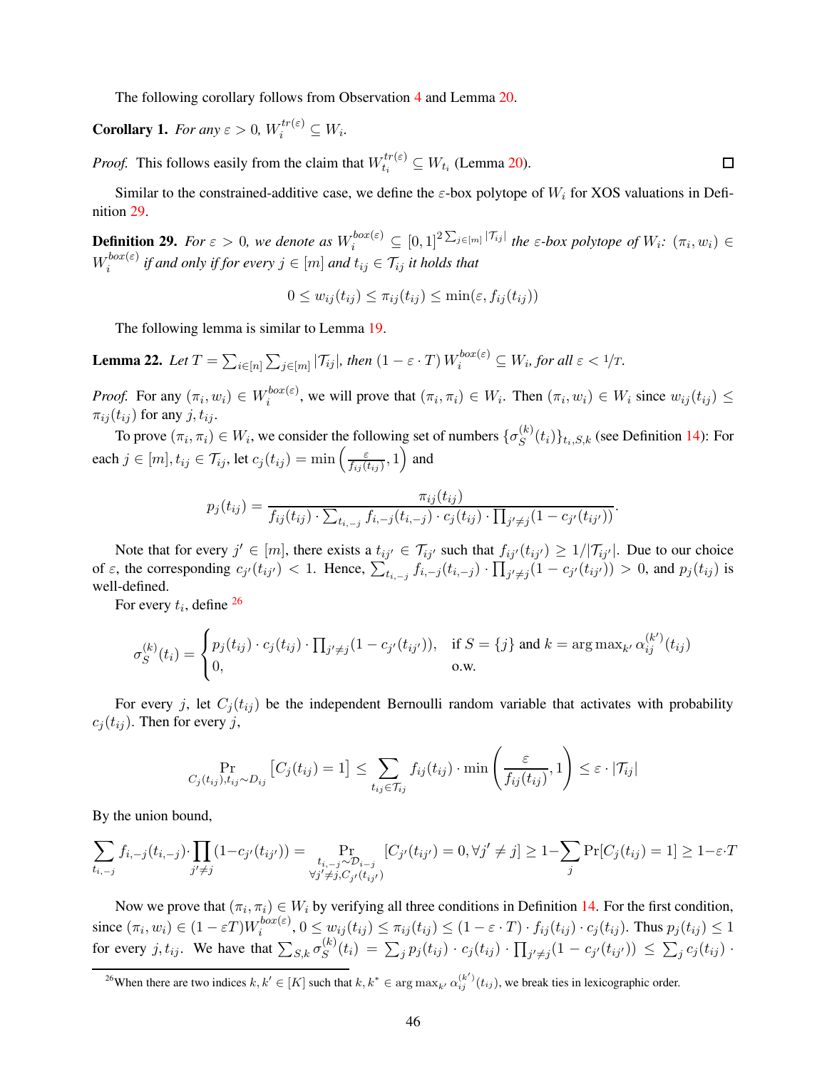The following corollary follows from Observation 4 and Lemma 20.

**Corollary 1.** *For any $\varepsilon > 0$, $W_i^{tr(\varepsilon)} \subseteq W_i$.*

*Proof.* This follows easily from the claim that $W_{t_i}^{tr(\varepsilon)} \subseteq W_{t_i}$ (Lemma 20). $\square$

Similar to the constrained-additive case, we define the $\varepsilon$-box polytope of $W_i$ for XOS valuations in Definition 29.

**Definition 29.** *For $\varepsilon > 0$, we denote as $W_i^{box(\varepsilon)} \subseteq [0,1]^{2\sum_{j\in[m]}|\mathcal{T}_{ij}|}$ the $\varepsilon$-box polytope of $W_i$: $(\pi_i, w_i) \in W_i^{box(\varepsilon)}$ if and only if for every $j \in [m]$ and $t_{ij} \in \mathcal{T}_{ij}$ it holds that*

$$0 \le w_{ij}(t_{ij}) \le \pi_{ij}(t_{ij}) \le \min(\varepsilon, f_{ij}(t_{ij}))$$

The following lemma is similar to Lemma 19.

**Lemma 22.** *Let $T = \sum_{i\in[n]}\sum_{j\in[m]}|\mathcal{T}_{ij}|$, then $(1-\varepsilon\cdot T)\, W_i^{box(\varepsilon)} \subseteq W_i$, for all $\varepsilon < 1/T$.*

*Proof.* For any $(\pi_i, w_i) \in W_i^{box(\varepsilon)}$, we will prove that $(\pi_i, \pi_i) \in W_i$. Then $(\pi_i, w_i) \in W_i$ since $w_{ij}(t_{ij}) \le \pi_{ij}(t_{ij})$ for any $j, t_{ij}$.

To prove $(\pi_i, \pi_i) \in W_i$, we consider the following set of numbers $\{\sigma_S^{(k)}(t_i)\}_{t_i,S,k}$ (see Definition 14): For each $j \in [m], t_{ij} \in \mathcal{T}_{ij}$, let $c_j(t_{ij}) = \min\left(\frac{\varepsilon}{f_{ij}(t_{ij})}, 1\right)$ and

$$p_j(t_{ij}) = \frac{\pi_{ij}(t_{ij})}{f_{ij}(t_{ij}) \cdot \sum_{t_{i,-j}} f_{i,-j}(t_{i,-j}) \cdot c_j(t_{ij}) \cdot \prod_{j'\neq j}(1 - c_{j'}(t_{ij'}))}.$$

Note that for every $j' \in [m]$, there exists a $t_{ij'} \in \mathcal{T}_{ij'}$ such that $f_{ij'}(t_{ij'}) \ge 1/|\mathcal{T}_{ij'}|$. Due to our choice of $\varepsilon$, the corresponding $c_{j'}(t_{ij'}) < 1$. Hence, $\sum_{t_{i,-j}} f_{i,-j}(t_{i,-j}) \cdot \prod_{j'\neq j}(1 - c_{j'}(t_{ij'})) > 0$, and $p_j(t_{ij})$ is well-defined.

For every $t_i$, define [26]

$$\sigma_S^{(k)}(t_i) = \begin{cases} p_j(t_{ij}) \cdot c_j(t_{ij}) \cdot \prod_{j'\neq j}(1 - c_{j'}(t_{ij'})), & \text{if } S = \{j\} \text{ and } k = \arg\max_{k'} \alpha_{ij}^{(k')}(t_{ij}) \\ 0, & \text{o.w.} \end{cases}$$

For every $j$, let $C_j(t_{ij})$ be the independent Bernoulli random variable that activates with probability $c_j(t_{ij})$. Then for every $j$,

$$\Pr_{C_j(t_{ij}), t_{ij}\sim D_{ij}}\left[C_j(t_{ij}) = 1\right] \le \sum_{t_{ij}\in\mathcal{T}_{ij}} f_{ij}(t_{ij}) \cdot \min\left(\frac{\varepsilon}{f_{ij}(t_{ij})}, 1\right) \le \varepsilon \cdot |\mathcal{T}_{ij}|$$

By the union bound,

$$\sum_{t_{i,-j}} f_{i,-j}(t_{i,-j}) \cdot \prod_{j'\neq j}(1 - c_{j'}(t_{ij'})) = \Pr_{\substack{t_{i,-j}\sim\mathcal{D}_{i-j} \\ \forall j'\neq j, C_{j'}(t_{ij'})}}[C_{j'}(t_{ij'}) = 0, \forall j' \neq j] \ge 1 - \sum_j \Pr[C_j(t_{ij}) = 1] \ge 1 - \varepsilon\cdot T$$

Now we prove that $(\pi_i, \pi_i) \in W_i$ by verifying all three conditions in Definition 14. For the first condition, since $(\pi_i, w_i) \in (1-\varepsilon T) W_i^{box(\varepsilon)}$, $0 \le w_{ij}(t_{ij}) \le \pi_{ij}(t_{ij}) \le (1 - \varepsilon\cdot T)\cdot f_{ij}(t_{ij}) \cdot c_j(t_{ij})$. Thus $p_j(t_{ij}) \le 1$ for every $j, t_{ij}$. We have that $\sum_{S,k}\sigma_S^{(k)}(t_i) = \sum_j p_j(t_{ij}) \cdot c_j(t_{ij}) \cdot \prod_{j'\neq j}(1 - c_{j'}(t_{ij'})) \le \sum_j c_j(t_{ij}) \cdot$

[26] When there are two indices $k, k' \in [K]$ such that $k, k^* \in \arg\max_{k'} \alpha_{ij}^{(k')}(t_{ij})$, we break ties in lexicographic order.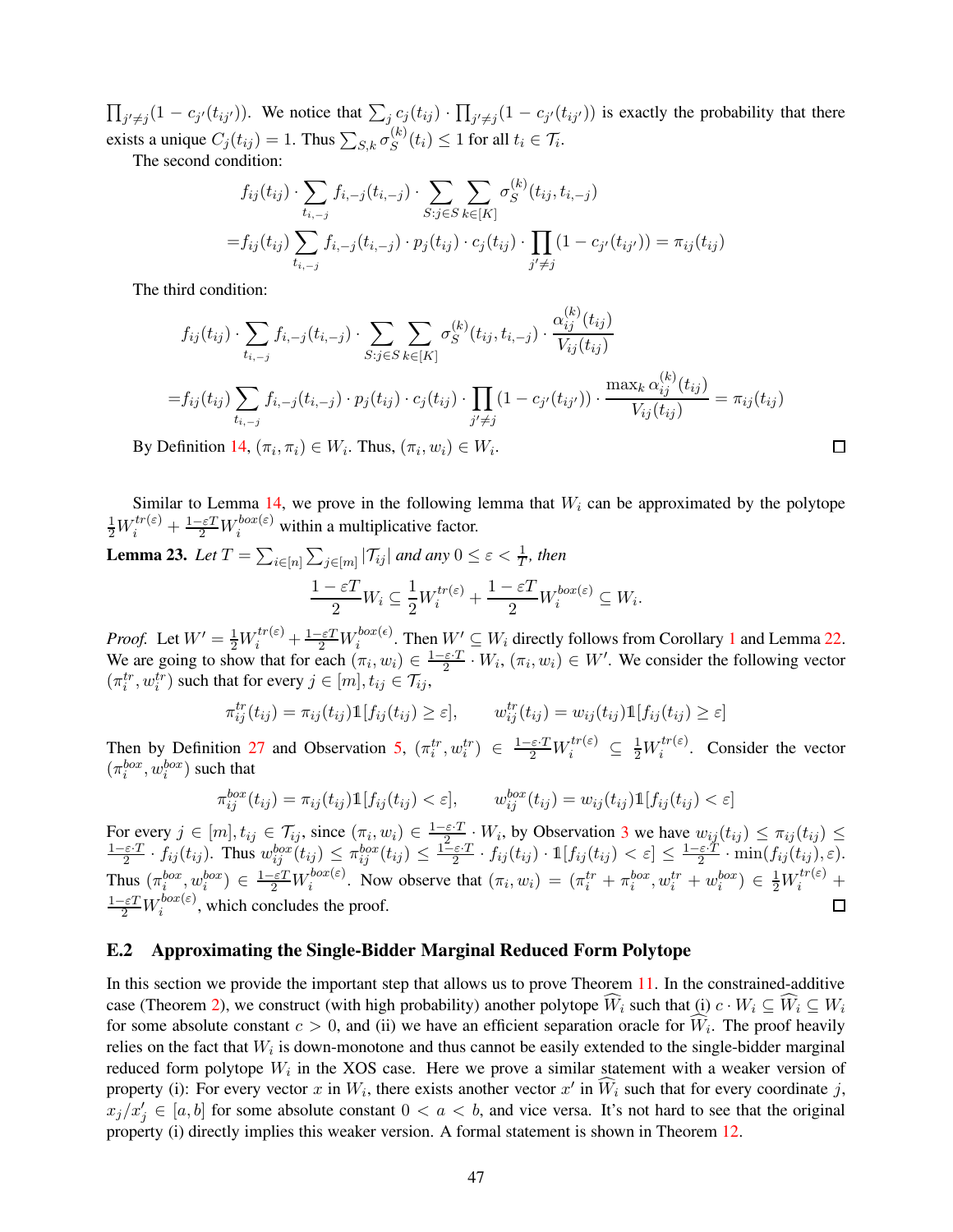$\prod_{j'\neq j}(1-c_{j'}(t_{ij'}))$. We notice that $\sum_j c_j(t_{ij})\cdot\prod_{j'\neq j}(1-c_{j'}(t_{ij'}))$ is exactly the probability that there exists a unique $C_j(t_{ij})=1$. Thus $\sum_{S,k}\sigma_S^{(k)}(t_i)\leq 1$ for all $t_i\in\mathcal{T}_i$.

The second condition:

$$
\begin{aligned}
&f_{ij}(t_{ij})\cdot\sum_{t_{i,-j}}f_{i,-j}(t_{i,-j})\cdot\sum_{S:j\in S}\sum_{k\in[K]}\sigma_S^{(k)}(t_{ij},t_{i,-j})\\
=&f_{ij}(t_{ij})\sum_{t_{i,-j}}f_{i,-j}(t_{i,-j})\cdot p_j(t_{ij})\cdot c_j(t_{ij})\cdot\prod_{j'\neq j}(1-c_{j'}(t_{ij'}))=\pi_{ij}(t_{ij})
\end{aligned}
$$

The third condition:

$$
\begin{aligned}
&f_{ij}(t_{ij})\cdot\sum_{t_{i,-j}}f_{i,-j}(t_{i,-j})\cdot\sum_{S:j\in S}\sum_{k\in[K]}\sigma_S^{(k)}(t_{ij},t_{i,-j})\cdot\frac{\alpha_{ij}^{(k)}(t_{ij})}{V_{ij}(t_{ij})}\\
=&f_{ij}(t_{ij})\sum_{t_{i,-j}}f_{i,-j}(t_{i,-j})\cdot p_j(t_{ij})\cdot c_j(t_{ij})\cdot\prod_{j'\neq j}(1-c_{j'}(t_{ij'}))\cdot\frac{\max_k\alpha_{ij}^{(k)}(t_{ij})}{V_{ij}(t_{ij})}=\pi_{ij}(t_{ij})
\end{aligned}
$$

By Definition 14, $(\pi_i,\pi_i)\in W_i$. Thus, $(\pi_i,w_i)\in W_i$. ◻

Similar to Lemma 14, we prove in the following lemma that $W_i$ can be approximated by the polytope $\frac{1}{2}W_i^{tr(\varepsilon)}+\frac{1-\varepsilon T}{2}W_i^{box(\varepsilon)}$ within a multiplicative factor.

**Lemma 23.** *Let $T=\sum_{i\in[n]}\sum_{j\in[m]}|\mathcal{T}_{ij}|$ and any $0\leq\varepsilon<\frac{1}{T}$, then*

$$
\frac{1-\varepsilon T}{2}W_i\subseteq\frac{1}{2}W_i^{tr(\varepsilon)}+\frac{1-\varepsilon T}{2}W_i^{box(\varepsilon)}\subseteq W_i.
$$

*Proof.* Let $W'=\frac{1}{2}W_i^{tr(\varepsilon)}+\frac{1-\varepsilon T}{2}W_i^{box(\epsilon)}$. Then $W'\subseteq W_i$ directly follows from Corollary 1 and Lemma 22. We are going to show that for each $(\pi_i,w_i)\in\frac{1-\varepsilon\cdot T}{2}\cdot W_i$, $(\pi_i,w_i)\in W'$. We consider the following vector $(\pi_i^{tr},w_i^{tr})$ such that for every $j\in[m],t_{ij}\in\mathcal{T}_{ij}$,

$$
\pi_{ij}^{tr}(t_{ij})=\pi_{ij}(t_{ij})\mathbb{1}[f_{ij}(t_{ij})\geq\varepsilon],\qquad w_{ij}^{tr}(t_{ij})=w_{ij}(t_{ij})\mathbb{1}[f_{ij}(t_{ij})\geq\varepsilon]
$$

Then by Definition 27 and Observation 5, $(\pi_i^{tr},w_i^{tr})\in\frac{1-\varepsilon\cdot T}{2}W_i^{tr(\varepsilon)}\subseteq\frac{1}{2}W_i^{tr(\varepsilon)}$. Consider the vector $(\pi_i^{box},w_i^{box})$ such that

$$
\pi_{ij}^{box}(t_{ij})=\pi_{ij}(t_{ij})\mathbb{1}[f_{ij}(t_{ij})<\varepsilon],\qquad w_{ij}^{box}(t_{ij})=w_{ij}(t_{ij})\mathbb{1}[f_{ij}(t_{ij})<\varepsilon]
$$

For every $j\in[m],t_{ij}\in\mathcal{T}_{ij}$, since $(\pi_i,w_i)\in\frac{1-\varepsilon\cdot T}{2}\cdot W_i$, by Observation 3 we have $w_{ij}(t_{ij})\leq\pi_{ij}(t_{ij})\leq\frac{1-\varepsilon\cdot T}{2}\cdot f_{ij}(t_{ij})$. Thus $w_{ij}^{box}(t_{ij})\leq\pi_{ij}^{box}(t_{ij})\leq\frac{1-\varepsilon\cdot T}{2}\cdot f_{ij}(t_{ij})\cdot\mathbb{1}[f_{ij}(t_{ij})<\varepsilon]\leq\frac{1-\varepsilon\cdot T}{2}\cdot\min(f_{ij}(t_{ij}),\varepsilon)$. Thus $(\pi_i^{box},w_i^{box})\in\frac{1-\varepsilon T}{2}W_i^{box(\varepsilon)}$. Now observe that $(\pi_i,w_i)=(\pi_i^{tr}+\pi_i^{box},w_i^{tr}+w_i^{box})\in\frac{1}{2}W_i^{tr(\varepsilon)}+\frac{1-\varepsilon T}{2}W_i^{box(\varepsilon)}$, which concludes the proof. ◻

### E.2 Approximating the Single-Bidder Marginal Reduced Form Polytope

In this section we provide the important step that allows us to prove Theorem 11. In the constrained-additive case (Theorem 2), we construct (with high probability) another polytope $\widehat{W}_i$ such that (i) $c\cdot W_i\subseteq\widehat{W}_i\subseteq W_i$ for some absolute constant $c>0$, and (ii) we have an efficient separation oracle for $\widehat{W}_i$. The proof heavily relies on the fact that $W_i$ is down-monotone and thus cannot be easily extended to the single-bidder marginal reduced form polytope $W_i$ in the XOS case. Here we prove a similar statement with a weaker version of property (i): For every vector $x$ in $W_i$, there exists another vector $x'$ in $\widehat{W}_i$ such that for every coordinate $j$, $x_j/x'_j\in[a,b]$ for some absolute constant $0<a<b$, and vice versa. It's not hard to see that the original property (i) directly implies this weaker version. A formal statement is shown in Theorem 12.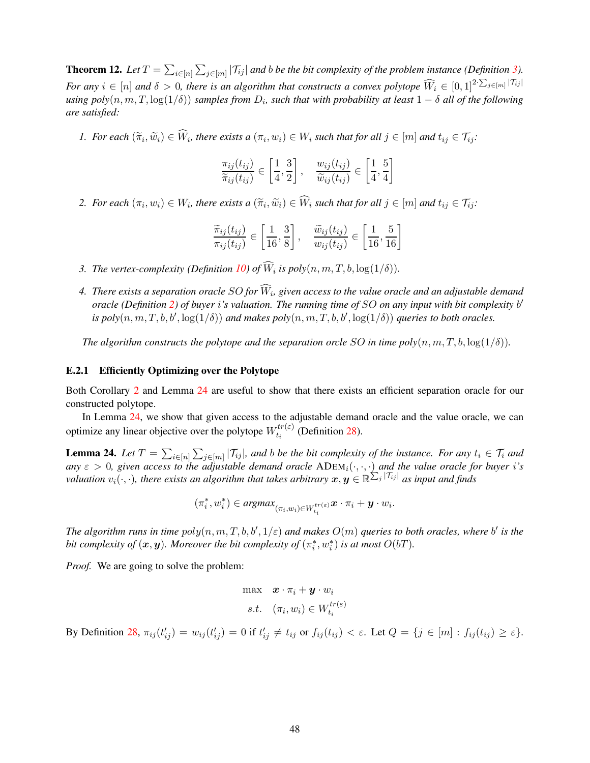**Theorem 12.** *Let $T = \sum_{i\in[n]}\sum_{j\in[m]} |\mathcal{T}_{ij}|$ and $b$ be the bit complexity of the problem instance (Definition 3). For any $i \in [n]$ and $\delta > 0$, there is an algorithm that constructs a convex polytope $\widehat{W}_i \in [0,1]^{2\cdot\sum_{j\in[m]}|\mathcal{T}_{ij}|}$ using poly$(n, m, T, \log(1/\delta))$ samples from $D_i$, such that with probability at least $1-\delta$ all of the following are satisfied:*

1. *For each $(\widetilde{\pi}_i, \widetilde{w}_i) \in \widehat{W}_i$, there exists a $(\pi_i, w_i) \in W_i$ such that for all $j \in [m]$ and $t_{ij} \in \mathcal{T}_{ij}$:*
$$\frac{\pi_{ij}(t_{ij})}{\widetilde{\pi}_{ij}(t_{ij})} \in \left[\frac{1}{4}, \frac{3}{2}\right], \quad \frac{w_{ij}(t_{ij})}{\widetilde{w}_{ij}(t_{ij})} \in \left[\frac{1}{4}, \frac{5}{4}\right]$$

2. *For each $(\pi_i, w_i) \in W_i$, there exists a $(\widetilde{\pi}_i, \widetilde{w}_i) \in \widehat{W}_i$ such that for all $j \in [m]$ and $t_{ij} \in \mathcal{T}_{ij}$:*
$$\frac{\widetilde{\pi}_{ij}(t_{ij})}{\pi_{ij}(t_{ij})} \in \left[\frac{1}{16}, \frac{3}{8}\right], \quad \frac{\widetilde{w}_{ij}(t_{ij})}{w_{ij}(t_{ij})} \in \left[\frac{1}{16}, \frac{5}{16}\right]$$

3. *The vertex-complexity (Definition 10) of $\widehat{W}_i$ is poly$(n, m, T, b, \log(1/\delta))$.*

4. *There exists a separation oracle SO for $\widehat{W}_i$, given access to the value oracle and an adjustable demand oracle (Definition 2) of buyer $i$'s valuation. The running time of SO on any input with bit complexity $b'$ is poly$(n, m, T, b, b', \log(1/\delta))$ and makes poly$(n, m, T, b, b', \log(1/\delta))$ queries to both oracles.*

*The algorithm constructs the polytope and the separation orcle SO in time poly$(n, m, T, b, \log(1/\delta))$.*

### E.2.1 Efficiently Optimizing over the Polytope

Both Corollary 2 and Lemma 24 are useful to show that there exists an efficient separation oracle for our constructed polytope.

In Lemma 24, we show that given access to the adjustable demand oracle and the value oracle, we can optimize any linear objective over the polytope $W_{t_i}^{tr(\varepsilon)}$ (Definition 28).

**Lemma 24.** *Let $T = \sum_{i\in[n]}\sum_{j\in[m]} |\mathcal{T}_{ij}|$, and $b$ be the bit complexity of the instance. For any $t_i \in \mathcal{T}_i$ and any $\varepsilon > 0$, given access to the adjustable demand oracle $\text{ADEM}_i(\cdot,\cdot,\cdot)$ and the value oracle for buyer $i$'s valuation $v_i(\cdot,\cdot)$, there exists an algorithm that takes arbitrary $\boldsymbol{x}, \boldsymbol{y} \in \mathbb{R}^{\sum_j |\mathcal{T}_{ij}|}$ as input and finds*
$$(\pi_i^*, w_i^*) \in \text{argmax}_{(\pi_i, w_i)\in W_{t_i}^{tr(\varepsilon)}} \boldsymbol{x}\cdot\pi_i + \boldsymbol{y}\cdot w_i.$$
*The algorithm runs in time $\text{poly}(n, m, T, b, b', 1/\varepsilon)$ and makes $O(m)$ queries to both oracles, where $b'$ is the bit complexity of $(\boldsymbol{x}, \boldsymbol{y})$. Moreover the bit complexity of $(\pi_i^*, w_i^*)$ is at most $O(bT)$.*

*Proof.* We are going to solve the problem:
$$\begin{aligned} \max \quad & \boldsymbol{x}\cdot\pi_i + \boldsymbol{y}\cdot w_i \\ s.t. \quad & (\pi_i, w_i) \in W_{t_i}^{tr(\varepsilon)} \end{aligned}$$

By Definition 28, $\pi_{ij}(t'_{ij}) = w_{ij}(t'_{ij}) = 0$ if $t'_{ij} \neq t_{ij}$ or $f_{ij}(t_{ij}) < \varepsilon$. Let $Q = \{j \in [m] : f_{ij}(t_{ij}) \geq \varepsilon\}$.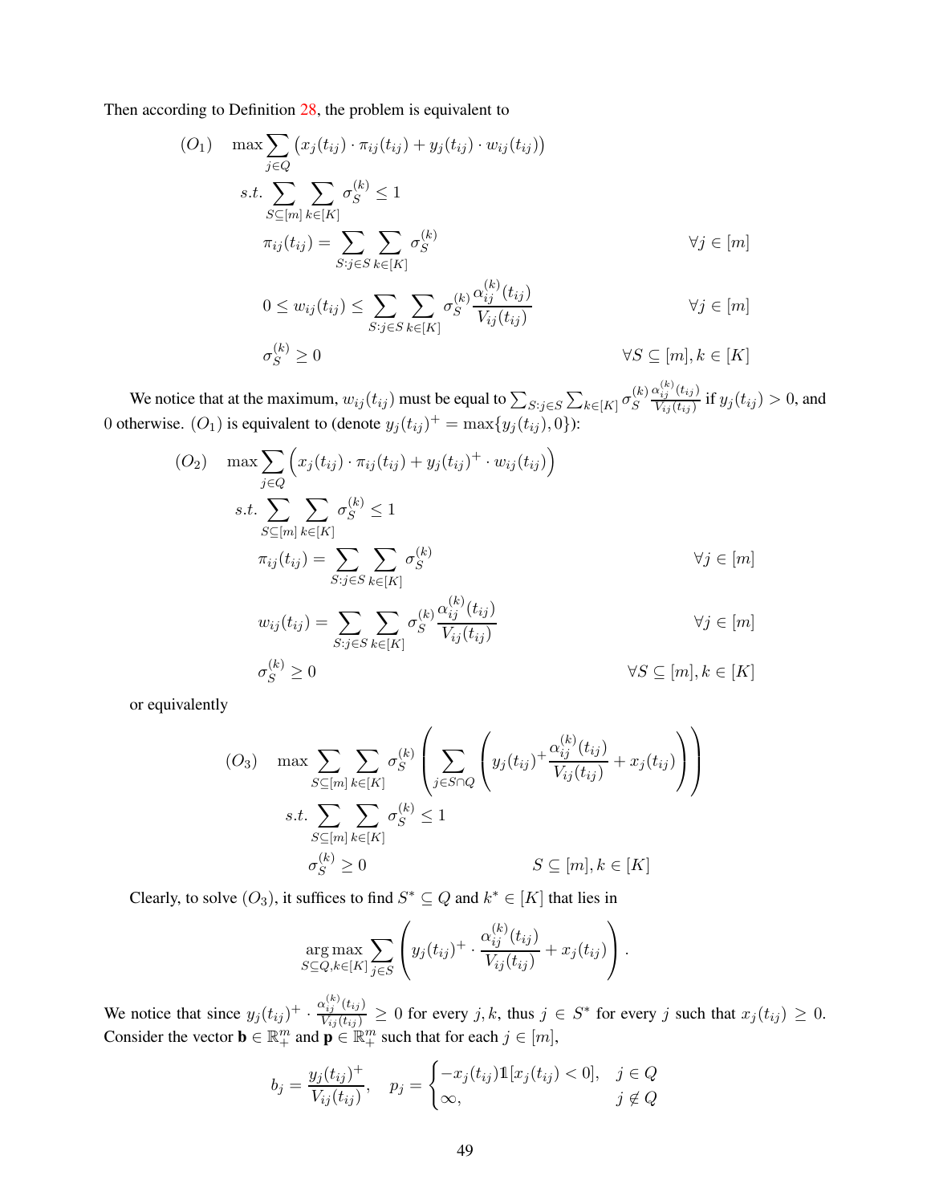Then according to Definition 28, the problem is equivalent to

$$
\begin{aligned}
(O_1) \quad & \max \sum_{j \in Q} \left( x_j(t_{ij}) \cdot \pi_{ij}(t_{ij}) + y_j(t_{ij}) \cdot w_{ij}(t_{ij}) \right) \\
& s.t. \sum_{S \subseteq [m]} \sum_{k \in [K]} \sigma_S^{(k)} \leq 1 \\
& \pi_{ij}(t_{ij}) = \sum_{S: j \in S} \sum_{k \in [K]} \sigma_S^{(k)} & \forall j \in [m] \\
& 0 \leq w_{ij}(t_{ij}) \leq \sum_{S: j \in S} \sum_{k \in [K]} \sigma_S^{(k)} \frac{\alpha_{ij}^{(k)}(t_{ij})}{V_{ij}(t_{ij})} & \forall j \in [m] \\
& \sigma_S^{(k)} \geq 0 & \forall S \subseteq [m], k \in [K]
\end{aligned}
$$

We notice that at the maximum, $w_{ij}(t_{ij})$ must be equal to $\sum_{S: j \in S} \sum_{k \in [K]} \sigma_S^{(k)} \frac{\alpha_{ij}^{(k)}(t_{ij})}{V_{ij}(t_{ij})}$ if $y_j(t_{ij}) > 0$, and 0 otherwise. $(O_1)$ is equivalent to (denote $y_j(t_{ij})^+ = \max\{y_j(t_{ij}), 0\}$):

$$
\begin{aligned}
(O_2) \quad & \max \sum_{j \in Q} \left( x_j(t_{ij}) \cdot \pi_{ij}(t_{ij}) + y_j(t_{ij})^+ \cdot w_{ij}(t_{ij}) \right) \\
& s.t. \sum_{S \subseteq [m]} \sum_{k \in [K]} \sigma_S^{(k)} \leq 1 \\
& \pi_{ij}(t_{ij}) = \sum_{S: j \in S} \sum_{k \in [K]} \sigma_S^{(k)} & \forall j \in [m] \\
& w_{ij}(t_{ij}) = \sum_{S: j \in S} \sum_{k \in [K]} \sigma_S^{(k)} \frac{\alpha_{ij}^{(k)}(t_{ij})}{V_{ij}(t_{ij})} & \forall j \in [m] \\
& \sigma_S^{(k)} \geq 0 & \forall S \subseteq [m], k \in [K]
\end{aligned}
$$

or equivalently

$$
\begin{aligned}
(O_3) \quad & \max \sum_{S \subseteq [m]} \sum_{k \in [K]} \sigma_S^{(k)} \left( \sum_{j \in S \cap Q} \left( y_j(t_{ij})^+ \frac{\alpha_{ij}^{(k)}(t_{ij})}{V_{ij}(t_{ij})} + x_j(t_{ij}) \right) \right) \\
& s.t. \sum_{S \subseteq [m]} \sum_{k \in [K]} \sigma_S^{(k)} \leq 1 \\
& \sigma_S^{(k)} \geq 0 & S \subseteq [m], k \in [K]
\end{aligned}
$$

Clearly, to solve $(O_3)$, it suffices to find $S^* \subseteq Q$ and $k^* \in [K]$ that lies in

$$
\arg\max_{S \subseteq Q, k \in [K]} \sum_{j \in S} \left( y_j(t_{ij})^+ \cdot \frac{\alpha_{ij}^{(k)}(t_{ij})}{V_{ij}(t_{ij})} + x_j(t_{ij}) \right).
$$

We notice that since $y_j(t_{ij})^+ \cdot \frac{\alpha_{ij}^{(k)}(t_{ij})}{V_{ij}(t_{ij})} \geq 0$ for every $j, k$, thus $j \in S^*$ for every $j$ such that $x_j(t_{ij}) \geq 0$. Consider the vector $\mathbf{b} \in \mathbb{R}_+^m$ and $\mathbf{p} \in \mathbb{R}_+^m$ such that for each $j \in [m]$,

$$
b_j = \frac{y_j(t_{ij})^+}{V_{ij}(t_{ij})}, \quad p_j = \begin{cases} -x_j(t_{ij}) \mathbb{1}[x_j(t_{ij}) < 0], & j \in Q \\ \infty, & j \notin Q \end{cases}
$$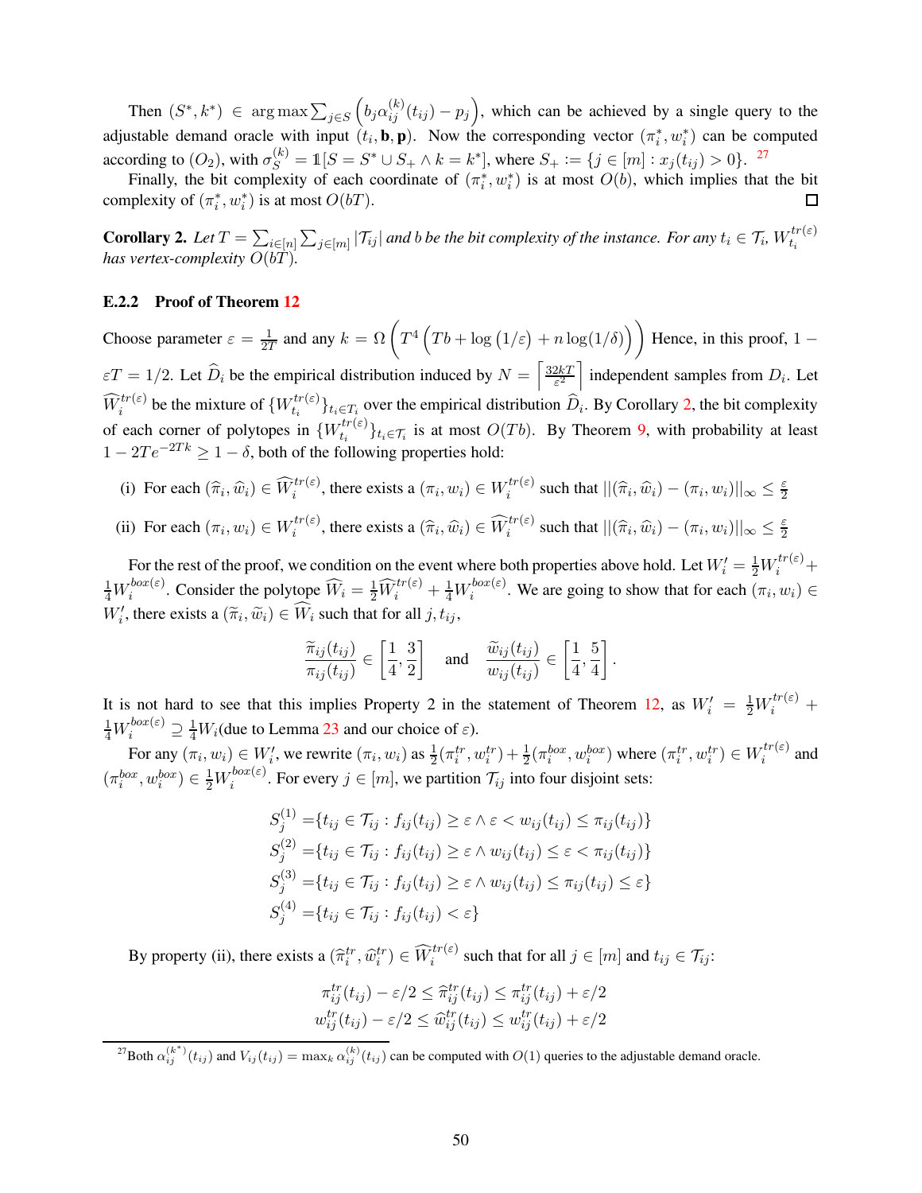Then $(S^*, k^*) \in \arg\max \sum_{j\in S}\left(b_j\alpha_{ij}^{(k)}(t_{ij}) - p_j\right)$, which can be achieved by a single query to the adjustable demand oracle with input $(t_i, \mathbf{b}, \mathbf{p})$. Now the corresponding vector $(\pi_i^*, w_i^*)$ can be computed according to $(O_2)$, with $\sigma_S^{(k)} = \mathbb{1}[S = S^* \cup S_+ \wedge k = k^*]$, where $S_+ := \{j \in [m] : x_j(t_{ij}) > 0\}$. [27]

Finally, the bit complexity of each coordinate of $(\pi_i^*, w_i^*)$ is at most $O(b)$, which implies that the bit complexity of $(\pi_i^*, w_i^*)$ is at most $O(bT)$. □

**Corollary 2.** *Let $T = \sum_{i\in[n]}\sum_{j\in[m]}|\mathcal{T}_{ij}|$ and $b$ be the bit complexity of the instance. For any $t_i \in \mathcal{T}_i$, $W_{t_i}^{tr(\varepsilon)}$ has vertex-complexity $O(bT)$.*

### E.2.2 Proof of Theorem 12

Choose parameter $\varepsilon = \frac{1}{2T}$ and any $k = \Omega\left(T^4\left(Tb + \log\left(1/\varepsilon\right) + n\log(1/\delta)\right)\right)$ Hence, in this proof, $1 - \varepsilon T = 1/2$. Let $\widehat{D}_i$ be the empirical distribution induced by $N = \left\lceil \frac{32kT}{\varepsilon^2}\right\rceil$ independent samples from $D_i$. Let $\widehat{W}_i^{tr(\varepsilon)}$ be the mixture of $\{W_{t_i}^{tr(\varepsilon)}\}_{t_i\in\mathcal{T}_i}$ over the empirical distribution $\widehat{D}_i$. By Corollary 2, the bit complexity of each corner of polytopes in $\{W_{t_i}^{tr(\varepsilon)}\}_{t_i\in\mathcal{T}_i}$ is at most $O(Tb)$. By Theorem 9, with probability at least $1 - 2Te^{-2Tk} \geq 1 - \delta$, both of the following properties hold:

(i) For each $(\widehat{\pi}_i, \widehat{w}_i) \in \widehat{W}_i^{tr(\varepsilon)}$, there exists a $(\pi_i, w_i) \in W_i^{tr(\varepsilon)}$ such that $||(\widehat{\pi}_i, \widehat{w}_i) - (\pi_i, w_i)||_\infty \leq \frac{\varepsilon}{2}$

(ii) For each $(\pi_i, w_i) \in W_i^{tr(\varepsilon)}$, there exists a $(\widehat{\pi}_i, \widehat{w}_i) \in \widehat{W}_i^{tr(\varepsilon)}$ such that $||(\widehat{\pi}_i, \widehat{w}_i) - (\pi_i, w_i)||_\infty \leq \frac{\varepsilon}{2}$

For the rest of the proof, we condition on the event where both properties above hold. Let $W_i' = \frac{1}{2}W_i^{tr(\varepsilon)} + \frac{1}{4}W_i^{box(\varepsilon)}$. Consider the polytope $\widehat{W}_i = \frac{1}{2}\widehat{W}_i^{tr(\varepsilon)} + \frac{1}{4}W_i^{box(\varepsilon)}$. We are going to show that for each $(\pi_i, w_i) \in W_i'$, there exists a $(\widetilde{\pi}_i, \widetilde{w}_i) \in \widehat{W}_i$ such that for all $j, t_{ij}$,

$$\frac{\widetilde{\pi}_{ij}(t_{ij})}{\pi_{ij}(t_{ij})} \in \left[\frac{1}{4}, \frac{3}{2}\right] \quad \text{and} \quad \frac{\widetilde{w}_{ij}(t_{ij})}{w_{ij}(t_{ij})} \in \left[\frac{1}{4}, \frac{5}{4}\right].$$

It is not hard to see that this implies Property 2 in the statement of Theorem 12, as $W_i' = \frac{1}{2}W_i^{tr(\varepsilon)} + \frac{1}{4}W_i^{box(\varepsilon)} \supseteq \frac{1}{4}W_i$(due to Lemma 23 and our choice of $\varepsilon$).

For any $(\pi_i, w_i) \in W_i'$, we rewrite $(\pi_i, w_i)$ as $\frac{1}{2}(\pi_i^{tr}, w_i^{tr}) + \frac{1}{2}(\pi_i^{box}, w_i^{box})$ where $(\pi_i^{tr}, w_i^{tr}) \in W_i^{tr(\varepsilon)}$ and $(\pi_i^{box}, w_i^{box}) \in \frac{1}{2}W_i^{box(\varepsilon)}$. For every $j \in [m]$, we partition $\mathcal{T}_{ij}$ into four disjoint sets:

$$\begin{aligned}
S_j^{(1)} &= \{t_{ij} \in \mathcal{T}_{ij} : f_{ij}(t_{ij}) \geq \varepsilon \wedge \varepsilon < w_{ij}(t_{ij}) \leq \pi_{ij}(t_{ij})\} \\
S_j^{(2)} &= \{t_{ij} \in \mathcal{T}_{ij} : f_{ij}(t_{ij}) \geq \varepsilon \wedge w_{ij}(t_{ij}) \leq \varepsilon < \pi_{ij}(t_{ij})\} \\
S_j^{(3)} &= \{t_{ij} \in \mathcal{T}_{ij} : f_{ij}(t_{ij}) \geq \varepsilon \wedge w_{ij}(t_{ij}) \leq \pi_{ij}(t_{ij}) \leq \varepsilon\} \\
S_j^{(4)} &= \{t_{ij} \in \mathcal{T}_{ij} : f_{ij}(t_{ij}) < \varepsilon\}
\end{aligned}$$

By property (ii), there exists a $(\widehat{\pi}_i^{tr}, \widehat{w}_i^{tr}) \in \widehat{W}_i^{tr(\varepsilon)}$ such that for all $j \in [m]$ and $t_{ij} \in \mathcal{T}_{ij}$:

$$\begin{aligned}
\pi_{ij}^{tr}(t_{ij}) - \varepsilon/2 \leq \widehat{\pi}_{ij}^{tr}(t_{ij}) \leq \pi_{ij}^{tr}(t_{ij}) + \varepsilon/2 \\
w_{ij}^{tr}(t_{ij}) - \varepsilon/2 \leq \widehat{w}_{ij}^{tr}(t_{ij}) \leq w_{ij}^{tr}(t_{ij}) + \varepsilon/2
\end{aligned}$$

[27] Both $\alpha_{ij}^{(k^*)}(t_{ij})$ and $V_{ij}(t_{ij}) = \max_k \alpha_{ij}^{(k)}(t_{ij})$ can be computed with $O(1)$ queries to the adjustable demand oracle.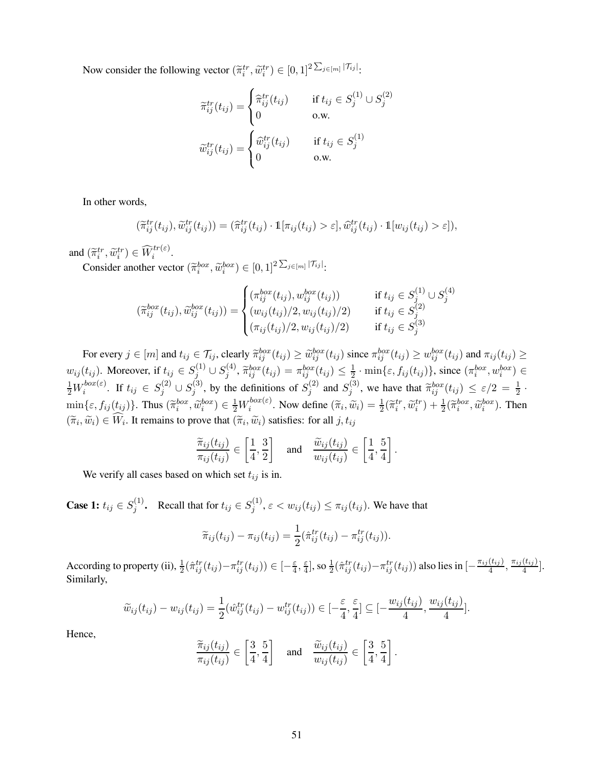Now consider the following vector $(\widetilde{\pi}_i^{tr}, \widetilde{w}_i^{tr}) \in [0,1]^{2\sum_{j\in[m]}|\mathcal{T}_{ij}|}$:

$$
\widetilde{\pi}_{ij}^{tr}(t_{ij}) = \begin{cases} \widehat{\pi}_{ij}^{tr}(t_{ij}) & \text{if } t_{ij} \in S_j^{(1)} \cup S_j^{(2)} \\ 0 & \text{o.w.} \end{cases}
$$

$$
\widetilde{w}_{ij}^{tr}(t_{ij}) = \begin{cases} \widehat{w}_{ij}^{tr}(t_{ij}) & \text{if } t_{ij} \in S_j^{(1)} \\ 0 & \text{o.w.} \end{cases}
$$

In other words,

$$
(\widetilde{\pi}_{ij}^{tr}(t_{ij}), \widetilde{w}_{ij}^{tr}(t_{ij})) = (\widehat{\pi}_{ij}^{tr}(t_{ij}) \cdot \mathbb{1}[\pi_{ij}(t_{ij}) > \varepsilon], \widehat{w}_{ij}^{tr}(t_{ij}) \cdot \mathbb{1}[w_{ij}(t_{ij}) > \varepsilon]),
$$

and $(\widetilde{\pi}_i^{tr}, \widetilde{w}_i^{tr}) \in \widehat{W}_i^{tr(\varepsilon)}$.

Consider another vector $(\widetilde{\pi}_i^{box}, \widetilde{w}_i^{box}) \in [0,1]^{2\sum_{j\in[m]}|\mathcal{T}_{ij}|}$:

$$
(\widetilde{\pi}_{ij}^{box}(t_{ij}), \widetilde{w}_{ij}^{box}(t_{ij})) = \begin{cases} (\pi_{ij}^{box}(t_{ij}), w_{ij}^{box}(t_{ij})) & \text{if } t_{ij} \in S_j^{(1)} \cup S_j^{(4)} \\ (w_{ij}(t_{ij})/2, w_{ij}(t_{ij})/2) & \text{if } t_{ij} \in S_j^{(2)} \\ (\pi_{ij}(t_{ij})/2, w_{ij}(t_{ij})/2) & \text{if } t_{ij} \in S_j^{(3)} \end{cases}
$$

For every $j \in [m]$ and $t_{ij} \in \mathcal{T}_{ij}$, clearly $\widetilde{\pi}_{ij}^{box}(t_{ij}) \geq \widetilde{w}_{ij}^{box}(t_{ij})$ since $\pi_{ij}^{box}(t_{ij}) \geq w_{ij}^{box}(t_{ij})$ and $\pi_{ij}(t_{ij}) \geq w_{ij}(t_{ij})$. Moreover, if $t_{ij} \in S_j^{(1)} \cup S_j^{(4)}$, $\widetilde{\pi}_{ij}^{box}(t_{ij}) = \pi_{ij}^{box}(t_{ij}) \leq \frac{1}{2} \cdot \min\{\varepsilon, f_{ij}(t_{ij})\}$, since $(\pi_i^{box}, w_i^{box}) \in \frac{1}{2}W_i^{box(\varepsilon)}$. If $t_{ij} \in S_j^{(2)} \cup S_j^{(3)}$, by the definitions of $S_j^{(2)}$ and $S_j^{(3)}$, we have that $\widetilde{\pi}_{ij}^{box}(t_{ij}) \leq \varepsilon/2 = \frac{1}{2} \cdot \min\{\varepsilon, f_{ij}(t_{ij})\}$. Thus $(\widetilde{\pi}_i^{box}, \widetilde{w}_i^{box}) \in \frac{1}{2}W_i^{box(\varepsilon)}$. Now define $(\widetilde{\pi}_i, \widetilde{w}_i) = \frac{1}{2}(\widetilde{\pi}_i^{tr}, \widetilde{w}_i^{tr}) + \frac{1}{2}(\widetilde{\pi}_i^{box}, \widetilde{w}_i^{box})$. Then $(\widetilde{\pi}_i, \widetilde{w}_i) \in \widehat{W}_i$. It remains to prove that $(\widetilde{\pi}_i, \widetilde{w}_i)$ satisfies: for all $j, t_{ij}$

$$
\frac{\widetilde{\pi}_{ij}(t_{ij})}{\pi_{ij}(t_{ij})} \in \left[\frac{1}{4}, \frac{3}{2}\right] \quad \text{and} \quad \frac{\widetilde{w}_{ij}(t_{ij})}{w_{ij}(t_{ij})} \in \left[\frac{1}{4}, \frac{5}{4}\right].
$$

We verify all cases based on which set $t_{ij}$ is in.

**Case 1: $t_{ij} \in S_j^{(1)}$.** Recall that for $t_{ij} \in S_j^{(1)}$, $\varepsilon < w_{ij}(t_{ij}) \leq \pi_{ij}(t_{ij})$. We have that

$$
\widetilde{\pi}_{ij}(t_{ij}) - \pi_{ij}(t_{ij}) = \frac{1}{2}(\hat{\pi}_{ij}^{tr}(t_{ij}) - \pi_{ij}^{tr}(t_{ij})).
$$

According to property (ii), $\frac{1}{2}(\hat{\pi}_{ij}^{tr}(t_{ij}) - \pi_{ij}^{tr}(t_{ij})) \in [-\frac{\varepsilon}{4}, \frac{\varepsilon}{4}]$, so $\frac{1}{2}(\hat{\pi}_{ij}^{tr}(t_{ij}) - \pi_{ij}^{tr}(t_{ij}))$ also lies in $[-\frac{\pi_{ij}(t_{ij})}{4}, \frac{\pi_{ij}(t_{ij})}{4}]$. Similarly,

$$
\widetilde{w}_{ij}(t_{ij}) - w_{ij}(t_{ij}) = \frac{1}{2}(\hat{w}_{ij}^{tr}(t_{ij}) - w_{ij}^{tr}(t_{ij})) \in [-\frac{\varepsilon}{4}, \frac{\varepsilon}{4}] \subseteq [-\frac{w_{ij}(t_{ij})}{4}, \frac{w_{ij}(t_{ij})}{4}].
$$

Hence,

$$
\frac{\widetilde{\pi}_{ij}(t_{ij})}{\pi_{ij}(t_{ij})} \in \left[\frac{3}{4}, \frac{5}{4}\right] \quad \text{and} \quad \frac{\widetilde{w}_{ij}(t_{ij})}{w_{ij}(t_{ij})} \in \left[\frac{3}{4}, \frac{5}{4}\right].
$$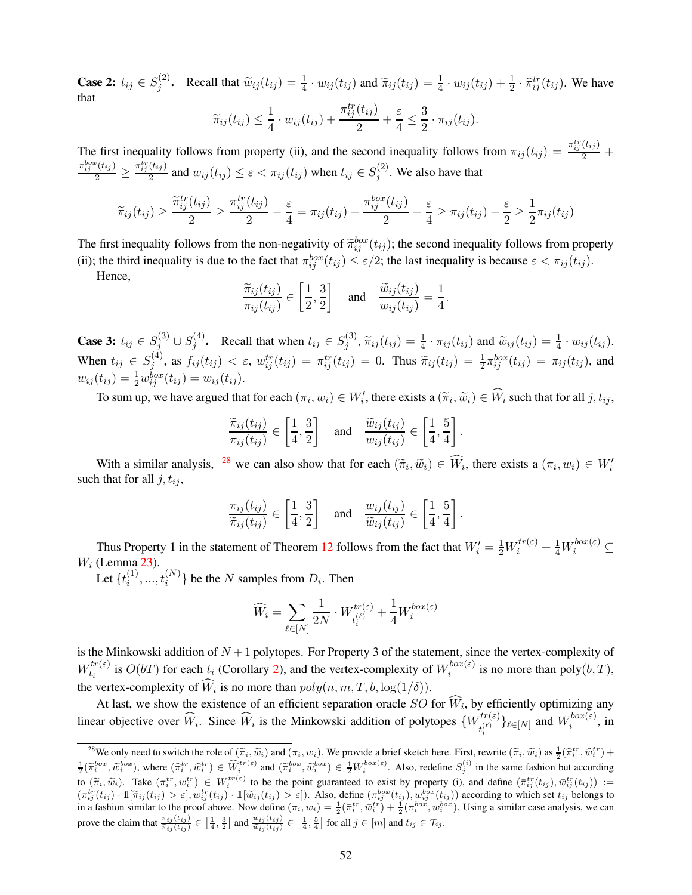**Case 2:** $t_{ij} \in S_j^{(2)}$**.** Recall that $\widetilde{w}_{ij}(t_{ij}) = \frac{1}{4} \cdot w_{ij}(t_{ij})$ and $\widetilde{\pi}_{ij}(t_{ij}) = \frac{1}{4} \cdot w_{ij}(t_{ij}) + \frac{1}{2} \cdot \widehat{\pi}_{ij}^{tr}(t_{ij})$. We have that

$$\widetilde{\pi}_{ij}(t_{ij}) \leq \frac{1}{4} \cdot w_{ij}(t_{ij}) + \frac{\pi_{ij}^{tr}(t_{ij})}{2} + \frac{\varepsilon}{4} \leq \frac{3}{2} \cdot \pi_{ij}(t_{ij}).$$

The first inequality follows from property (ii), and the second inequality follows from $\pi_{ij}(t_{ij}) = \frac{\pi_{ij}^{tr}(t_{ij})}{2} + \frac{\pi_{ij}^{box}(t_{ij})}{2} \geq \frac{\pi_{ij}^{tr}(t_{ij})}{2}$ and $w_{ij}(t_{ij}) \leq \varepsilon < \pi_{ij}(t_{ij})$ when $t_{ij} \in S_j^{(2)}$. We also have that

$$\widetilde{\pi}_{ij}(t_{ij}) \geq \frac{\widetilde{\pi}_{ij}^{tr}(t_{ij})}{2} \geq \frac{\pi_{ij}^{tr}(t_{ij})}{2} - \frac{\varepsilon}{4} = \pi_{ij}(t_{ij}) - \frac{\pi_{ij}^{box}(t_{ij})}{2} - \frac{\varepsilon}{4} \geq \pi_{ij}(t_{ij}) - \frac{\varepsilon}{2} \geq \frac{1}{2}\pi_{ij}(t_{ij})$$

The first inequality follows from the non-negativity of $\widetilde{\pi}_{ij}^{box}(t_{ij})$; the second inequality follows from property (ii); the third inequality is due to the fact that $\pi_{ij}^{box}(t_{ij}) \leq \varepsilon/2$; the last inequality is because $\varepsilon < \pi_{ij}(t_{ij})$.

Hence,

$$\frac{\widetilde{\pi}_{ij}(t_{ij})}{\pi_{ij}(t_{ij})} \in \left[\frac{1}{2}, \frac{3}{2}\right] \quad \text{and} \quad \frac{\widetilde{w}_{ij}(t_{ij})}{w_{ij}(t_{ij})} = \frac{1}{4}.$$

**Case 3:** $t_{ij} \in S_j^{(3)} \cup S_j^{(4)}$**.** Recall that when $t_{ij} \in S_j^{(3)}$, $\widetilde{\pi}_{ij}(t_{ij}) = \frac{1}{4} \cdot \pi_{ij}(t_{ij})$ and $\widetilde{w}_{ij}(t_{ij}) = \frac{1}{4} \cdot w_{ij}(t_{ij})$. When $t_{ij} \in S_j^{(4)}$, as $f_{ij}(t_{ij}) < \varepsilon$, $w_{ij}^{tr}(t_{ij}) = \pi_{ij}^{tr}(t_{ij}) = 0$. Thus $\widetilde{\pi}_{ij}(t_{ij}) = \frac{1}{2}\pi_{ij}^{box}(t_{ij}) = \pi_{ij}(t_{ij})$, and $w_{ij}(t_{ij}) = \frac{1}{2}w_{ij}^{box}(t_{ij}) = w_{ij}(t_{ij})$.

To sum up, we have argued that for each $(\pi_i, w_i) \in W_i'$, there exists a $(\widetilde{\pi}_i, \widetilde{w}_i) \in \widehat{W}_i$ such that for all $j, t_{ij}$,

$$\frac{\widetilde{\pi}_{ij}(t_{ij})}{\pi_{ij}(t_{ij})} \in \left[\frac{1}{4}, \frac{3}{2}\right] \quad \text{and} \quad \frac{\widetilde{w}_{ij}(t_{ij})}{w_{ij}(t_{ij})} \in \left[\frac{1}{4}, \frac{5}{4}\right].$$

With a similar analysis, [28] we can also show that for each $(\widetilde{\pi}_i, \widetilde{w}_i) \in \widehat{W}_i$, there exists a $(\pi_i, w_i) \in W_i'$ such that for all $j, t_{ij}$,

$$\frac{\pi_{ij}(t_{ij})}{\widetilde{\pi}_{ij}(t_{ij})} \in \left[\frac{1}{4}, \frac{3}{2}\right] \quad \text{and} \quad \frac{w_{ij}(t_{ij})}{\widetilde{w}_{ij}(t_{ij})} \in \left[\frac{1}{4}, \frac{5}{4}\right].$$

Thus Property 1 in the statement of Theorem 12 follows from the fact that $W_i' = \frac{1}{2}W_i^{tr(\varepsilon)} + \frac{1}{4}W_i^{box(\varepsilon)} \subseteq W_i$ (Lemma 23).

Let $\{t_i^{(1)}, ..., t_i^{(N)}\}$ be the $N$ samples from $D_i$. Then

$$\widehat{W}_i = \sum_{\ell \in [N]} \frac{1}{2N} \cdot W_{t_i^{(\ell)}}^{tr(\varepsilon)} + \frac{1}{4}W_i^{box(\varepsilon)}$$

is the Minkowski addition of $N+1$ polytopes. For Property 3 of the statement, since the vertex-complexity of $W_{t_i}^{tr(\varepsilon)}$ is $O(bT)$ for each $t_i$ (Corollary 2), and the vertex-complexity of $W_i^{box(\varepsilon)}$ is no more than poly$(b, T)$, the vertex-complexity of $\widehat{W}_i$ is no more than $poly(n, m, T, b, \log(1/\delta))$.

At last, we show the existence of an efficient separation oracle $SO$ for $\widehat{W}_i$, by efficiently optimizing any linear objective over $\widehat{W}_i$. Since $\widehat{W}_i$ is the Minkowski addition of polytopes $\{W_{t_i^{(\ell)}}^{tr(\varepsilon)}\}_{\ell \in [N]}$ and $W_i^{box(\varepsilon)}$, in

---

[28] We only need to switch the role of $(\widetilde{\pi}_i, \widetilde{w}_i)$ and $(\pi_i, w_i)$. We provide a brief sketch here. First, rewrite $(\widetilde{\pi}_i, \widetilde{w}_i)$ as $\frac{1}{2}(\widehat{\pi}_i^{tr}, \widehat{w}_i^{tr}) + \frac{1}{2}(\widetilde{\pi}_i^{box}, \widetilde{w}_i^{box})$, where $(\widehat{\pi}_i^{tr}, \widehat{w}_i^{tr}) \in \widehat{W}_i^{tr(\varepsilon)}$ and $(\widetilde{\pi}_i^{box}, \widetilde{w}_i^{box}) \in \frac{1}{2}W_i^{box(\varepsilon)}$. Also, redefine $S_j^{(i)}$ in the same fashion but according to $(\widetilde{\pi}_i, \widetilde{w}_i)$. Take $(\pi_i^{tr}, w_i^{tr}) \in W_i^{tr(\varepsilon)}$ to be the point guaranteed to exist by property (i), and define $(\bar{\pi}_{ij}^{tr}(t_{ij}), \bar{w}_{ij}^{tr}(t_{ij})) := (\pi_{ij}^{tr}(t_{ij}) \cdot \mathbb{1}[\widetilde{\pi}_{ij}(t_{ij}) > \varepsilon], w_{ij}^{tr}(t_{ij}) \cdot \mathbb{1}[\widetilde{w}_{ij}(t_{ij}) > \varepsilon])$. Also, define $(\pi_{ij}^{box}(t_{ij}), w_{ij}^{box}(t_{ij}))$ according to which set $t_{ij}$ belongs to in a fashion similar to the proof above. Now define $(\pi_i, w_i) = \frac{1}{2}(\bar{\pi}_i^{tr}, \bar{w}_i^{tr}) + \frac{1}{2}(\pi_i^{box}, w_i^{box})$. Using a similar case analysis, we can prove the claim that $\frac{\pi_{ij}(t_{ij})}{\widetilde{\pi}_{ij}(t_{ij})} \in \left[\frac{1}{4}, \frac{3}{2}\right]$ and $\frac{w_{ij}(t_{ij})}{\widetilde{w}_{ij}(t_{ij})} \in \left[\frac{1}{4}, \frac{5}{4}\right]$ for all $j \in [m]$ and $t_{ij} \in \mathcal{T}_{ij}$.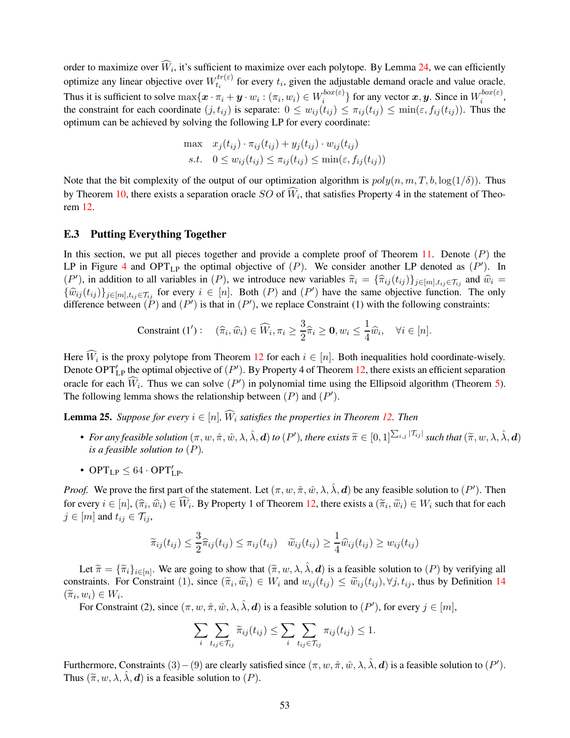order to maximize over $\widehat{W}_i$, it's sufficient to maximize over each polytope. By Lemma 24, we can efficiently optimize any linear objective over $W_{t_i}^{tr(\varepsilon)}$ for every $t_i$, given the adjustable demand oracle and value oracle. Thus it is sufficient to solve $\max\{\boldsymbol{x} \cdot \pi_i + \boldsymbol{y} \cdot w_i : (\pi_i, w_i) \in W_i^{box(\varepsilon)}\}$ for any vector $\boldsymbol{x}, \boldsymbol{y}$. Since in $W_i^{box(\varepsilon)}$, the constraint for each coordinate $(j, t_{ij})$ is separate: $0 \le w_{ij}(t_{ij}) \le \pi_{ij}(t_{ij}) \le \min(\varepsilon, f_{ij}(t_{ij}))$. Thus the optimum can be achieved by solving the following LP for every coordinate:

$$
\begin{aligned}
\max \quad & x_j(t_{ij}) \cdot \pi_{ij}(t_{ij}) + y_j(t_{ij}) \cdot w_{ij}(t_{ij}) \\
s.t. \quad & 0 \le w_{ij}(t_{ij}) \le \pi_{ij}(t_{ij}) \le \min(\varepsilon, f_{ij}(t_{ij}))
\end{aligned}
$$

Note that the bit complexity of the output of our optimization algorithm is $poly(n, m, T, b, \log(1/\delta))$. Thus by Theorem 10, there exists a separation oracle $SO$ of $\widehat{W}_i$, that satisfies Property 4 in the statement of Theorem 12.

### E.3 Putting Everything Together

In this section, we put all pieces together and provide a complete proof of Theorem 11. Denote $(P)$ the LP in Figure 4 and $\text{OPT}_{\text{LP}}$ the optimal objective of $(P)$. We consider another LP denoted as $(P')$. In $(P')$, in addition to all variables in $(P)$, we introduce new variables $\widehat{\pi}_i = \{\widehat{\pi}_{ij}(t_{ij})\}_{j \in [m], t_{ij} \in \mathcal{T}_{ij}}$ and $\widehat{w}_i = \{\widehat{w}_{ij}(t_{ij})\}_{j \in [m], t_{ij} \in \mathcal{T}_{ij}}$ for every $i \in [n]$. Both $(P)$ and $(P')$ have the same objective function. The only difference between $(P)$ and $(P')$ is that in $(P')$, we replace Constraint (1) with the following constraints:

$$
\text{Constraint } (1'): \quad (\widehat{\pi}_i, \widehat{w}_i) \in \widehat{W}_i, \pi_i \ge \frac{3}{2}\widehat{\pi}_i \ge \mathbf{0}, w_i \le \frac{1}{4}\widehat{w}_i, \quad \forall i \in [n].
$$

Here $\widehat{W}_i$ is the proxy polytope from Theorem 12 for each $i \in [n]$. Both inequalities hold coordinate-wisely. Denote $\text{OPT}'_{\text{LP}}$ the optimal objective of $(P')$. By Property 4 of Theorem 12, there exists an efficient separation oracle for each $\widehat{W}_i$. Thus we can solve $(P')$ in polynomial time using the Ellipsoid algorithm (Theorem 5). The following lemma shows the relationship between $(P)$ and $(P')$.

**Lemma 25.** *Suppose for every $i \in [n]$, $\widehat{W}_i$ satisfies the properties in Theorem 12. Then*

- *For any feasible solution $(\pi, w, \hat{\pi}, \hat{w}, \lambda, \hat{\lambda}, \boldsymbol{d})$ to $(P')$, there exists $\widetilde{\pi} \in [0,1]^{\sum_{i,j}|\mathcal{T}_{ij}|}$ such that $(\widetilde{\pi}, w, \lambda, \hat{\lambda}, \boldsymbol{d})$ is a feasible solution to $(P)$.*
- $\text{OPT}_{\text{LP}} \le 64 \cdot \text{OPT}'_{\text{LP}}$.

*Proof.* We prove the first part of the statement. Let $(\pi, w, \hat{\pi}, \hat{w}, \lambda, \hat{\lambda}, \boldsymbol{d})$ be any feasible solution to $(P')$. Then for every $i \in [n]$, $(\widehat{\pi}_i, \widehat{w}_i) \in \widehat{W}_i$. By Property 1 of Theorem 12, there exists a $(\widetilde{\pi}_i, \widetilde{w}_i) \in W_i$ such that for each $j \in [m]$ and $t_{ij} \in \mathcal{T}_{ij}$,

$$
\widetilde{\pi}_{ij}(t_{ij}) \le \frac{3}{2}\widehat{\pi}_{ij}(t_{ij}) \le \pi_{ij}(t_{ij}) \quad \widetilde{w}_{ij}(t_{ij}) \ge \frac{1}{4}\widehat{w}_{ij}(t_{ij}) \ge w_{ij}(t_{ij})
$$

Let $\widetilde{\pi} = \{\widetilde{\pi}_i\}_{i \in [n]}$. We are going to show that $(\widetilde{\pi}, w, \lambda, \hat{\lambda}, \boldsymbol{d})$ is a feasible solution to $(P)$ by verifying all constraints. For Constraint (1), since $(\widetilde{\pi}_i, \widetilde{w}_i) \in W_i$ and $w_{ij}(t_{ij}) \le \widetilde{w}_{ij}(t_{ij}), \forall j, t_{ij}$, thus by Definition 14 $(\widetilde{\pi}_i, w_i) \in W_i$.

For Constraint (2), since $(\pi, w, \hat{\pi}, \hat{w}, \lambda, \hat{\lambda}, \boldsymbol{d})$ is a feasible solution to $(P')$, for every $j \in [m]$,

$$
\sum_i \sum_{t_{ij} \in \mathcal{T}_{ij}} \widetilde{\pi}_{ij}(t_{ij}) \le \sum_i \sum_{t_{ij} \in \mathcal{T}_{ij}} \pi_{ij}(t_{ij}) \le 1.
$$

Furthermore, Constraints $(3)-(9)$ are clearly satisfied since $(\pi, w, \hat{\pi}, \hat{w}, \lambda, \hat{\lambda}, \boldsymbol{d})$ is a feasible solution to $(P')$. Thus $(\widetilde{\pi}, w, \lambda, \hat{\lambda}, \boldsymbol{d})$ is a feasible solution to $(P)$.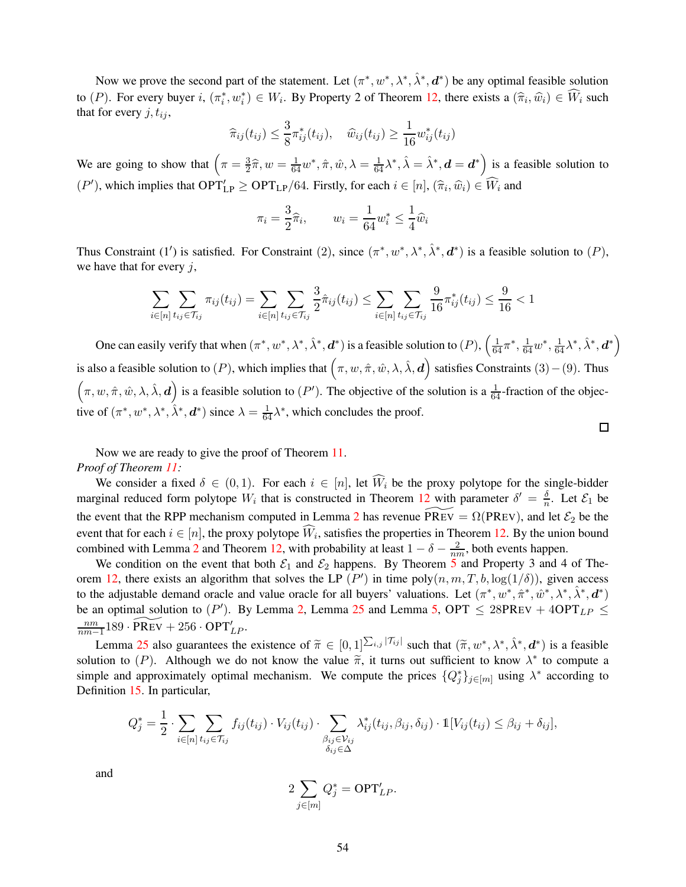Now we prove the second part of the statement. Let $(\pi^*, w^*, \lambda^*, \hat{\lambda}^*, \boldsymbol{d}^*)$ be any optimal feasible solution to $(P)$. For every buyer $i$, $(\pi_i^*, w_i^*) \in W_i$. By Property 2 of Theorem 12, there exists a $(\widehat{\pi}_i, \widehat{w}_i) \in \widehat{W}_i$ such that for every $j, t_{ij}$,

$$\widehat{\pi}_{ij}(t_{ij}) \leq \frac{3}{8}\pi_{ij}^*(t_{ij}), \quad \widehat{w}_{ij}(t_{ij}) \geq \frac{1}{16}w_{ij}^*(t_{ij})$$

We are going to show that $\left(\pi = \frac{3}{2}\widehat{\pi}, w = \frac{1}{64}w^*, \hat{\pi}, \hat{w}, \lambda = \frac{1}{64}\lambda^*, \hat{\lambda} = \hat{\lambda}^*, \boldsymbol{d} = \boldsymbol{d}^*\right)$ is a feasible solution to $(P')$, which implies that $\text{OPT}'_{\text{LP}} \geq \text{OPT}_{\text{LP}}/64$. Firstly, for each $i \in [n]$, $(\widehat{\pi}_i, \widehat{w}_i) \in \widehat{W}_i$ and

$$\pi_i = \frac{3}{2}\widehat{\pi}_i, \qquad w_i = \frac{1}{64}w_i^* \leq \frac{1}{4}\widehat{w}_i$$

Thus Constraint $(1')$ is satisfied. For Constraint $(2)$, since $(\pi^*, w^*, \lambda^*, \hat{\lambda}^*, \boldsymbol{d}^*)$ is a feasible solution to $(P)$, we have that for every $j$,

$$\sum_{i\in[n]}\sum_{t_{ij}\in\mathcal{T}_{ij}} \pi_{ij}(t_{ij}) = \sum_{i\in[n]}\sum_{t_{ij}\in\mathcal{T}_{ij}} \frac{3}{2}\hat{\pi}_{ij}(t_{ij}) \leq \sum_{i\in[n]}\sum_{t_{ij}\in\mathcal{T}_{ij}} \frac{9}{16}\pi_{ij}^*(t_{ij}) \leq \frac{9}{16} < 1$$

One can easily verify that when $(\pi^*, w^*, \lambda^*, \hat{\lambda}^*, \boldsymbol{d}^*)$ is a feasible solution to $(P)$, $\left(\frac{1}{64}\pi^*, \frac{1}{64}w^*, \frac{1}{64}\lambda^*, \hat{\lambda}^*, \boldsymbol{d}^*\right)$ is also a feasible solution to $(P)$, which implies that $\left(\pi, w, \hat{\pi}, \hat{w}, \lambda, \hat{\lambda}, \boldsymbol{d}\right)$ satisfies Constraints $(3)-(9)$. Thus $\left(\pi, w, \hat{\pi}, \hat{w}, \lambda, \hat{\lambda}, \boldsymbol{d}\right)$ is a feasible solution to $(P')$. The objective of the solution is a $\frac{1}{64}$-fraction of the objective of $(\pi^*, w^*, \lambda^*, \hat{\lambda}^*, \boldsymbol{d}^*)$ since $\lambda = \frac{1}{64}\lambda^*$, which concludes the proof.

□

Now we are ready to give the proof of Theorem 11.

*Proof of Theorem 11:*

We consider a fixed $\delta \in (0,1)$. For each $i \in [n]$, let $\widehat{W}_i$ be the proxy polytope for the single-bidder marginal reduced form polytope $W_i$ that is constructed in Theorem 12 with parameter $\delta' = \frac{\delta}{n}$. Let $\mathcal{E}_1$ be the event that the RPP mechanism computed in Lemma 2 has revenue $\widetilde{\text{PREV}} = \Omega(\text{PREV})$, and let $\mathcal{E}_2$ be the event that for each $i \in [n]$, the proxy polytope $\widehat{W}_i$ satisfies the properties in Theorem 12. By the union bound combined with Lemma 2 and Theorem 12, with probability at least $1 - \delta - \frac{2}{nm}$, both events happen.

We condition on the event that both $\mathcal{E}_1$ and $\mathcal{E}_2$ happens. By Theorem 5 and Property 3 and 4 of Theorem 12, there exists an algorithm that solves the LP $(P')$ in time $\text{poly}(n, m, T, b, \log(1/\delta))$, given access to the adjustable demand oracle and value oracle for all buyers' valuations. Let $(\pi^*, w^*, \hat{\pi}^*, \hat{w}^*, \lambda^*, \hat{\lambda}^*, \boldsymbol{d}^*)$ be an optimal solution to $(P')$. By Lemma 2, Lemma 25 and Lemma 5, $\text{OPT} \leq 28\text{PREV} + 4\text{OPT}_{LP} \leq \frac{nm}{nm-1}189 \cdot \widetilde{\text{PREV}} + 256 \cdot \text{OPT}'_{LP}$.

Lemma 25 also guarantees the existence of $\widetilde{\pi} \in [0,1]^{\sum_{i,j}|\mathcal{T}_{ij}|}$ such that $(\widetilde{\pi}, w^*, \lambda^*, \hat{\lambda}^*, \boldsymbol{d}^*)$ is a feasible solution to $(P)$. Although we do not know the value $\widetilde{\pi}$, it turns out sufficient to know $\lambda^*$ to compute a simple and approximately optimal mechanism. We compute the prices $\{Q_j^*\}_{j\in[m]}$ using $\lambda^*$ according to Definition 15. In particular,

$$Q_j^* = \frac{1}{2} \cdot \sum_{i\in[n]}\sum_{t_{ij}\in\mathcal{T}_{ij}} f_{ij}(t_{ij}) \cdot V_{ij}(t_{ij}) \cdot \sum_{\substack{\beta_{ij}\in\mathcal{V}_{ij}\\ \delta_{ij}\in\Delta}} \lambda_{ij}^*(t_{ij}, \beta_{ij}, \delta_{ij}) \cdot \mathbb{1}[V_{ij}(t_{ij}) \leq \beta_{ij} + \delta_{ij}],$$

and

$$2\sum_{j\in[m]} Q_j^* = \text{OPT}'_{LP}.$$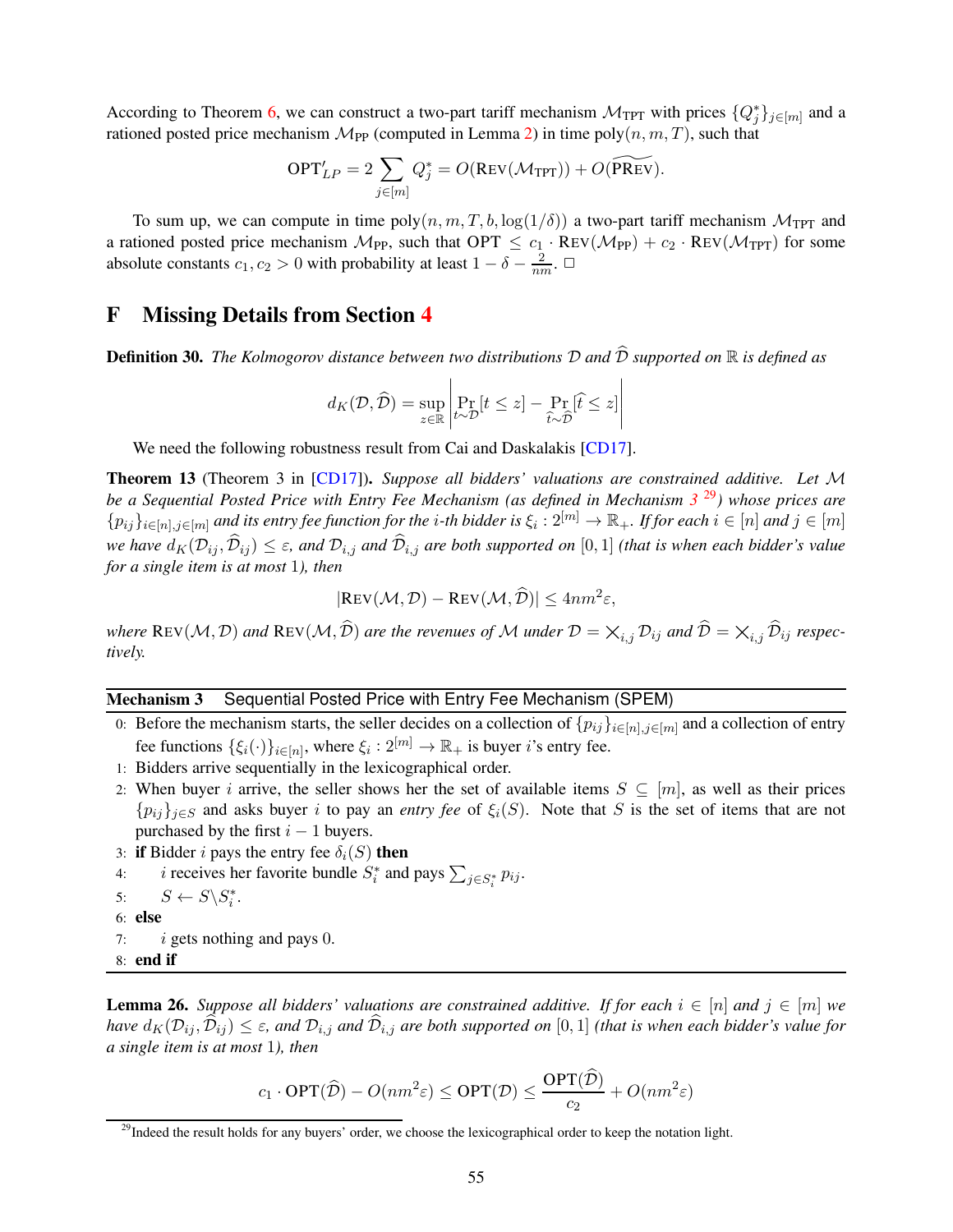According to Theorem 6, we can construct a two-part tariff mechanism $\mathcal{M}_{\text{TPT}}$ with prices $\{Q_j^*\}_{j\in[m]}$ and a rationed posted price mechanism $\mathcal{M}_{\text{PP}}$ (computed in Lemma 2) in time $\text{poly}(n, m, T)$, such that

$$\text{OPT}'_{LP} = 2\sum_{j\in[m]} Q_j^* = O(\text{Rev}(\mathcal{M}_{\text{TPT}})) + O(\widetilde{\text{PRev}}).$$

To sum up, we can compute in time $\text{poly}(n, m, T, b, \log(1/\delta))$ a two-part tariff mechanism $\mathcal{M}_{\text{TPT}}$ and a rationed posted price mechanism $\mathcal{M}_{\text{PP}}$, such that $\text{OPT} \leq c_1 \cdot \text{Rev}(\mathcal{M}_{\text{PP}}) + c_2 \cdot \text{Rev}(\mathcal{M}_{\text{TPT}})$ for some absolute constants $c_1, c_2 > 0$ with probability at least $1 - \delta - \frac{2}{nm}$. □

# F Missing Details from Section 4

**Definition 30.** *The Kolmogorov distance between two distributions $\mathcal{D}$ and $\widehat{\mathcal{D}}$ supported on $\mathbb{R}$ is defined as*

$$d_K(\mathcal{D}, \widehat{\mathcal{D}}) = \sup_{z\in\mathbb{R}} \left| \Pr_{t\sim\mathcal{D}}[t \leq z] - \Pr_{\widehat{t}\sim\widehat{\mathcal{D}}}[\widehat{t} \leq z] \right|$$

We need the following robustness result from Cai and Daskalakis [CD17].

**Theorem 13** (Theorem 3 in [CD17])**.** *Suppose all bidders' valuations are constrained additive. Let $\mathcal{M}$ be a Sequential Posted Price with Entry Fee Mechanism (as defined in Mechanism 3 [29]) whose prices are $\{p_{ij}\}_{i\in[n],j\in[m]}$ and its entry fee function for the $i$-th bidder is $\xi_i : 2^{[m]} \to \mathbb{R}_+$. If for each $i \in [n]$ and $j \in [m]$ we have $d_K(\mathcal{D}_{ij}, \widehat{\mathcal{D}}_{ij}) \leq \varepsilon$, and $\mathcal{D}_{i,j}$ and $\widehat{\mathcal{D}}_{i,j}$ are both supported on $[0, 1]$ (that is when each bidder's value for a single item is at most $1$), then*

$$|\text{Rev}(\mathcal{M}, \mathcal{D}) - \text{Rev}(\mathcal{M}, \widehat{\mathcal{D}})| \leq 4nm^2\varepsilon,$$

*where $\text{Rev}(\mathcal{M}, \mathcal{D})$ and $\text{Rev}(\mathcal{M}, \widehat{\mathcal{D}})$ are the revenues of $\mathcal{M}$ under $\mathcal{D} = \times_{i,j} \mathcal{D}_{ij}$ and $\widehat{\mathcal{D}} = \times_{i,j} \widehat{\mathcal{D}}_{ij}$ respectively.*

---

**Mechanism 3** Sequential Posted Price with Entry Fee Mechanism (SPEM)

---

0: Before the mechanism starts, the seller decides on a collection of $\{p_{ij}\}_{i\in[n],j\in[m]}$ and a collection of entry fee functions $\{\xi_i(\cdot)\}_{i\in[n]}$, where $\xi_i : 2^{[m]} \to \mathbb{R}_+$ is buyer $i$'s entry fee.
1: Bidders arrive sequentially in the lexicographical order.
2: When buyer $i$ arrive, the seller shows her the set of available items $S \subseteq [m]$, as well as their prices $\{p_{ij}\}_{j\in S}$ and asks buyer $i$ to pay an *entry fee* of $\xi_i(S)$. Note that $S$ is the set of items that are not purchased by the first $i - 1$ buyers.
3: **if** Bidder $i$ pays the entry fee $\delta_i(S)$ **then**
4: $\quad$ $i$ receives her favorite bundle $S_i^*$ and pays $\sum_{j\in S_i^*} p_{ij}$.
5: $\quad$ $S \leftarrow S \backslash S_i^*$.
6: **else**
7: $\quad$ $i$ gets nothing and pays $0$.
8: **end if**

---

**Lemma 26.** *Suppose all bidders' valuations are constrained additive. If for each $i \in [n]$ and $j \in [m]$ we have $d_K(\mathcal{D}_{ij}, \widehat{\mathcal{D}}_{ij}) \leq \varepsilon$, and $\mathcal{D}_{i,j}$ and $\widehat{\mathcal{D}}_{i,j}$ are both supported on $[0, 1]$ (that is when each bidder's value for a single item is at most $1$), then*

$$c_1 \cdot \text{OPT}(\widehat{\mathcal{D}}) - O(nm^2\varepsilon) \leq \text{OPT}(\mathcal{D}) \leq \frac{\text{OPT}(\widehat{\mathcal{D}})}{c_2} + O(nm^2\varepsilon)$$

[29] Indeed the result holds for any buyers' order, we choose the lexicographical order to keep the notation light.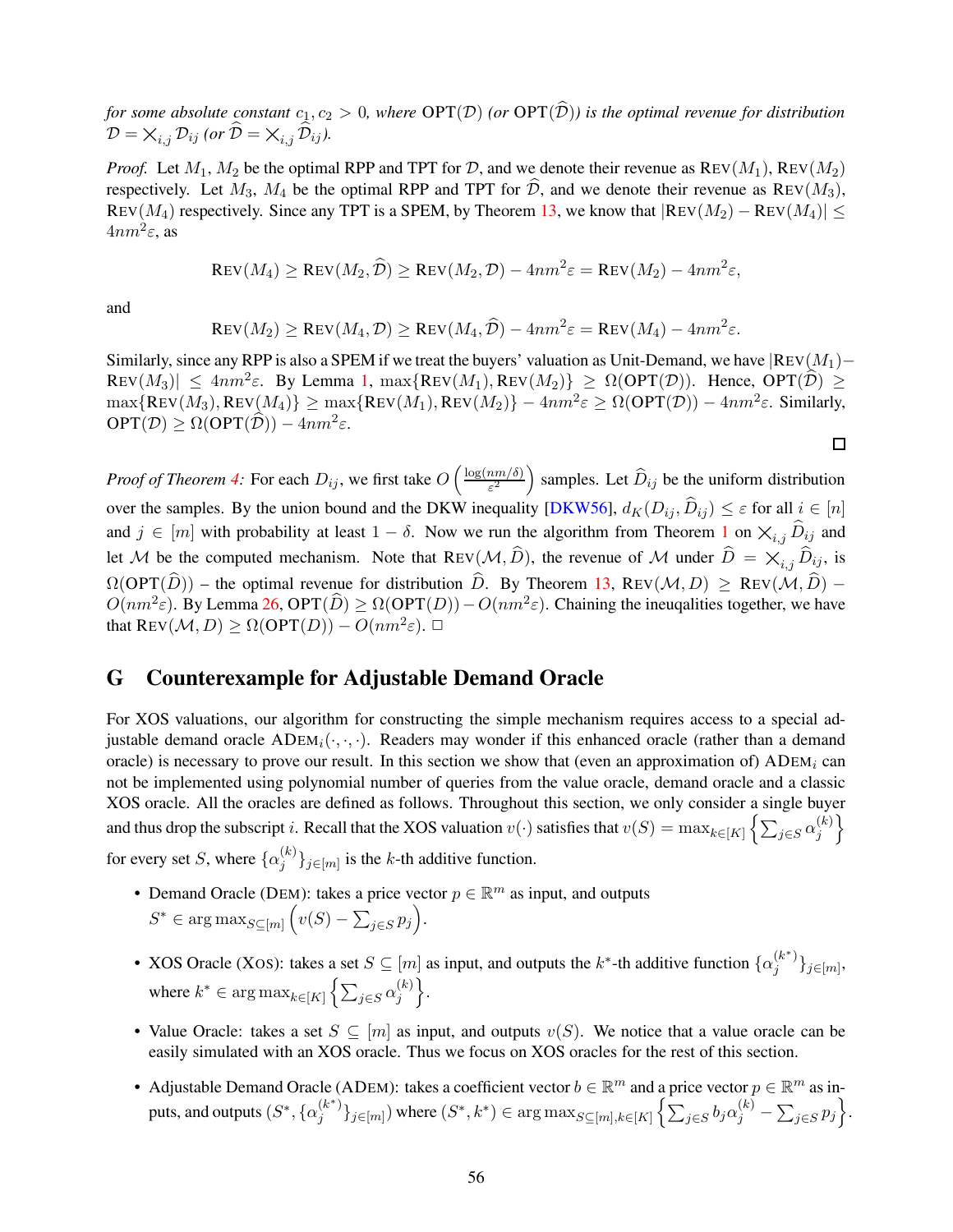*for some absolute constant $c_1, c_2 > 0$, where* $\text{OPT}(\mathcal{D})$ *(or* $\text{OPT}(\widehat{\mathcal{D}})$*) is the optimal revenue for distribution* $\mathcal{D} = \times_{i,j} \mathcal{D}_{ij}$ *(or* $\widehat{\mathcal{D}} = \times_{i,j} \widehat{\mathcal{D}}_{ij}$*).*

*Proof.* Let $M_1$, $M_2$ be the optimal RPP and TPT for $\mathcal{D}$, and we denote their revenue as $\text{REV}(M_1)$, $\text{REV}(M_2)$ respectively. Let $M_3$, $M_4$ be the optimal RPP and TPT for $\widehat{\mathcal{D}}$, and we denote their revenue as $\text{REV}(M_3)$, $\text{REV}(M_4)$ respectively. Since any TPT is a SPEM, by Theorem 13, we know that $|\text{REV}(M_2) - \text{REV}(M_4)| \leq 4nm^2\varepsilon$, as

$$\text{REV}(M_4) \geq \text{REV}(M_2, \widehat{\mathcal{D}}) \geq \text{REV}(M_2, \mathcal{D}) - 4nm^2\varepsilon = \text{REV}(M_2) - 4nm^2\varepsilon,$$

and

$$\text{REV}(M_2) \geq \text{REV}(M_4, \mathcal{D}) \geq \text{REV}(M_4, \widehat{\mathcal{D}}) - 4nm^2\varepsilon = \text{REV}(M_4) - 4nm^2\varepsilon.$$

Similarly, since any RPP is also a SPEM if we treat the buyers' valuation as Unit-Demand, we have $|\text{REV}(M_1) - \text{REV}(M_3)| \leq 4nm^2\varepsilon$. By Lemma 1, $\max\{\text{REV}(M_1), \text{REV}(M_2)\} \geq \Omega(\text{OPT}(\mathcal{D}))$. Hence, $\text{OPT}(\widehat{\mathcal{D}}) \geq \max\{\text{REV}(M_3), \text{REV}(M_4)\} \geq \max\{\text{REV}(M_1), \text{REV}(M_2)\} - 4nm^2\varepsilon \geq \Omega(\text{OPT}(\mathcal{D})) - 4nm^2\varepsilon$. Similarly, $\text{OPT}(\mathcal{D}) \geq \Omega(\text{OPT}(\widehat{\mathcal{D}})) - 4nm^2\varepsilon$. □

*Proof of Theorem 4:* For each $D_{ij}$, we first take $O\left(\frac{\log(nm/\delta)}{\varepsilon^2}\right)$ samples. Let $\widehat{D}_{ij}$ be the uniform distribution over the samples. By the union bound and the DKW inequality [DKW56], $d_K(D_{ij}, \widehat{D}_{ij}) \leq \varepsilon$ for all $i \in [n]$ and $j \in [m]$ with probability at least $1 - \delta$. Now we run the algorithm from Theorem 1 on $\times_{i,j} \widehat{D}_{ij}$ and let $\mathcal{M}$ be the computed mechanism. Note that $\text{REV}(\mathcal{M}, \widehat{D})$, the revenue of $\mathcal{M}$ under $\widehat{D} = \times_{i,j} \widehat{D}_{ij}$, is $\Omega(\text{OPT}(\widehat{D}))$ – the optimal revenue for distribution $\widehat{D}$. By Theorem 13, $\text{REV}(\mathcal{M}, D) \geq \text{REV}(\mathcal{M}, \widehat{D}) - O(nm^2\varepsilon)$. By Lemma 26, $\text{OPT}(\widehat{D}) \geq \Omega(\text{OPT}(D)) - O(nm^2\varepsilon)$. Chaining the ineuqalities together, we have that $\text{REV}(\mathcal{M}, D) \geq \Omega(\text{OPT}(D)) - O(nm^2\varepsilon)$. □

# G Counterexample for Adjustable Demand Oracle

For XOS valuations, our algorithm for constructing the simple mechanism requires access to a special adjustable demand oracle $\text{ADEM}_i(\cdot, \cdot, \cdot)$. Readers may wonder if this enhanced oracle (rather than a demand oracle) is necessary to prove our result. In this section we show that (even an approximation of) $\text{ADEM}_i$ can not be implemented using polynomial number of queries from the value oracle, demand oracle and a classic XOS oracle. All the oracles are defined as follows. Throughout this section, we only consider a single buyer and thus drop the subscript $i$. Recall that the XOS valuation $v(\cdot)$ satisfies that $v(S) = \max_{k \in [K]} \left\{\sum_{j \in S} \alpha_j^{(k)}\right\}$ for every set $S$, where $\{\alpha_j^{(k)}\}_{j \in [m]}$ is the $k$-th additive function.

- Demand Oracle (DEM): takes a price vector $p \in \mathbb{R}^m$ as input, and outputs $S^* \in \arg\max_{S \subseteq [m]} \left(v(S) - \sum_{j \in S} p_j\right)$.
- XOS Oracle (XOS): takes a set $S \subseteq [m]$ as input, and outputs the $k^*$-th additive function $\{\alpha_j^{(k^*)}\}_{j \in [m]}$, where $k^* \in \arg\max_{k \in [K]} \left\{\sum_{j \in S} \alpha_j^{(k)}\right\}$.
- Value Oracle: takes a set $S \subseteq [m]$ as input, and outputs $v(S)$. We notice that a value oracle can be easily simulated with an XOS oracle. Thus we focus on XOS oracles for the rest of this section.
- Adjustable Demand Oracle (ADEM): takes a coefficient vector $b \in \mathbb{R}^m$ and a price vector $p \in \mathbb{R}^m$ as inputs, and outputs $(S^*, \{\alpha_j^{(k^*)}\}_{j \in [m]})$ where $(S^*, k^*) \in \arg\max_{S \subseteq [m], k \in [K]} \left\{\sum_{j \in S} b_j \alpha_j^{(k)} - \sum_{j \in S} p_j\right\}$.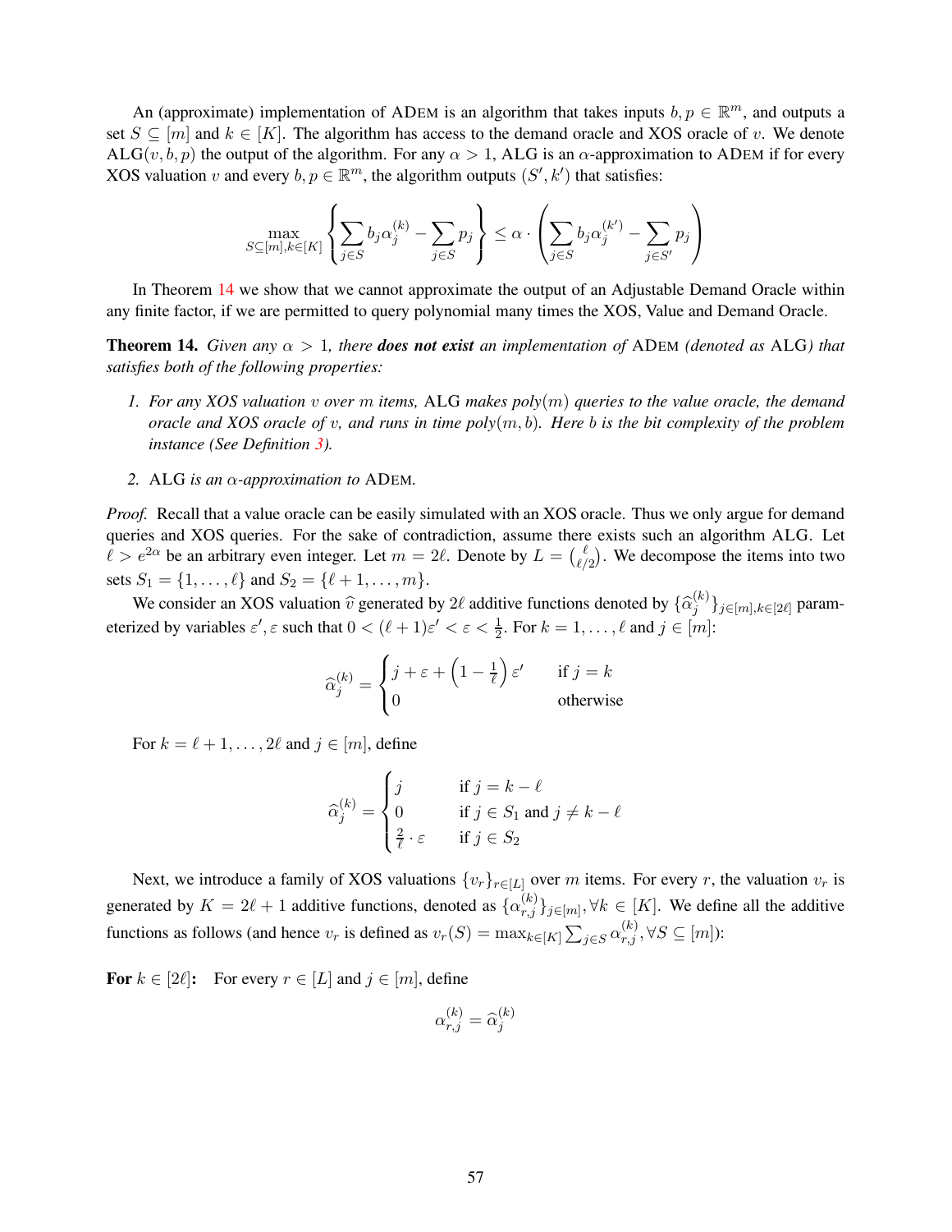An (approximate) implementation of ADEM is an algorithm that takes inputs $b, p \in \mathbb{R}^m$, and outputs a set $S \subseteq [m]$ and $k \in [K]$. The algorithm has access to the demand oracle and XOS oracle of $v$. We denote $\text{ALG}(v, b, p)$ the output of the algorithm. For any $\alpha > 1$, ALG is an $\alpha$-approximation to ADEM if for every XOS valuation $v$ and every $b, p \in \mathbb{R}^m$, the algorithm outputs $(S', k')$ that satisfies:

$$\max_{S \subseteq [m], k \in [K]} \left\{ \sum_{j \in S} b_j \alpha_j^{(k)} - \sum_{j \in S} p_j \right\} \leq \alpha \cdot \left( \sum_{j \in S} b_j \alpha_j^{(k')} - \sum_{j \in S'} p_j \right)$$

In Theorem 14 we show that we cannot approximate the output of an Adjustable Demand Oracle within any finite factor, if we are permitted to query polynomial many times the XOS, Value and Demand Oracle.

**Theorem 14.** *Given any $\alpha > 1$, there* ***does not exist*** *an implementation of* ADEM *(denoted as* ALG*) that satisfies both of the following properties:*

1. *For any XOS valuation $v$ over $m$ items,* ALG *makes poly$(m)$ queries to the value oracle, the demand oracle and XOS oracle of $v$, and runs in time poly$(m, b)$. Here $b$ is the bit complexity of the problem instance (See Definition 3).*
2. ALG *is an $\alpha$-approximation to* ADEM*.*

*Proof.* Recall that a value oracle can be easily simulated with an XOS oracle. Thus we only argue for demand queries and XOS queries. For the sake of contradiction, assume there exists such an algorithm ALG. Let $\ell > e^{2\alpha}$ be an arbitrary even integer. Let $m = 2\ell$. Denote by $L = \binom{\ell}{\ell/2}$. We decompose the items into two sets $S_1 = \{1, \ldots, \ell\}$ and $S_2 = \{\ell + 1, \ldots, m\}$.

We consider an XOS valuation $\widehat{v}$ generated by $2\ell$ additive functions denoted by $\{\widehat{\alpha}_j^{(k)}\}_{j \in [m], k \in [2\ell]}$ parameterized by variables $\varepsilon', \varepsilon$ such that $0 < (\ell + 1)\varepsilon' < \varepsilon < \frac{1}{2}$. For $k = 1, \ldots, \ell$ and $j \in [m]$:

$$\widehat{\alpha}_j^{(k)} = \begin{cases} j + \varepsilon + \left(1 - \frac{1}{\ell}\right)\varepsilon' & \text{if } j = k \\ 0 & \text{otherwise} \end{cases}$$

For $k = \ell + 1, \ldots, 2\ell$ and $j \in [m]$, define

$$\widehat{\alpha}_j^{(k)} = \begin{cases} j & \text{if } j = k - \ell \\ 0 & \text{if } j \in S_1 \text{ and } j \neq k - \ell \\ \frac{2}{\ell} \cdot \varepsilon & \text{if } j \in S_2 \end{cases}$$

Next, we introduce a family of XOS valuations $\{v_r\}_{r \in [L]}$ over $m$ items. For every $r$, the valuation $v_r$ is generated by $K = 2\ell + 1$ additive functions, denoted as $\{\alpha_{r,j}^{(k)}\}_{j \in [m]}, \forall k \in [K]$. We define all the additive functions as follows (and hence $v_r$ is defined as $v_r(S) = \max_{k \in [K]} \sum_{j \in S} \alpha_{r,j}^{(k)}, \forall S \subseteq [m]$):

**For $k \in [2\ell]$:** For every $r \in [L]$ and $j \in [m]$, define

$$\alpha_{r,j}^{(k)} = \widehat{\alpha}_j^{(k)}$$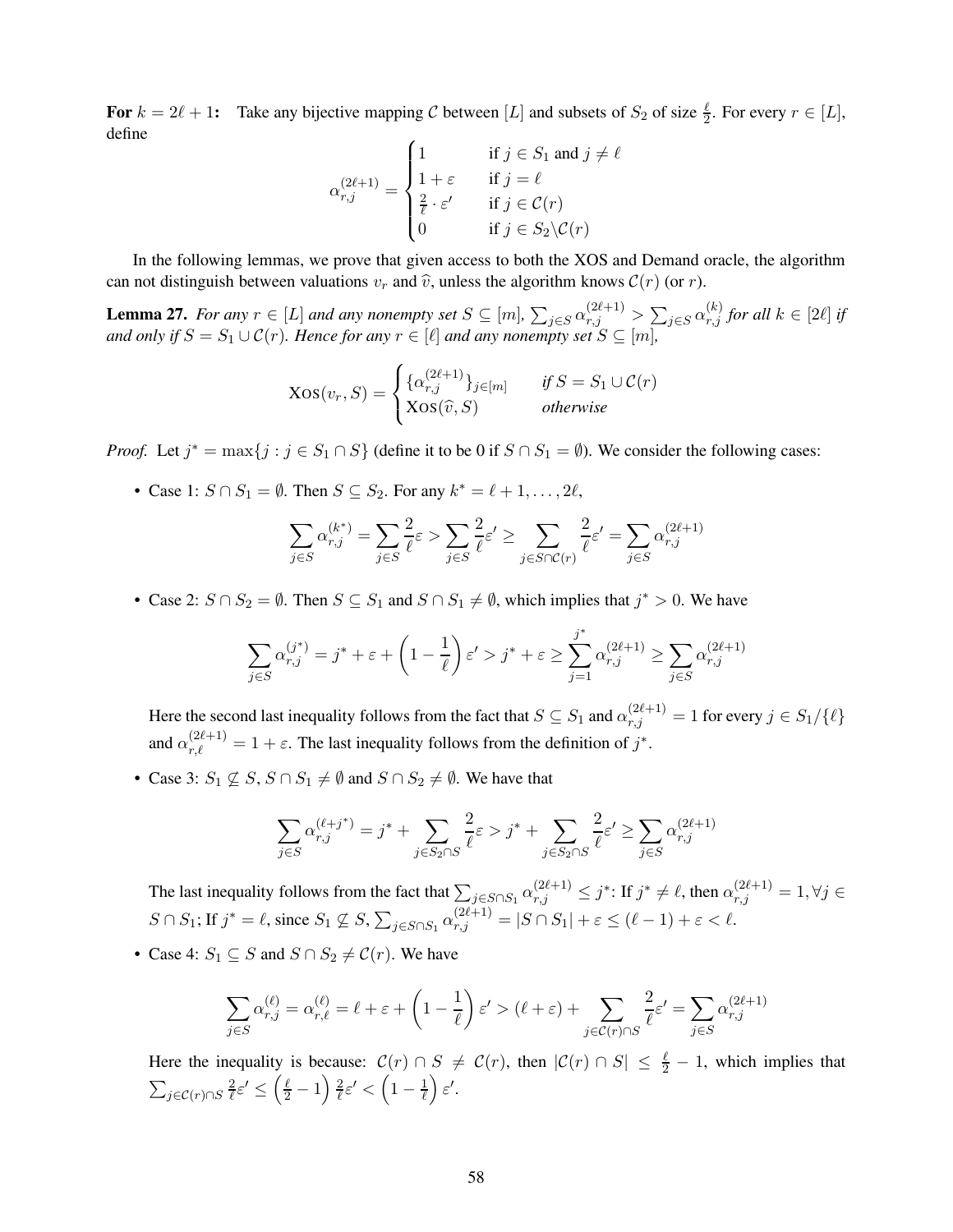**For** $k = 2\ell + 1$**:** Take any bijective mapping $\mathcal{C}$ between $[L]$ and subsets of $S_2$ of size $\frac{\ell}{2}$. For every $r \in [L]$, define

$$\alpha_{r,j}^{(2\ell+1)} = \begin{cases} 1 & \text{if } j \in S_1 \text{ and } j \neq \ell \\ 1+\varepsilon & \text{if } j = \ell \\ \frac{2}{\ell} \cdot \varepsilon' & \text{if } j \in \mathcal{C}(r) \\ 0 & \text{if } j \in S_2 \backslash \mathcal{C}(r) \end{cases}$$

In the following lemmas, we prove that given access to both the XOS and Demand oracle, the algorithm can not distinguish between valuations $v_r$ and $\widehat{v}$, unless the algorithm knows $\mathcal{C}(r)$ (or $r$).

**Lemma 27.** *For any $r \in [L]$ and any nonempty set $S \subseteq [m]$, $\sum_{j \in S} \alpha_{r,j}^{(2\ell+1)} > \sum_{j \in S} \alpha_{r,j}^{(k)}$ for all $k \in [2\ell]$ if and only if $S = S_1 \cup \mathcal{C}(r)$. Hence for any $r \in [\ell]$ and any nonempty set $S \subseteq [m]$,*

$$\text{XOS}(v_r, S) = \begin{cases} \{\alpha_{r,j}^{(2\ell+1)}\}_{j \in [m]} & \textit{if } S = S_1 \cup \mathcal{C}(r) \\ \text{XOS}(\widehat{v}, S) & \textit{otherwise} \end{cases}$$

*Proof.* Let $j^* = \max\{j : j \in S_1 \cap S\}$ (define it to be 0 if $S \cap S_1 = \emptyset$). We consider the following cases:

- Case 1: $S \cap S_1 = \emptyset$. Then $S \subseteq S_2$. For any $k^* = \ell + 1, \ldots, 2\ell$,

$$\sum_{j \in S} \alpha_{r,j}^{(k^*)} = \sum_{j \in S} \frac{2}{\ell} \varepsilon > \sum_{j \in S} \frac{2}{\ell} \varepsilon' \geq \sum_{j \in S \cap \mathcal{C}(r)} \frac{2}{\ell} \varepsilon' = \sum_{j \in S} \alpha_{r,j}^{(2\ell+1)}$$

- Case 2: $S \cap S_2 = \emptyset$. Then $S \subseteq S_1$ and $S \cap S_1 \neq \emptyset$, which implies that $j^* > 0$. We have

$$\sum_{j \in S} \alpha_{r,j}^{(j^*)} = j^* + \varepsilon + \left(1 - \frac{1}{\ell}\right) \varepsilon' > j^* + \varepsilon \geq \sum_{j=1}^{j^*} \alpha_{r,j}^{(2\ell+1)} \geq \sum_{j \in S} \alpha_{r,j}^{(2\ell+1)}$$

  Here the second last inequality follows from the fact that $S \subseteq S_1$ and $\alpha_{r,j}^{(2\ell+1)} = 1$ for every $j \in S_1 / \{\ell\}$ and $\alpha_{r,\ell}^{(2\ell+1)} = 1 + \varepsilon$. The last inequality follows from the definition of $j^*$.

- Case 3: $S_1 \not\subseteq S$, $S \cap S_1 \neq \emptyset$ and $S \cap S_2 \neq \emptyset$. We have that

$$\sum_{j \in S} \alpha_{r,j}^{(\ell+j^*)} = j^* + \sum_{j \in S_2 \cap S} \frac{2}{\ell} \varepsilon > j^* + \sum_{j \in S_2 \cap S} \frac{2}{\ell} \varepsilon' \geq \sum_{j \in S} \alpha_{r,j}^{(2\ell+1)}$$

  The last inequality follows from the fact that $\sum_{j \in S \cap S_1} \alpha_{r,j}^{(2\ell+1)} \leq j^*$: If $j^* \neq \ell$, then $\alpha_{r,j}^{(2\ell+1)} = 1, \forall j \in S \cap S_1$; If $j^* = \ell$, since $S_1 \not\subseteq S$, $\sum_{j \in S \cap S_1} \alpha_{r,j}^{(2\ell+1)} = |S \cap S_1| + \varepsilon \leq (\ell - 1) + \varepsilon < \ell$.

- Case 4: $S_1 \subseteq S$ and $S \cap S_2 \neq \mathcal{C}(r)$. We have

$$\sum_{j \in S} \alpha_{r,j}^{(\ell)} = \alpha_{r,\ell}^{(\ell)} = \ell + \varepsilon + \left(1 - \frac{1}{\ell}\right) \varepsilon' > (\ell + \varepsilon) + \sum_{j \in \mathcal{C}(r) \cap S} \frac{2}{\ell} \varepsilon' = \sum_{j \in S} \alpha_{r,j}^{(2\ell+1)}$$

  Here the inequality is because: $\mathcal{C}(r) \cap S \neq \mathcal{C}(r)$, then $|\mathcal{C}(r) \cap S| \leq \frac{\ell}{2} - 1$, which implies that $\sum_{j \in \mathcal{C}(r) \cap S} \frac{2}{\ell} \varepsilon' \leq \left(\frac{\ell}{2} - 1\right) \frac{2}{\ell} \varepsilon' < \left(1 - \frac{1}{\ell}\right) \varepsilon'$.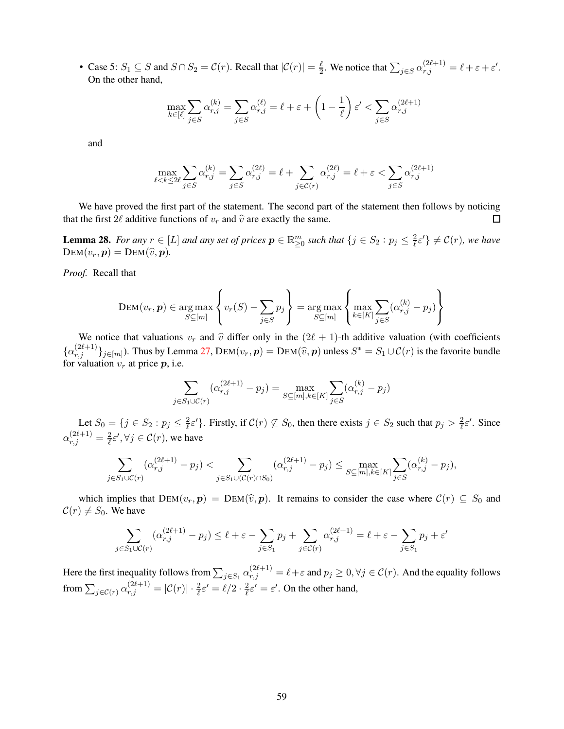- Case 5: $S_1 \subseteq S$ and $S \cap S_2 = \mathcal{C}(r)$. Recall that $|\mathcal{C}(r)| = \frac{\ell}{2}$. We notice that $\sum_{j \in S} \alpha_{r,j}^{(2\ell+1)} = \ell + \varepsilon + \varepsilon'$. On the other hand,

$$\max_{k \in [\ell]} \sum_{j \in S} \alpha_{r,j}^{(k)} = \sum_{j \in S} \alpha_{r,j}^{(\ell)} = \ell + \varepsilon + \left(1 - \frac{1}{\ell}\right) \varepsilon' < \sum_{j \in S} \alpha_{r,j}^{(2\ell+1)}$$

and

$$\max_{\ell < k \le 2\ell} \sum_{j \in S} \alpha_{r,j}^{(k)} = \sum_{j \in S} \alpha_{r,j}^{(2\ell)} = \ell + \sum_{j \in \mathcal{C}(r)} \alpha_{r,j}^{(2\ell)} = \ell + \varepsilon < \sum_{j \in S} \alpha_{r,j}^{(2\ell+1)}$$

We have proved the first part of the statement. The second part of the statement then follows by noticing that the first $2\ell$ additive functions of $v_r$ and $\widehat{v}$ are exactly the same. $\square$

**Lemma 28.** *For any $r \in [L]$ and any set of prices $\boldsymbol{p} \in \mathbb{R}_{\ge 0}^m$ such that $\{j \in S_2 : p_j \le \frac{2}{\ell}\varepsilon'\} \neq \mathcal{C}(r)$, we have $\text{DEM}(v_r, \boldsymbol{p}) = \text{DEM}(\widehat{v}, \boldsymbol{p})$.*

*Proof.* Recall that

$$\text{DEM}(v_r, \boldsymbol{p}) \in \arg\max_{S \subseteq [m]} \left\{ v_r(S) - \sum_{j \in S} p_j \right\} = \arg\max_{S \subseteq [m]} \left\{ \max_{k \in [K]} \sum_{j \in S} (\alpha_{r,j}^{(k)} - p_j) \right\}$$

We notice that valuations $v_r$ and $\widehat{v}$ differ only in the $(2\ell + 1)$-th additive valuation (with coefficients $\{\alpha_{r,j}^{(2\ell+1)}\}_{j \in [m]}$). Thus by Lemma 27, $\text{DEM}(v_r, \boldsymbol{p}) = \text{DEM}(\widehat{v}, \boldsymbol{p})$ unless $S^* = S_1 \cup \mathcal{C}(r)$ is the favorite bundle for valuation $v_r$ at price $\boldsymbol{p}$, i.e.

$$\sum_{j \in S_1 \cup \mathcal{C}(r)} (\alpha_{r,j}^{(2\ell+1)} - p_j) = \max_{S \subseteq [m], k \in [K]} \sum_{j \in S} (\alpha_{r,j}^{(k)} - p_j)$$

Let $S_0 = \{j \in S_2 : p_j \le \frac{2}{\ell}\varepsilon'\}$. Firstly, if $\mathcal{C}(r) \not\subseteq S_0$, then there exists $j \in S_2$ such that $p_j > \frac{2}{\ell}\varepsilon'$. Since $\alpha_{r,j}^{(2\ell+1)} = \frac{2}{\ell}\varepsilon', \forall j \in \mathcal{C}(r)$, we have

$$\sum_{j \in S_1 \cup \mathcal{C}(r)} (\alpha_{r,j}^{(2\ell+1)} - p_j) < \sum_{j \in S_1 \cup (\mathcal{C}(r) \cap S_0)} (\alpha_{r,j}^{(2\ell+1)} - p_j) \le \max_{S \subseteq [m], k \in [K]} \sum_{j \in S} (\alpha_{r,j}^{(k)} - p_j),$$

which implies that $\text{DEM}(v_r, \boldsymbol{p}) = \text{DEM}(\widehat{v}, \boldsymbol{p})$. It remains to consider the case where $\mathcal{C}(r) \subseteq S_0$ and $\mathcal{C}(r) \neq S_0$. We have

$$\sum_{j \in S_1 \cup \mathcal{C}(r)} (\alpha_{r,j}^{(2\ell+1)} - p_j) \le \ell + \varepsilon - \sum_{j \in S_1} p_j + \sum_{j \in \mathcal{C}(r)} \alpha_{r,j}^{(2\ell+1)} = \ell + \varepsilon - \sum_{j \in S_1} p_j + \varepsilon'$$

Here the first inequality follows from $\sum_{j \in S_1} \alpha_{r,j}^{(2\ell+1)} = \ell + \varepsilon$ and $p_j \ge 0, \forall j \in \mathcal{C}(r)$. And the equality follows from $\sum_{j \in \mathcal{C}(r)} \alpha_{r,j}^{(2\ell+1)} = |\mathcal{C}(r)| \cdot \frac{2}{\ell}\varepsilon' = \ell/2 \cdot \frac{2}{\ell}\varepsilon' = \varepsilon'$. On the other hand,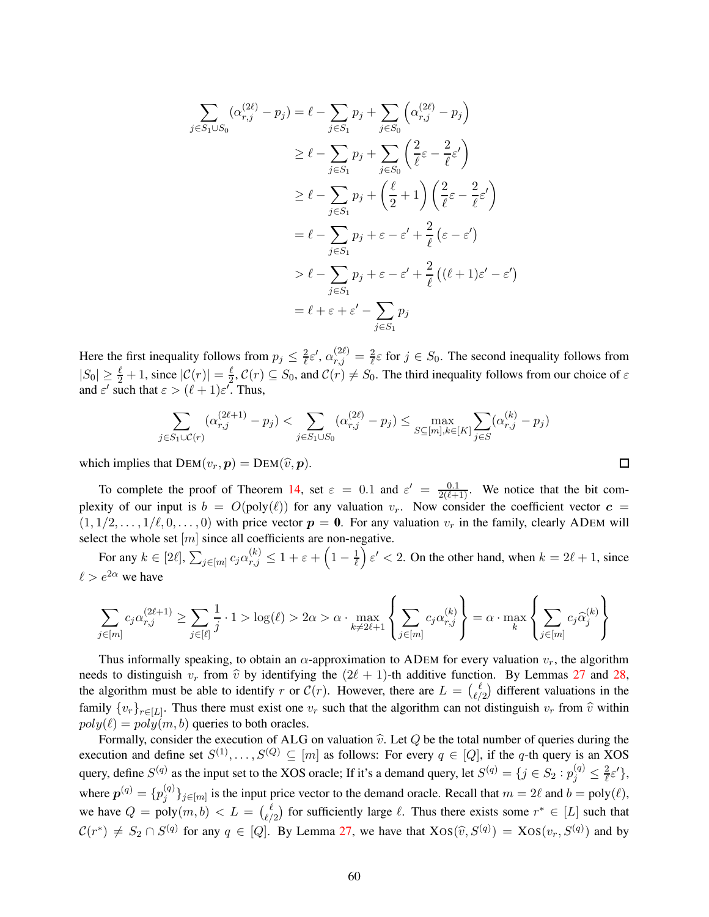$$
\begin{aligned}
\sum_{j \in S_1 \cup S_0} (\alpha_{r,j}^{(2\ell)} - p_j) &= \ell - \sum_{j \in S_1} p_j + \sum_{j \in S_0} \left(\alpha_{r,j}^{(2\ell)} - p_j\right) \\
&\geq \ell - \sum_{j \in S_1} p_j + \sum_{j \in S_0} \left(\frac{2}{\ell}\varepsilon - \frac{2}{\ell}\varepsilon'\right) \\
&\geq \ell - \sum_{j \in S_1} p_j + \left(\frac{\ell}{2} + 1\right)\left(\frac{2}{\ell}\varepsilon - \frac{2}{\ell}\varepsilon'\right) \\
&= \ell - \sum_{j \in S_1} p_j + \varepsilon - \varepsilon' + \frac{2}{\ell}\left(\varepsilon - \varepsilon'\right) \\
&> \ell - \sum_{j \in S_1} p_j + \varepsilon - \varepsilon' + \frac{2}{\ell}\left((\ell+1)\varepsilon' - \varepsilon'\right) \\
&= \ell + \varepsilon + \varepsilon' - \sum_{j \in S_1} p_j
\end{aligned}
$$

Here the first inequality follows from $p_j \leq \frac{2}{\ell}\varepsilon'$, $\alpha_{r,j}^{(2\ell)} = \frac{2}{\ell}\varepsilon$ for $j \in S_0$. The second inequality follows from $|S_0| \geq \frac{\ell}{2} + 1$, since $|\mathcal{C}(r)| = \frac{\ell}{2}$, $\mathcal{C}(r) \subseteq S_0$, and $\mathcal{C}(r) \neq S_0$. The third inequality follows from our choice of $\varepsilon$ and $\varepsilon'$ such that $\varepsilon > (\ell+1)\varepsilon'$. Thus,

$$
\sum_{j \in S_1 \cup \mathcal{C}(r)} (\alpha_{r,j}^{(2\ell+1)} - p_j) < \sum_{j \in S_1 \cup S_0} (\alpha_{r,j}^{(2\ell)} - p_j) \leq \max_{S \subseteq [m], k \in [K]} \sum_{j \in S} (\alpha_{r,j}^{(k)} - p_j)
$$

which implies that $\textsc{Dem}(v_r, \boldsymbol{p}) = \textsc{Dem}(\widehat{v}, \boldsymbol{p})$. $\square$

To complete the proof of Theorem 14, set $\varepsilon = 0.1$ and $\varepsilon' = \frac{0.1}{2(\ell+1)}$. We notice that the bit complexity of our input is $b = O(\text{poly}(\ell))$ for any valuation $v_r$. Now consider the coefficient vector $\boldsymbol{c} = (1, 1/2, \ldots, 1/\ell, 0, \ldots, 0)$ with price vector $\boldsymbol{p} = \boldsymbol{0}$. For any valuation $v_r$ in the family, clearly $\textsc{ADem}$ will select the whole set $[m]$ since all coefficients are non-negative.

For any $k \in [2\ell]$, $\sum_{j \in [m]} c_j \alpha_{r,j}^{(k)} \leq 1 + \varepsilon + \left(1 - \frac{1}{\ell}\right)\varepsilon' < 2$. On the other hand, when $k = 2\ell + 1$, since $\ell > e^{2\alpha}$ we have

$$
\sum_{j \in [m]} c_j \alpha_{r,j}^{(2\ell+1)} \geq \sum_{j \in [\ell]} \frac{1}{j} \cdot 1 > \log(\ell) > 2\alpha > \alpha \cdot \max_{k \neq 2\ell+1} \left\{ \sum_{j \in [m]} c_j \alpha_{r,j}^{(k)} \right\} = \alpha \cdot \max_k \left\{ \sum_{j \in [m]} c_j \widehat{\alpha}_j^{(k)} \right\}
$$

Thus informally speaking, to obtain an $\alpha$-approximation to $\textsc{ADem}$ for every valuation $v_r$, the algorithm needs to distinguish $v_r$ from $\widehat{v}$ by identifying the $(2\ell+1)$-th additive function. By Lemmas 27 and 28, the algorithm must be able to identify $r$ or $\mathcal{C}(r)$. However, there are $L = \binom{\ell}{\ell/2}$ different valuations in the family $\{v_r\}_{r \in [L]}$. Thus there must exist one $v_r$ such that the algorithm can not distinguish $v_r$ from $\widehat{v}$ within $poly(\ell) = poly(m, b)$ queries to both oracles.

Formally, consider the execution of ALG on valuation $\widehat{v}$. Let $Q$ be the total number of queries during the execution and define set $S^{(1)}, \ldots, S^{(Q)} \subseteq [m]$ as follows: For every $q \in [Q]$, if the $q$-th query is an XOS query, define $S^{(q)}$ as the input set to the XOS oracle; If it's a demand query, let $S^{(q)} = \{j \in S_2 : p_j^{(q)} \leq \frac{2}{\ell}\varepsilon'\}$, where $\boldsymbol{p}^{(q)} = \{p_j^{(q)}\}_{j \in [m]}$ is the input price vector to the demand oracle. Recall that $m = 2\ell$ and $b = \text{poly}(\ell)$, we have $Q = \text{poly}(m, b) < L = \binom{\ell}{\ell/2}$ for sufficiently large $\ell$. Thus there exists some $r^* \in [L]$ such that $\mathcal{C}(r^*) \neq S_2 \cap S^{(q)}$ for any $q \in [Q]$. By Lemma 27, we have that $\textsc{Xos}(\widehat{v}, S^{(q)}) = \textsc{Xos}(v_r, S^{(q)})$ and by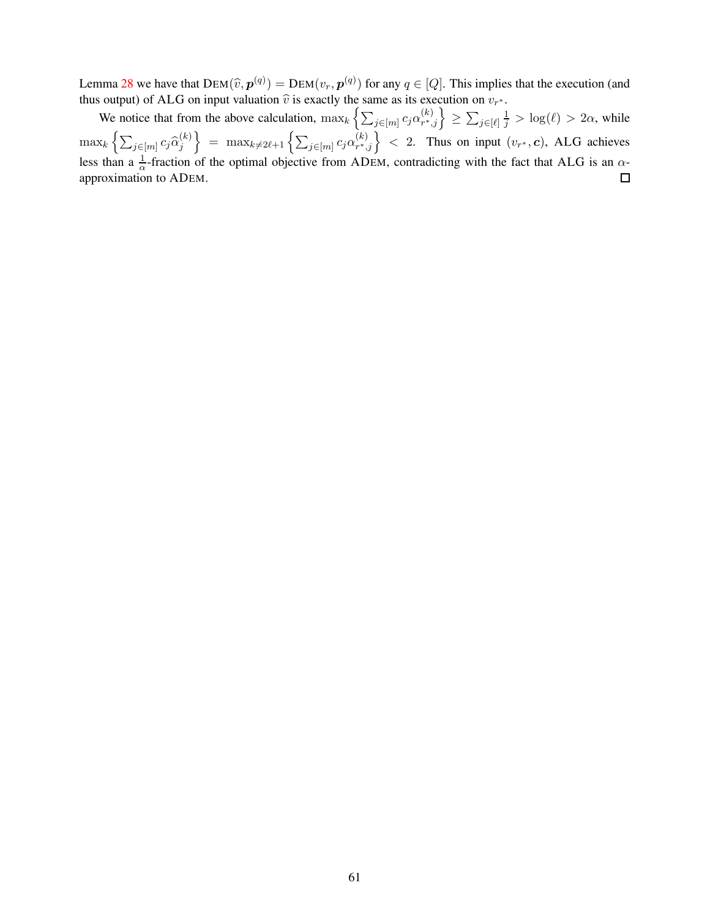Lemma 28 we have that $\text{DEM}(\widehat{v}, \boldsymbol{p}^{(q)}) = \text{DEM}(v_r, \boldsymbol{p}^{(q)})$ for any $q \in [Q]$. This implies that the execution (and thus output) of ALG on input valuation $\widehat{v}$ is exactly the same as its execution on $v_{r^*}$.

We notice that from the above calculation, $\max_k \left\{\sum_{j\in[m]} c_j \alpha_{r^*,j}^{(k)}\right\} \geq \sum_{j\in[\ell]} \frac{1}{j} > \log(\ell) > 2\alpha$, while $\max_k \left\{\sum_{j\in[m]} c_j \widehat{\alpha}_j^{(k)}\right\} = \max_{k\neq 2\ell+1} \left\{\sum_{j\in[m]} c_j \alpha_{r^*,j}^{(k)}\right\} < 2$. Thus on input $(v_{r^*}, \boldsymbol{c})$, ALG achieves less than a $\frac{1}{\alpha}$-fraction of the optimal objective from ADEM, contradicting with the fact that ALG is an $\alpha$-approximation to ADEM. □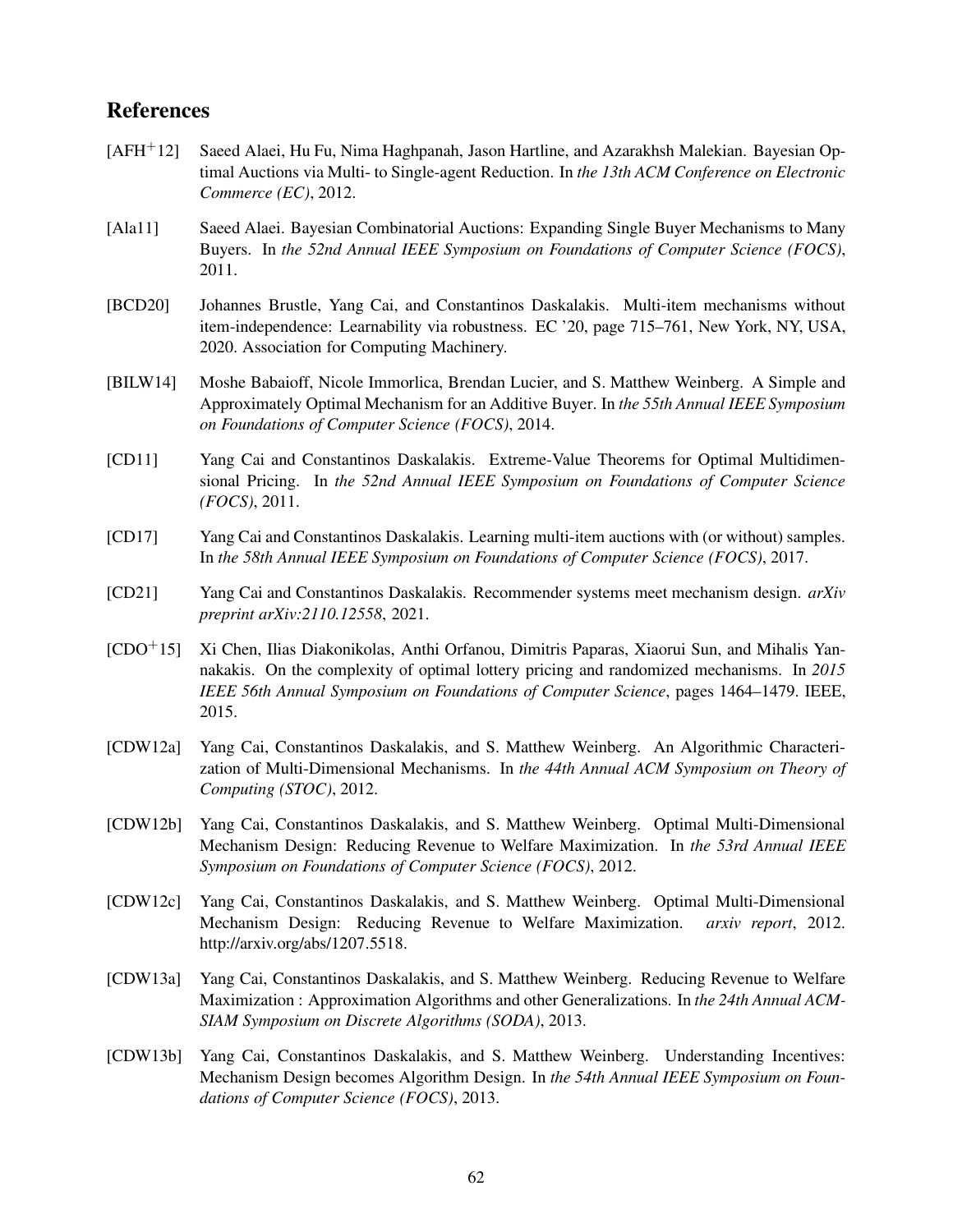## References

[AFH+12] Saeed Alaei, Hu Fu, Nima Haghpanah, Jason Hartline, and Azarakhsh Malekian. Bayesian Optimal Auctions via Multi- to Single-agent Reduction. In *the 13th ACM Conference on Electronic Commerce (EC)*, 2012.

[Ala11] Saeed Alaei. Bayesian Combinatorial Auctions: Expanding Single Buyer Mechanisms to Many Buyers. In *the 52nd Annual IEEE Symposium on Foundations of Computer Science (FOCS)*, 2011.

[BCD20] Johannes Brustle, Yang Cai, and Constantinos Daskalakis. Multi-item mechanisms without item-independence: Learnability via robustness. EC '20, page 715–761, New York, NY, USA, 2020. Association for Computing Machinery.

[BILW14] Moshe Babaioff, Nicole Immorlica, Brendan Lucier, and S. Matthew Weinberg. A Simple and Approximately Optimal Mechanism for an Additive Buyer. In *the 55th Annual IEEE Symposium on Foundations of Computer Science (FOCS)*, 2014.

[CD11] Yang Cai and Constantinos Daskalakis. Extreme-Value Theorems for Optimal Multidimensional Pricing. In *the 52nd Annual IEEE Symposium on Foundations of Computer Science (FOCS)*, 2011.

[CD17] Yang Cai and Constantinos Daskalakis. Learning multi-item auctions with (or without) samples. In *the 58th Annual IEEE Symposium on Foundations of Computer Science (FOCS)*, 2017.

[CD21] Yang Cai and Constantinos Daskalakis. Recommender systems meet mechanism design. *arXiv preprint arXiv:2110.12558*, 2021.

[CDO+15] Xi Chen, Ilias Diakonikolas, Anthi Orfanou, Dimitris Paparas, Xiaorui Sun, and Mihalis Yannakakis. On the complexity of optimal lottery pricing and randomized mechanisms. In *2015 IEEE 56th Annual Symposium on Foundations of Computer Science*, pages 1464–1479. IEEE, 2015.

[CDW12a] Yang Cai, Constantinos Daskalakis, and S. Matthew Weinberg. An Algorithmic Characterization of Multi-Dimensional Mechanisms. In *the 44th Annual ACM Symposium on Theory of Computing (STOC)*, 2012.

[CDW12b] Yang Cai, Constantinos Daskalakis, and S. Matthew Weinberg. Optimal Multi-Dimensional Mechanism Design: Reducing Revenue to Welfare Maximization. In *the 53rd Annual IEEE Symposium on Foundations of Computer Science (FOCS)*, 2012.

[CDW12c] Yang Cai, Constantinos Daskalakis, and S. Matthew Weinberg. Optimal Multi-Dimensional Mechanism Design: Reducing Revenue to Welfare Maximization. *arxiv report*, 2012. http://arxiv.org/abs/1207.5518.

[CDW13a] Yang Cai, Constantinos Daskalakis, and S. Matthew Weinberg. Reducing Revenue to Welfare Maximization : Approximation Algorithms and other Generalizations. In *the 24th Annual ACM-SIAM Symposium on Discrete Algorithms (SODA)*, 2013.

[CDW13b] Yang Cai, Constantinos Daskalakis, and S. Matthew Weinberg. Understanding Incentives: Mechanism Design becomes Algorithm Design. In *the 54th Annual IEEE Symposium on Foundations of Computer Science (FOCS)*, 2013.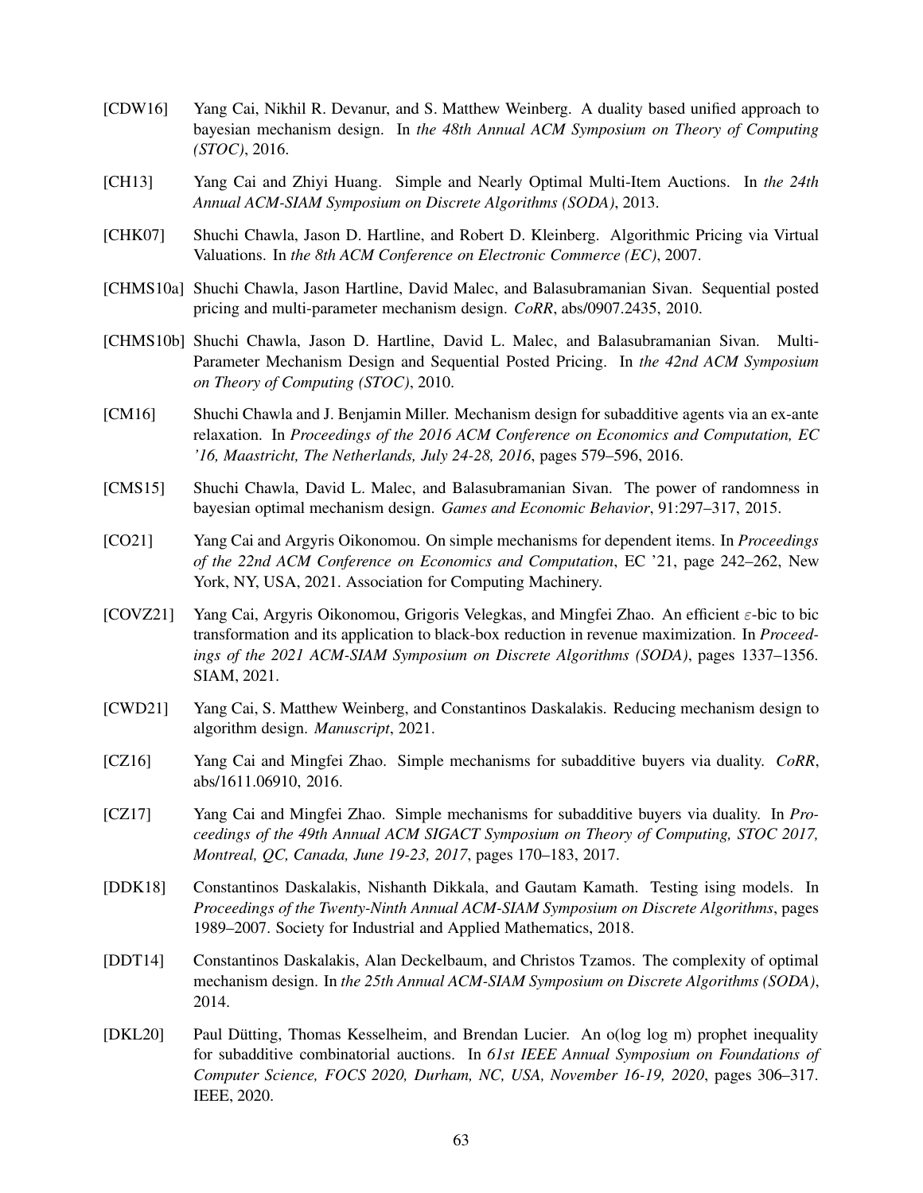[CDW16] Yang Cai, Nikhil R. Devanur, and S. Matthew Weinberg. A duality based unified approach to bayesian mechanism design. In *the 48th Annual ACM Symposium on Theory of Computing (STOC)*, 2016.

[CH13] Yang Cai and Zhiyi Huang. Simple and Nearly Optimal Multi-Item Auctions. In *the 24th Annual ACM-SIAM Symposium on Discrete Algorithms (SODA)*, 2013.

[CHK07] Shuchi Chawla, Jason D. Hartline, and Robert D. Kleinberg. Algorithmic Pricing via Virtual Valuations. In *the 8th ACM Conference on Electronic Commerce (EC)*, 2007.

[CHMS10a] Shuchi Chawla, Jason Hartline, David Malec, and Balasubramanian Sivan. Sequential posted pricing and multi-parameter mechanism design. *CoRR*, abs/0907.2435, 2010.

[CHMS10b] Shuchi Chawla, Jason D. Hartline, David L. Malec, and Balasubramanian Sivan. Multi-Parameter Mechanism Design and Sequential Posted Pricing. In *the 42nd ACM Symposium on Theory of Computing (STOC)*, 2010.

[CM16] Shuchi Chawla and J. Benjamin Miller. Mechanism design for subadditive agents via an ex-ante relaxation. In *Proceedings of the 2016 ACM Conference on Economics and Computation, EC '16, Maastricht, The Netherlands, July 24-28, 2016*, pages 579–596, 2016.

[CMS15] Shuchi Chawla, David L. Malec, and Balasubramanian Sivan. The power of randomness in bayesian optimal mechanism design. *Games and Economic Behavior*, 91:297–317, 2015.

[CO21] Yang Cai and Argyris Oikonomou. On simple mechanisms for dependent items. In *Proceedings of the 22nd ACM Conference on Economics and Computation*, EC '21, page 242–262, New York, NY, USA, 2021. Association for Computing Machinery.

[COVZ21] Yang Cai, Argyris Oikonomou, Grigoris Velegkas, and Mingfei Zhao. An efficient $\varepsilon$-bic to bic transformation and its application to black-box reduction in revenue maximization. In *Proceedings of the 2021 ACM-SIAM Symposium on Discrete Algorithms (SODA)*, pages 1337–1356. SIAM, 2021.

[CWD21] Yang Cai, S. Matthew Weinberg, and Constantinos Daskalakis. Reducing mechanism design to algorithm design. *Manuscript*, 2021.

[CZ16] Yang Cai and Mingfei Zhao. Simple mechanisms for subadditive buyers via duality. *CoRR*, abs/1611.06910, 2016.

[CZ17] Yang Cai and Mingfei Zhao. Simple mechanisms for subadditive buyers via duality. In *Proceedings of the 49th Annual ACM SIGACT Symposium on Theory of Computing, STOC 2017, Montreal, QC, Canada, June 19-23, 2017*, pages 170–183, 2017.

[DDK18] Constantinos Daskalakis, Nishanth Dikkala, and Gautam Kamath. Testing ising models. In *Proceedings of the Twenty-Ninth Annual ACM-SIAM Symposium on Discrete Algorithms*, pages 1989–2007. Society for Industrial and Applied Mathematics, 2018.

[DDT14] Constantinos Daskalakis, Alan Deckelbaum, and Christos Tzamos. The complexity of optimal mechanism design. In *the 25th Annual ACM-SIAM Symposium on Discrete Algorithms (SODA)*, 2014.

[DKL20] Paul Dütting, Thomas Kesselheim, and Brendan Lucier. An o(log log m) prophet inequality for subadditive combinatorial auctions. In *61st IEEE Annual Symposium on Foundations of Computer Science, FOCS 2020, Durham, NC, USA, November 16-19, 2020*, pages 306–317. IEEE, 2020.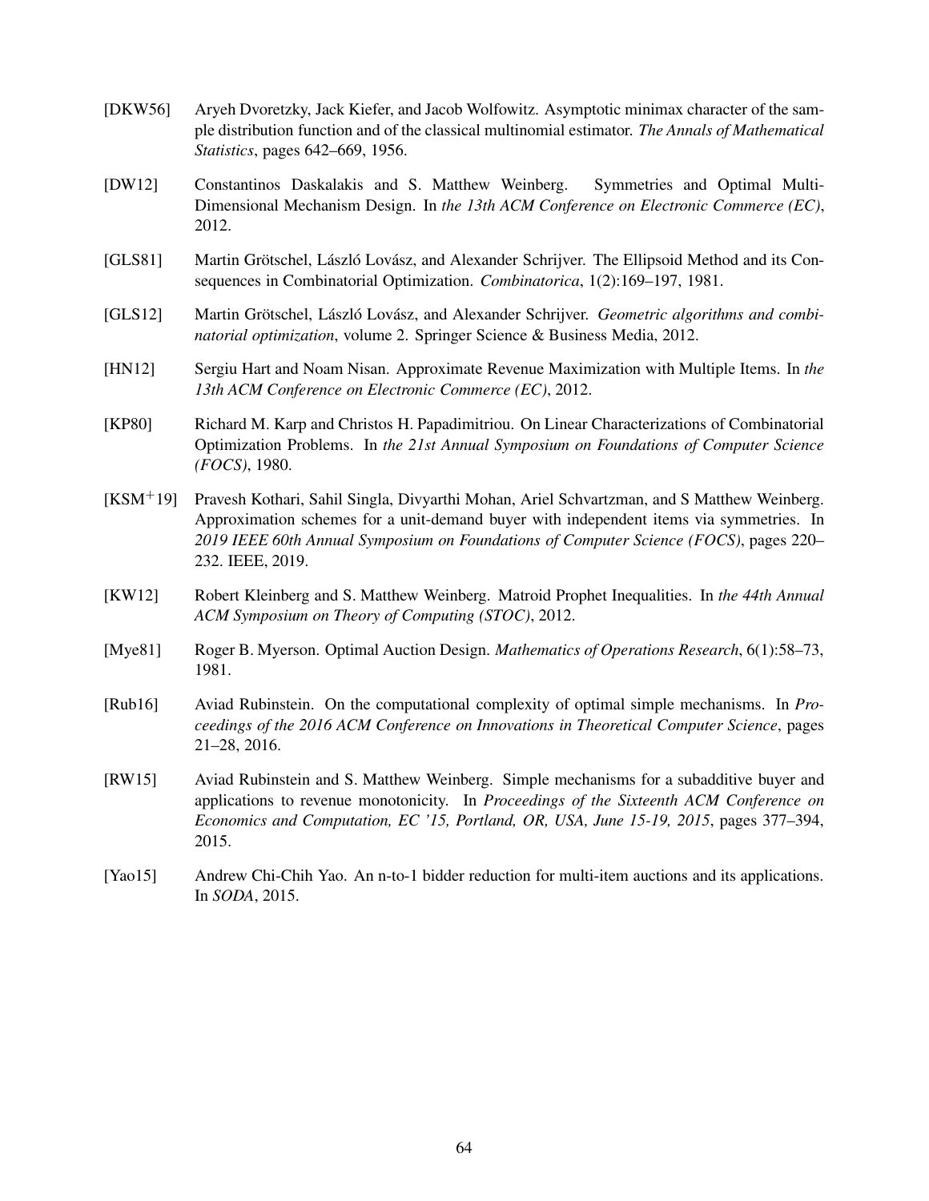[DKW56] Aryeh Dvoretzky, Jack Kiefer, and Jacob Wolfowitz. Asymptotic minimax character of the sample distribution function and of the classical multinomial estimator. *The Annals of Mathematical Statistics*, pages 642–669, 1956.

[DW12] Constantinos Daskalakis and S. Matthew Weinberg. Symmetries and Optimal Multi-Dimensional Mechanism Design. In *the 13th ACM Conference on Electronic Commerce (EC)*, 2012.

[GLS81] Martin Grötschel, László Lovász, and Alexander Schrijver. The Ellipsoid Method and its Consequences in Combinatorial Optimization. *Combinatorica*, 1(2):169–197, 1981.

[GLS12] Martin Grötschel, László Lovász, and Alexander Schrijver. *Geometric algorithms and combinatorial optimization*, volume 2. Springer Science & Business Media, 2012.

[HN12] Sergiu Hart and Noam Nisan. Approximate Revenue Maximization with Multiple Items. In *the 13th ACM Conference on Electronic Commerce (EC)*, 2012.

[KP80] Richard M. Karp and Christos H. Papadimitriou. On Linear Characterizations of Combinatorial Optimization Problems. In *the 21st Annual Symposium on Foundations of Computer Science (FOCS)*, 1980.

[KSM+19] Pravesh Kothari, Sahil Singla, Divyarthi Mohan, Ariel Schvartzman, and S Matthew Weinberg. Approximation schemes for a unit-demand buyer with independent items via symmetries. In *2019 IEEE 60th Annual Symposium on Foundations of Computer Science (FOCS)*, pages 220–232. IEEE, 2019.

[KW12] Robert Kleinberg and S. Matthew Weinberg. Matroid Prophet Inequalities. In *the 44th Annual ACM Symposium on Theory of Computing (STOC)*, 2012.

[Mye81] Roger B. Myerson. Optimal Auction Design. *Mathematics of Operations Research*, 6(1):58–73, 1981.

[Rub16] Aviad Rubinstein. On the computational complexity of optimal simple mechanisms. In *Proceedings of the 2016 ACM Conference on Innovations in Theoretical Computer Science*, pages 21–28, 2016.

[RW15] Aviad Rubinstein and S. Matthew Weinberg. Simple mechanisms for a subadditive buyer and applications to revenue monotonicity. In *Proceedings of the Sixteenth ACM Conference on Economics and Computation, EC '15, Portland, OR, USA, June 15-19, 2015*, pages 377–394, 2015.

[Yao15] Andrew Chi-Chih Yao. An n-to-1 bidder reduction for multi-item auctions and its applications. In *SODA*, 2015.